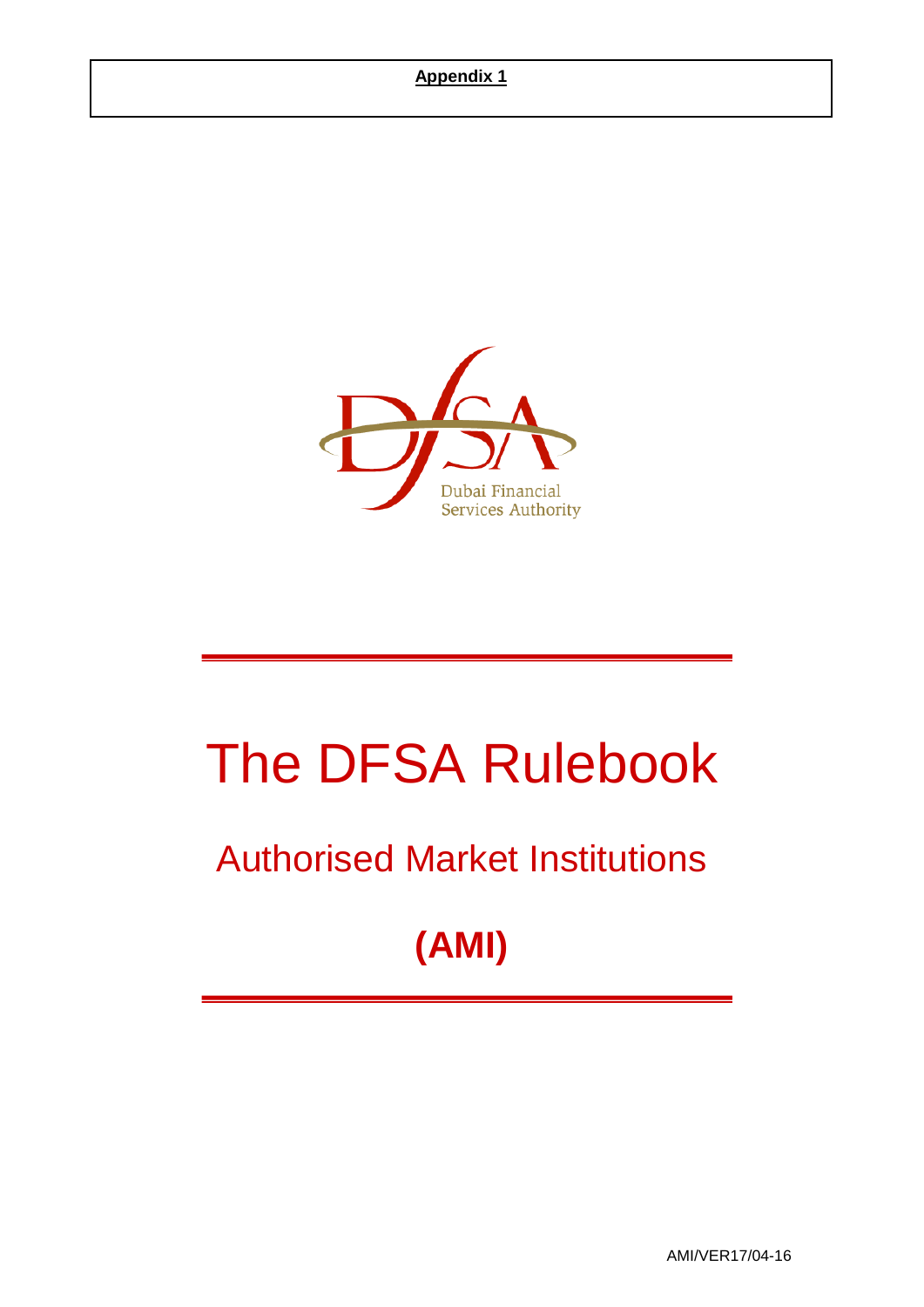**Appendix 1**

Dubai Financial Services Authority

# The DFSA Rulebook

## Authorised Market Institutions

## **(AMI)**

AMI/VER17/04-16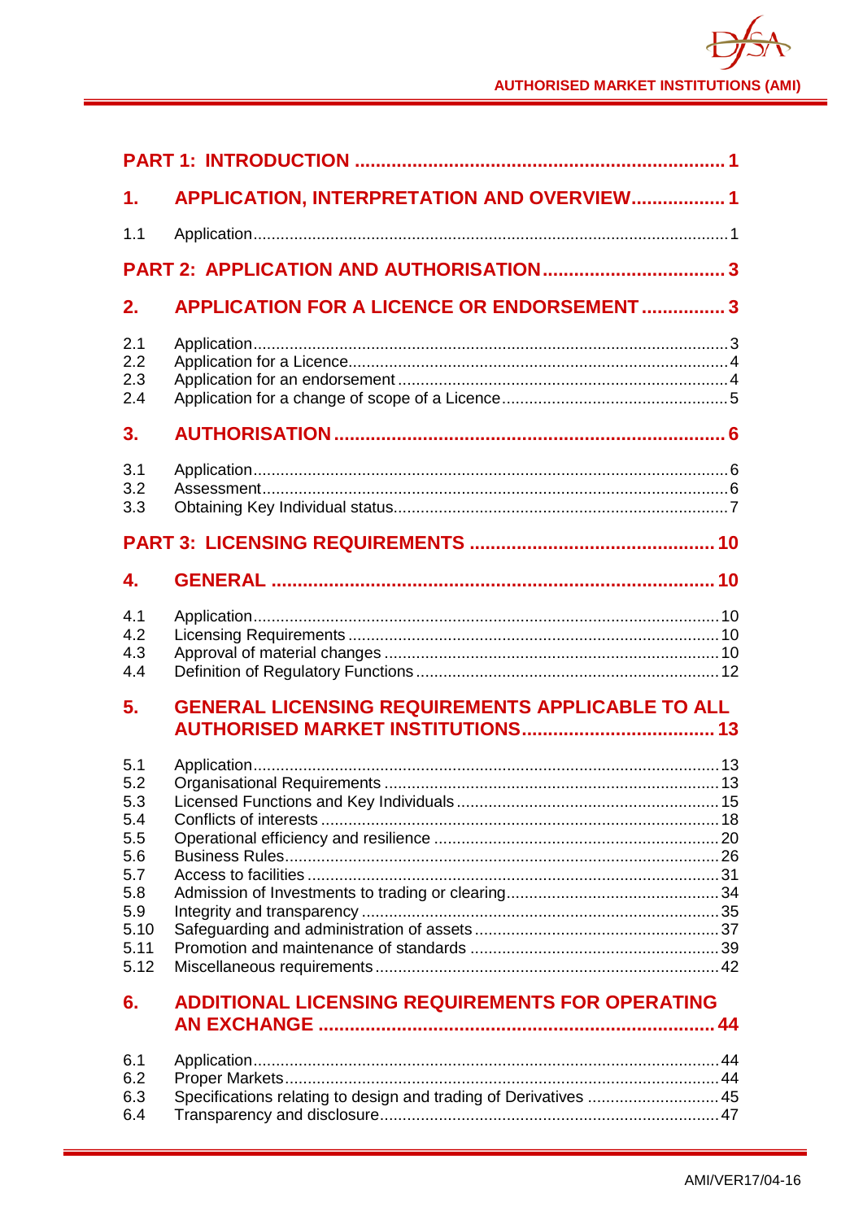PART 1: INTRODUCTION ........................................................................ 1

1. APPLICATION, INTERPRETATION AND OVERVIEW.................. 1

1.1 Application........................................................................................................ 1

PART 2: APPLICATION AND AUTHORISATION.................................. 3

2. APPLICATION FOR A LICENCE OR ENDORSEMENT................ 3

2.1 Application........................................................................................................ 3
2.2 Application for a Licence................................................................................... 4
2.3 Application for an endorsement........................................................................ 4
2.4 Application for a change of scope of a Licence................................................. 5

3. AUTHORISATION.......................................................................... 6

3.1 Application........................................................................................................ 6
3.2 Assessment....................................................................................................... 6
3.3 Obtaining Key Individual status......................................................................... 7

PART 3: LICENSING REQUIREMENTS ............................................. 10

4. GENERAL .................................................................................... 10

4.1 Application...................................................................................................... 10
4.2 Licensing Requirements ................................................................................. 10
4.3 Approval of material changes ......................................................................... 10
4.4 Definition of Regulatory Functions .................................................................. 12

5. GENERAL LICENSING REQUIREMENTS APPLICABLE TO ALL AUTHORISED MARKET INSTITUTIONS..................................... 13

5.1 Application...................................................................................................... 13
5.2 Organisational Requirements ......................................................................... 13
5.3 Licensed Functions and Key Individuals......................................................... 15
5.4 Conflicts of interests ....................................................................................... 18
5.5 Operational efficiency and resilience .............................................................. 20
5.6 Business Rules............................................................................................... 26
5.7 Access to facilities .......................................................................................... 31
5.8 Admission of Investments to trading or clearing.............................................. 34
5.9 Integrity and transparency .............................................................................. 35
5.10 Safeguarding and administration of assets ..................................................... 37
5.11 Promotion and maintenance of standards ...................................................... 39
5.12 Miscellaneous requirements ........................................................................... 42

6. ADDITIONAL LICENSING REQUIREMENTS FOR OPERATING AN EXCHANGE ............................................................................ 44

6.1 Application...................................................................................................... 44
6.2 Proper Markets............................................................................................... 44
6.3 Specifications relating to design and trading of Derivatives ............................ 45
6.4 Transparency and disclosure.......................................................................... 47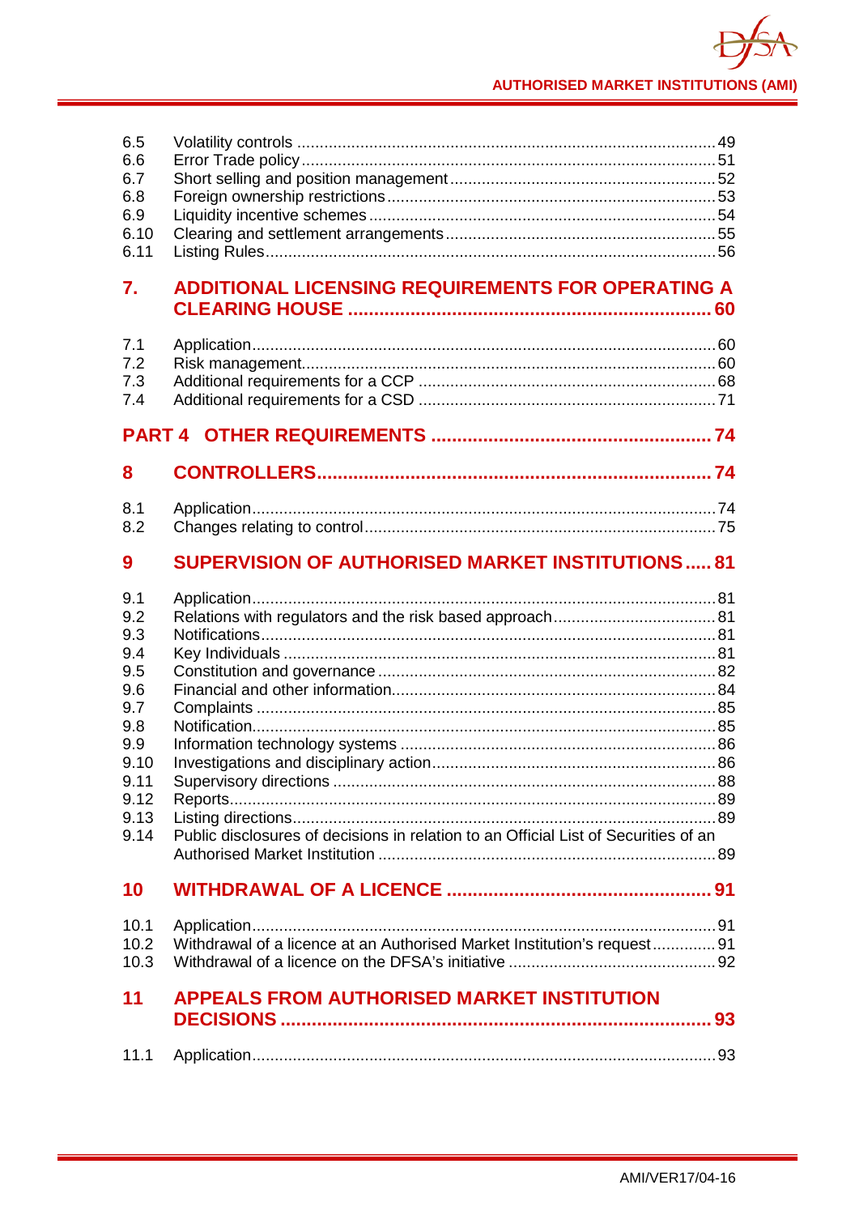6.5 Volatility controls ............................................................................................ 49
6.6 Error Trade policy ........................................................................................... 51
6.7 Short selling and position management .......................................................... 52
6.8 Foreign ownership restrictions ........................................................................ 53
6.9 Liquidity incentive schemes ............................................................................ 54
6.10 Clearing and settlement arrangements ............................................................ 55
6.11 Listing Rules .................................................................................................... 56

## 7. ADDITIONAL LICENSING REQUIREMENTS FOR OPERATING A CLEARING HOUSE ..................................................................... 60

7.1 Application ....................................................................................................... 60
7.2 Risk management ............................................................................................ 60
7.3 Additional requirements for a CCP .................................................................. 68
7.4 Additional requirements for a CSD .................................................................. 71

## PART 4 OTHER REQUIREMENTS ..................................................... 74

## 8 CONTROLLERS ............................................................................ 74

8.1 Application ....................................................................................................... 74
8.2 Changes relating to control .............................................................................. 75

## 9 SUPERVISION OF AUTHORISED MARKET INSTITUTIONS ..... 81

9.1 Application ....................................................................................................... 81
9.2 Relations with regulators and the risk based approach .................................... 81
9.3 Notifications ..................................................................................................... 81
9.4 Key Individuals ................................................................................................ 81
9.5 Constitution and governance ........................................................................... 82
9.6 Financial and other information ....................................................................... 84
9.7 Complaints ...................................................................................................... 85
9.8 Notification ...................................................................................................... 85
9.9 Information technology systems ...................................................................... 86
9.10 Investigations and disciplinary action ............................................................... 86
9.11 Supervisory directions ..................................................................................... 88
9.12 Reports ........................................................................................................... 89
9.13 Listing directions .............................................................................................. 89
9.14 Public disclosures of decisions in relation to an Official List of Securities of an Authorised Market Institution ........................................................................... 89

## 10 WITHDRAWAL OF A LICENCE .................................................. 91

10.1 Application ....................................................................................................... 91
10.2 Withdrawal of a licence at an Authorised Market Institution's request .............. 91
10.3 Withdrawal of a licence on the DFSA's initiative .............................................. 92

## 11 APPEALS FROM AUTHORISED MARKET INSTITUTION DECISIONS .................................................................................. 93

11.1 Application ....................................................................................................... 93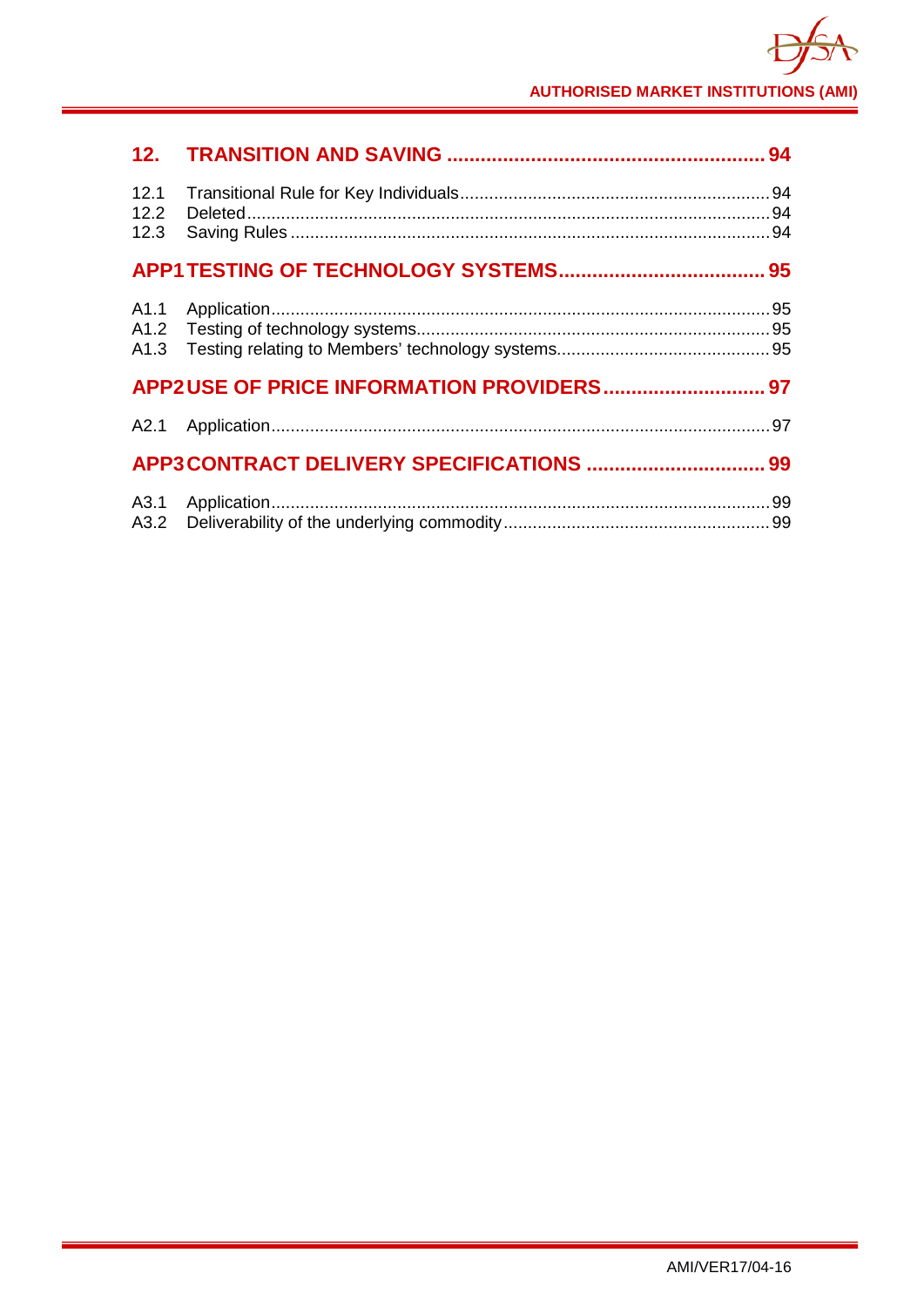## 12. TRANSITION AND SAVING ........................................................ 94

12.1 Transitional Rule for Key Individuals ................................................................ 94
12.2 Deleted ............................................................................................................ 94
12.3 Saving Rules .................................................................................................. 94

## APP1 TESTING OF TECHNOLOGY SYSTEMS .................................... 95

A1.1 Application ...................................................................................................... 95
A1.2 Testing of technology systems ........................................................................ 95
A1.3 Testing relating to Members' technology systems ........................................... 95

## APP2 USE OF PRICE INFORMATION PROVIDERS ............................ 97

A2.1 Application ...................................................................................................... 97

## APP3 CONTRACT DELIVERY SPECIFICATIONS ................................ 99

A3.1 Application ...................................................................................................... 99
A3.2 Deliverability of the underlying commodity ...................................................... 99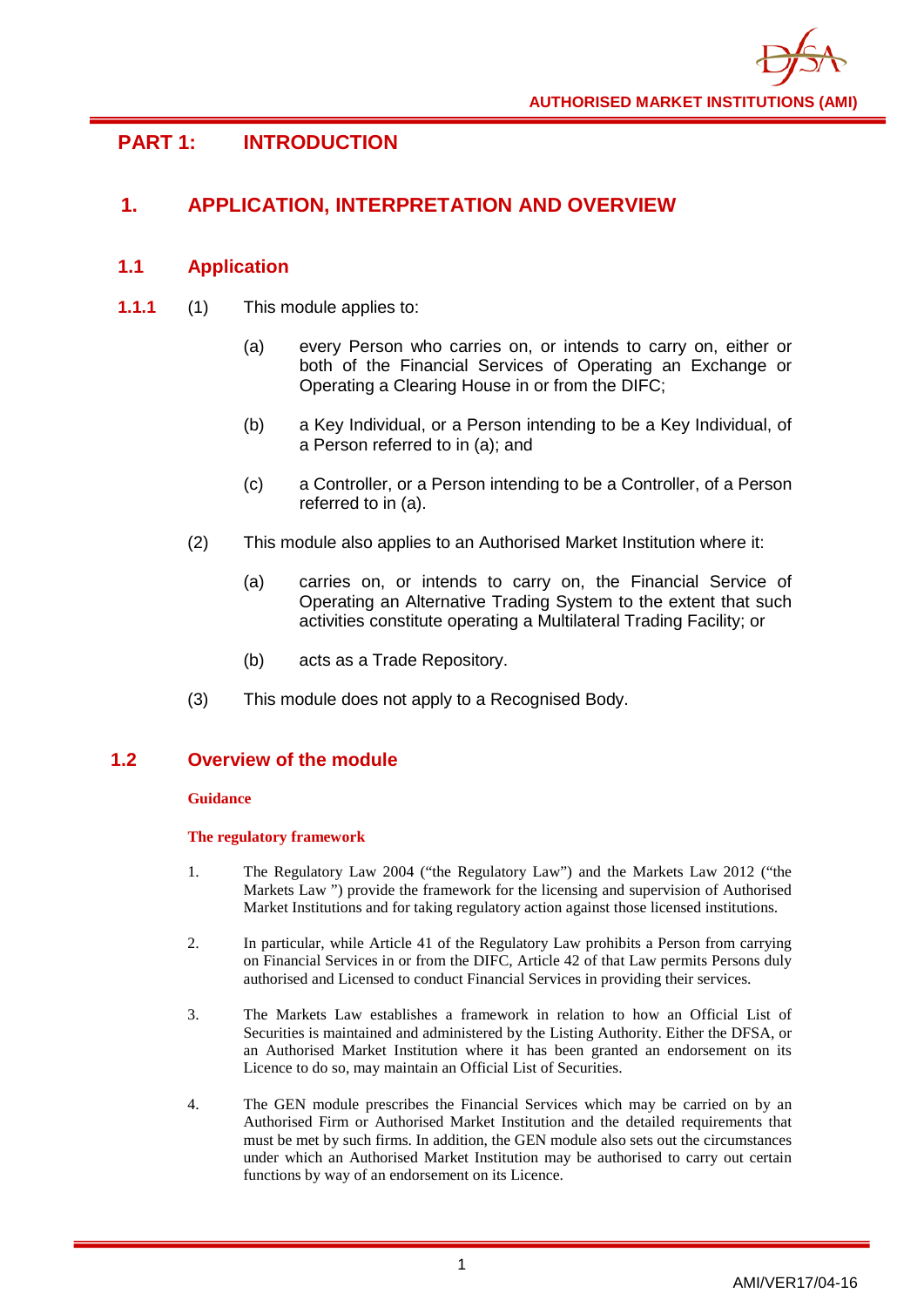# PART 1: INTRODUCTION

## 1. APPLICATION, INTERPRETATION AND OVERVIEW

### 1.1 Application

**1.1.1** (1) This module applies to:

(a) every Person who carries on, or intends to carry on, either or both of the Financial Services of Operating an Exchange or Operating a Clearing House in or from the DIFC;

(b) a Key Individual, or a Person intending to be a Key Individual, of a Person referred to in (a); and

(c) a Controller, or a Person intending to be a Controller, of a Person referred to in (a).

(2) This module also applies to an Authorised Market Institution where it:

(a) carries on, or intends to carry on, the Financial Service of Operating an Alternative Trading System to the extent that such activities constitute operating a Multilateral Trading Facility; or

(b) acts as a Trade Repository.

(3) This module does not apply to a Recognised Body.

### 1.2 Overview of the module

**Guidance**

**The regulatory framework**

1. The Regulatory Law 2004 ("the Regulatory Law") and the Markets Law 2012 ("the Markets Law ") provide the framework for the licensing and supervision of Authorised Market Institutions and for taking regulatory action against those licensed institutions.

2. In particular, while Article 41 of the Regulatory Law prohibits a Person from carrying on Financial Services in or from the DIFC, Article 42 of that Law permits Persons duly authorised and Licensed to conduct Financial Services in providing their services.

3. The Markets Law establishes a framework in relation to how an Official List of Securities is maintained and administered by the Listing Authority. Either the DFSA, or an Authorised Market Institution where it has been granted an endorsement on its Licence to do so, may maintain an Official List of Securities.

4. The GEN module prescribes the Financial Services which may be carried on by an Authorised Firm or Authorised Market Institution and the detailed requirements that must be met by such firms. In addition, the GEN module also sets out the circumstances under which an Authorised Market Institution may be authorised to carry out certain functions by way of an endorsement on its Licence.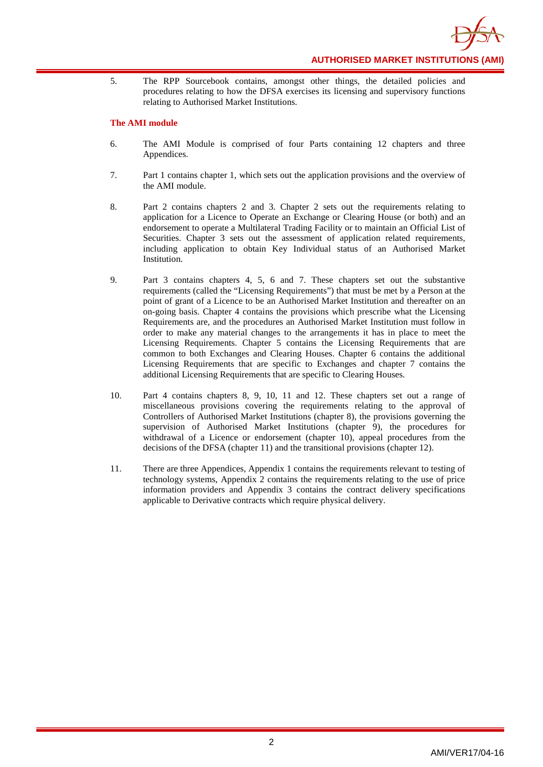5. The RPP Sourcebook contains, amongst other things, the detailed policies and procedures relating to how the DFSA exercises its licensing and supervisory functions relating to Authorised Market Institutions.

**The AMI module**

6. The AMI Module is comprised of four Parts containing 12 chapters and three Appendices.

7. Part 1 contains chapter 1, which sets out the application provisions and the overview of the AMI module.

8. Part 2 contains chapters 2 and 3. Chapter 2 sets out the requirements relating to application for a Licence to Operate an Exchange or Clearing House (or both) and an endorsement to operate a Multilateral Trading Facility or to maintain an Official List of Securities. Chapter 3 sets out the assessment of application related requirements, including application to obtain Key Individual status of an Authorised Market Institution.

9. Part 3 contains chapters 4, 5, 6 and 7. These chapters set out the substantive requirements (called the "Licensing Requirements") that must be met by a Person at the point of grant of a Licence to be an Authorised Market Institution and thereafter on an on-going basis. Chapter 4 contains the provisions which prescribe what the Licensing Requirements are, and the procedures an Authorised Market Institution must follow in order to make any material changes to the arrangements it has in place to meet the Licensing Requirements. Chapter 5 contains the Licensing Requirements that are common to both Exchanges and Clearing Houses. Chapter 6 contains the additional Licensing Requirements that are specific to Exchanges and chapter 7 contains the additional Licensing Requirements that are specific to Clearing Houses.

10. Part 4 contains chapters 8, 9, 10, 11 and 12. These chapters set out a range of miscellaneous provisions covering the requirements relating to the approval of Controllers of Authorised Market Institutions (chapter 8), the provisions governing the supervision of Authorised Market Institutions (chapter 9), the procedures for withdrawal of a Licence or endorsement (chapter 10), appeal procedures from the decisions of the DFSA (chapter 11) and the transitional provisions (chapter 12).

11. There are three Appendices, Appendix 1 contains the requirements relevant to testing of technology systems, Appendix 2 contains the requirements relating to the use of price information providers and Appendix 3 contains the contract delivery specifications applicable to Derivative contracts which require physical delivery.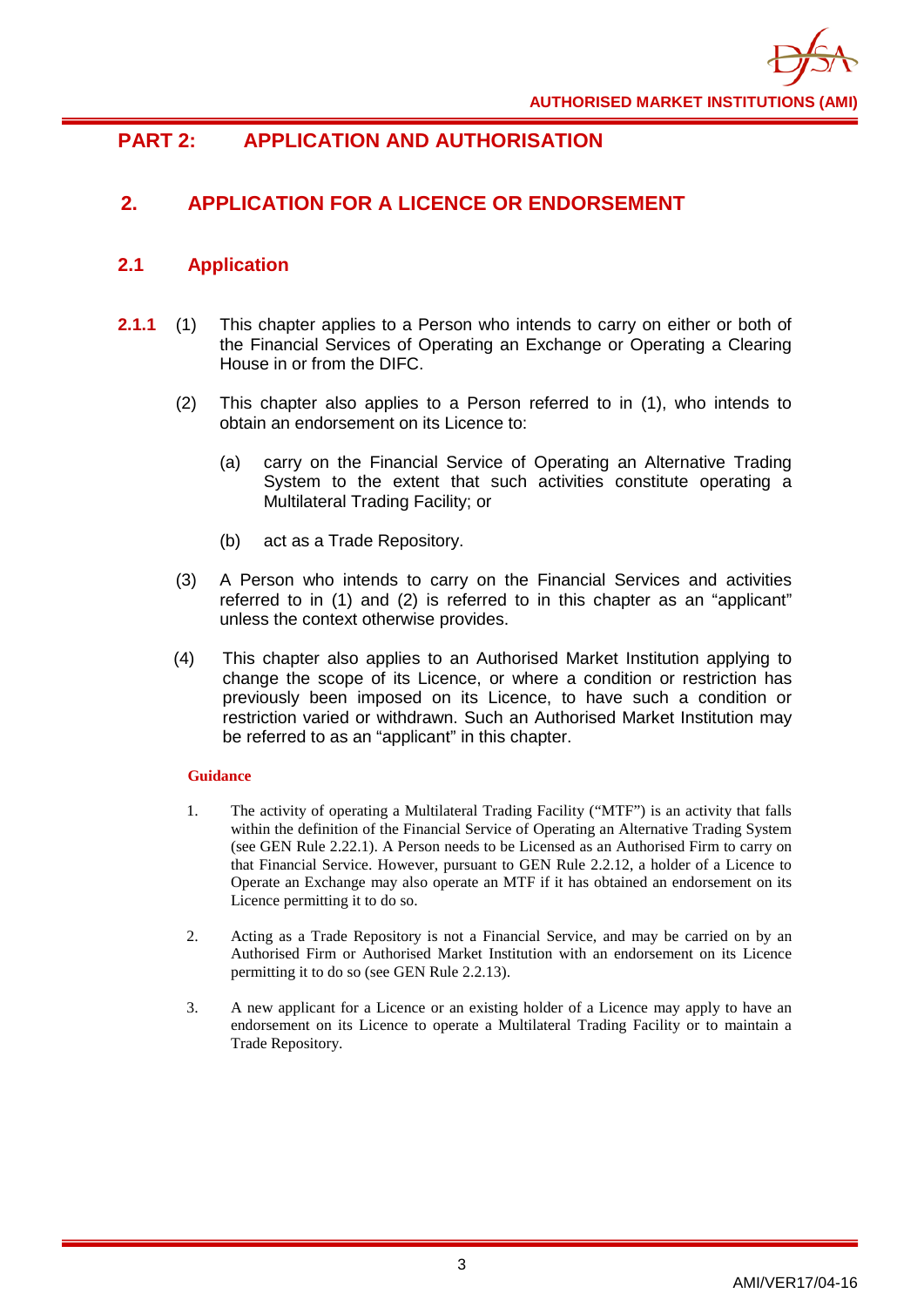# PART 2: APPLICATION AND AUTHORISATION

## 2. APPLICATION FOR A LICENCE OR ENDORSEMENT

### 2.1 Application

**2.1.1** (1) This chapter applies to a Person who intends to carry on either or both of the Financial Services of Operating an Exchange or Operating a Clearing House in or from the DIFC.

(2) This chapter also applies to a Person referred to in (1), who intends to obtain an endorsement on its Licence to:

(a) carry on the Financial Service of Operating an Alternative Trading System to the extent that such activities constitute operating a Multilateral Trading Facility; or

(b) act as a Trade Repository.

(3) A Person who intends to carry on the Financial Services and activities referred to in (1) and (2) is referred to in this chapter as an "applicant" unless the context otherwise provides.

(4) This chapter also applies to an Authorised Market Institution applying to change the scope of its Licence, or where a condition or restriction has previously been imposed on its Licence, to have such a condition or restriction varied or withdrawn. Such an Authorised Market Institution may be referred to as an "applicant" in this chapter.

**Guidance**

1. The activity of operating a Multilateral Trading Facility ("MTF") is an activity that falls within the definition of the Financial Service of Operating an Alternative Trading System (see GEN Rule 2.22.1). A Person needs to be Licensed as an Authorised Firm to carry on that Financial Service. However, pursuant to GEN Rule 2.2.12, a holder of a Licence to Operate an Exchange may also operate an MTF if it has obtained an endorsement on its Licence permitting it to do so.

2. Acting as a Trade Repository is not a Financial Service, and may be carried on by an Authorised Firm or Authorised Market Institution with an endorsement on its Licence permitting it to do so (see GEN Rule 2.2.13).

3. A new applicant for a Licence or an existing holder of a Licence may apply to have an endorsement on its Licence to operate a Multilateral Trading Facility or to maintain a Trade Repository.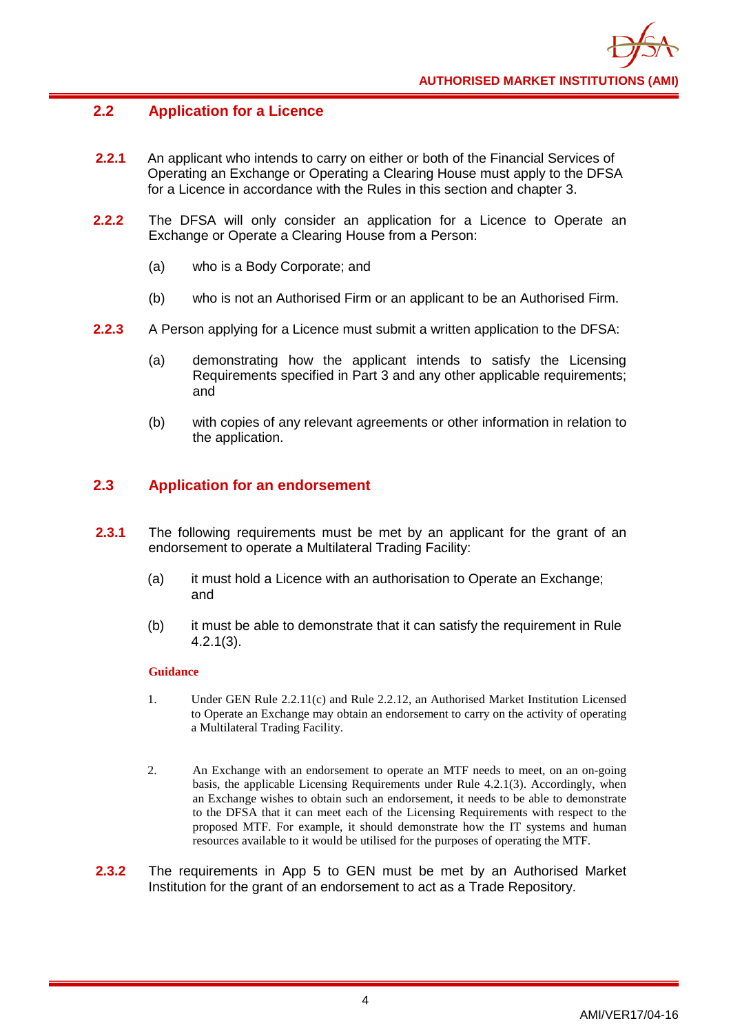## 2.2 Application for a Licence

**2.2.1** An applicant who intends to carry on either or both of the Financial Services of Operating an Exchange or Operating a Clearing House must apply to the DFSA for a Licence in accordance with the Rules in this section and chapter 3.

**2.2.2** The DFSA will only consider an application for a Licence to Operate an Exchange or Operate a Clearing House from a Person:

(a) who is a Body Corporate; and

(b) who is not an Authorised Firm or an applicant to be an Authorised Firm.

**2.2.3** A Person applying for a Licence must submit a written application to the DFSA:

(a) demonstrating how the applicant intends to satisfy the Licensing Requirements specified in Part 3 and any other applicable requirements; and

(b) with copies of any relevant agreements or other information in relation to the application.

## 2.3 Application for an endorsement

**2.3.1** The following requirements must be met by an applicant for the grant of an endorsement to operate a Multilateral Trading Facility:

(a) it must hold a Licence with an authorisation to Operate an Exchange; and

(b) it must be able to demonstrate that it can satisfy the requirement in Rule 4.2.1(3).

**Guidance**

1. Under GEN Rule 2.2.11(c) and Rule 2.2.12, an Authorised Market Institution Licensed to Operate an Exchange may obtain an endorsement to carry on the activity of operating a Multilateral Trading Facility.

2. An Exchange with an endorsement to operate an MTF needs to meet, on an on-going basis, the applicable Licensing Requirements under Rule 4.2.1(3). Accordingly, when an Exchange wishes to obtain such an endorsement, it needs to be able to demonstrate to the DFSA that it can meet each of the Licensing Requirements with respect to the proposed MTF. For example, it should demonstrate how the IT systems and human resources available to it would be utilised for the purposes of operating the MTF.

**2.3.2** The requirements in App 5 to GEN must be met by an Authorised Market Institution for the grant of an endorsement to act as a Trade Repository.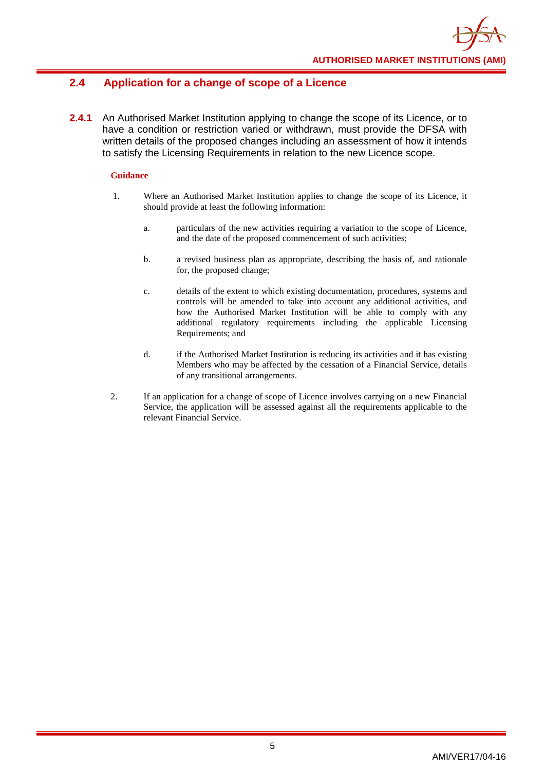## 2.4 Application for a change of scope of a Licence

**2.4.1** An Authorised Market Institution applying to change the scope of its Licence, or to have a condition or restriction varied or withdrawn, must provide the DFSA with written details of the proposed changes including an assessment of how it intends to satisfy the Licensing Requirements in relation to the new Licence scope.

**Guidance**

1. Where an Authorised Market Institution applies to change the scope of its Licence, it should provide at least the following information:

   a. particulars of the new activities requiring a variation to the scope of Licence, and the date of the proposed commencement of such activities;

   b. a revised business plan as appropriate, describing the basis of, and rationale for, the proposed change;

   c. details of the extent to which existing documentation, procedures, systems and controls will be amended to take into account any additional activities, and how the Authorised Market Institution will be able to comply with any additional regulatory requirements including the applicable Licensing Requirements; and

   d. if the Authorised Market Institution is reducing its activities and it has existing Members who may be affected by the cessation of a Financial Service, details of any transitional arrangements.

2. If an application for a change of scope of Licence involves carrying on a new Financial Service, the application will be assessed against all the requirements applicable to the relevant Financial Service.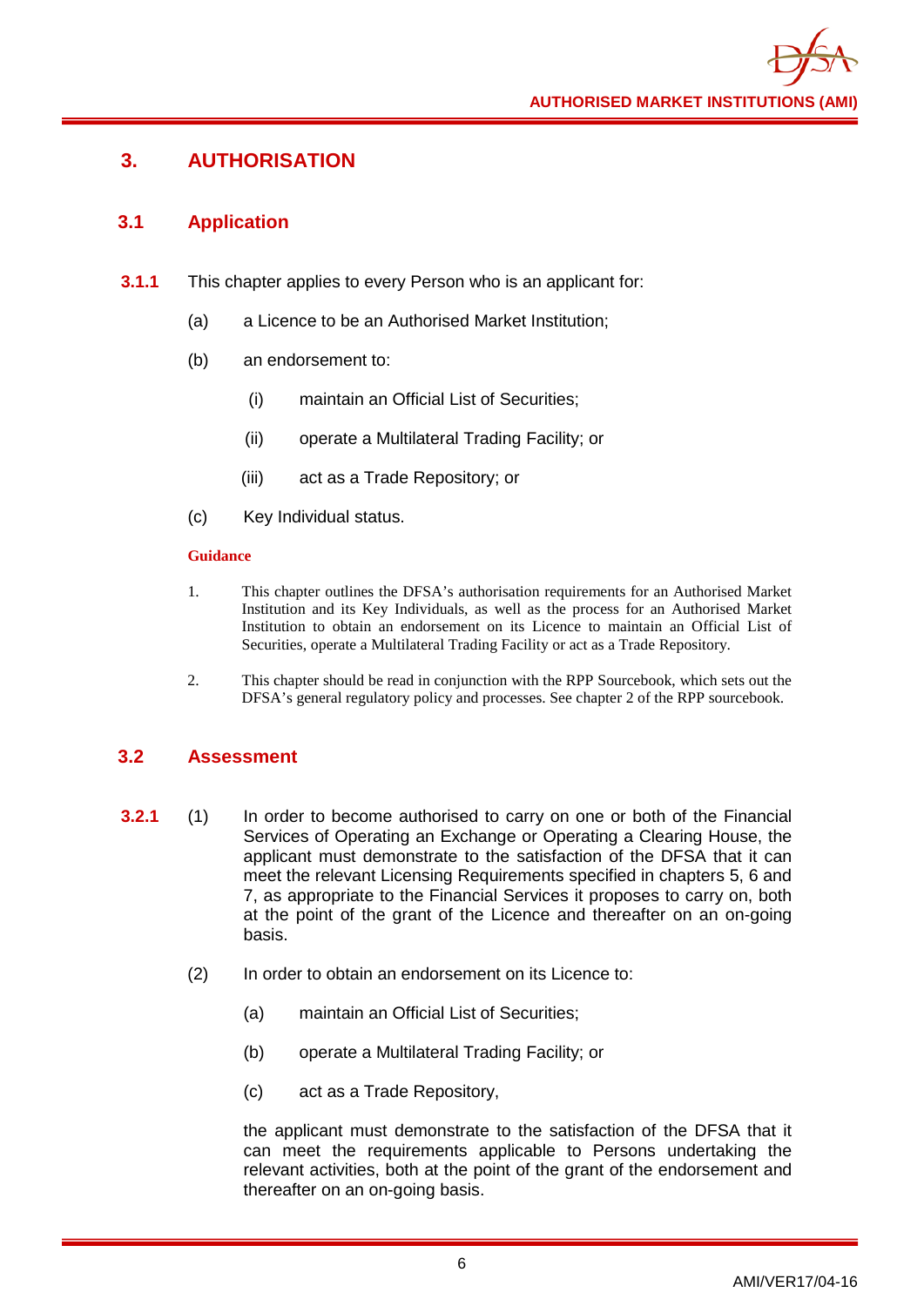# 3. AUTHORISATION

## 3.1 Application

**3.1.1** This chapter applies to every Person who is an applicant for:

(a) a Licence to be an Authorised Market Institution;

(b) an endorsement to:

  (i) maintain an Official List of Securities;

  (ii) operate a Multilateral Trading Facility; or

  (iii) act as a Trade Repository; or

(c) Key Individual status.

**Guidance**

1. This chapter outlines the DFSA's authorisation requirements for an Authorised Market Institution and its Key Individuals, as well as the process for an Authorised Market Institution to obtain an endorsement on its Licence to maintain an Official List of Securities, operate a Multilateral Trading Facility or act as a Trade Repository.

2. This chapter should be read in conjunction with the RPP Sourcebook, which sets out the DFSA's general regulatory policy and processes. See chapter 2 of the RPP sourcebook.

## 3.2 Assessment

**3.2.1** (1) In order to become authorised to carry on one or both of the Financial Services of Operating an Exchange or Operating a Clearing House, the applicant must demonstrate to the satisfaction of the DFSA that it can meet the relevant Licensing Requirements specified in chapters 5, 6 and 7, as appropriate to the Financial Services it proposes to carry on, both at the point of the grant of the Licence and thereafter on an on-going basis.

(2) In order to obtain an endorsement on its Licence to:

  (a) maintain an Official List of Securities;

  (b) operate a Multilateral Trading Facility; or

  (c) act as a Trade Repository,

the applicant must demonstrate to the satisfaction of the DFSA that it can meet the requirements applicable to Persons undertaking the relevant activities, both at the point of the grant of the endorsement and thereafter on an on-going basis.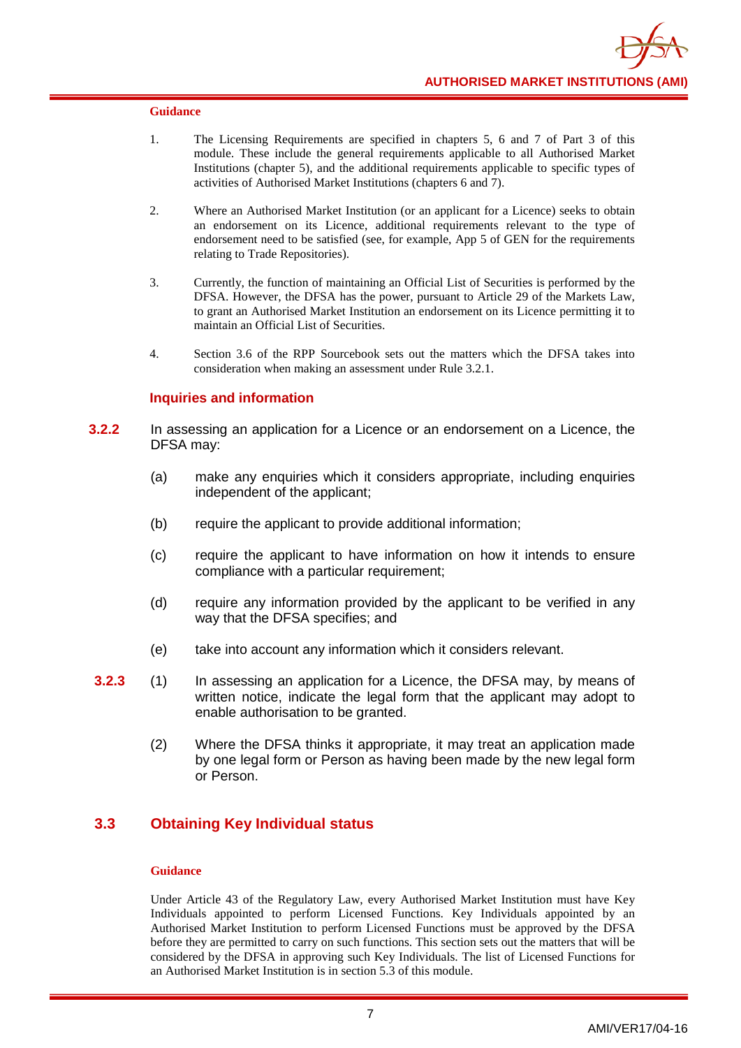**Guidance**

1. The Licensing Requirements are specified in chapters 5, 6 and 7 of Part 3 of this module. These include the general requirements applicable to all Authorised Market Institutions (chapter 5), and the additional requirements applicable to specific types of activities of Authorised Market Institutions (chapters 6 and 7).

2. Where an Authorised Market Institution (or an applicant for a Licence) seeks to obtain an endorsement on its Licence, additional requirements relevant to the type of endorsement need to be satisfied (see, for example, App 5 of GEN for the requirements relating to Trade Repositories).

3. Currently, the function of maintaining an Official List of Securities is performed by the DFSA. However, the DFSA has the power, pursuant to Article 29 of the Markets Law, to grant an Authorised Market Institution an endorsement on its Licence permitting it to maintain an Official List of Securities.

4. Section 3.6 of the RPP Sourcebook sets out the matters which the DFSA takes into consideration when making an assessment under Rule 3.2.1.

### Inquiries and information

**3.2.2** In assessing an application for a Licence or an endorsement on a Licence, the DFSA may:

(a) make any enquiries which it considers appropriate, including enquiries independent of the applicant;

(b) require the applicant to provide additional information;

(c) require the applicant to have information on how it intends to ensure compliance with a particular requirement;

(d) require any information provided by the applicant to be verified in any way that the DFSA specifies; and

(e) take into account any information which it considers relevant.

**3.2.3** (1) In assessing an application for a Licence, the DFSA may, by means of written notice, indicate the legal form that the applicant may adopt to enable authorisation to be granted.

(2) Where the DFSA thinks it appropriate, it may treat an application made by one legal form or Person as having been made by the new legal form or Person.

## 3.3 Obtaining Key Individual status

**Guidance**

Under Article 43 of the Regulatory Law, every Authorised Market Institution must have Key Individuals appointed to perform Licensed Functions. Key Individuals appointed by an Authorised Market Institution to perform Licensed Functions must be approved by the DFSA before they are permitted to carry on such functions. This section sets out the matters that will be considered by the DFSA in approving such Key Individuals. The list of Licensed Functions for an Authorised Market Institution is in section 5.3 of this module.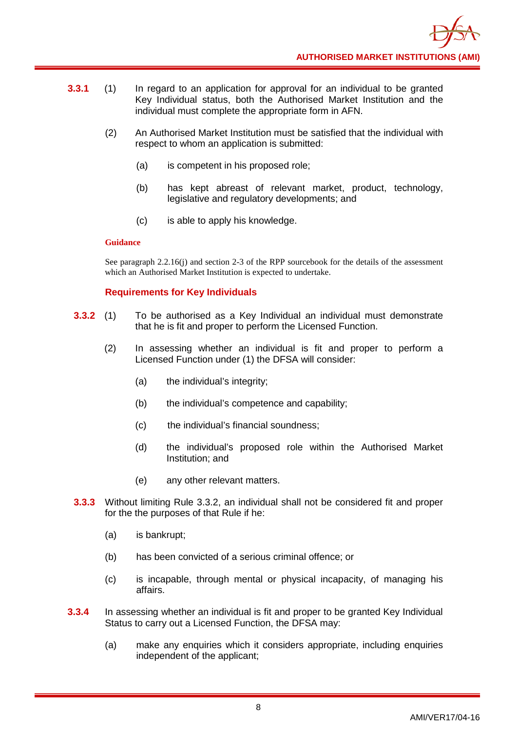**3.3.1** (1) In regard to an application for approval for an individual to be granted Key Individual status, both the Authorised Market Institution and the individual must complete the appropriate form in AFN.

(2) An Authorised Market Institution must be satisfied that the individual with respect to whom an application is submitted:

(a) is competent in his proposed role;

(b) has kept abreast of relevant market, product, technology, legislative and regulatory developments; and

(c) is able to apply his knowledge.

**Guidance**

See paragraph 2.2.16(j) and section 2-3 of the RPP sourcebook for the details of the assessment which an Authorised Market Institution is expected to undertake.

### Requirements for Key Individuals

**3.3.2** (1) To be authorised as a Key Individual an individual must demonstrate that he is fit and proper to perform the Licensed Function.

(2) In assessing whether an individual is fit and proper to perform a Licensed Function under (1) the DFSA will consider:

(a) the individual's integrity;

(b) the individual's competence and capability;

(c) the individual's financial soundness;

(d) the individual's proposed role within the Authorised Market Institution; and

(e) any other relevant matters.

**3.3.3** Without limiting Rule 3.3.2, an individual shall not be considered fit and proper for the the purposes of that Rule if he:

(a) is bankrupt;

(b) has been convicted of a serious criminal offence; or

(c) is incapable, through mental or physical incapacity, of managing his affairs.

**3.3.4** In assessing whether an individual is fit and proper to be granted Key Individual Status to carry out a Licensed Function, the DFSA may:

(a) make any enquiries which it considers appropriate, including enquiries independent of the applicant;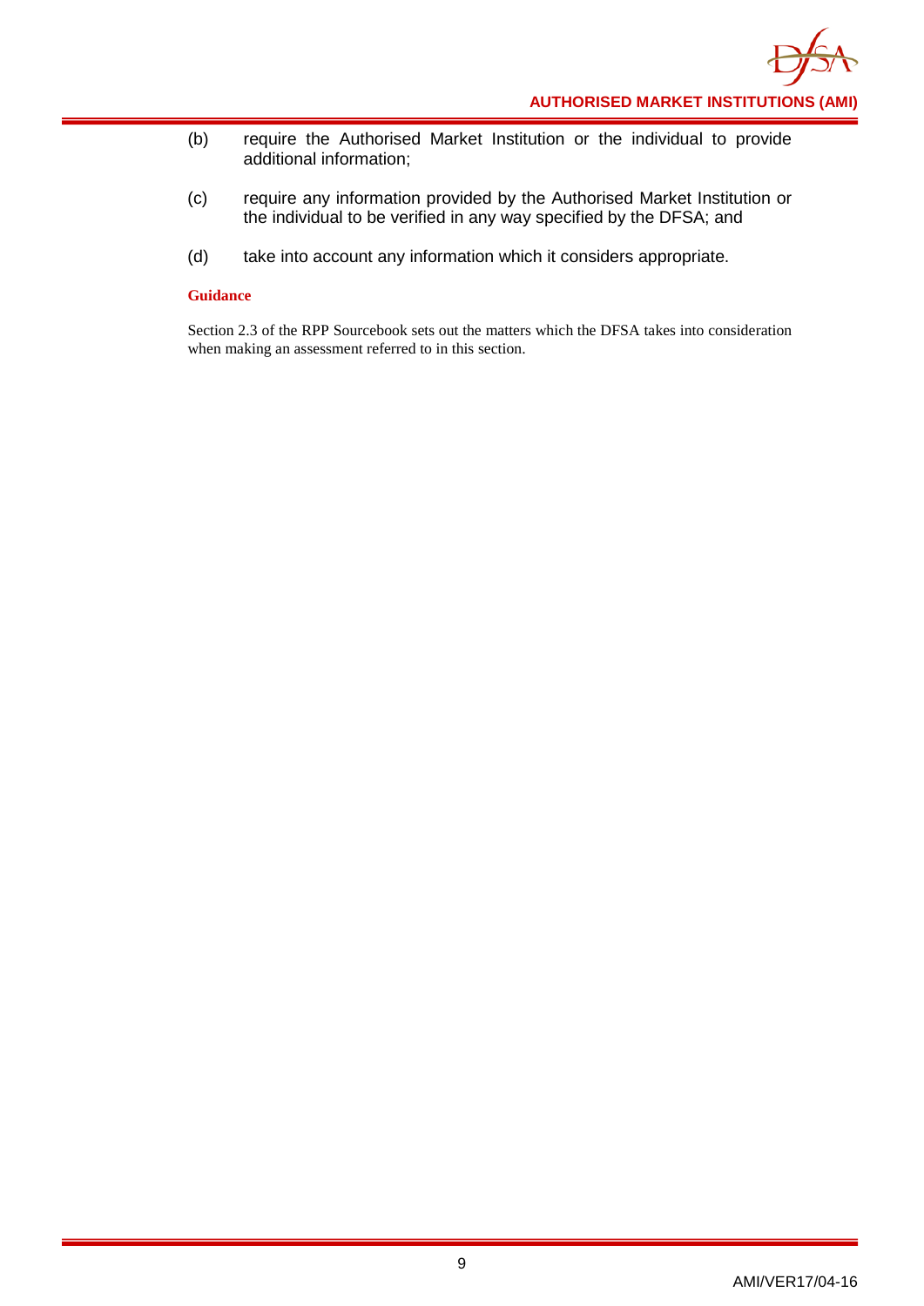(b) require the Authorised Market Institution or the individual to provide additional information;

(c) require any information provided by the Authorised Market Institution or the individual to be verified in any way specified by the DFSA; and

(d) take into account any information which it considers appropriate.

**Guidance**

Section 2.3 of the RPP Sourcebook sets out the matters which the DFSA takes into consideration when making an assessment referred to in this section.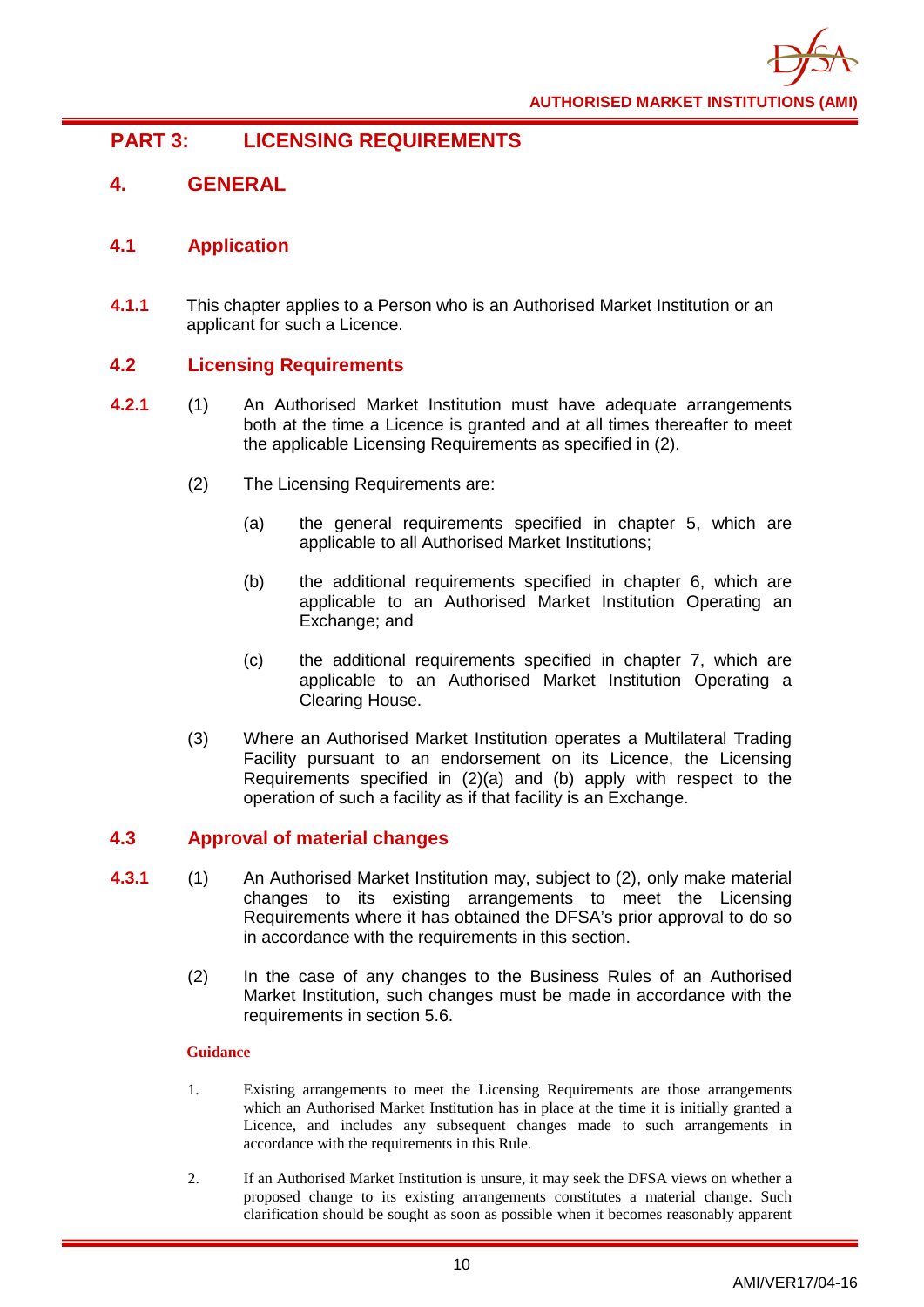## PART 3: LICENSING REQUIREMENTS

## 4. GENERAL

### 4.1 Application

**4.1.1** This chapter applies to a Person who is an Authorised Market Institution or an applicant for such a Licence.

### 4.2 Licensing Requirements

**4.2.1** (1) An Authorised Market Institution must have adequate arrangements both at the time a Licence is granted and at all times thereafter to meet the applicable Licensing Requirements as specified in (2).

(2) The Licensing Requirements are:

(a) the general requirements specified in chapter 5, which are applicable to all Authorised Market Institutions;

(b) the additional requirements specified in chapter 6, which are applicable to an Authorised Market Institution Operating an Exchange; and

(c) the additional requirements specified in chapter 7, which are applicable to an Authorised Market Institution Operating a Clearing House.

(3) Where an Authorised Market Institution operates a Multilateral Trading Facility pursuant to an endorsement on its Licence, the Licensing Requirements specified in (2)(a) and (b) apply with respect to the operation of such a facility as if that facility is an Exchange.

### 4.3 Approval of material changes

**4.3.1** (1) An Authorised Market Institution may, subject to (2), only make material changes to its existing arrangements to meet the Licensing Requirements where it has obtained the DFSA's prior approval to do so in accordance with the requirements in this section.

(2) In the case of any changes to the Business Rules of an Authorised Market Institution, such changes must be made in accordance with the requirements in section 5.6.

**Guidance**

1. Existing arrangements to meet the Licensing Requirements are those arrangements which an Authorised Market Institution has in place at the time it is initially granted a Licence, and includes any subsequent changes made to such arrangements in accordance with the requirements in this Rule.

2. If an Authorised Market Institution is unsure, it may seek the DFSA views on whether a proposed change to its existing arrangements constitutes a material change. Such clarification should be sought as soon as possible when it becomes reasonably apparent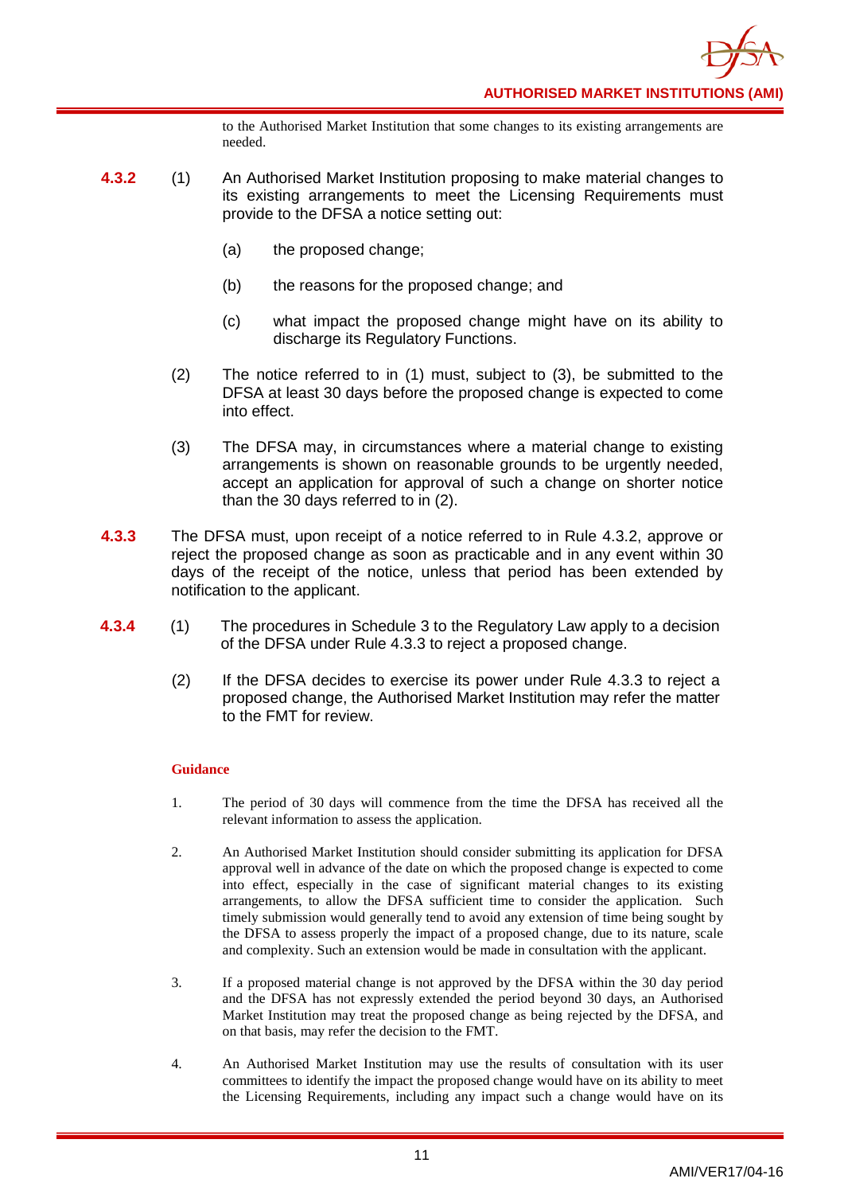to the Authorised Market Institution that some changes to its existing arrangements are needed.

**4.3.2** (1) An Authorised Market Institution proposing to make material changes to its existing arrangements to meet the Licensing Requirements must provide to the DFSA a notice setting out:

(a) the proposed change;

(b) the reasons for the proposed change; and

(c) what impact the proposed change might have on its ability to discharge its Regulatory Functions.

(2) The notice referred to in (1) must, subject to (3), be submitted to the DFSA at least 30 days before the proposed change is expected to come into effect.

(3) The DFSA may, in circumstances where a material change to existing arrangements is shown on reasonable grounds to be urgently needed, accept an application for approval of such a change on shorter notice than the 30 days referred to in (2).

**4.3.3** The DFSA must, upon receipt of a notice referred to in Rule 4.3.2, approve or reject the proposed change as soon as practicable and in any event within 30 days of the receipt of the notice, unless that period has been extended by notification to the applicant.

**4.3.4** (1) The procedures in Schedule 3 to the Regulatory Law apply to a decision of the DFSA under Rule 4.3.3 to reject a proposed change.

(2) If the DFSA decides to exercise its power under Rule 4.3.3 to reject a proposed change, the Authorised Market Institution may refer the matter to the FMT for review.

**Guidance**

1. The period of 30 days will commence from the time the DFSA has received all the relevant information to assess the application.

2. An Authorised Market Institution should consider submitting its application for DFSA approval well in advance of the date on which the proposed change is expected to come into effect, especially in the case of significant material changes to its existing arrangements, to allow the DFSA sufficient time to consider the application. Such timely submission would generally tend to avoid any extension of time being sought by the DFSA to assess properly the impact of a proposed change, due to its nature, scale and complexity. Such an extension would be made in consultation with the applicant.

3. If a proposed material change is not approved by the DFSA within the 30 day period and the DFSA has not expressly extended the period beyond 30 days, an Authorised Market Institution may treat the proposed change as being rejected by the DFSA, and on that basis, may refer the decision to the FMT.

4. An Authorised Market Institution may use the results of consultation with its user committees to identify the impact the proposed change would have on its ability to meet the Licensing Requirements, including any impact such a change would have on its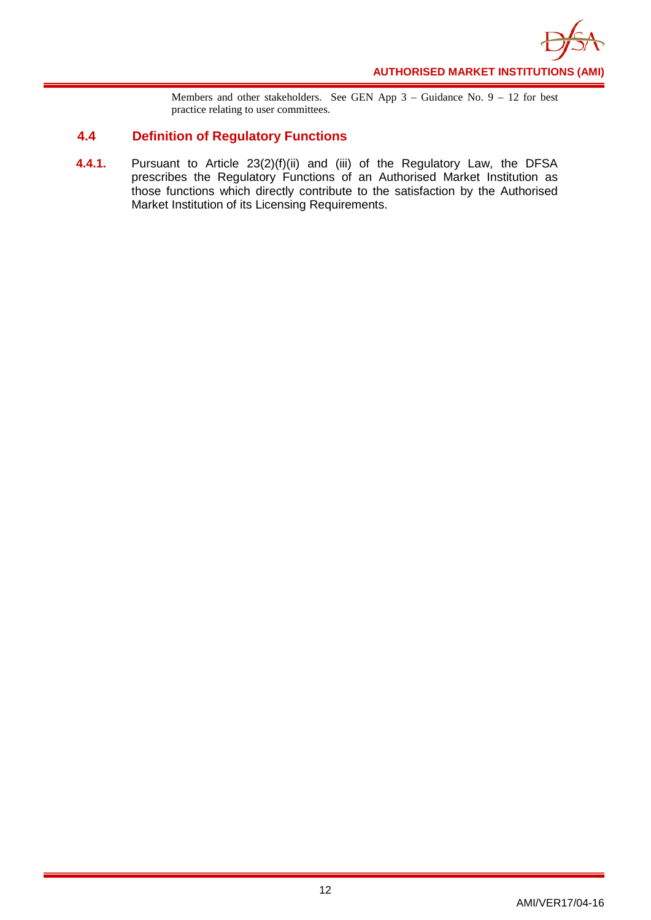Members and other stakeholders. See GEN App 3 – Guidance No. 9 – 12 for best practice relating to user committees.

## 4.4 Definition of Regulatory Functions

**4.4.1.** Pursuant to Article 23(2)(f)(ii) and (iii) of the Regulatory Law, the DFSA prescribes the Regulatory Functions of an Authorised Market Institution as those functions which directly contribute to the satisfaction by the Authorised Market Institution of its Licensing Requirements.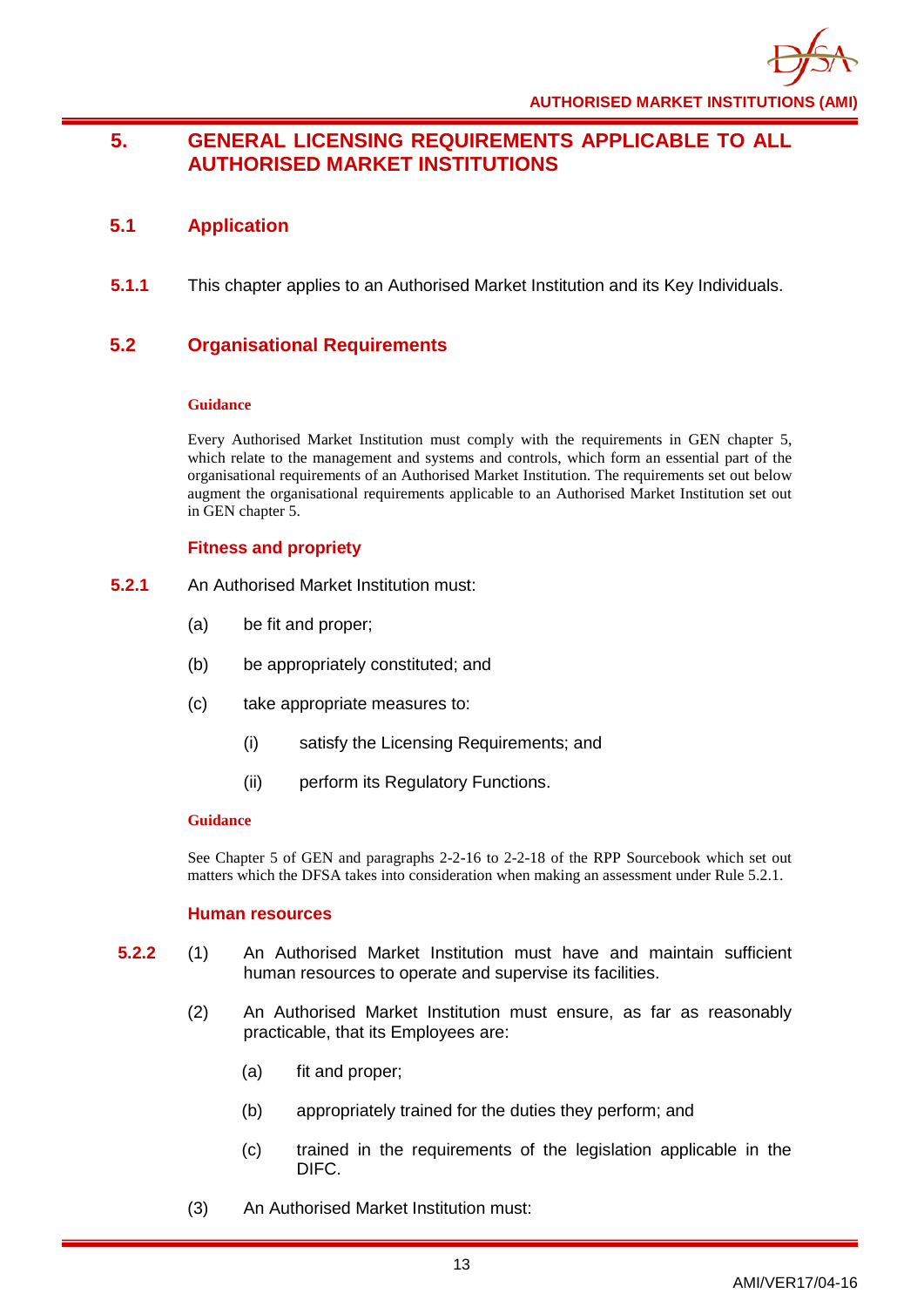# 5. GENERAL LICENSING REQUIREMENTS APPLICABLE TO ALL AUTHORISED MARKET INSTITUTIONS

## 5.1 Application

**5.1.1** This chapter applies to an Authorised Market Institution and its Key Individuals.

## 5.2 Organisational Requirements

**Guidance**

Every Authorised Market Institution must comply with the requirements in GEN chapter 5, which relate to the management and systems and controls, which form an essential part of the organisational requirements of an Authorised Market Institution. The requirements set out below augment the organisational requirements applicable to an Authorised Market Institution set out in GEN chapter 5.

### Fitness and propriety

**5.2.1** An Authorised Market Institution must:

(a) be fit and proper;

(b) be appropriately constituted; and

(c) take appropriate measures to:

  (i) satisfy the Licensing Requirements; and

  (ii) perform its Regulatory Functions.

**Guidance**

See Chapter 5 of GEN and paragraphs 2-2-16 to 2-2-18 of the RPP Sourcebook which set out matters which the DFSA takes into consideration when making an assessment under Rule 5.2.1.

### Human resources

**5.2.2** (1) An Authorised Market Institution must have and maintain sufficient human resources to operate and supervise its facilities.

(2) An Authorised Market Institution must ensure, as far as reasonably practicable, that its Employees are:

  (a) fit and proper;

  (b) appropriately trained for the duties they perform; and

  (c) trained in the requirements of the legislation applicable in the DIFC.

(3) An Authorised Market Institution must: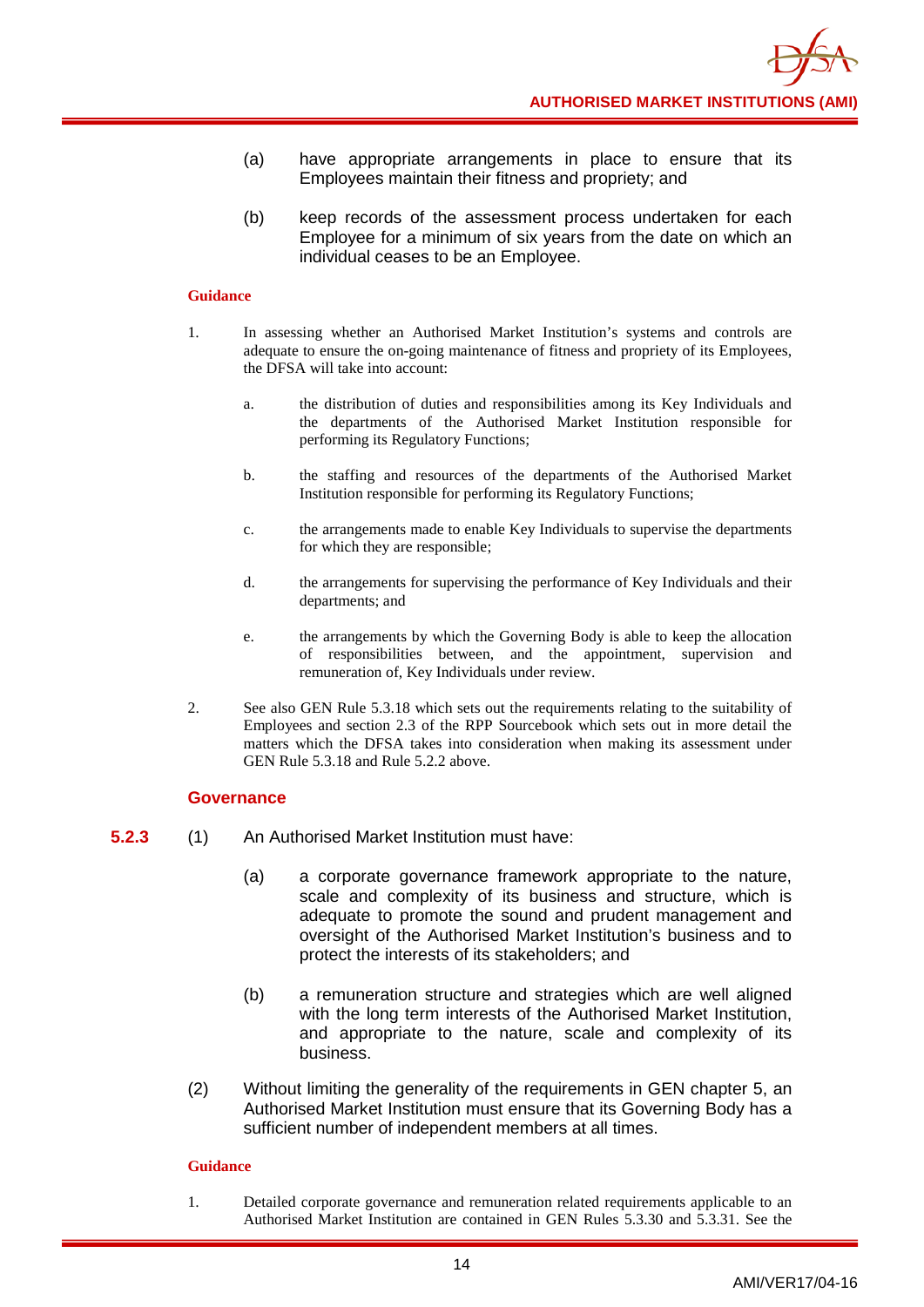(a) have appropriate arrangements in place to ensure that its Employees maintain their fitness and propriety; and

(b) keep records of the assessment process undertaken for each Employee for a minimum of six years from the date on which an individual ceases to be an Employee.

**Guidance**

1. In assessing whether an Authorised Market Institution's systems and controls are adequate to ensure the on-going maintenance of fitness and propriety of its Employees, the DFSA will take into account:

   a. the distribution of duties and responsibilities among its Key Individuals and the departments of the Authorised Market Institution responsible for performing its Regulatory Functions;

   b. the staffing and resources of the departments of the Authorised Market Institution responsible for performing its Regulatory Functions;

   c. the arrangements made to enable Key Individuals to supervise the departments for which they are responsible;

   d. the arrangements for supervising the performance of Key Individuals and their departments; and

   e. the arrangements by which the Governing Body is able to keep the allocation of responsibilities between, and the appointment, supervision and remuneration of, Key Individuals under review.

2. See also GEN Rule 5.3.18 which sets out the requirements relating to the suitability of Employees and section 2.3 of the RPP Sourcebook which sets out in more detail the matters which the DFSA takes into consideration when making its assessment under GEN Rule 5.3.18 and Rule 5.2.2 above.

## Governance

**5.2.3** (1) An Authorised Market Institution must have:

(a) a corporate governance framework appropriate to the nature, scale and complexity of its business and structure, which is adequate to promote the sound and prudent management and oversight of the Authorised Market Institution's business and to protect the interests of its stakeholders; and

(b) a remuneration structure and strategies which are well aligned with the long term interests of the Authorised Market Institution, and appropriate to the nature, scale and complexity of its business.

(2) Without limiting the generality of the requirements in GEN chapter 5, an Authorised Market Institution must ensure that its Governing Body has a sufficient number of independent members at all times.

**Guidance**

1. Detailed corporate governance and remuneration related requirements applicable to an Authorised Market Institution are contained in GEN Rules 5.3.30 and 5.3.31. See the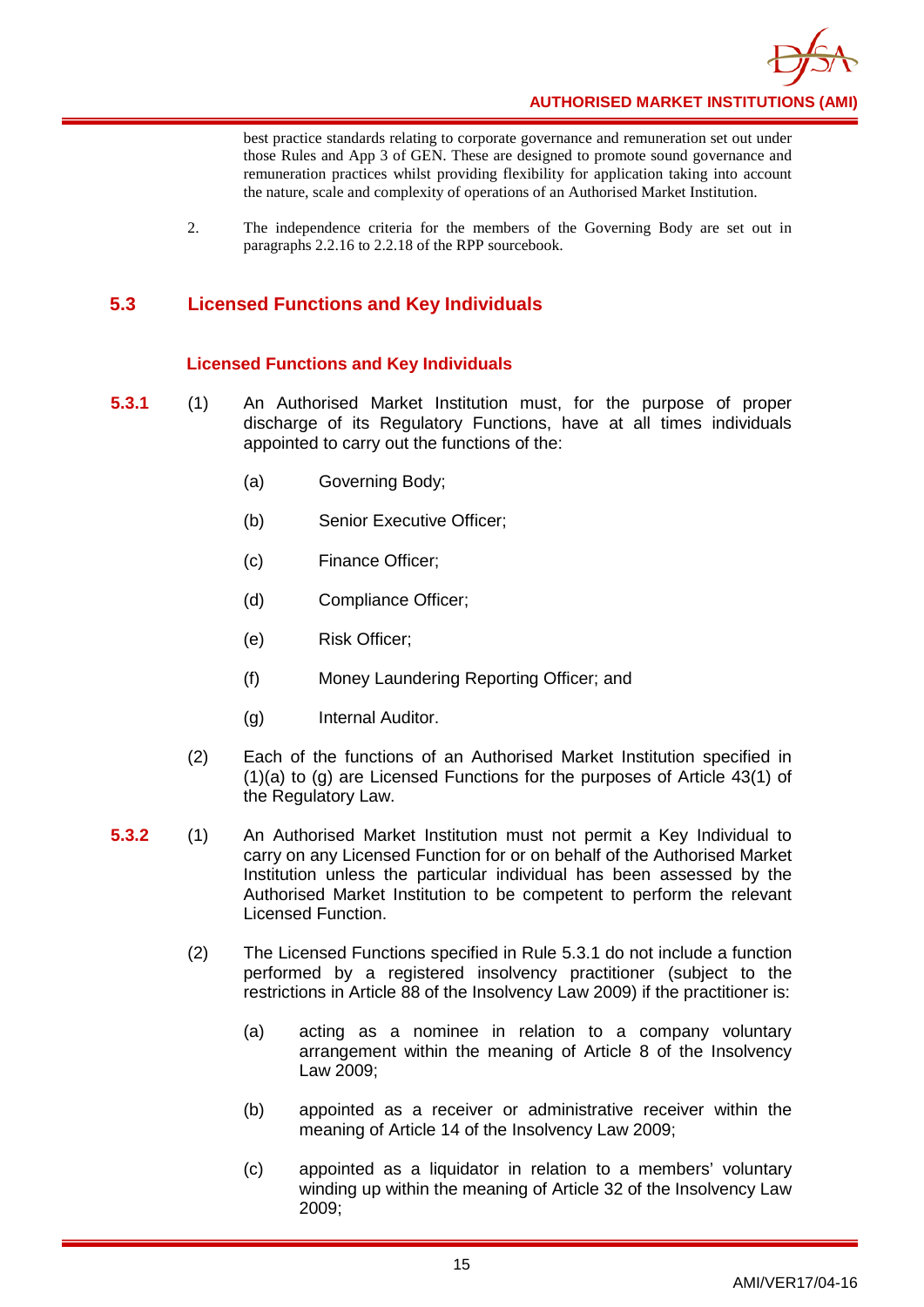best practice standards relating to corporate governance and remuneration set out under those Rules and App 3 of GEN. These are designed to promote sound governance and remuneration practices whilst providing flexibility for application taking into account the nature, scale and complexity of operations of an Authorised Market Institution.

2. The independence criteria for the members of the Governing Body are set out in paragraphs 2.2.16 to 2.2.18 of the RPP sourcebook.

## 5.3 Licensed Functions and Key Individuals

### Licensed Functions and Key Individuals

**5.3.1** (1) An Authorised Market Institution must, for the purpose of proper discharge of its Regulatory Functions, have at all times individuals appointed to carry out the functions of the:

(a) Governing Body;

(b) Senior Executive Officer;

(c) Finance Officer;

(d) Compliance Officer;

(e) Risk Officer;

(f) Money Laundering Reporting Officer; and

(g) Internal Auditor.

(2) Each of the functions of an Authorised Market Institution specified in (1)(a) to (g) are Licensed Functions for the purposes of Article 43(1) of the Regulatory Law.

**5.3.2** (1) An Authorised Market Institution must not permit a Key Individual to carry on any Licensed Function for or on behalf of the Authorised Market Institution unless the particular individual has been assessed by the Authorised Market Institution to be competent to perform the relevant Licensed Function.

(2) The Licensed Functions specified in Rule 5.3.1 do not include a function performed by a registered insolvency practitioner (subject to the restrictions in Article 88 of the Insolvency Law 2009) if the practitioner is:

(a) acting as a nominee in relation to a company voluntary arrangement within the meaning of Article 8 of the Insolvency Law 2009;

(b) appointed as a receiver or administrative receiver within the meaning of Article 14 of the Insolvency Law 2009;

(c) appointed as a liquidator in relation to a members' voluntary winding up within the meaning of Article 32 of the Insolvency Law 2009;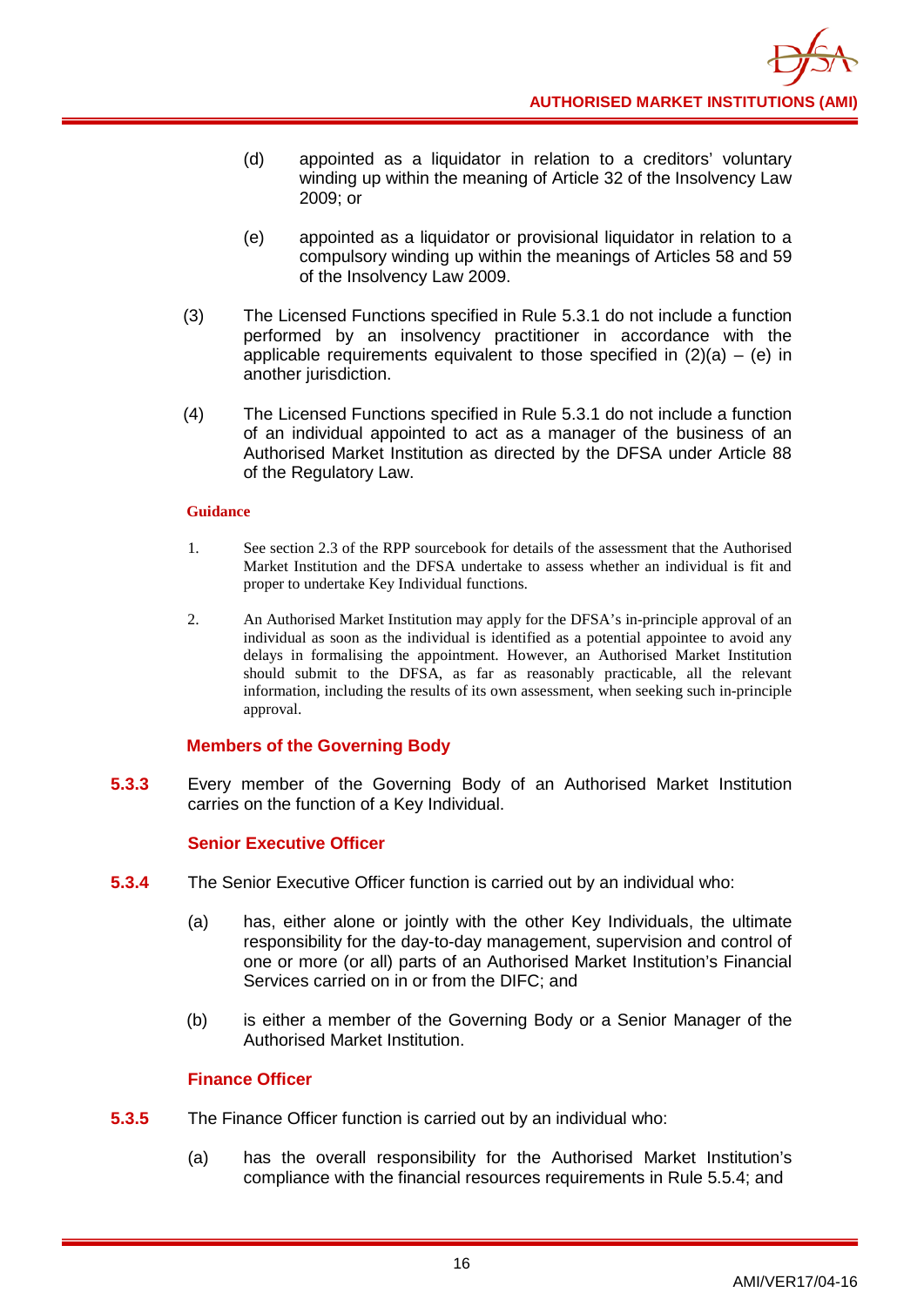(d) appointed as a liquidator in relation to a creditors' voluntary winding up within the meaning of Article 32 of the Insolvency Law 2009; or

(e) appointed as a liquidator or provisional liquidator in relation to a compulsory winding up within the meanings of Articles 58 and 59 of the Insolvency Law 2009.

(3) The Licensed Functions specified in Rule 5.3.1 do not include a function performed by an insolvency practitioner in accordance with the applicable requirements equivalent to those specified in (2)(a) – (e) in another jurisdiction.

(4) The Licensed Functions specified in Rule 5.3.1 do not include a function of an individual appointed to act as a manager of the business of an Authorised Market Institution as directed by the DFSA under Article 88 of the Regulatory Law.

**Guidance**

1. See section 2.3 of the RPP sourcebook for details of the assessment that the Authorised Market Institution and the DFSA undertake to assess whether an individual is fit and proper to undertake Key Individual functions.

2. An Authorised Market Institution may apply for the DFSA's in-principle approval of an individual as soon as the individual is identified as a potential appointee to avoid any delays in formalising the appointment. However, an Authorised Market Institution should submit to the DFSA, as far as reasonably practicable, all the relevant information, including the results of its own assessment, when seeking such in-principle approval.

### Members of the Governing Body

**5.3.3** Every member of the Governing Body of an Authorised Market Institution carries on the function of a Key Individual.

### Senior Executive Officer

**5.3.4** The Senior Executive Officer function is carried out by an individual who:

(a) has, either alone or jointly with the other Key Individuals, the ultimate responsibility for the day-to-day management, supervision and control of one or more (or all) parts of an Authorised Market Institution's Financial Services carried on in or from the DIFC; and

(b) is either a member of the Governing Body or a Senior Manager of the Authorised Market Institution.

### Finance Officer

**5.3.5** The Finance Officer function is carried out by an individual who:

(a) has the overall responsibility for the Authorised Market Institution's compliance with the financial resources requirements in Rule 5.5.4; and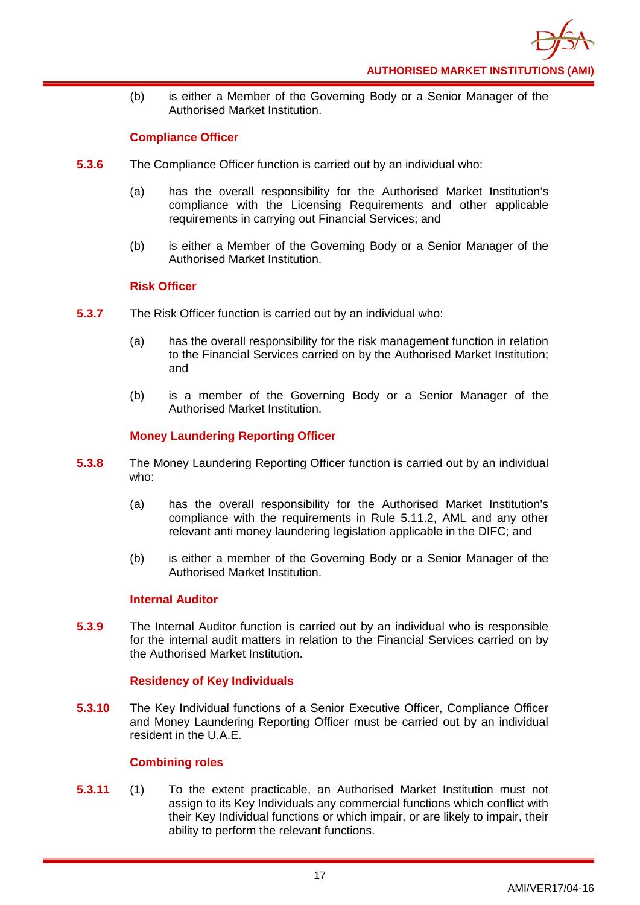(b) is either a Member of the Governing Body or a Senior Manager of the Authorised Market Institution.

### Compliance Officer

**5.3.6** The Compliance Officer function is carried out by an individual who:

(a) has the overall responsibility for the Authorised Market Institution's compliance with the Licensing Requirements and other applicable requirements in carrying out Financial Services; and

(b) is either a Member of the Governing Body or a Senior Manager of the Authorised Market Institution.

### Risk Officer

**5.3.7** The Risk Officer function is carried out by an individual who:

(a) has the overall responsibility for the risk management function in relation to the Financial Services carried on by the Authorised Market Institution; and

(b) is a member of the Governing Body or a Senior Manager of the Authorised Market Institution.

### Money Laundering Reporting Officer

**5.3.8** The Money Laundering Reporting Officer function is carried out by an individual who:

(a) has the overall responsibility for the Authorised Market Institution's compliance with the requirements in Rule 5.11.2, AML and any other relevant anti money laundering legislation applicable in the DIFC; and

(b) is either a member of the Governing Body or a Senior Manager of the Authorised Market Institution.

### Internal Auditor

**5.3.9** The Internal Auditor function is carried out by an individual who is responsible for the internal audit matters in relation to the Financial Services carried on by the Authorised Market Institution.

### Residency of Key Individuals

**5.3.10** The Key Individual functions of a Senior Executive Officer, Compliance Officer and Money Laundering Reporting Officer must be carried out by an individual resident in the U.A.E.

### Combining roles

**5.3.11** (1) To the extent practicable, an Authorised Market Institution must not assign to its Key Individuals any commercial functions which conflict with their Key Individual functions or which impair, or are likely to impair, their ability to perform the relevant functions.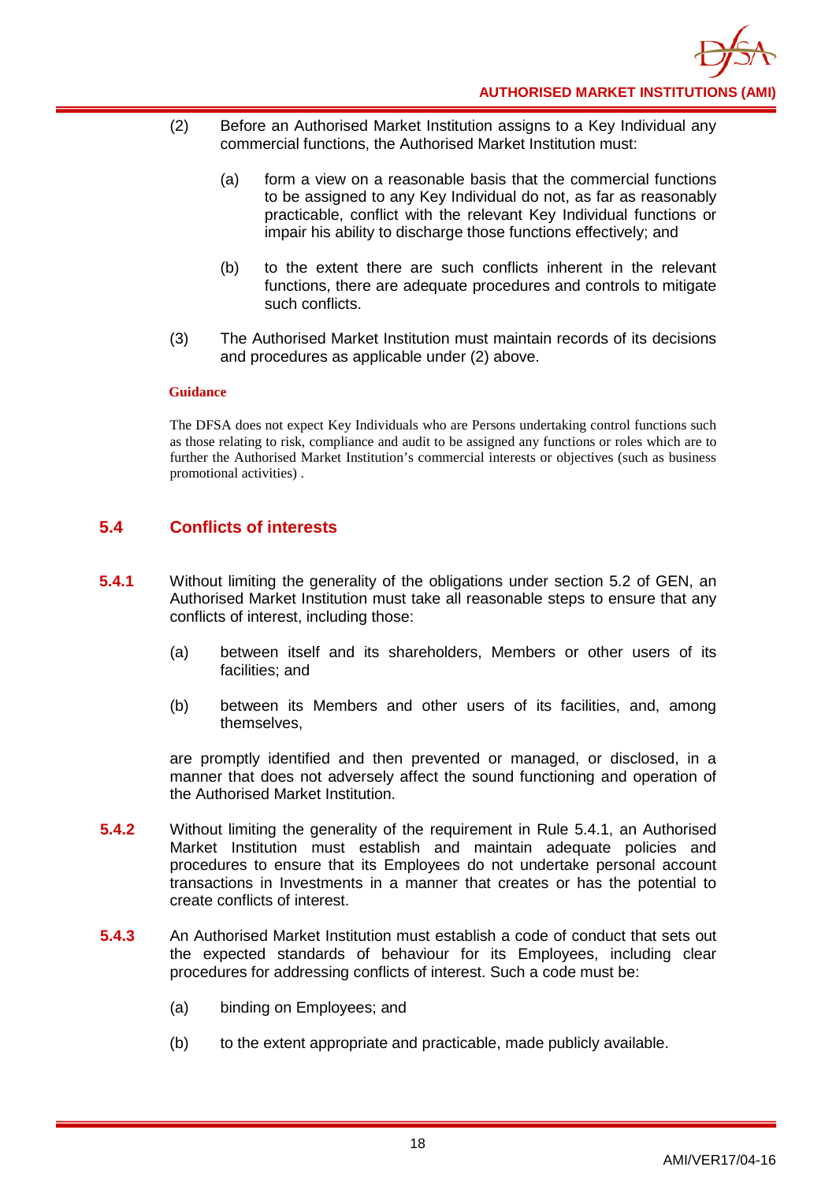(2) Before an Authorised Market Institution assigns to a Key Individual any commercial functions, the Authorised Market Institution must:

   (a) form a view on a reasonable basis that the commercial functions to be assigned to any Key Individual do not, as far as reasonably practicable, conflict with the relevant Key Individual functions or impair his ability to discharge those functions effectively; and

   (b) to the extent there are such conflicts inherent in the relevant functions, there are adequate procedures and controls to mitigate such conflicts.

(3) The Authorised Market Institution must maintain records of its decisions and procedures as applicable under (2) above.

**Guidance**

The DFSA does not expect Key Individuals who are Persons undertaking control functions such as those relating to risk, compliance and audit to be assigned any functions or roles which are to further the Authorised Market Institution's commercial interests or objectives (such as business promotional activities) .

## 5.4 Conflicts of interests

**5.4.1** Without limiting the generality of the obligations under section 5.2 of GEN, an Authorised Market Institution must take all reasonable steps to ensure that any conflicts of interest, including those:

(a) between itself and its shareholders, Members or other users of its facilities; and

(b) between its Members and other users of its facilities, and, among themselves,

are promptly identified and then prevented or managed, or disclosed, in a manner that does not adversely affect the sound functioning and operation of the Authorised Market Institution.

**5.4.2** Without limiting the generality of the requirement in Rule 5.4.1, an Authorised Market Institution must establish and maintain adequate policies and procedures to ensure that its Employees do not undertake personal account transactions in Investments in a manner that creates or has the potential to create conflicts of interest.

**5.4.3** An Authorised Market Institution must establish a code of conduct that sets out the expected standards of behaviour for its Employees, including clear procedures for addressing conflicts of interest. Such a code must be:

(a) binding on Employees; and

(b) to the extent appropriate and practicable, made publicly available.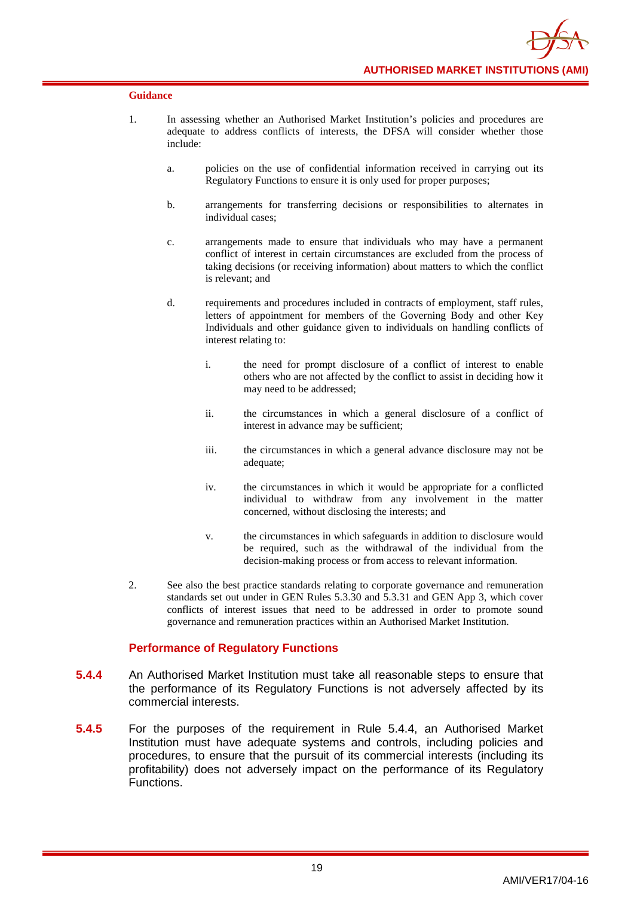**Guidance**

1. In assessing whether an Authorised Market Institution's policies and procedures are adequate to address conflicts of interests, the DFSA will consider whether those include:

   a. policies on the use of confidential information received in carrying out its Regulatory Functions to ensure it is only used for proper purposes;

   b. arrangements for transferring decisions or responsibilities to alternates in individual cases;

   c. arrangements made to ensure that individuals who may have a permanent conflict of interest in certain circumstances are excluded from the process of taking decisions (or receiving information) about matters to which the conflict is relevant; and

   d. requirements and procedures included in contracts of employment, staff rules, letters of appointment for members of the Governing Body and other Key Individuals and other guidance given to individuals on handling conflicts of interest relating to:

      i. the need for prompt disclosure of a conflict of interest to enable others who are not affected by the conflict to assist in deciding how it may need to be addressed;

      ii. the circumstances in which a general disclosure of a conflict of interest in advance may be sufficient;

      iii. the circumstances in which a general advance disclosure may not be adequate;

      iv. the circumstances in which it would be appropriate for a conflicted individual to withdraw from any involvement in the matter concerned, without disclosing the interests; and

      v. the circumstances in which safeguards in addition to disclosure would be required, such as the withdrawal of the individual from the decision-making process or from access to relevant information.

2. See also the best practice standards relating to corporate governance and remuneration standards set out under in GEN Rules 5.3.30 and 5.3.31 and GEN App 3, which cover conflicts of interest issues that need to be addressed in order to promote sound governance and remuneration practices within an Authorised Market Institution.

### Performance of Regulatory Functions

**5.4.4** An Authorised Market Institution must take all reasonable steps to ensure that the performance of its Regulatory Functions is not adversely affected by its commercial interests.

**5.4.5** For the purposes of the requirement in Rule 5.4.4, an Authorised Market Institution must have adequate systems and controls, including policies and procedures, to ensure that the pursuit of its commercial interests (including its profitability) does not adversely impact on the performance of its Regulatory Functions.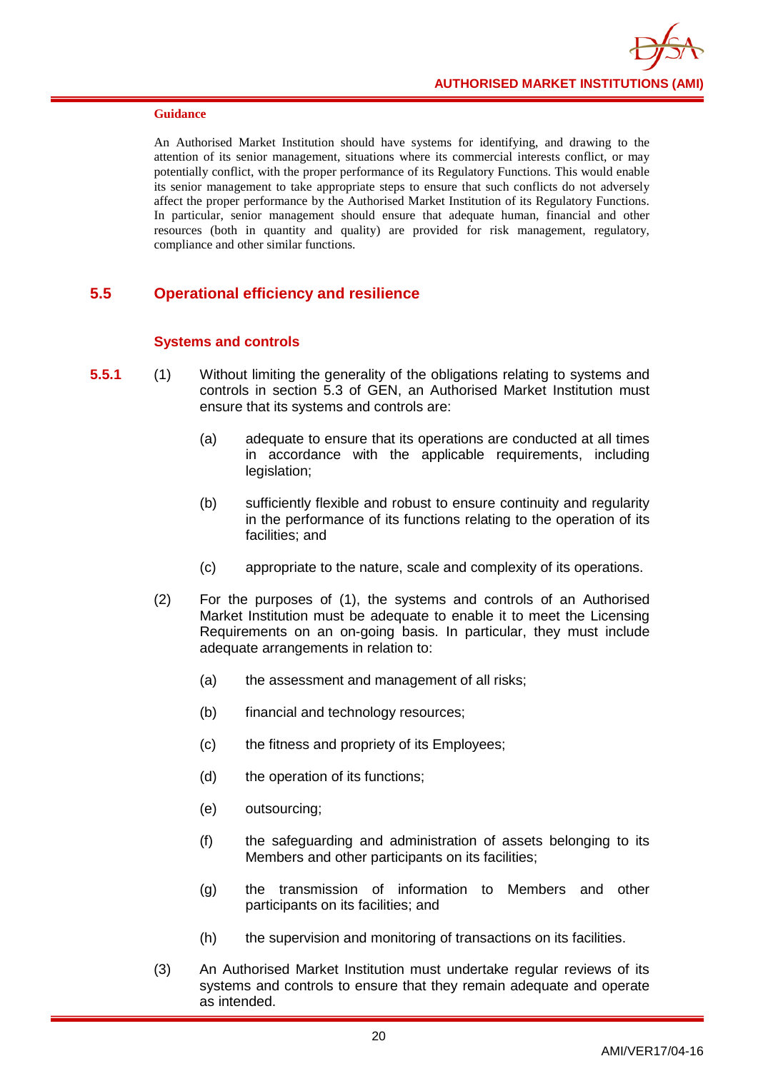**Guidance**

An Authorised Market Institution should have systems for identifying, and drawing to the attention of its senior management, situations where its commercial interests conflict, or may potentially conflict, with the proper performance of its Regulatory Functions. This would enable its senior management to take appropriate steps to ensure that such conflicts do not adversely affect the proper performance by the Authorised Market Institution of its Regulatory Functions. In particular, senior management should ensure that adequate human, financial and other resources (both in quantity and quality) are provided for risk management, regulatory, compliance and other similar functions.

## 5.5 Operational efficiency and resilience

### Systems and controls

**5.5.1** (1) Without limiting the generality of the obligations relating to systems and controls in section 5.3 of GEN, an Authorised Market Institution must ensure that its systems and controls are:

(a) adequate to ensure that its operations are conducted at all times in accordance with the applicable requirements, including legislation;

(b) sufficiently flexible and robust to ensure continuity and regularity in the performance of its functions relating to the operation of its facilities; and

(c) appropriate to the nature, scale and complexity of its operations.

(2) For the purposes of (1), the systems and controls of an Authorised Market Institution must be adequate to enable it to meet the Licensing Requirements on an on-going basis. In particular, they must include adequate arrangements in relation to:

(a) the assessment and management of all risks;

(b) financial and technology resources;

(c) the fitness and propriety of its Employees;

(d) the operation of its functions;

(e) outsourcing;

(f) the safeguarding and administration of assets belonging to its Members and other participants on its facilities;

(g) the transmission of information to Members and other participants on its facilities; and

(h) the supervision and monitoring of transactions on its facilities.

(3) An Authorised Market Institution must undertake regular reviews of its systems and controls to ensure that they remain adequate and operate as intended.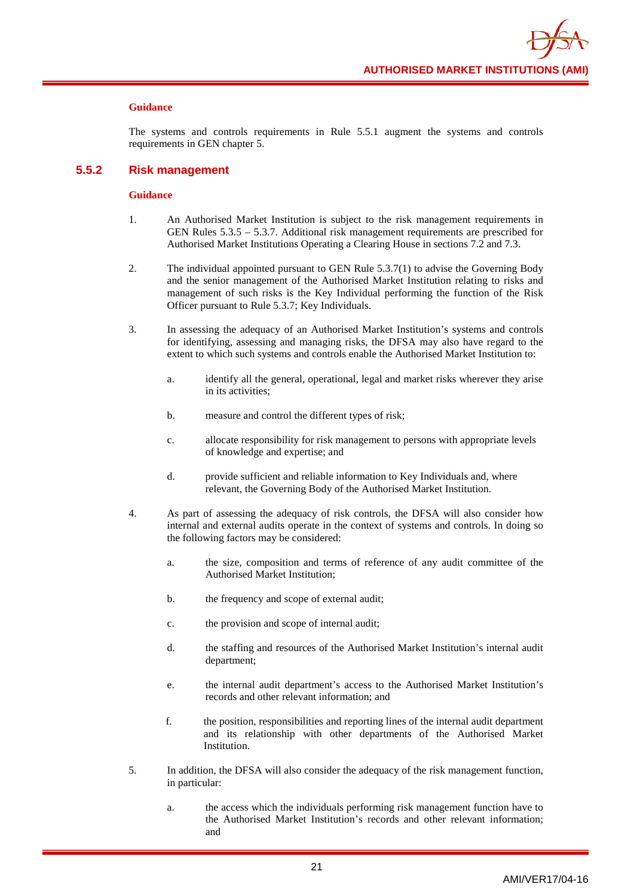**Guidance**

The systems and controls requirements in Rule 5.5.1 augment the systems and controls requirements in GEN chapter 5.

## 5.5.2 Risk management

**Guidance**

1. An Authorised Market Institution is subject to the risk management requirements in GEN Rules 5.3.5 – 5.3.7. Additional risk management requirements are prescribed for Authorised Market Institutions Operating a Clearing House in sections 7.2 and 7.3.

2. The individual appointed pursuant to GEN Rule 5.3.7(1) to advise the Governing Body and the senior management of the Authorised Market Institution relating to risks and management of such risks is the Key Individual performing the function of the Risk Officer pursuant to Rule 5.3.7; Key Individuals.

3. In assessing the adequacy of an Authorised Market Institution's systems and controls for identifying, assessing and managing risks, the DFSA may also have regard to the extent to which such systems and controls enable the Authorised Market Institution to:

   a. identify all the general, operational, legal and market risks wherever they arise in its activities;

   b. measure and control the different types of risk;

   c. allocate responsibility for risk management to persons with appropriate levels of knowledge and expertise; and

   d. provide sufficient and reliable information to Key Individuals and, where relevant, the Governing Body of the Authorised Market Institution.

4. As part of assessing the adequacy of risk controls, the DFSA will also consider how internal and external audits operate in the context of systems and controls. In doing so the following factors may be considered:

   a. the size, composition and terms of reference of any audit committee of the Authorised Market Institution;

   b. the frequency and scope of external audit;

   c. the provision and scope of internal audit;

   d. the staffing and resources of the Authorised Market Institution's internal audit department;

   e. the internal audit department's access to the Authorised Market Institution's records and other relevant information; and

   f. the position, responsibilities and reporting lines of the internal audit department and its relationship with other departments of the Authorised Market Institution.

5. In addition, the DFSA will also consider the adequacy of the risk management function, in particular:

   a. the access which the individuals performing risk management function have to the Authorised Market Institution's records and other relevant information; and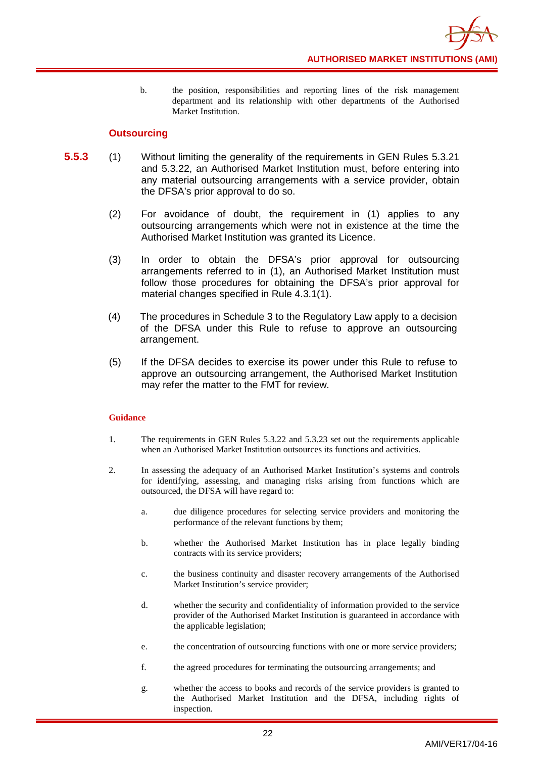b. the position, responsibilities and reporting lines of the risk management department and its relationship with other departments of the Authorised Market Institution.

### Outsourcing

**5.5.3** (1) Without limiting the generality of the requirements in GEN Rules 5.3.21 and 5.3.22, an Authorised Market Institution must, before entering into any material outsourcing arrangements with a service provider, obtain the DFSA's prior approval to do so.

(2) For avoidance of doubt, the requirement in (1) applies to any outsourcing arrangements which were not in existence at the time the Authorised Market Institution was granted its Licence.

(3) In order to obtain the DFSA's prior approval for outsourcing arrangements referred to in (1), an Authorised Market Institution must follow those procedures for obtaining the DFSA's prior approval for material changes specified in Rule 4.3.1(1).

(4) The procedures in Schedule 3 to the Regulatory Law apply to a decision of the DFSA under this Rule to refuse to approve an outsourcing arrangement.

(5) If the DFSA decides to exercise its power under this Rule to refuse to approve an outsourcing arrangement, the Authorised Market Institution may refer the matter to the FMT for review.

**Guidance**

1. The requirements in GEN Rules 5.3.22 and 5.3.23 set out the requirements applicable when an Authorised Market Institution outsources its functions and activities.

2. In assessing the adequacy of an Authorised Market Institution's systems and controls for identifying, assessing, and managing risks arising from functions which are outsourced, the DFSA will have regard to:

   a. due diligence procedures for selecting service providers and monitoring the performance of the relevant functions by them;

   b. whether the Authorised Market Institution has in place legally binding contracts with its service providers;

   c. the business continuity and disaster recovery arrangements of the Authorised Market Institution's service provider;

   d. whether the security and confidentiality of information provided to the service provider of the Authorised Market Institution is guaranteed in accordance with the applicable legislation;

   e. the concentration of outsourcing functions with one or more service providers;

   f. the agreed procedures for terminating the outsourcing arrangements; and

   g. whether the access to books and records of the service providers is granted to the Authorised Market Institution and the DFSA, including rights of inspection.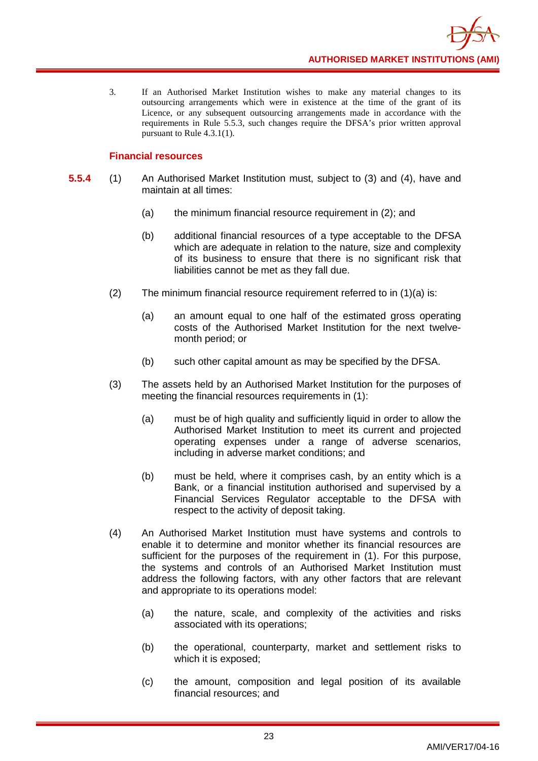3. If an Authorised Market Institution wishes to make any material changes to its outsourcing arrangements which were in existence at the time of the grant of its Licence, or any subsequent outsourcing arrangements made in accordance with the requirements in Rule 5.5.3, such changes require the DFSA's prior written approval pursuant to Rule 4.3.1(1).

### Financial resources

**5.5.4** (1) An Authorised Market Institution must, subject to (3) and (4), have and maintain at all times:

(a) the minimum financial resource requirement in (2); and

(b) additional financial resources of a type acceptable to the DFSA which are adequate in relation to the nature, size and complexity of its business to ensure that there is no significant risk that liabilities cannot be met as they fall due.

(2) The minimum financial resource requirement referred to in (1)(a) is:

(a) an amount equal to one half of the estimated gross operating costs of the Authorised Market Institution for the next twelve-month period; or

(b) such other capital amount as may be specified by the DFSA.

(3) The assets held by an Authorised Market Institution for the purposes of meeting the financial resources requirements in (1):

(a) must be of high quality and sufficiently liquid in order to allow the Authorised Market Institution to meet its current and projected operating expenses under a range of adverse scenarios, including in adverse market conditions; and

(b) must be held, where it comprises cash, by an entity which is a Bank, or a financial institution authorised and supervised by a Financial Services Regulator acceptable to the DFSA with respect to the activity of deposit taking.

(4) An Authorised Market Institution must have systems and controls to enable it to determine and monitor whether its financial resources are sufficient for the purposes of the requirement in (1). For this purpose, the systems and controls of an Authorised Market Institution must address the following factors, with any other factors that are relevant and appropriate to its operations model:

(a) the nature, scale, and complexity of the activities and risks associated with its operations;

(b) the operational, counterparty, market and settlement risks to which it is exposed;

(c) the amount, composition and legal position of its available financial resources; and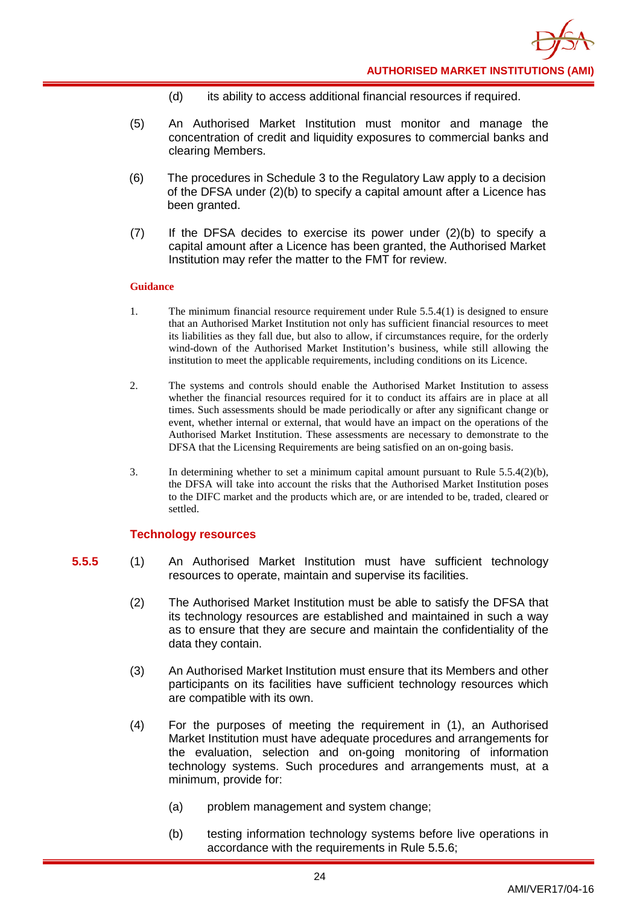(d) its ability to access additional financial resources if required.

(5) An Authorised Market Institution must monitor and manage the concentration of credit and liquidity exposures to commercial banks and clearing Members.

(6) The procedures in Schedule 3 to the Regulatory Law apply to a decision of the DFSA under (2)(b) to specify a capital amount after a Licence has been granted.

(7) If the DFSA decides to exercise its power under (2)(b) to specify a capital amount after a Licence has been granted, the Authorised Market Institution may refer the matter to the FMT for review.

**Guidance**

1. The minimum financial resource requirement under Rule 5.5.4(1) is designed to ensure that an Authorised Market Institution not only has sufficient financial resources to meet its liabilities as they fall due, but also to allow, if circumstances require, for the orderly wind-down of the Authorised Market Institution's business, while still allowing the institution to meet the applicable requirements, including conditions on its Licence.

2. The systems and controls should enable the Authorised Market Institution to assess whether the financial resources required for it to conduct its affairs are in place at all times. Such assessments should be made periodically or after any significant change or event, whether internal or external, that would have an impact on the operations of the Authorised Market Institution. These assessments are necessary to demonstrate to the DFSA that the Licensing Requirements are being satisfied on an on-going basis.

3. In determining whether to set a minimum capital amount pursuant to Rule 5.5.4(2)(b), the DFSA will take into account the risks that the Authorised Market Institution poses to the DIFC market and the products which are, or are intended to be, traded, cleared or settled.

### Technology resources

**5.5.5** (1) An Authorised Market Institution must have sufficient technology resources to operate, maintain and supervise its facilities.

(2) The Authorised Market Institution must be able to satisfy the DFSA that its technology resources are established and maintained in such a way as to ensure that they are secure and maintain the confidentiality of the data they contain.

(3) An Authorised Market Institution must ensure that its Members and other participants on its facilities have sufficient technology resources which are compatible with its own.

(4) For the purposes of meeting the requirement in (1), an Authorised Market Institution must have adequate procedures and arrangements for the evaluation, selection and on-going monitoring of information technology systems. Such procedures and arrangements must, at a minimum, provide for:

(a) problem management and system change;

(b) testing information technology systems before live operations in accordance with the requirements in Rule 5.5.6;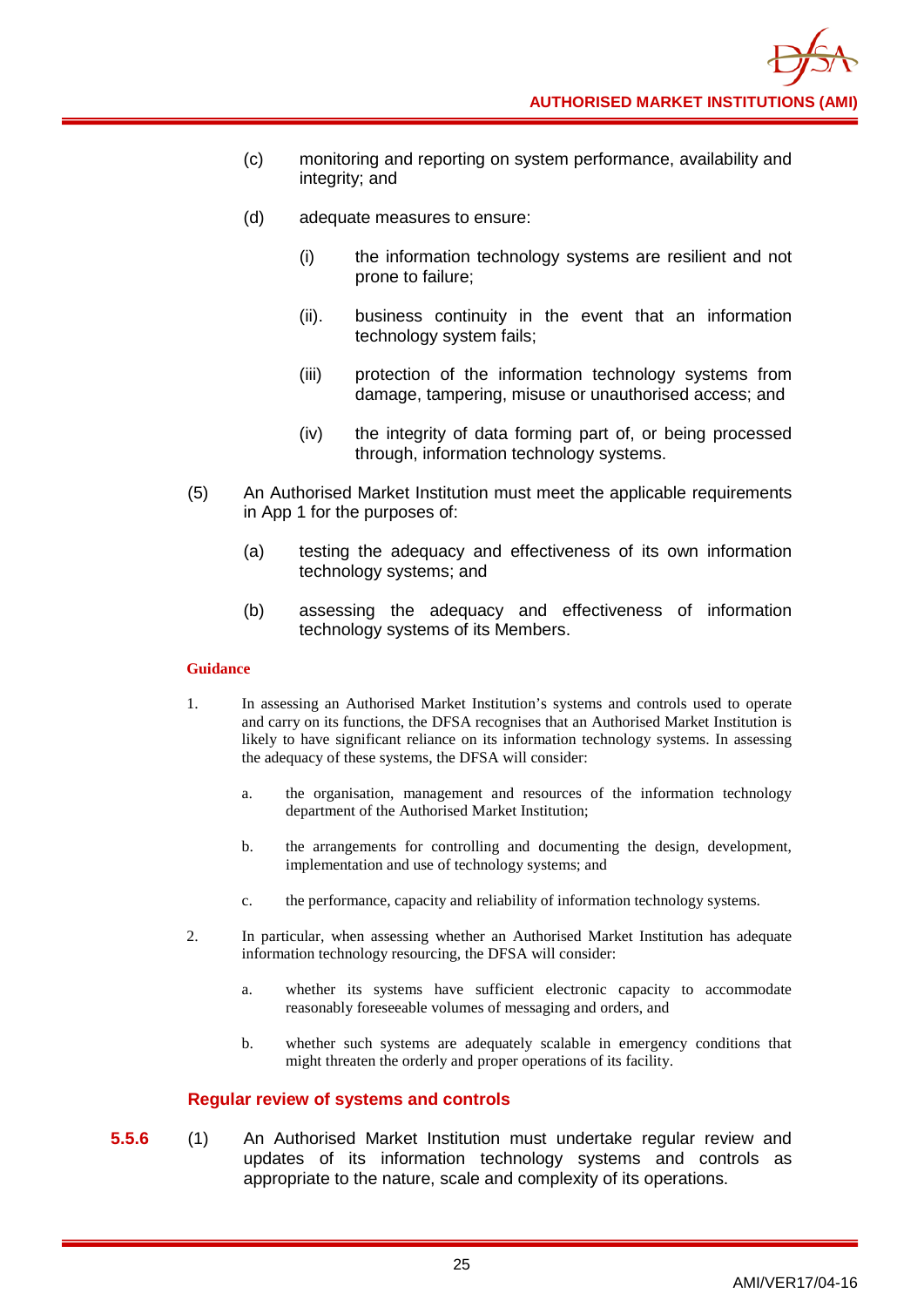(c) monitoring and reporting on system performance, availability and integrity; and

(d) adequate measures to ensure:

(i) the information technology systems are resilient and not prone to failure;

(ii). business continuity in the event that an information technology system fails;

(iii) protection of the information technology systems from damage, tampering, misuse or unauthorised access; and

(iv) the integrity of data forming part of, or being processed through, information technology systems.

(5) An Authorised Market Institution must meet the applicable requirements in App 1 for the purposes of:

(a) testing the adequacy and effectiveness of its own information technology systems; and

(b) assessing the adequacy and effectiveness of information technology systems of its Members.

**Guidance**

1. In assessing an Authorised Market Institution's systems and controls used to operate and carry on its functions, the DFSA recognises that an Authorised Market Institution is likely to have significant reliance on its information technology systems. In assessing the adequacy of these systems, the DFSA will consider:

   a. the organisation, management and resources of the information technology department of the Authorised Market Institution;

   b. the arrangements for controlling and documenting the design, development, implementation and use of technology systems; and

   c. the performance, capacity and reliability of information technology systems.

2. In particular, when assessing whether an Authorised Market Institution has adequate information technology resourcing, the DFSA will consider:

   a. whether its systems have sufficient electronic capacity to accommodate reasonably foreseeable volumes of messaging and orders, and

   b. whether such systems are adequately scalable in emergency conditions that might threaten the orderly and proper operations of its facility.

### Regular review of systems and controls

**5.5.6** (1) An Authorised Market Institution must undertake regular review and updates of its information technology systems and controls as appropriate to the nature, scale and complexity of its operations.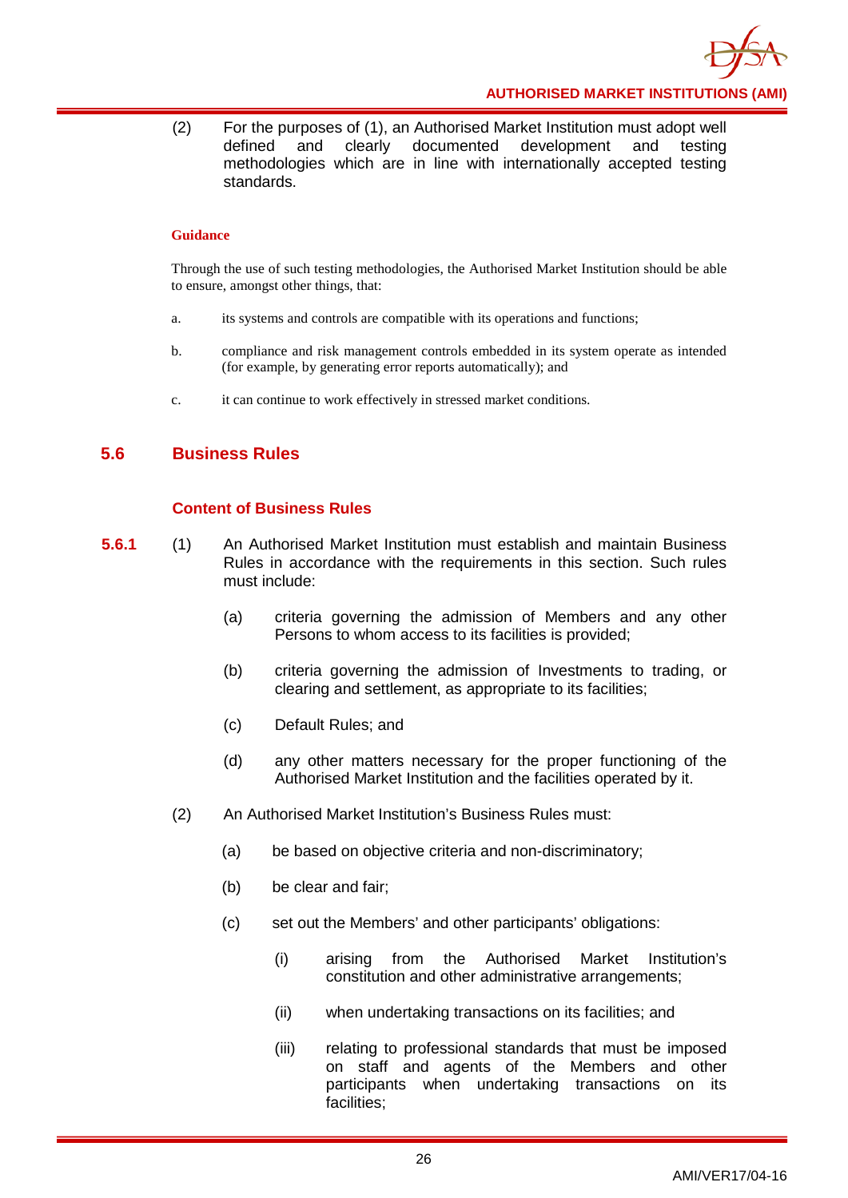(2) For the purposes of (1), an Authorised Market Institution must adopt well defined and clearly documented development and testing methodologies which are in line with internationally accepted testing standards.

**Guidance**

Through the use of such testing methodologies, the Authorised Market Institution should be able to ensure, amongst other things, that:

a. its systems and controls are compatible with its operations and functions;

b. compliance and risk management controls embedded in its system operate as intended (for example, by generating error reports automatically); and

c. it can continue to work effectively in stressed market conditions.

## 5.6 Business Rules

### Content of Business Rules

**5.6.1** (1) An Authorised Market Institution must establish and maintain Business Rules in accordance with the requirements in this section. Such rules must include:

(a) criteria governing the admission of Members and any other Persons to whom access to its facilities is provided;

(b) criteria governing the admission of Investments to trading, or clearing and settlement, as appropriate to its facilities;

(c) Default Rules; and

(d) any other matters necessary for the proper functioning of the Authorised Market Institution and the facilities operated by it.

(2) An Authorised Market Institution's Business Rules must:

(a) be based on objective criteria and non-discriminatory;

(b) be clear and fair;

(c) set out the Members' and other participants' obligations:

(i) arising from the Authorised Market Institution's constitution and other administrative arrangements;

(ii) when undertaking transactions on its facilities; and

(iii) relating to professional standards that must be imposed on staff and agents of the Members and other participants when undertaking transactions on its facilities;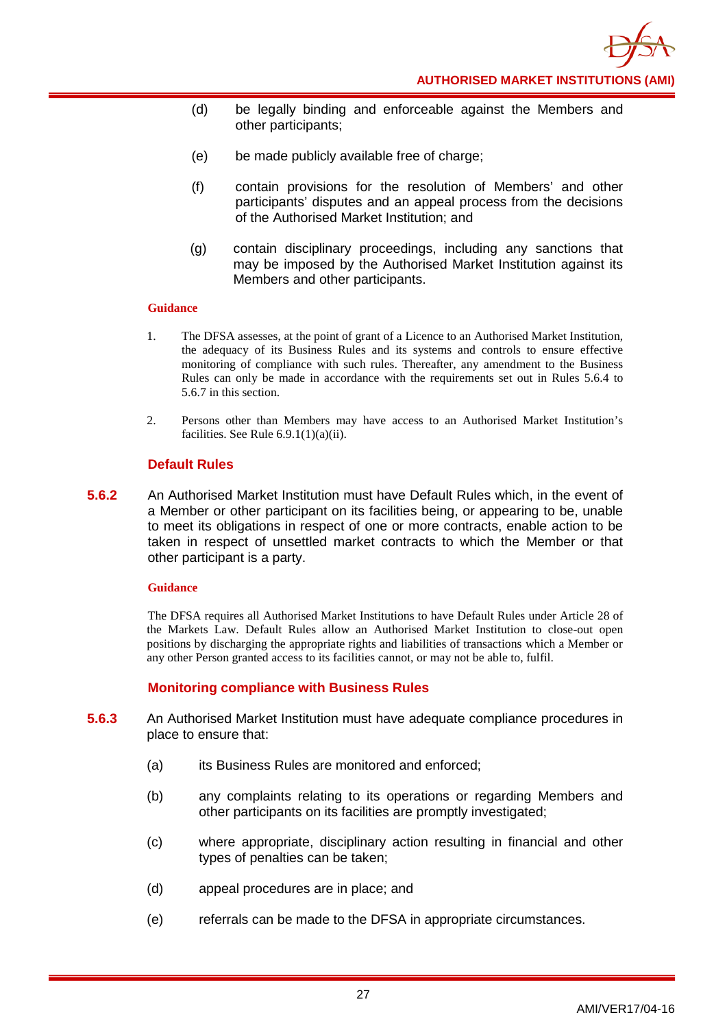(d) be legally binding and enforceable against the Members and other participants;

(e) be made publicly available free of charge;

(f) contain provisions for the resolution of Members' and other participants' disputes and an appeal process from the decisions of the Authorised Market Institution; and

(g) contain disciplinary proceedings, including any sanctions that may be imposed by the Authorised Market Institution against its Members and other participants.

**Guidance**

1. The DFSA assesses, at the point of grant of a Licence to an Authorised Market Institution, the adequacy of its Business Rules and its systems and controls to ensure effective monitoring of compliance with such rules. Thereafter, any amendment to the Business Rules can only be made in accordance with the requirements set out in Rules 5.6.4 to 5.6.7 in this section.

2. Persons other than Members may have access to an Authorised Market Institution's facilities. See Rule 6.9.1(1)(a)(ii).

### Default Rules

**5.6.2** An Authorised Market Institution must have Default Rules which, in the event of a Member or other participant on its facilities being, or appearing to be, unable to meet its obligations in respect of one or more contracts, enable action to be taken in respect of unsettled market contracts to which the Member or that other participant is a party.

**Guidance**

The DFSA requires all Authorised Market Institutions to have Default Rules under Article 28 of the Markets Law. Default Rules allow an Authorised Market Institution to close-out open positions by discharging the appropriate rights and liabilities of transactions which a Member or any other Person granted access to its facilities cannot, or may not be able to, fulfil.

### Monitoring compliance with Business Rules

**5.6.3** An Authorised Market Institution must have adequate compliance procedures in place to ensure that:

(a) its Business Rules are monitored and enforced;

(b) any complaints relating to its operations or regarding Members and other participants on its facilities are promptly investigated;

(c) where appropriate, disciplinary action resulting in financial and other types of penalties can be taken;

(d) appeal procedures are in place; and

(e) referrals can be made to the DFSA in appropriate circumstances.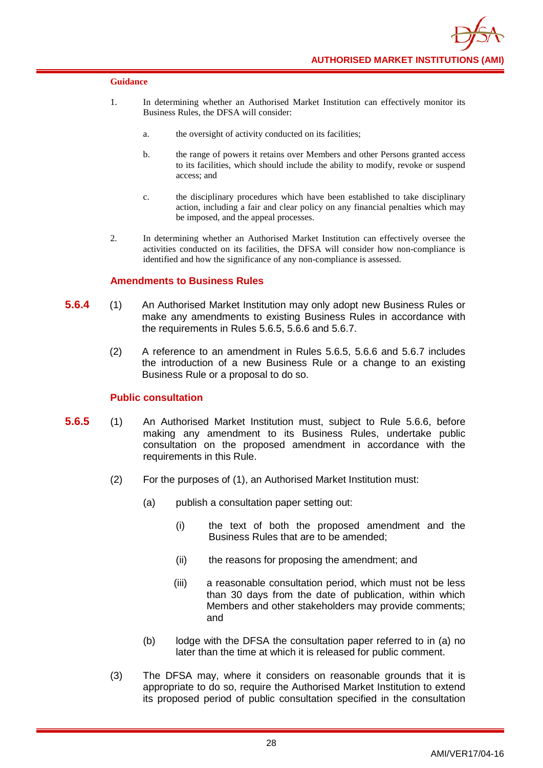**Guidance**

1. In determining whether an Authorised Market Institution can effectively monitor its Business Rules, the DFSA will consider:

   a. the oversight of activity conducted on its facilities;

   b. the range of powers it retains over Members and other Persons granted access to its facilities, which should include the ability to modify, revoke or suspend access; and

   c. the disciplinary procedures which have been established to take disciplinary action, including a fair and clear policy on any financial penalties which may be imposed, and the appeal processes.

2. In determining whether an Authorised Market Institution can effectively oversee the activities conducted on its facilities, the DFSA will consider how non-compliance is identified and how the significance of any non-compliance is assessed.

### Amendments to Business Rules

**5.6.4** (1) An Authorised Market Institution may only adopt new Business Rules or make any amendments to existing Business Rules in accordance with the requirements in Rules 5.6.5, 5.6.6 and 5.6.7.

(2) A reference to an amendment in Rules 5.6.5, 5.6.6 and 5.6.7 includes the introduction of a new Business Rule or a change to an existing Business Rule or a proposal to do so.

### Public consultation

**5.6.5** (1) An Authorised Market Institution must, subject to Rule 5.6.6, before making any amendment to its Business Rules, undertake public consultation on the proposed amendment in accordance with the requirements in this Rule.

(2) For the purposes of (1), an Authorised Market Institution must:

(a) publish a consultation paper setting out:

(i) the text of both the proposed amendment and the Business Rules that are to be amended;

(ii) the reasons for proposing the amendment; and

(iii) a reasonable consultation period, which must not be less than 30 days from the date of publication, within which Members and other stakeholders may provide comments; and

(b) lodge with the DFSA the consultation paper referred to in (a) no later than the time at which it is released for public comment.

(3) The DFSA may, where it considers on reasonable grounds that it is appropriate to do so, require the Authorised Market Institution to extend its proposed period of public consultation specified in the consultation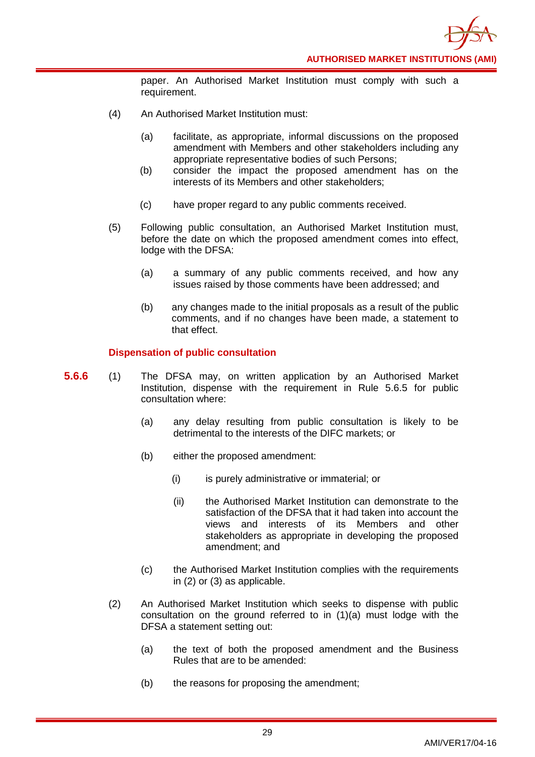paper. An Authorised Market Institution must comply with such a requirement.

(4) An Authorised Market Institution must:

(a) facilitate, as appropriate, informal discussions on the proposed amendment with Members and other stakeholders including any appropriate representative bodies of such Persons;

(b) consider the impact the proposed amendment has on the interests of its Members and other stakeholders;

(c) have proper regard to any public comments received.

(5) Following public consultation, an Authorised Market Institution must, before the date on which the proposed amendment comes into effect, lodge with the DFSA:

(a) a summary of any public comments received, and how any issues raised by those comments have been addressed; and

(b) any changes made to the initial proposals as a result of the public comments, and if no changes have been made, a statement to that effect.

### Dispensation of public consultation

**5.6.6** (1) The DFSA may, on written application by an Authorised Market Institution, dispense with the requirement in Rule 5.6.5 for public consultation where:

(a) any delay resulting from public consultation is likely to be detrimental to the interests of the DIFC markets; or

(b) either the proposed amendment:

(i) is purely administrative or immaterial; or

(ii) the Authorised Market Institution can demonstrate to the satisfaction of the DFSA that it had taken into account the views and interests of its Members and other stakeholders as appropriate in developing the proposed amendment; and

(c) the Authorised Market Institution complies with the requirements in (2) or (3) as applicable.

(2) An Authorised Market Institution which seeks to dispense with public consultation on the ground referred to in (1)(a) must lodge with the DFSA a statement setting out:

(a) the text of both the proposed amendment and the Business Rules that are to be amended:

(b) the reasons for proposing the amendment;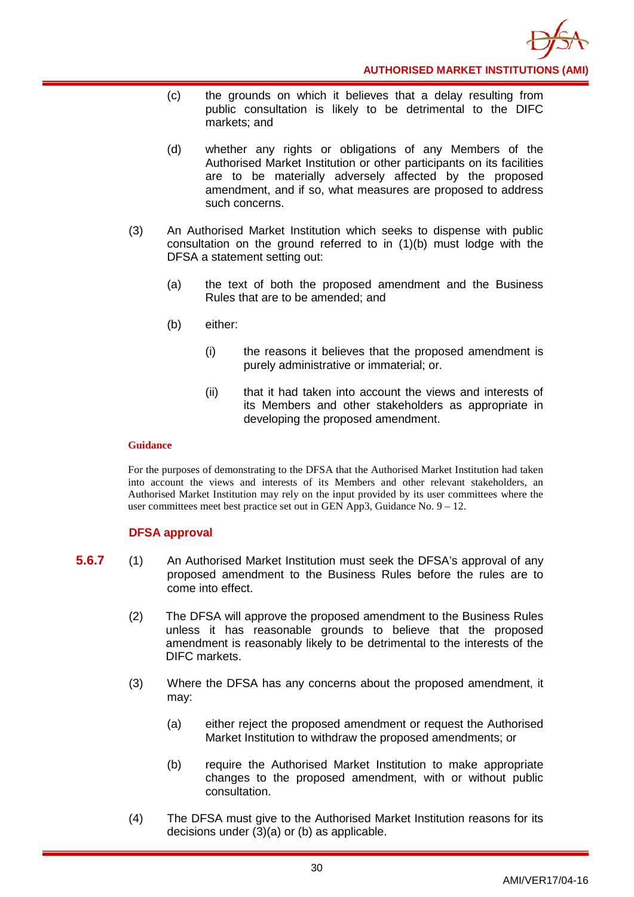(c) the grounds on which it believes that a delay resulting from public consultation is likely to be detrimental to the DIFC markets; and

(d) whether any rights or obligations of any Members of the Authorised Market Institution or other participants on its facilities are to be materially adversely affected by the proposed amendment, and if so, what measures are proposed to address such concerns.

(3) An Authorised Market Institution which seeks to dispense with public consultation on the ground referred to in (1)(b) must lodge with the DFSA a statement setting out:

(a) the text of both the proposed amendment and the Business Rules that are to be amended; and

(b) either:

(i) the reasons it believes that the proposed amendment is purely administrative or immaterial; or.

(ii) that it had taken into account the views and interests of its Members and other stakeholders as appropriate in developing the proposed amendment.

**Guidance**

For the purposes of demonstrating to the DFSA that the Authorised Market Institution had taken into account the views and interests of its Members and other relevant stakeholders, an Authorised Market Institution may rely on the input provided by its user committees where the user committees meet best practice set out in GEN App3, Guidance No. 9 – 12.

### DFSA approval

**5.6.7** (1) An Authorised Market Institution must seek the DFSA's approval of any proposed amendment to the Business Rules before the rules are to come into effect.

(2) The DFSA will approve the proposed amendment to the Business Rules unless it has reasonable grounds to believe that the proposed amendment is reasonably likely to be detrimental to the interests of the DIFC markets.

(3) Where the DFSA has any concerns about the proposed amendment, it may:

(a) either reject the proposed amendment or request the Authorised Market Institution to withdraw the proposed amendments; or

(b) require the Authorised Market Institution to make appropriate changes to the proposed amendment, with or without public consultation.

(4) The DFSA must give to the Authorised Market Institution reasons for its decisions under (3)(a) or (b) as applicable.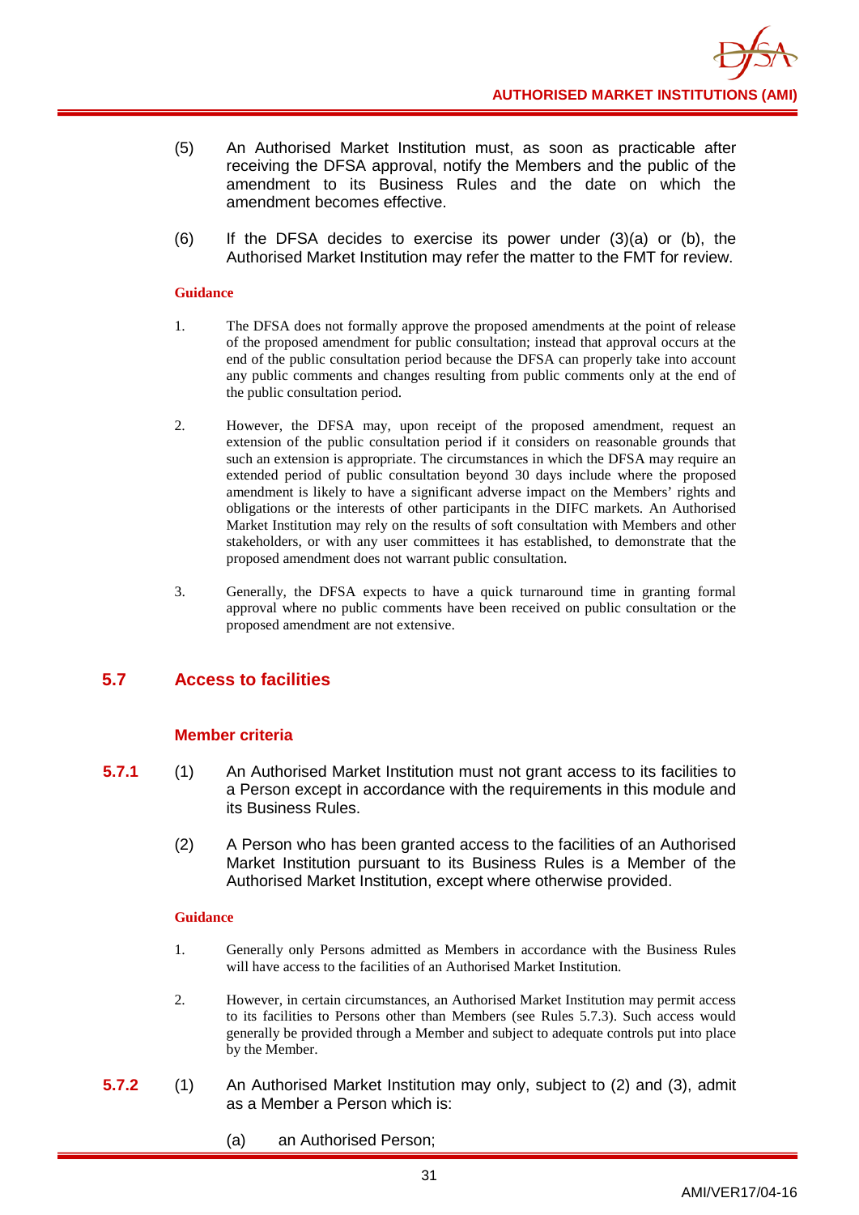(5) An Authorised Market Institution must, as soon as practicable after receiving the DFSA approval, notify the Members and the public of the amendment to its Business Rules and the date on which the amendment becomes effective.

(6) If the DFSA decides to exercise its power under (3)(a) or (b), the Authorised Market Institution may refer the matter to the FMT for review.

**Guidance**

1. The DFSA does not formally approve the proposed amendments at the point of release of the proposed amendment for public consultation; instead that approval occurs at the end of the public consultation period because the DFSA can properly take into account any public comments and changes resulting from public comments only at the end of the public consultation period.

2. However, the DFSA may, upon receipt of the proposed amendment, request an extension of the public consultation period if it considers on reasonable grounds that such an extension is appropriate. The circumstances in which the DFSA may require an extended period of public consultation beyond 30 days include where the proposed amendment is likely to have a significant adverse impact on the Members' rights and obligations or the interests of other participants in the DIFC markets. An Authorised Market Institution may rely on the results of soft consultation with Members and other stakeholders, or with any user committees it has established, to demonstrate that the proposed amendment does not warrant public consultation.

3. Generally, the DFSA expects to have a quick turnaround time in granting formal approval where no public comments have been received on public consultation or the proposed amendment are not extensive.

## 5.7 Access to facilities

### Member criteria

**5.7.1** (1) An Authorised Market Institution must not grant access to its facilities to a Person except in accordance with the requirements in this module and its Business Rules.

(2) A Person who has been granted access to the facilities of an Authorised Market Institution pursuant to its Business Rules is a Member of the Authorised Market Institution, except where otherwise provided.

**Guidance**

1. Generally only Persons admitted as Members in accordance with the Business Rules will have access to the facilities of an Authorised Market Institution.

2. However, in certain circumstances, an Authorised Market Institution may permit access to its facilities to Persons other than Members (see Rules 5.7.3). Such access would generally be provided through a Member and subject to adequate controls put into place by the Member.

**5.7.2** (1) An Authorised Market Institution may only, subject to (2) and (3), admit as a Member a Person which is:

(a) an Authorised Person;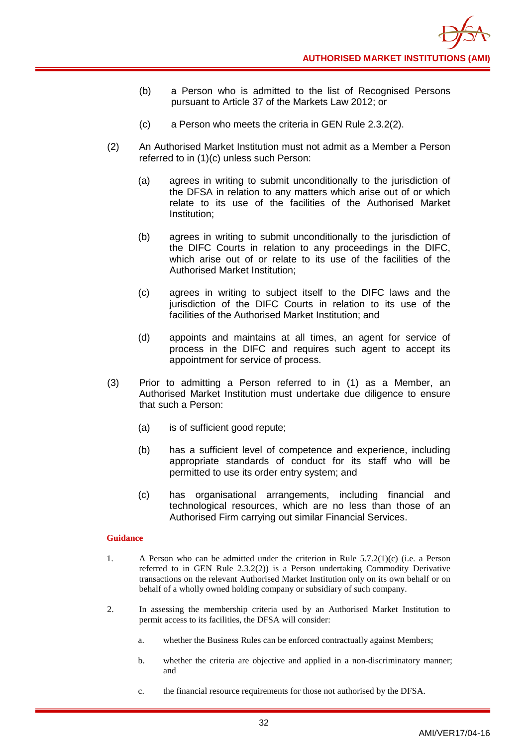(b) a Person who is admitted to the list of Recognised Persons pursuant to Article 37 of the Markets Law 2012; or

(c) a Person who meets the criteria in GEN Rule 2.3.2(2).

(2) An Authorised Market Institution must not admit as a Member a Person referred to in (1)(c) unless such Person:

(a) agrees in writing to submit unconditionally to the jurisdiction of the DFSA in relation to any matters which arise out of or which relate to its use of the facilities of the Authorised Market Institution;

(b) agrees in writing to submit unconditionally to the jurisdiction of the DIFC Courts in relation to any proceedings in the DIFC, which arise out of or relate to its use of the facilities of the Authorised Market Institution;

(c) agrees in writing to subject itself to the DIFC laws and the jurisdiction of the DIFC Courts in relation to its use of the facilities of the Authorised Market Institution; and

(d) appoints and maintains at all times, an agent for service of process in the DIFC and requires such agent to accept its appointment for service of process.

(3) Prior to admitting a Person referred to in (1) as a Member, an Authorised Market Institution must undertake due diligence to ensure that such a Person:

(a) is of sufficient good repute;

(b) has a sufficient level of competence and experience, including appropriate standards of conduct for its staff who will be permitted to use its order entry system; and

(c) has organisational arrangements, including financial and technological resources, which are no less than those of an Authorised Firm carrying out similar Financial Services.

**Guidance**

1. A Person who can be admitted under the criterion in Rule 5.7.2(1)(c) (i.e. a Person referred to in GEN Rule 2.3.2(2)) is a Person undertaking Commodity Derivative transactions on the relevant Authorised Market Institution only on its own behalf or on behalf of a wholly owned holding company or subsidiary of such company.

2. In assessing the membership criteria used by an Authorised Market Institution to permit access to its facilities, the DFSA will consider:

   a. whether the Business Rules can be enforced contractually against Members;

   b. whether the criteria are objective and applied in a non-discriminatory manner; and

   c. the financial resource requirements for those not authorised by the DFSA.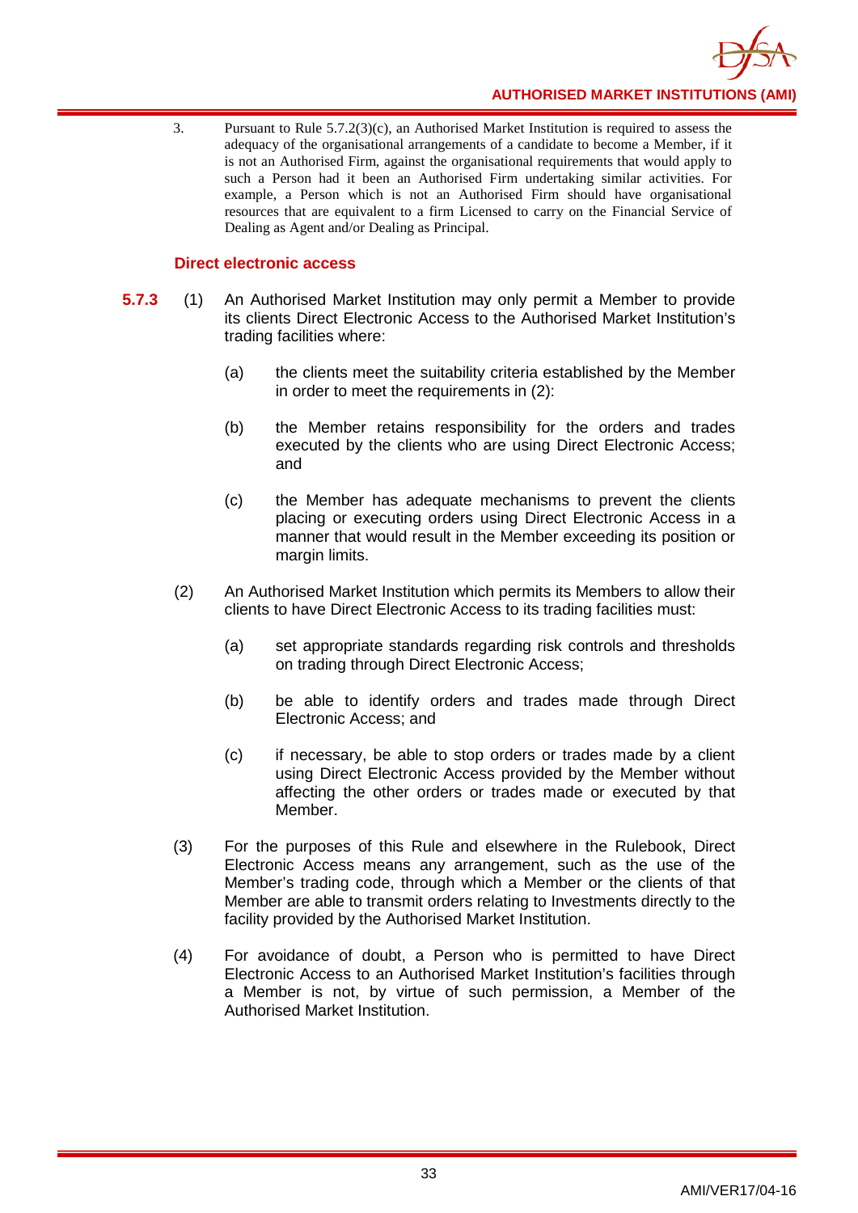3. Pursuant to Rule 5.7.2(3)(c), an Authorised Market Institution is required to assess the adequacy of the organisational arrangements of a candidate to become a Member, if it is not an Authorised Firm, against the organisational requirements that would apply to such a Person had it been an Authorised Firm undertaking similar activities. For example, a Person which is not an Authorised Firm should have organisational resources that are equivalent to a firm Licensed to carry on the Financial Service of Dealing as Agent and/or Dealing as Principal.

### Direct electronic access

**5.7.3** (1) An Authorised Market Institution may only permit a Member to provide its clients Direct Electronic Access to the Authorised Market Institution's trading facilities where:

(a) the clients meet the suitability criteria established by the Member in order to meet the requirements in (2):

(b) the Member retains responsibility for the orders and trades executed by the clients who are using Direct Electronic Access; and

(c) the Member has adequate mechanisms to prevent the clients placing or executing orders using Direct Electronic Access in a manner that would result in the Member exceeding its position or margin limits.

(2) An Authorised Market Institution which permits its Members to allow their clients to have Direct Electronic Access to its trading facilities must:

(a) set appropriate standards regarding risk controls and thresholds on trading through Direct Electronic Access;

(b) be able to identify orders and trades made through Direct Electronic Access; and

(c) if necessary, be able to stop orders or trades made by a client using Direct Electronic Access provided by the Member without affecting the other orders or trades made or executed by that Member.

(3) For the purposes of this Rule and elsewhere in the Rulebook, Direct Electronic Access means any arrangement, such as the use of the Member's trading code, through which a Member or the clients of that Member are able to transmit orders relating to Investments directly to the facility provided by the Authorised Market Institution.

(4) For avoidance of doubt, a Person who is permitted to have Direct Electronic Access to an Authorised Market Institution's facilities through a Member is not, by virtue of such permission, a Member of the Authorised Market Institution.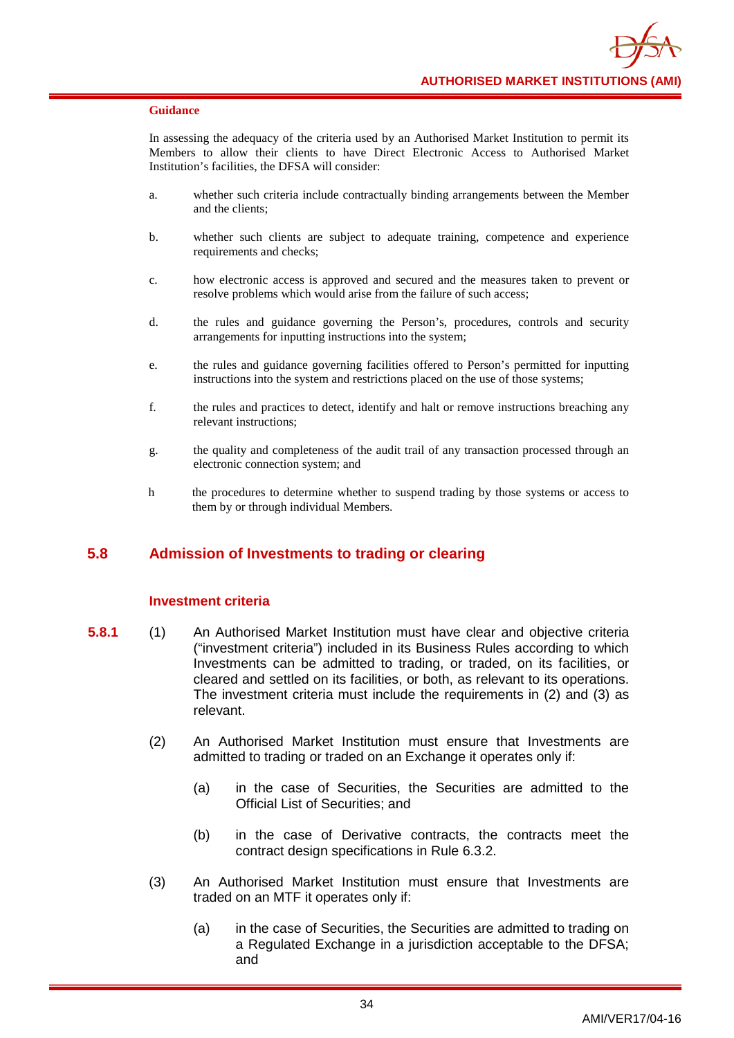**Guidance**

In assessing the adequacy of the criteria used by an Authorised Market Institution to permit its Members to allow their clients to have Direct Electronic Access to Authorised Market Institution's facilities, the DFSA will consider:

a. whether such criteria include contractually binding arrangements between the Member and the clients;

b. whether such clients are subject to adequate training, competence and experience requirements and checks;

c. how electronic access is approved and secured and the measures taken to prevent or resolve problems which would arise from the failure of such access;

d. the rules and guidance governing the Person's, procedures, controls and security arrangements for inputting instructions into the system;

e. the rules and guidance governing facilities offered to Person's permitted for inputting instructions into the system and restrictions placed on the use of those systems;

f. the rules and practices to detect, identify and halt or remove instructions breaching any relevant instructions;

g. the quality and completeness of the audit trail of any transaction processed through an electronic connection system; and

h the procedures to determine whether to suspend trading by those systems or access to them by or through individual Members.

## 5.8 Admission of Investments to trading or clearing

### Investment criteria

**5.8.1** (1) An Authorised Market Institution must have clear and objective criteria ("investment criteria") included in its Business Rules according to which Investments can be admitted to trading, or traded, on its facilities, or cleared and settled on its facilities, or both, as relevant to its operations. The investment criteria must include the requirements in (2) and (3) as relevant.

(2) An Authorised Market Institution must ensure that Investments are admitted to trading or traded on an Exchange it operates only if:

(a) in the case of Securities, the Securities are admitted to the Official List of Securities; and

(b) in the case of Derivative contracts, the contracts meet the contract design specifications in Rule 6.3.2.

(3) An Authorised Market Institution must ensure that Investments are traded on an MTF it operates only if:

(a) in the case of Securities, the Securities are admitted to trading on a Regulated Exchange in a jurisdiction acceptable to the DFSA; and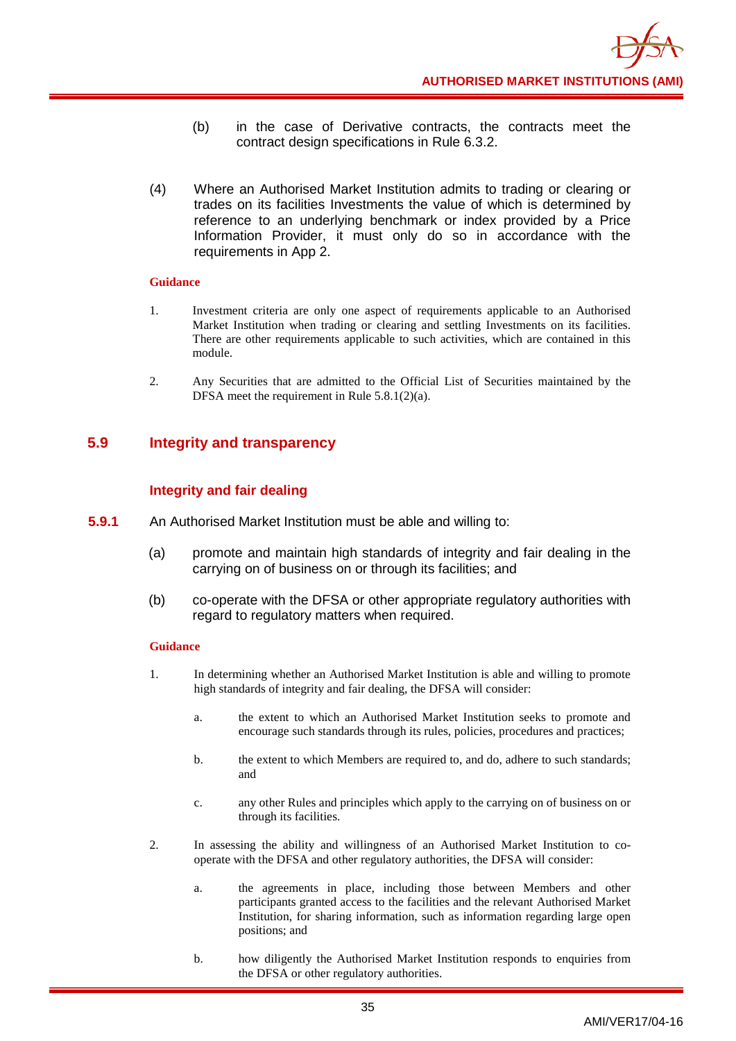(b) in the case of Derivative contracts, the contracts meet the contract design specifications in Rule 6.3.2.

(4) Where an Authorised Market Institution admits to trading or clearing or trades on its facilities Investments the value of which is determined by reference to an underlying benchmark or index provided by a Price Information Provider, it must only do so in accordance with the requirements in App 2.

**Guidance**

1. Investment criteria are only one aspect of requirements applicable to an Authorised Market Institution when trading or clearing and settling Investments on its facilities. There are other requirements applicable to such activities, which are contained in this module.

2. Any Securities that are admitted to the Official List of Securities maintained by the DFSA meet the requirement in Rule 5.8.1(2)(a).

## 5.9 Integrity and transparency

### Integrity and fair dealing

**5.9.1** An Authorised Market Institution must be able and willing to:

(a) promote and maintain high standards of integrity and fair dealing in the carrying on of business on or through its facilities; and

(b) co-operate with the DFSA or other appropriate regulatory authorities with regard to regulatory matters when required.

**Guidance**

1. In determining whether an Authorised Market Institution is able and willing to promote high standards of integrity and fair dealing, the DFSA will consider:

   a. the extent to which an Authorised Market Institution seeks to promote and encourage such standards through its rules, policies, procedures and practices;

   b. the extent to which Members are required to, and do, adhere to such standards; and

   c. any other Rules and principles which apply to the carrying on of business on or through its facilities.

2. In assessing the ability and willingness of an Authorised Market Institution to co-operate with the DFSA and other regulatory authorities, the DFSA will consider:

   a. the agreements in place, including those between Members and other participants granted access to the facilities and the relevant Authorised Market Institution, for sharing information, such as information regarding large open positions; and

   b. how diligently the Authorised Market Institution responds to enquiries from the DFSA or other regulatory authorities.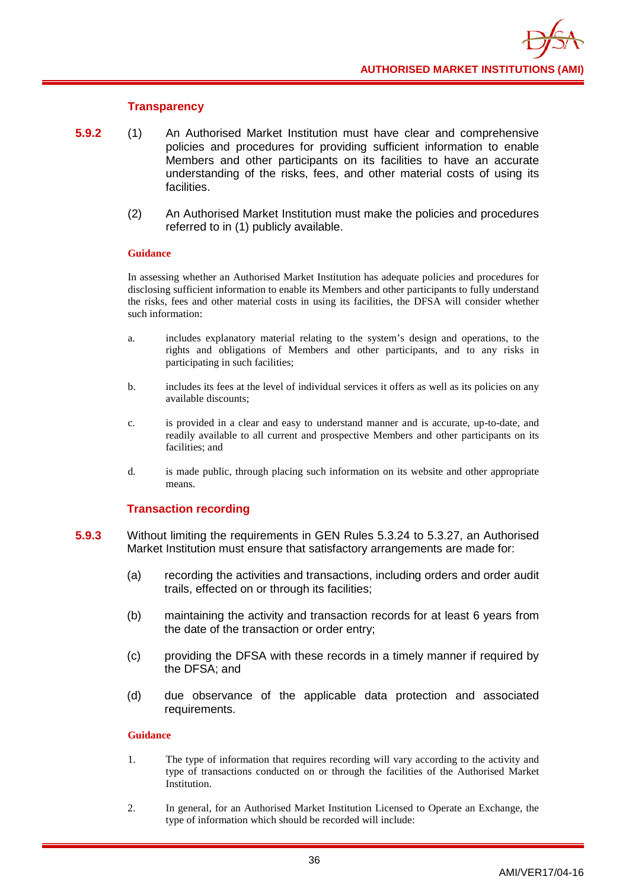### Transparency

**5.9.2** (1) An Authorised Market Institution must have clear and comprehensive policies and procedures for providing sufficient information to enable Members and other participants on its facilities to have an accurate understanding of the risks, fees, and other material costs of using its facilities.

(2) An Authorised Market Institution must make the policies and procedures referred to in (1) publicly available.

**Guidance**

In assessing whether an Authorised Market Institution has adequate policies and procedures for disclosing sufficient information to enable its Members and other participants to fully understand the risks, fees and other material costs in using its facilities, the DFSA will consider whether such information:

a. includes explanatory material relating to the system's design and operations, to the rights and obligations of Members and other participants, and to any risks in participating in such facilities;

b. includes its fees at the level of individual services it offers as well as its policies on any available discounts;

c. is provided in a clear and easy to understand manner and is accurate, up-to-date, and readily available to all current and prospective Members and other participants on its facilities; and

d. is made public, through placing such information on its website and other appropriate means.

### Transaction recording

**5.9.3** Without limiting the requirements in GEN Rules 5.3.24 to 5.3.27, an Authorised Market Institution must ensure that satisfactory arrangements are made for:

(a) recording the activities and transactions, including orders and order audit trails, effected on or through its facilities;

(b) maintaining the activity and transaction records for at least 6 years from the date of the transaction or order entry;

(c) providing the DFSA with these records in a timely manner if required by the DFSA; and

(d) due observance of the applicable data protection and associated requirements.

**Guidance**

1. The type of information that requires recording will vary according to the activity and type of transactions conducted on or through the facilities of the Authorised Market Institution.

2. In general, for an Authorised Market Institution Licensed to Operate an Exchange, the type of information which should be recorded will include: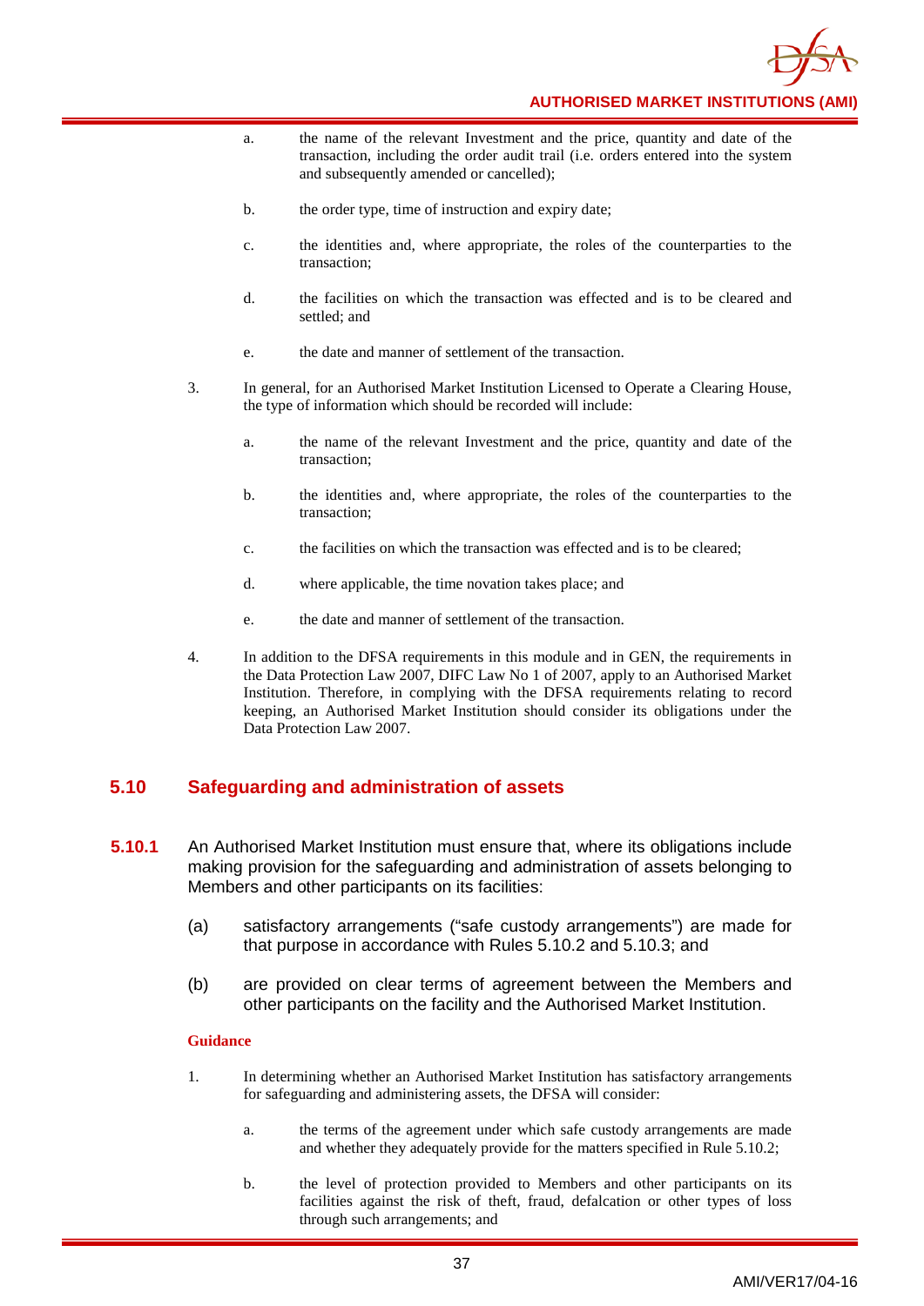a. the name of the relevant Investment and the price, quantity and date of the transaction, including the order audit trail (i.e. orders entered into the system and subsequently amended or cancelled);

b. the order type, time of instruction and expiry date;

c. the identities and, where appropriate, the roles of the counterparties to the transaction;

d. the facilities on which the transaction was effected and is to be cleared and settled; and

e. the date and manner of settlement of the transaction.

3. In general, for an Authorised Market Institution Licensed to Operate a Clearing House, the type of information which should be recorded will include:

a. the name of the relevant Investment and the price, quantity and date of the transaction;

b. the identities and, where appropriate, the roles of the counterparties to the transaction;

c. the facilities on which the transaction was effected and is to be cleared;

d. where applicable, the time novation takes place; and

e. the date and manner of settlement of the transaction.

4. In addition to the DFSA requirements in this module and in GEN, the requirements in the Data Protection Law 2007, DIFC Law No 1 of 2007, apply to an Authorised Market Institution. Therefore, in complying with the DFSA requirements relating to record keeping, an Authorised Market Institution should consider its obligations under the Data Protection Law 2007.

## 5.10 Safeguarding and administration of assets

**5.10.1** An Authorised Market Institution must ensure that, where its obligations include making provision for the safeguarding and administration of assets belonging to Members and other participants on its facilities:

(a) satisfactory arrangements ("safe custody arrangements") are made for that purpose in accordance with Rules 5.10.2 and 5.10.3; and

(b) are provided on clear terms of agreement between the Members and other participants on the facility and the Authorised Market Institution.

**Guidance**

1. In determining whether an Authorised Market Institution has satisfactory arrangements for safeguarding and administering assets, the DFSA will consider:

a. the terms of the agreement under which safe custody arrangements are made and whether they adequately provide for the matters specified in Rule 5.10.2;

b. the level of protection provided to Members and other participants on its facilities against the risk of theft, fraud, defalcation or other types of loss through such arrangements; and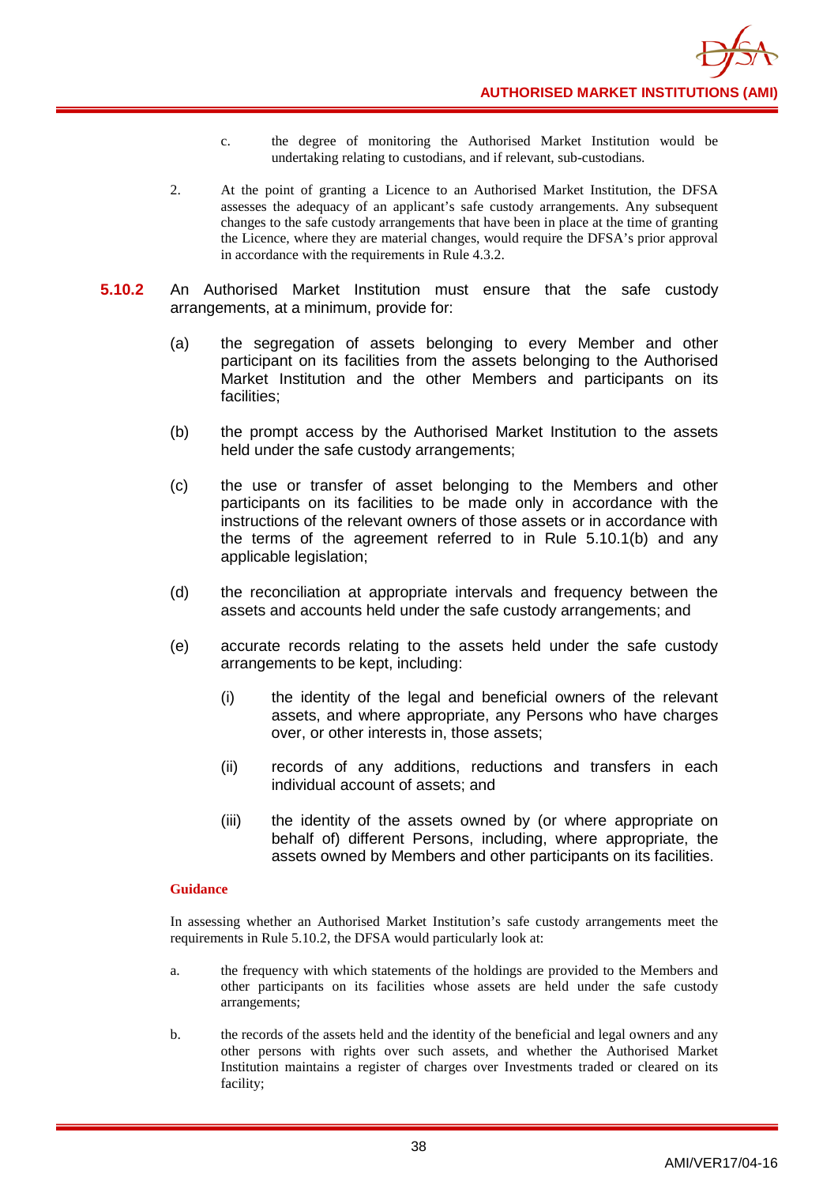c. the degree of monitoring the Authorised Market Institution would be undertaking relating to custodians, and if relevant, sub-custodians.

2. At the point of granting a Licence to an Authorised Market Institution, the DFSA assesses the adequacy of an applicant's safe custody arrangements. Any subsequent changes to the safe custody arrangements that have been in place at the time of granting the Licence, where they are material changes, would require the DFSA's prior approval in accordance with the requirements in Rule 4.3.2.

**5.10.2** An Authorised Market Institution must ensure that the safe custody arrangements, at a minimum, provide for:

(a) the segregation of assets belonging to every Member and other participant on its facilities from the assets belonging to the Authorised Market Institution and the other Members and participants on its facilities;

(b) the prompt access by the Authorised Market Institution to the assets held under the safe custody arrangements;

(c) the use or transfer of asset belonging to the Members and other participants on its facilities to be made only in accordance with the instructions of the relevant owners of those assets or in accordance with the terms of the agreement referred to in Rule 5.10.1(b) and any applicable legislation;

(d) the reconciliation at appropriate intervals and frequency between the assets and accounts held under the safe custody arrangements; and

(e) accurate records relating to the assets held under the safe custody arrangements to be kept, including:

(i) the identity of the legal and beneficial owners of the relevant assets, and where appropriate, any Persons who have charges over, or other interests in, those assets;

(ii) records of any additions, reductions and transfers in each individual account of assets; and

(iii) the identity of the assets owned by (or where appropriate on behalf of) different Persons, including, where appropriate, the assets owned by Members and other participants on its facilities.

**Guidance**

In assessing whether an Authorised Market Institution's safe custody arrangements meet the requirements in Rule 5.10.2, the DFSA would particularly look at:

a. the frequency with which statements of the holdings are provided to the Members and other participants on its facilities whose assets are held under the safe custody arrangements;

b. the records of the assets held and the identity of the beneficial and legal owners and any other persons with rights over such assets, and whether the Authorised Market Institution maintains a register of charges over Investments traded or cleared on its facility;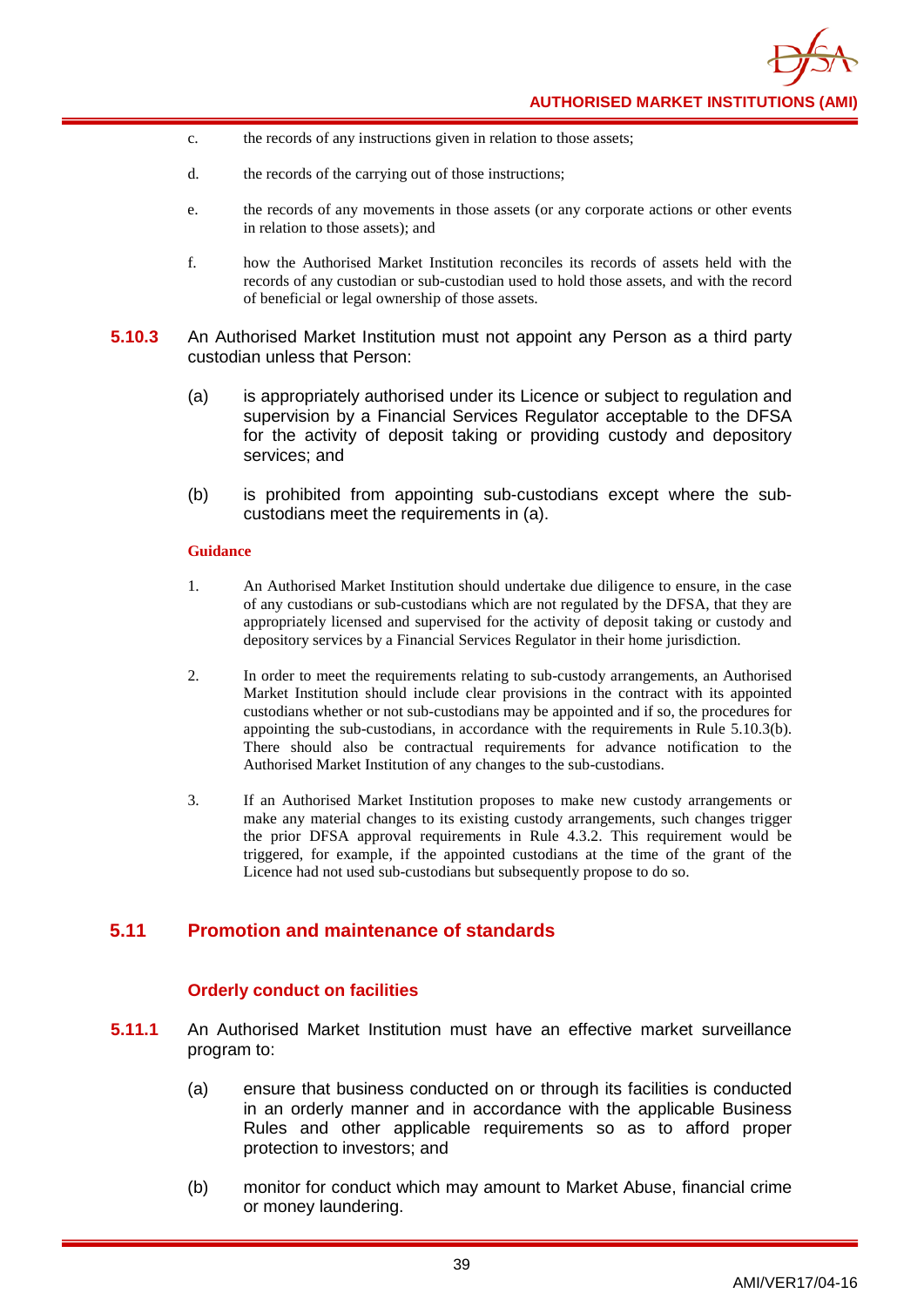c. the records of any instructions given in relation to those assets;

d. the records of the carrying out of those instructions;

e. the records of any movements in those assets (or any corporate actions or other events in relation to those assets); and

f. how the Authorised Market Institution reconciles its records of assets held with the records of any custodian or sub-custodian used to hold those assets, and with the record of beneficial or legal ownership of those assets.

**5.10.3** An Authorised Market Institution must not appoint any Person as a third party custodian unless that Person:

(a) is appropriately authorised under its Licence or subject to regulation and supervision by a Financial Services Regulator acceptable to the DFSA for the activity of deposit taking or providing custody and depository services; and

(b) is prohibited from appointing sub-custodians except where the sub-custodians meet the requirements in (a).

**Guidance**

1. An Authorised Market Institution should undertake due diligence to ensure, in the case of any custodians or sub-custodians which are not regulated by the DFSA, that they are appropriately licensed and supervised for the activity of deposit taking or custody and depository services by a Financial Services Regulator in their home jurisdiction.

2. In order to meet the requirements relating to sub-custody arrangements, an Authorised Market Institution should include clear provisions in the contract with its appointed custodians whether or not sub-custodians may be appointed and if so, the procedures for appointing the sub-custodians, in accordance with the requirements in Rule 5.10.3(b). There should also be contractual requirements for advance notification to the Authorised Market Institution of any changes to the sub-custodians.

3. If an Authorised Market Institution proposes to make new custody arrangements or make any material changes to its existing custody arrangements, such changes trigger the prior DFSA approval requirements in Rule 4.3.2. This requirement would be triggered, for example, if the appointed custodians at the time of the grant of the Licence had not used sub-custodians but subsequently propose to do so.

## 5.11 Promotion and maintenance of standards

### Orderly conduct on facilities

**5.11.1** An Authorised Market Institution must have an effective market surveillance program to:

(a) ensure that business conducted on or through its facilities is conducted in an orderly manner and in accordance with the applicable Business Rules and other applicable requirements so as to afford proper protection to investors; and

(b) monitor for conduct which may amount to Market Abuse, financial crime or money laundering.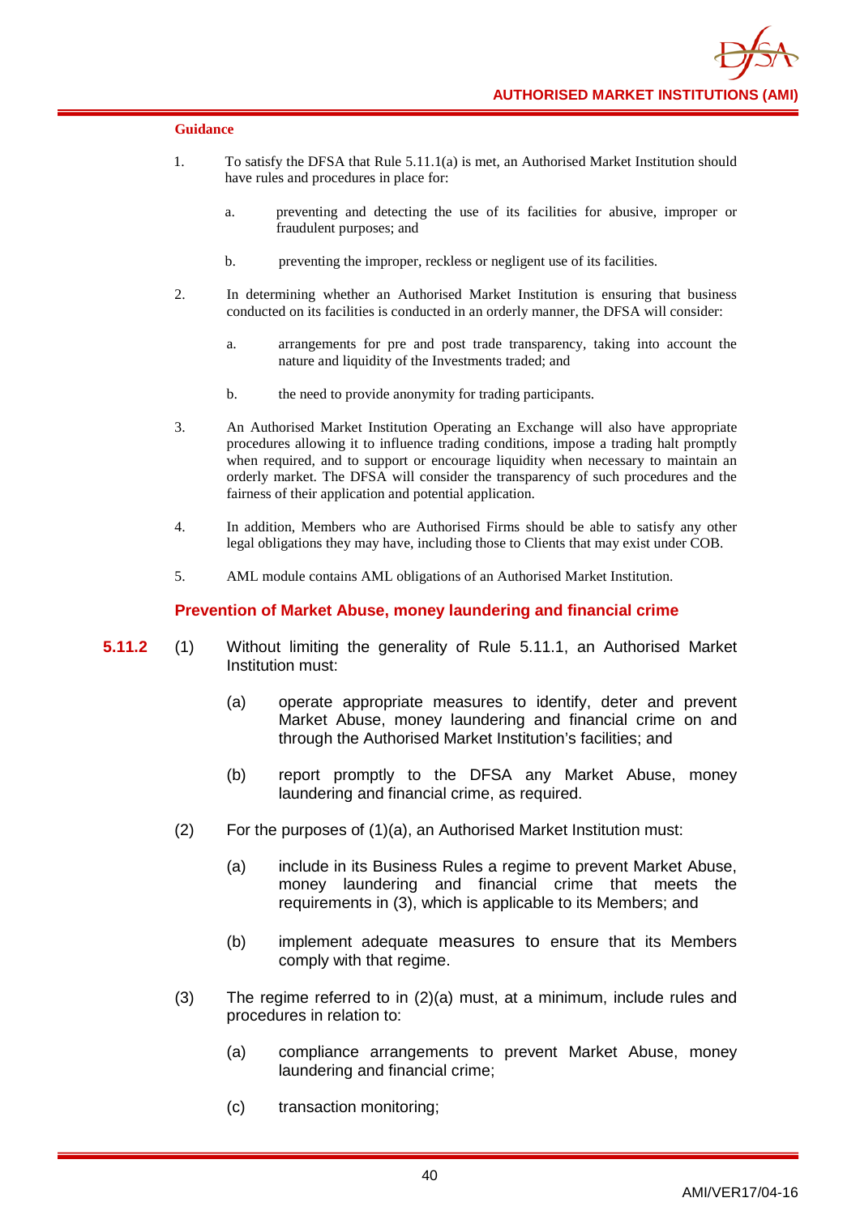**Guidance**

1. To satisfy the DFSA that Rule 5.11.1(a) is met, an Authorised Market Institution should have rules and procedures in place for:

   a. preventing and detecting the use of its facilities for abusive, improper or fraudulent purposes; and

   b. preventing the improper, reckless or negligent use of its facilities.

2. In determining whether an Authorised Market Institution is ensuring that business conducted on its facilities is conducted in an orderly manner, the DFSA will consider:

   a. arrangements for pre and post trade transparency, taking into account the nature and liquidity of the Investments traded; and

   b. the need to provide anonymity for trading participants.

3. An Authorised Market Institution Operating an Exchange will also have appropriate procedures allowing it to influence trading conditions, impose a trading halt promptly when required, and to support or encourage liquidity when necessary to maintain an orderly market. The DFSA will consider the transparency of such procedures and the fairness of their application and potential application.

4. In addition, Members who are Authorised Firms should be able to satisfy any other legal obligations they may have, including those to Clients that may exist under COB.

5. AML module contains AML obligations of an Authorised Market Institution.

### Prevention of Market Abuse, money laundering and financial crime

**5.11.2** (1) Without limiting the generality of Rule 5.11.1, an Authorised Market Institution must:

(a) operate appropriate measures to identify, deter and prevent Market Abuse, money laundering and financial crime on and through the Authorised Market Institution's facilities; and

(b) report promptly to the DFSA any Market Abuse, money laundering and financial crime, as required.

(2) For the purposes of (1)(a), an Authorised Market Institution must:

(a) include in its Business Rules a regime to prevent Market Abuse, money laundering and financial crime that meets the requirements in (3), which is applicable to its Members; and

(b) implement adequate measures to ensure that its Members comply with that regime.

(3) The regime referred to in (2)(a) must, at a minimum, include rules and procedures in relation to:

(a) compliance arrangements to prevent Market Abuse, money laundering and financial crime;

(c) transaction monitoring;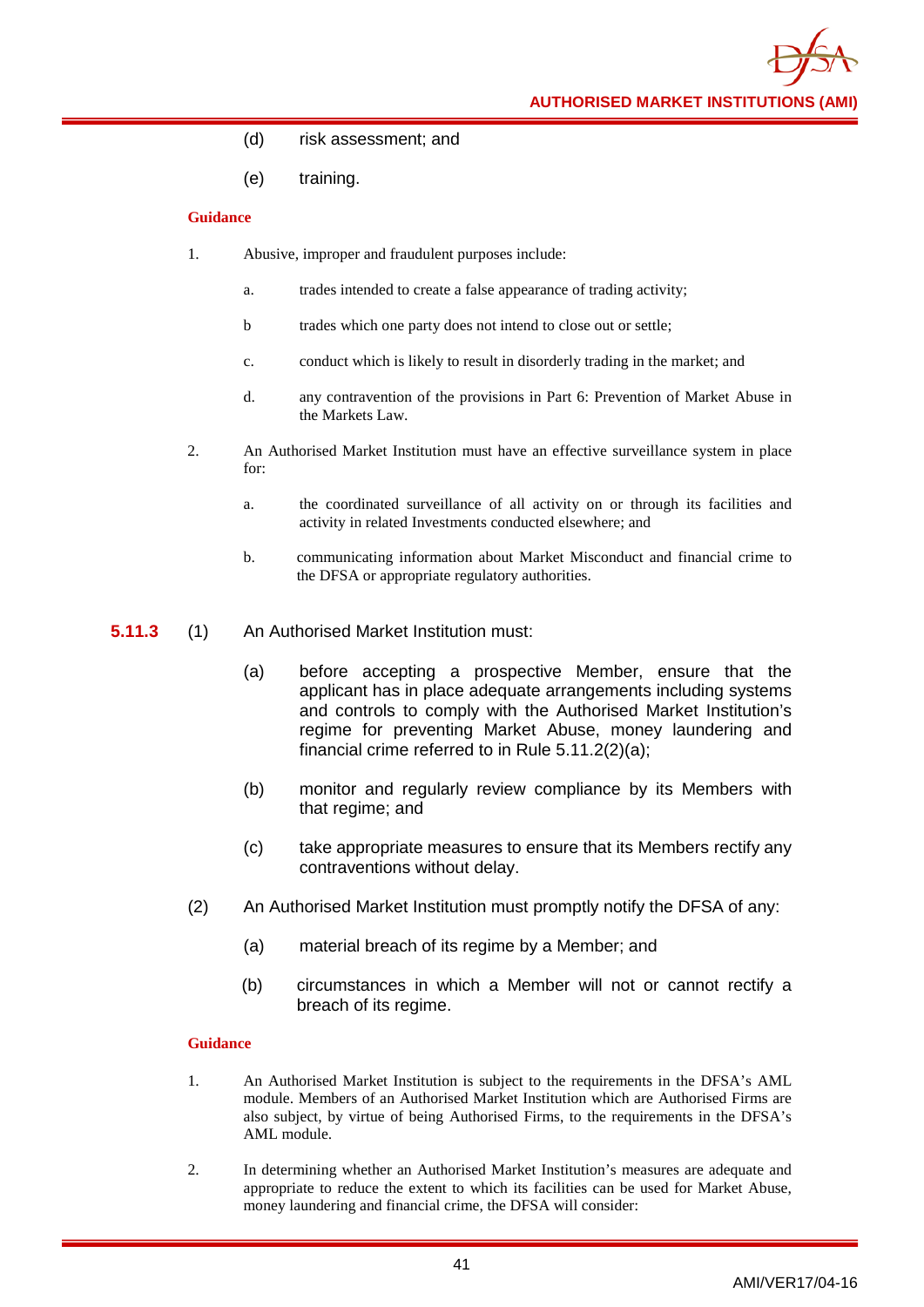(d) risk assessment; and

(e) training.

**Guidance**

1. Abusive, improper and fraudulent purposes include:

   a. trades intended to create a false appearance of trading activity;

   b trades which one party does not intend to close out or settle;

   c. conduct which is likely to result in disorderly trading in the market; and

   d. any contravention of the provisions in Part 6: Prevention of Market Abuse in the Markets Law.

2. An Authorised Market Institution must have an effective surveillance system in place for:

   a. the coordinated surveillance of all activity on or through its facilities and activity in related Investments conducted elsewhere; and

   b. communicating information about Market Misconduct and financial crime to the DFSA or appropriate regulatory authorities.

**5.11.3** (1) An Authorised Market Institution must:

(a) before accepting a prospective Member, ensure that the applicant has in place adequate arrangements including systems and controls to comply with the Authorised Market Institution's regime for preventing Market Abuse, money laundering and financial crime referred to in Rule 5.11.2(2)(a);

(b) monitor and regularly review compliance by its Members with that regime; and

(c) take appropriate measures to ensure that its Members rectify any contraventions without delay.

(2) An Authorised Market Institution must promptly notify the DFSA of any:

(a) material breach of its regime by a Member; and

(b) circumstances in which a Member will not or cannot rectify a breach of its regime.

**Guidance**

1. An Authorised Market Institution is subject to the requirements in the DFSA's AML module. Members of an Authorised Market Institution which are Authorised Firms are also subject, by virtue of being Authorised Firms, to the requirements in the DFSA's AML module.

2. In determining whether an Authorised Market Institution's measures are adequate and appropriate to reduce the extent to which its facilities can be used for Market Abuse, money laundering and financial crime, the DFSA will consider: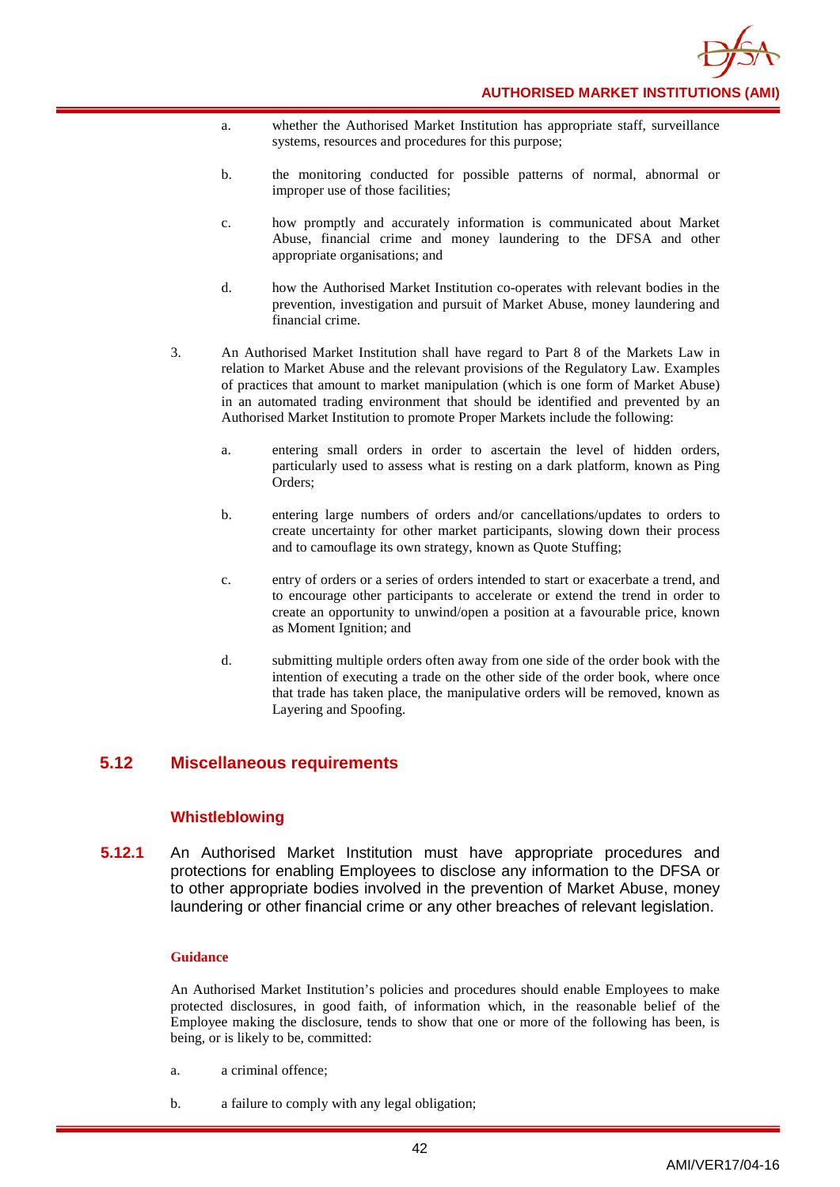a. whether the Authorised Market Institution has appropriate staff, surveillance systems, resources and procedures for this purpose;

b. the monitoring conducted for possible patterns of normal, abnormal or improper use of those facilities;

c. how promptly and accurately information is communicated about Market Abuse, financial crime and money laundering to the DFSA and other appropriate organisations; and

d. how the Authorised Market Institution co-operates with relevant bodies in the prevention, investigation and pursuit of Market Abuse, money laundering and financial crime.

3. An Authorised Market Institution shall have regard to Part 8 of the Markets Law in relation to Market Abuse and the relevant provisions of the Regulatory Law. Examples of practices that amount to market manipulation (which is one form of Market Abuse) in an automated trading environment that should be identified and prevented by an Authorised Market Institution to promote Proper Markets include the following:

   a. entering small orders in order to ascertain the level of hidden orders, particularly used to assess what is resting on a dark platform, known as Ping Orders;

   b. entering large numbers of orders and/or cancellations/updates to orders to create uncertainty for other market participants, slowing down their process and to camouflage its own strategy, known as Quote Stuffing;

   c. entry of orders or a series of orders intended to start or exacerbate a trend, and to encourage other participants to accelerate or extend the trend in order to create an opportunity to unwind/open a position at a favourable price, known as Moment Ignition; and

   d. submitting multiple orders often away from one side of the order book with the intention of executing a trade on the other side of the order book, where once that trade has taken place, the manipulative orders will be removed, known as Layering and Spoofing.

## 5.12 Miscellaneous requirements

### Whistleblowing

**5.12.1** An Authorised Market Institution must have appropriate procedures and protections for enabling Employees to disclose any information to the DFSA or to other appropriate bodies involved in the prevention of Market Abuse, money laundering or other financial crime or any other breaches of relevant legislation.

**Guidance**

An Authorised Market Institution's policies and procedures should enable Employees to make protected disclosures, in good faith, of information which, in the reasonable belief of the Employee making the disclosure, tends to show that one or more of the following has been, is being, or is likely to be, committed:

a. a criminal offence;

b. a failure to comply with any legal obligation;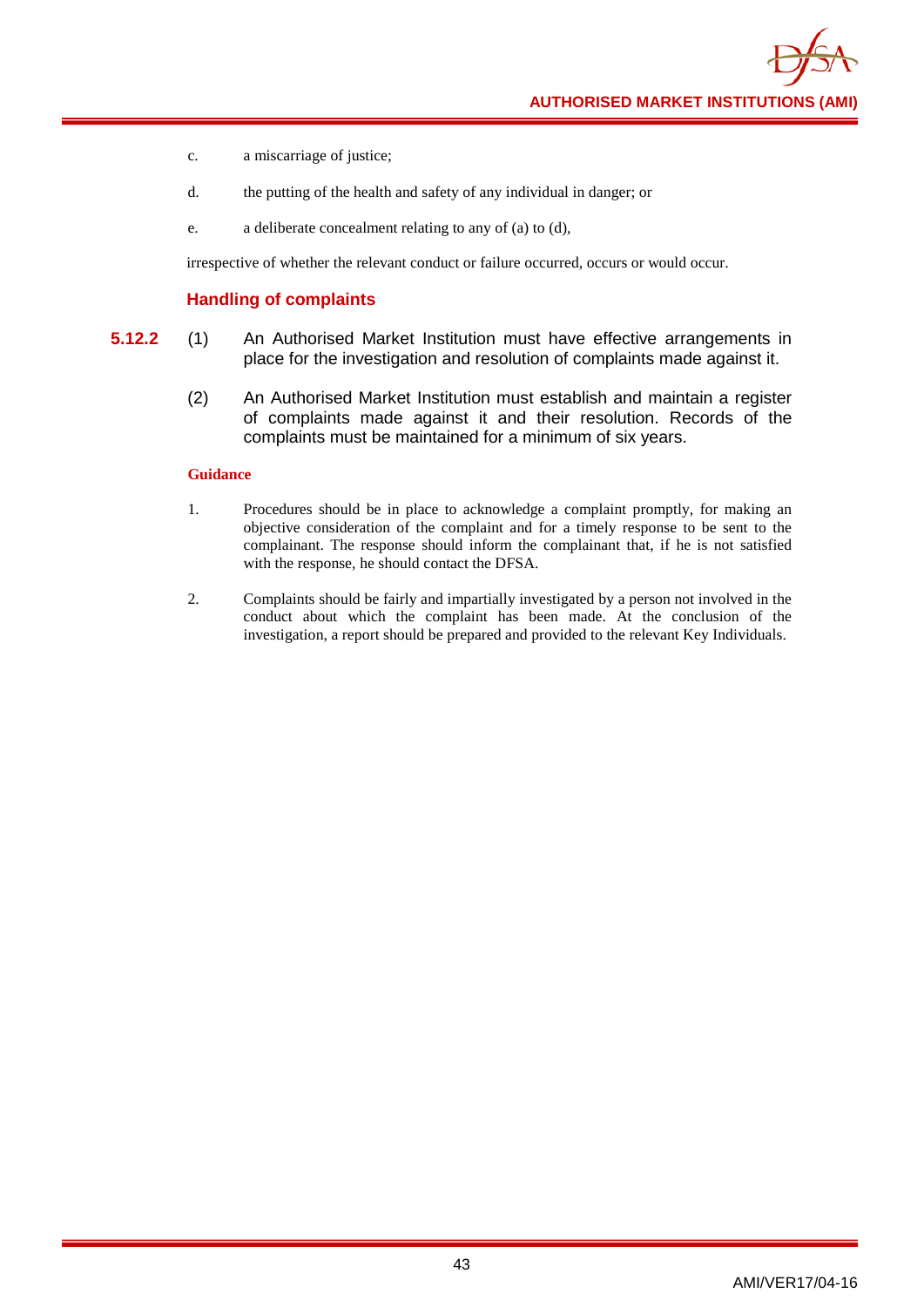c. a miscarriage of justice;

d. the putting of the health and safety of any individual in danger; or

e. a deliberate concealment relating to any of (a) to (d),

irrespective of whether the relevant conduct or failure occurred, occurs or would occur.

### Handling of complaints

**5.12.2** (1) An Authorised Market Institution must have effective arrangements in place for the investigation and resolution of complaints made against it.

(2) An Authorised Market Institution must establish and maintain a register of complaints made against it and their resolution. Records of the complaints must be maintained for a minimum of six years.

**Guidance**

1. Procedures should be in place to acknowledge a complaint promptly, for making an objective consideration of the complaint and for a timely response to be sent to the complainant. The response should inform the complainant that, if he is not satisfied with the response, he should contact the DFSA.

2. Complaints should be fairly and impartially investigated by a person not involved in the conduct about which the complaint has been made. At the conclusion of the investigation, a report should be prepared and provided to the relevant Key Individuals.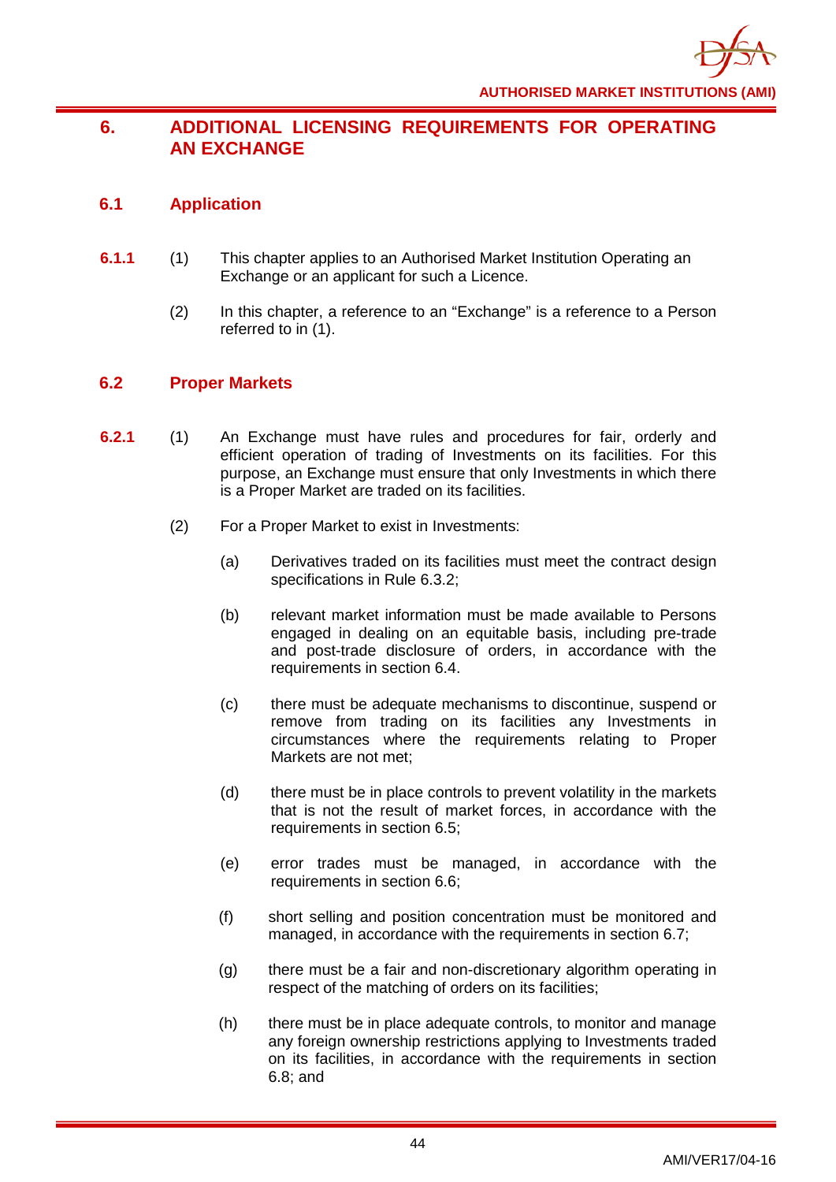# 6. ADDITIONAL LICENSING REQUIREMENTS FOR OPERATING AN EXCHANGE

## 6.1 Application

**6.1.1** (1) This chapter applies to an Authorised Market Institution Operating an Exchange or an applicant for such a Licence.

(2) In this chapter, a reference to an "Exchange" is a reference to a Person referred to in (1).

## 6.2 Proper Markets

**6.2.1** (1) An Exchange must have rules and procedures for fair, orderly and efficient operation of trading of Investments on its facilities. For this purpose, an Exchange must ensure that only Investments in which there is a Proper Market are traded on its facilities.

(2) For a Proper Market to exist in Investments:

(a) Derivatives traded on its facilities must meet the contract design specifications in Rule 6.3.2;

(b) relevant market information must be made available to Persons engaged in dealing on an equitable basis, including pre-trade and post-trade disclosure of orders, in accordance with the requirements in section 6.4.

(c) there must be adequate mechanisms to discontinue, suspend or remove from trading on its facilities any Investments in circumstances where the requirements relating to Proper Markets are not met;

(d) there must be in place controls to prevent volatility in the markets that is not the result of market forces, in accordance with the requirements in section 6.5;

(e) error trades must be managed, in accordance with the requirements in section 6.6;

(f) short selling and position concentration must be monitored and managed, in accordance with the requirements in section 6.7;

(g) there must be a fair and non-discretionary algorithm operating in respect of the matching of orders on its facilities;

(h) there must be in place adequate controls, to monitor and manage any foreign ownership restrictions applying to Investments traded on its facilities, in accordance with the requirements in section 6.8; and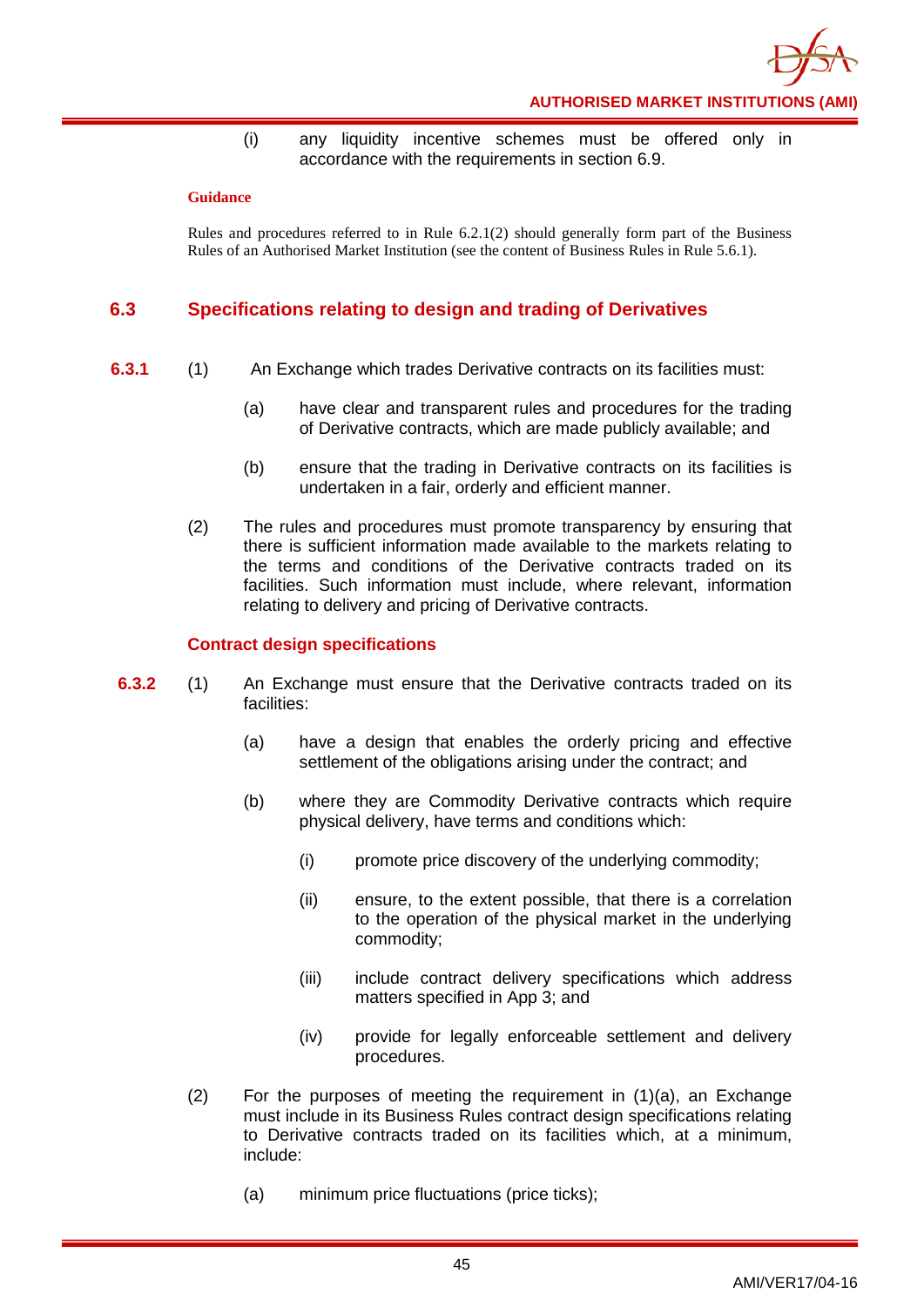(i) any liquidity incentive schemes must be offered only in accordance with the requirements in section 6.9.

**Guidance**

Rules and procedures referred to in Rule 6.2.1(2) should generally form part of the Business Rules of an Authorised Market Institution (see the content of Business Rules in Rule 5.6.1).

## 6.3 Specifications relating to design and trading of Derivatives

**6.3.1** (1) An Exchange which trades Derivative contracts on its facilities must:

(a) have clear and transparent rules and procedures for the trading of Derivative contracts, which are made publicly available; and

(b) ensure that the trading in Derivative contracts on its facilities is undertaken in a fair, orderly and efficient manner.

(2) The rules and procedures must promote transparency by ensuring that there is sufficient information made available to the markets relating to the terms and conditions of the Derivative contracts traded on its facilities. Such information must include, where relevant, information relating to delivery and pricing of Derivative contracts.

### Contract design specifications

**6.3.2** (1) An Exchange must ensure that the Derivative contracts traded on its facilities:

(a) have a design that enables the orderly pricing and effective settlement of the obligations arising under the contract; and

(b) where they are Commodity Derivative contracts which require physical delivery, have terms and conditions which:

(i) promote price discovery of the underlying commodity;

(ii) ensure, to the extent possible, that there is a correlation to the operation of the physical market in the underlying commodity;

(iii) include contract delivery specifications which address matters specified in App 3; and

(iv) provide for legally enforceable settlement and delivery procedures.

(2) For the purposes of meeting the requirement in (1)(a), an Exchange must include in its Business Rules contract design specifications relating to Derivative contracts traded on its facilities which, at a minimum, include:

(a) minimum price fluctuations (price ticks);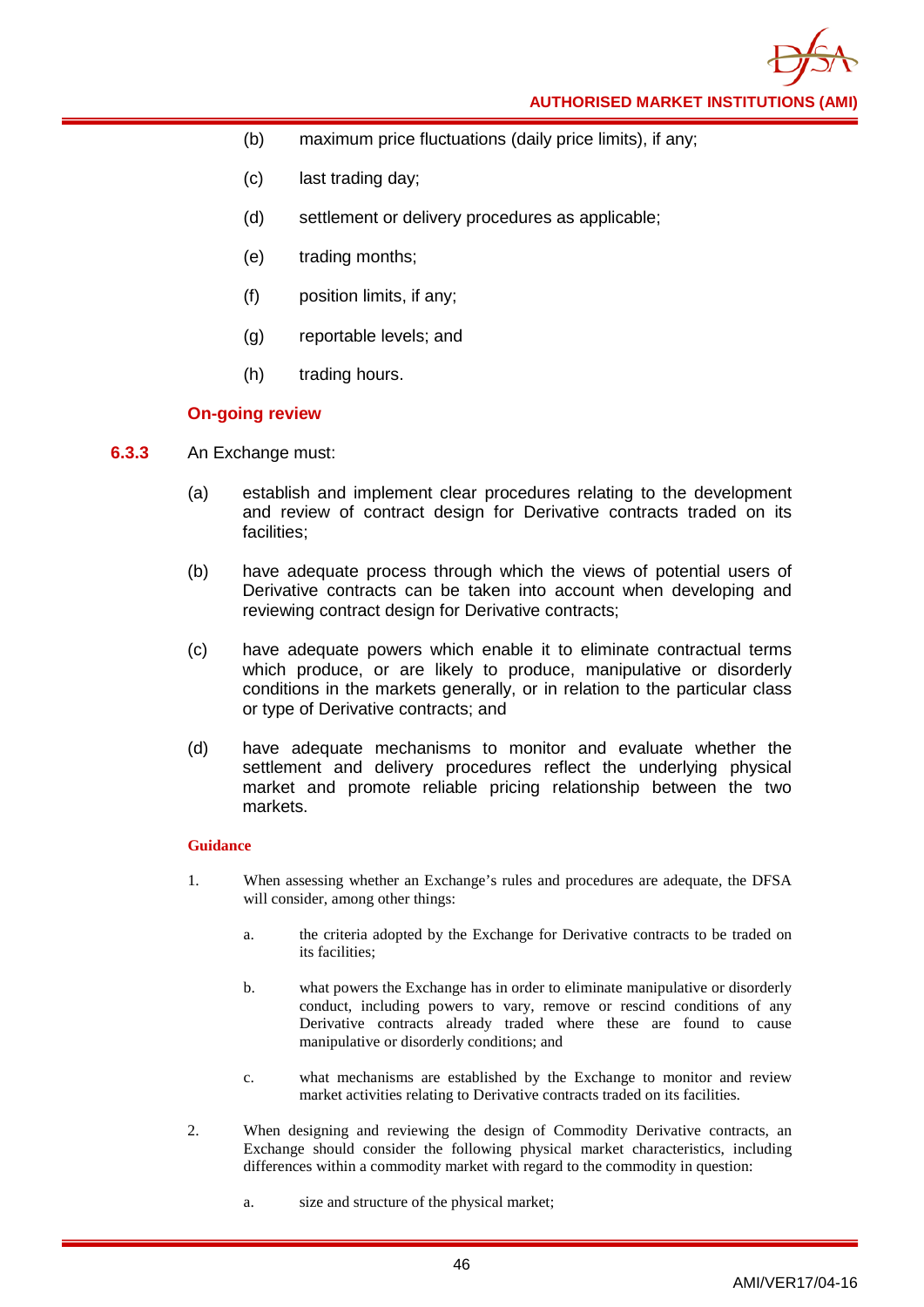(b) maximum price fluctuations (daily price limits), if any;

(c) last trading day;

(d) settlement or delivery procedures as applicable;

(e) trading months;

(f) position limits, if any;

(g) reportable levels; and

(h) trading hours.

**On-going review**

**6.3.3** An Exchange must:

(a) establish and implement clear procedures relating to the development and review of contract design for Derivative contracts traded on its facilities;

(b) have adequate process through which the views of potential users of Derivative contracts can be taken into account when developing and reviewing contract design for Derivative contracts;

(c) have adequate powers which enable it to eliminate contractual terms which produce, or are likely to produce, manipulative or disorderly conditions in the markets generally, or in relation to the particular class or type of Derivative contracts; and

(d) have adequate mechanisms to monitor and evaluate whether the settlement and delivery procedures reflect the underlying physical market and promote reliable pricing relationship between the two markets.

**Guidance**

1. When assessing whether an Exchange's rules and procedures are adequate, the DFSA will consider, among other things:

   a. the criteria adopted by the Exchange for Derivative contracts to be traded on its facilities;

   b. what powers the Exchange has in order to eliminate manipulative or disorderly conduct, including powers to vary, remove or rescind conditions of any Derivative contracts already traded where these are found to cause manipulative or disorderly conditions; and

   c. what mechanisms are established by the Exchange to monitor and review market activities relating to Derivative contracts traded on its facilities.

2. When designing and reviewing the design of Commodity Derivative contracts, an Exchange should consider the following physical market characteristics, including differences within a commodity market with regard to the commodity in question:

   a. size and structure of the physical market;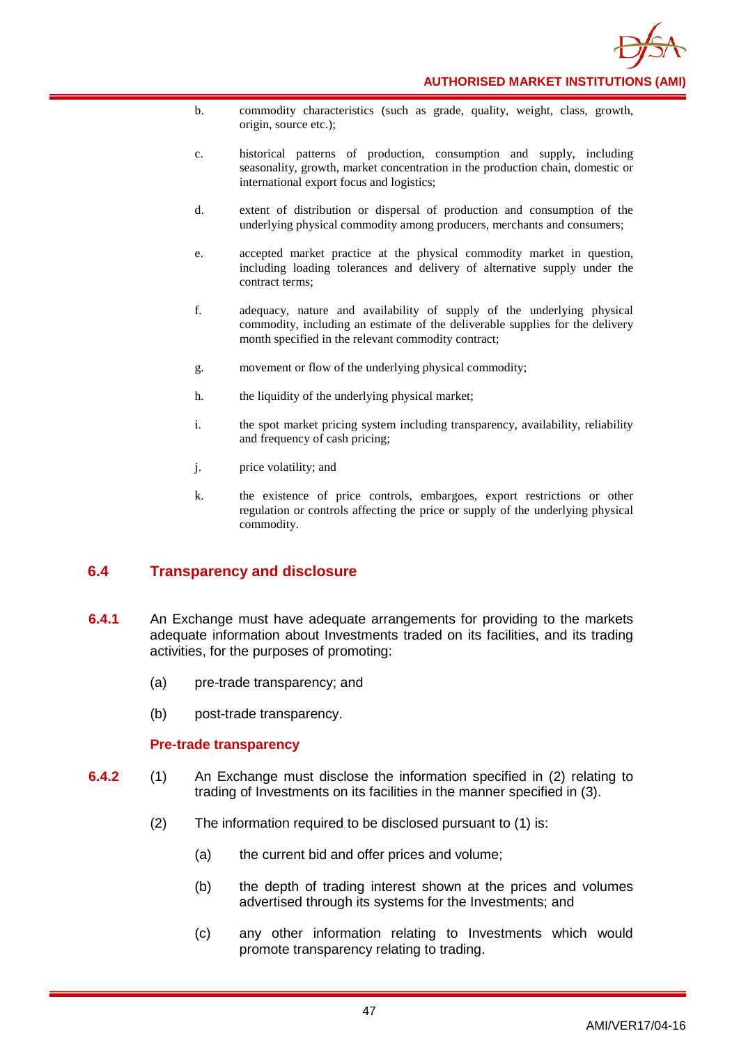b. commodity characteristics (such as grade, quality, weight, class, growth, origin, source etc.);

c. historical patterns of production, consumption and supply, including seasonality, growth, market concentration in the production chain, domestic or international export focus and logistics;

d. extent of distribution or dispersal of production and consumption of the underlying physical commodity among producers, merchants and consumers;

e. accepted market practice at the physical commodity market in question, including loading tolerances and delivery of alternative supply under the contract terms;

f. adequacy, nature and availability of supply of the underlying physical commodity, including an estimate of the deliverable supplies for the delivery month specified in the relevant commodity contract;

g. movement or flow of the underlying physical commodity;

h. the liquidity of the underlying physical market;

i. the spot market pricing system including transparency, availability, reliability and frequency of cash pricing;

j. price volatility; and

k. the existence of price controls, embargoes, export restrictions or other regulation or controls affecting the price or supply of the underlying physical commodity.

## 6.4 Transparency and disclosure

**6.4.1** An Exchange must have adequate arrangements for providing to the markets adequate information about Investments traded on its facilities, and its trading activities, for the purposes of promoting:

(a) pre-trade transparency; and

(b) post-trade transparency.

### Pre-trade transparency

**6.4.2** (1) An Exchange must disclose the information specified in (2) relating to trading of Investments on its facilities in the manner specified in (3).

(2) The information required to be disclosed pursuant to (1) is:

(a) the current bid and offer prices and volume;

(b) the depth of trading interest shown at the prices and volumes advertised through its systems for the Investments; and

(c) any other information relating to Investments which would promote transparency relating to trading.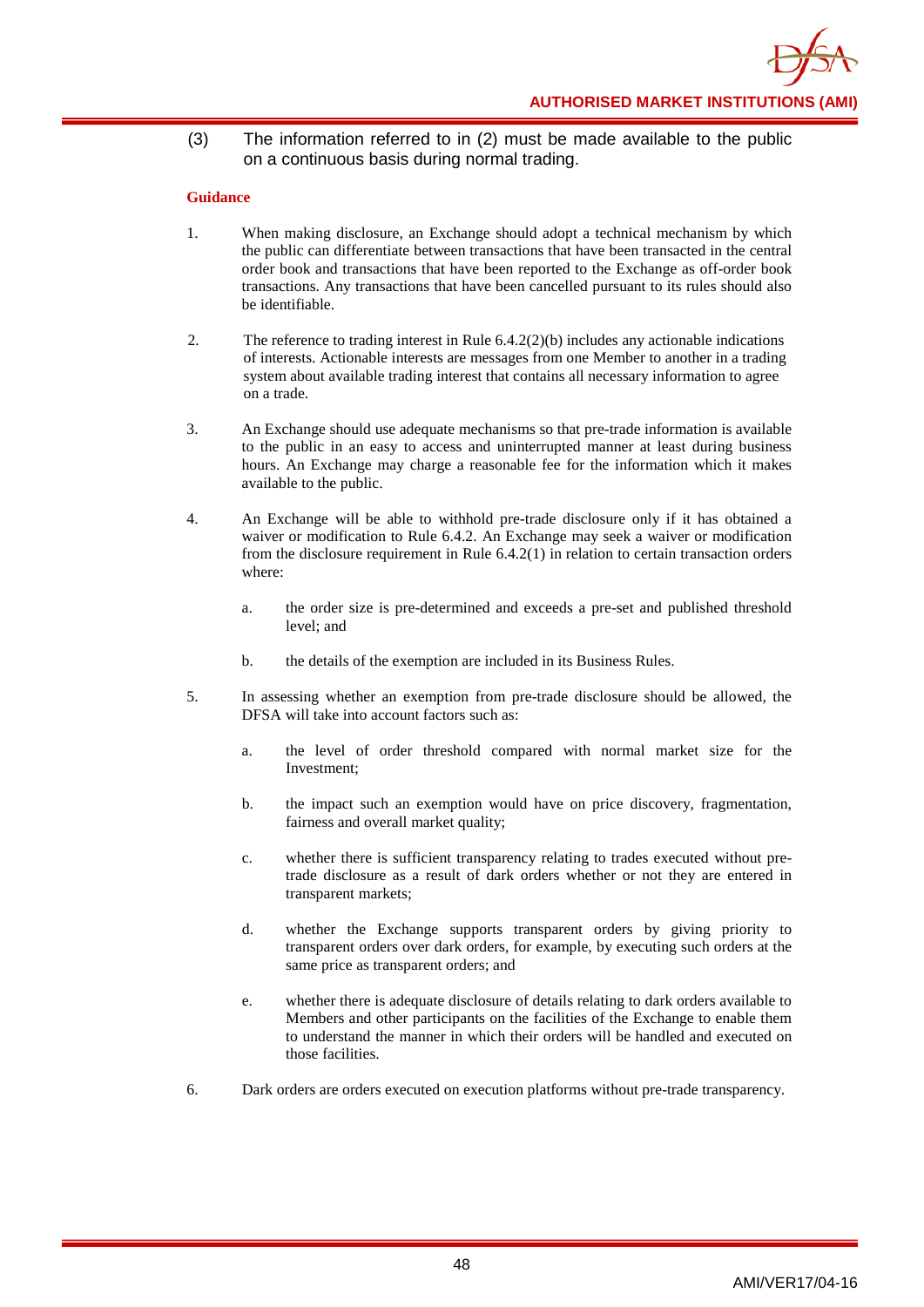(3) The information referred to in (2) must be made available to the public on a continuous basis during normal trading.

**Guidance**

1. When making disclosure, an Exchange should adopt a technical mechanism by which the public can differentiate between transactions that have been transacted in the central order book and transactions that have been reported to the Exchange as off-order book transactions. Any transactions that have been cancelled pursuant to its rules should also be identifiable.

2. The reference to trading interest in Rule 6.4.2(2)(b) includes any actionable indications of interests. Actionable interests are messages from one Member to another in a trading system about available trading interest that contains all necessary information to agree on a trade.

3. An Exchange should use adequate mechanisms so that pre-trade information is available to the public in an easy to access and uninterrupted manner at least during business hours. An Exchange may charge a reasonable fee for the information which it makes available to the public.

4. An Exchange will be able to withhold pre-trade disclosure only if it has obtained a waiver or modification to Rule 6.4.2. An Exchange may seek a waiver or modification from the disclosure requirement in Rule 6.4.2(1) in relation to certain transaction orders where:

   a. the order size is pre-determined and exceeds a pre-set and published threshold level; and

   b. the details of the exemption are included in its Business Rules.

5. In assessing whether an exemption from pre-trade disclosure should be allowed, the DFSA will take into account factors such as:

   a. the level of order threshold compared with normal market size for the Investment;

   b. the impact such an exemption would have on price discovery, fragmentation, fairness and overall market quality;

   c. whether there is sufficient transparency relating to trades executed without pre-trade disclosure as a result of dark orders whether or not they are entered in transparent markets;

   d. whether the Exchange supports transparent orders by giving priority to transparent orders over dark orders, for example, by executing such orders at the same price as transparent orders; and

   e. whether there is adequate disclosure of details relating to dark orders available to Members and other participants on the facilities of the Exchange to enable them to understand the manner in which their orders will be handled and executed on those facilities.

6. Dark orders are orders executed on execution platforms without pre-trade transparency.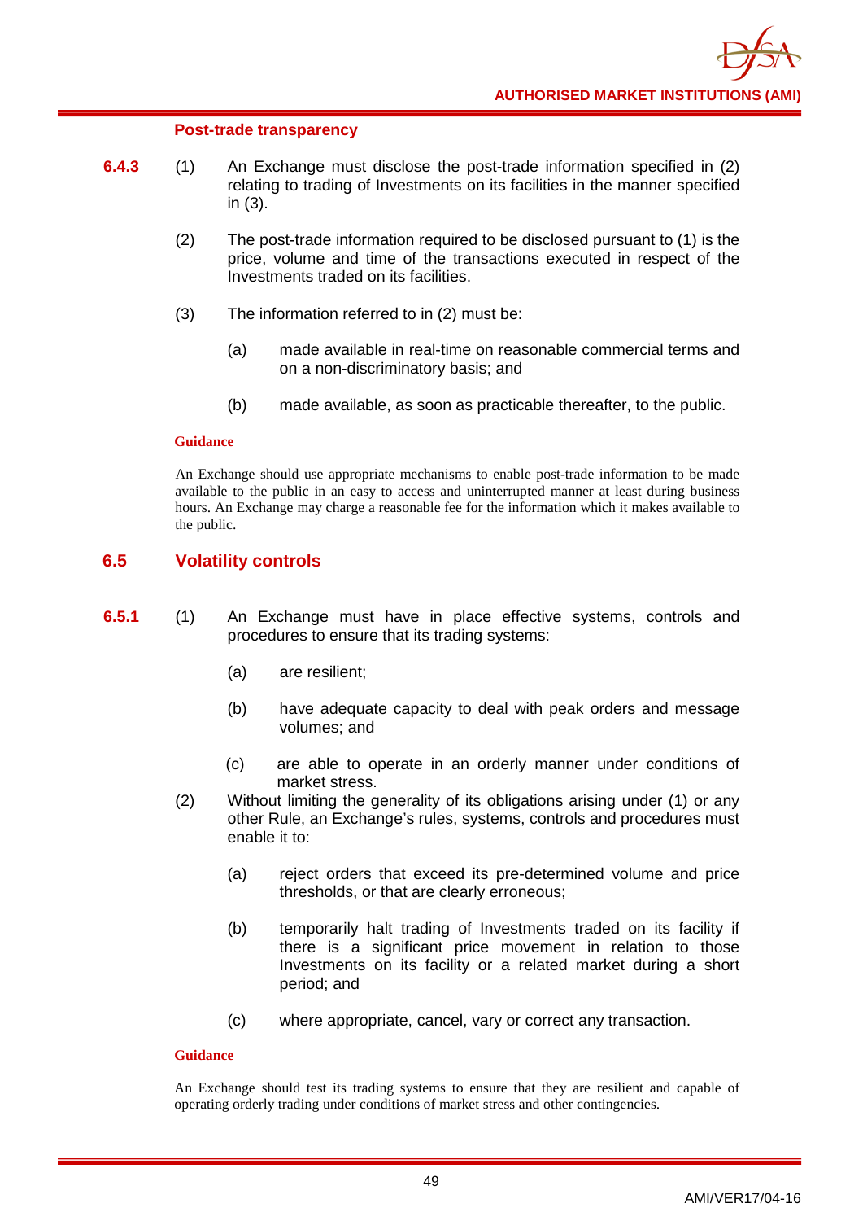#### Post-trade transparency

**6.4.3** (1) An Exchange must disclose the post-trade information specified in (2) relating to trading of Investments on its facilities in the manner specified in (3).

(2) The post-trade information required to be disclosed pursuant to (1) is the price, volume and time of the transactions executed in respect of the Investments traded on its facilities.

(3) The information referred to in (2) must be:

(a) made available in real-time on reasonable commercial terms and on a non-discriminatory basis; and

(b) made available, as soon as practicable thereafter, to the public.

**Guidance**

An Exchange should use appropriate mechanisms to enable post-trade information to be made available to the public in an easy to access and uninterrupted manner at least during business hours. An Exchange may charge a reasonable fee for the information which it makes available to the public.

## 6.5 Volatility controls

**6.5.1** (1) An Exchange must have in place effective systems, controls and procedures to ensure that its trading systems:

(a) are resilient;

(b) have adequate capacity to deal with peak orders and message volumes; and

(c) are able to operate in an orderly manner under conditions of market stress.

(2) Without limiting the generality of its obligations arising under (1) or any other Rule, an Exchange's rules, systems, controls and procedures must enable it to:

(a) reject orders that exceed its pre-determined volume and price thresholds, or that are clearly erroneous;

(b) temporarily halt trading of Investments traded on its facility if there is a significant price movement in relation to those Investments on its facility or a related market during a short period; and

(c) where appropriate, cancel, vary or correct any transaction.

**Guidance**

An Exchange should test its trading systems to ensure that they are resilient and capable of operating orderly trading under conditions of market stress and other contingencies.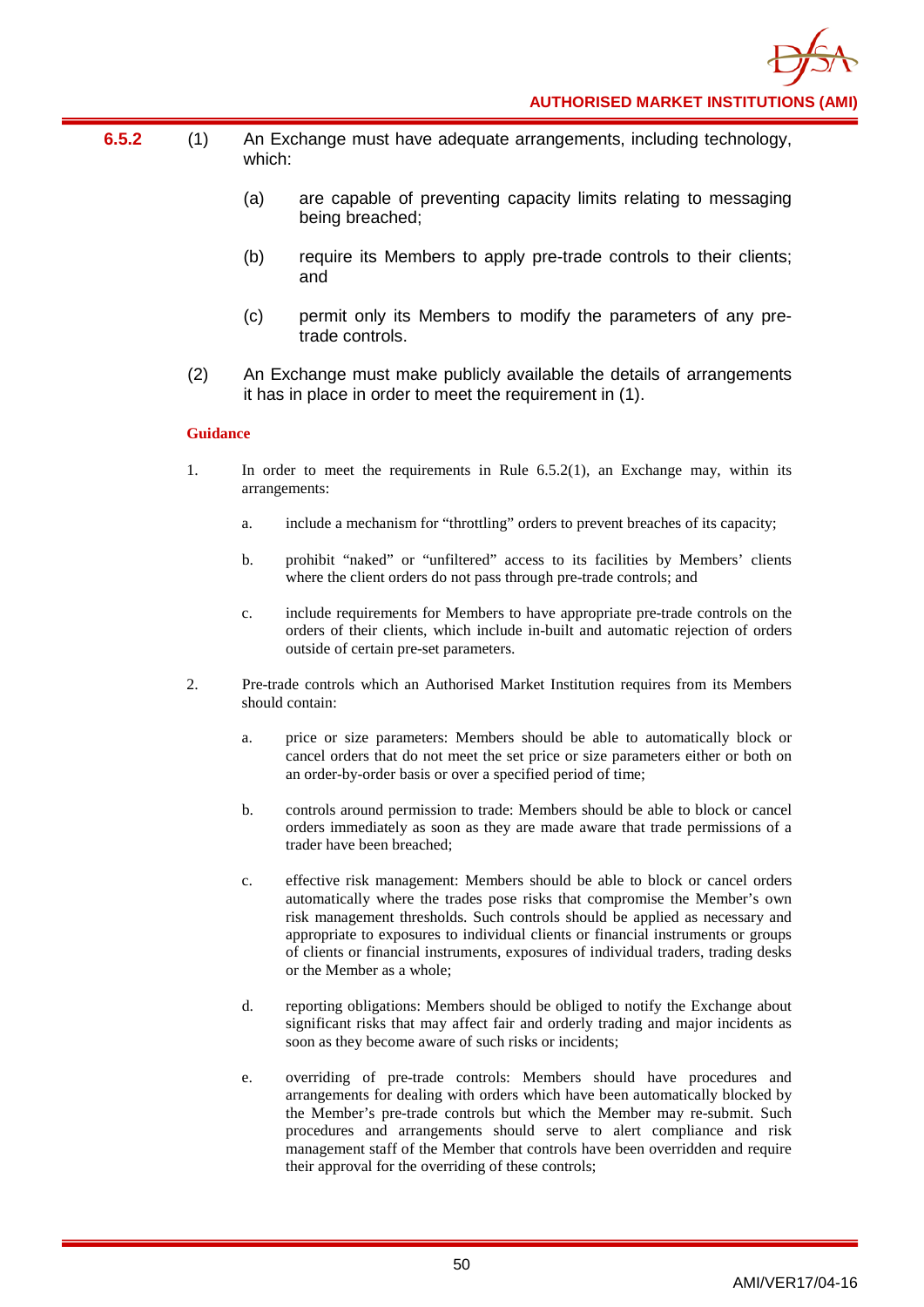**6.5.2** (1) An Exchange must have adequate arrangements, including technology, which:

(a) are capable of preventing capacity limits relating to messaging being breached;

(b) require its Members to apply pre-trade controls to their clients; and

(c) permit only its Members to modify the parameters of any pre-trade controls.

(2) An Exchange must make publicly available the details of arrangements it has in place in order to meet the requirement in (1).

**Guidance**

1. In order to meet the requirements in Rule 6.5.2(1), an Exchange may, within its arrangements:

   a. include a mechanism for "throttling" orders to prevent breaches of its capacity;

   b. prohibit "naked" or "unfiltered" access to its facilities by Members' clients where the client orders do not pass through pre-trade controls; and

   c. include requirements for Members to have appropriate pre-trade controls on the orders of their clients, which include in-built and automatic rejection of orders outside of certain pre-set parameters.

2. Pre-trade controls which an Authorised Market Institution requires from its Members should contain:

   a. price or size parameters: Members should be able to automatically block or cancel orders that do not meet the set price or size parameters either or both on an order-by-order basis or over a specified period of time;

   b. controls around permission to trade: Members should be able to block or cancel orders immediately as soon as they are made aware that trade permissions of a trader have been breached;

   c. effective risk management: Members should be able to block or cancel orders automatically where the trades pose risks that compromise the Member's own risk management thresholds. Such controls should be applied as necessary and appropriate to exposures to individual clients or financial instruments or groups of clients or financial instruments, exposures of individual traders, trading desks or the Member as a whole;

   d. reporting obligations: Members should be obliged to notify the Exchange about significant risks that may affect fair and orderly trading and major incidents as soon as they become aware of such risks or incidents;

   e. overriding of pre-trade controls: Members should have procedures and arrangements for dealing with orders which have been automatically blocked by the Member's pre-trade controls but which the Member may re-submit. Such procedures and arrangements should serve to alert compliance and risk management staff of the Member that controls have been overridden and require their approval for the overriding of these controls;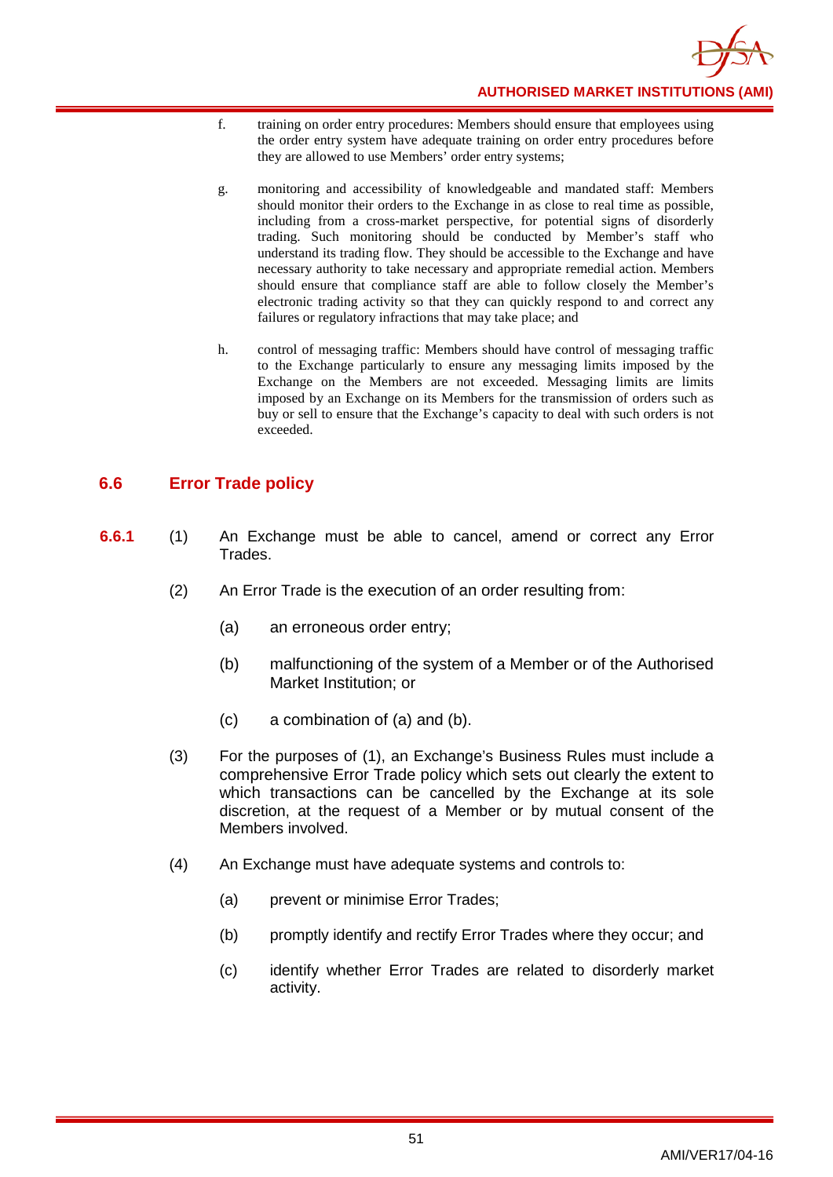f. training on order entry procedures: Members should ensure that employees using the order entry system have adequate training on order entry procedures before they are allowed to use Members' order entry systems;

g. monitoring and accessibility of knowledgeable and mandated staff: Members should monitor their orders to the Exchange in as close to real time as possible, including from a cross-market perspective, for potential signs of disorderly trading. Such monitoring should be conducted by Member's staff who understand its trading flow. They should be accessible to the Exchange and have necessary authority to take necessary and appropriate remedial action. Members should ensure that compliance staff are able to follow closely the Member's electronic trading activity so that they can quickly respond to and correct any failures or regulatory infractions that may take place; and

h. control of messaging traffic: Members should have control of messaging traffic to the Exchange particularly to ensure any messaging limits imposed by the Exchange on the Members are not exceeded. Messaging limits are limits imposed by an Exchange on its Members for the transmission of orders such as buy or sell to ensure that the Exchange's capacity to deal with such orders is not exceeded.

## 6.6 Error Trade policy

**6.6.1** (1) An Exchange must be able to cancel, amend or correct any Error Trades.

(2) An Error Trade is the execution of an order resulting from:

(a) an erroneous order entry;

(b) malfunctioning of the system of a Member or of the Authorised Market Institution; or

(c) a combination of (a) and (b).

(3) For the purposes of (1), an Exchange's Business Rules must include a comprehensive Error Trade policy which sets out clearly the extent to which transactions can be cancelled by the Exchange at its sole discretion, at the request of a Member or by mutual consent of the Members involved.

(4) An Exchange must have adequate systems and controls to:

(a) prevent or minimise Error Trades;

(b) promptly identify and rectify Error Trades where they occur; and

(c) identify whether Error Trades are related to disorderly market activity.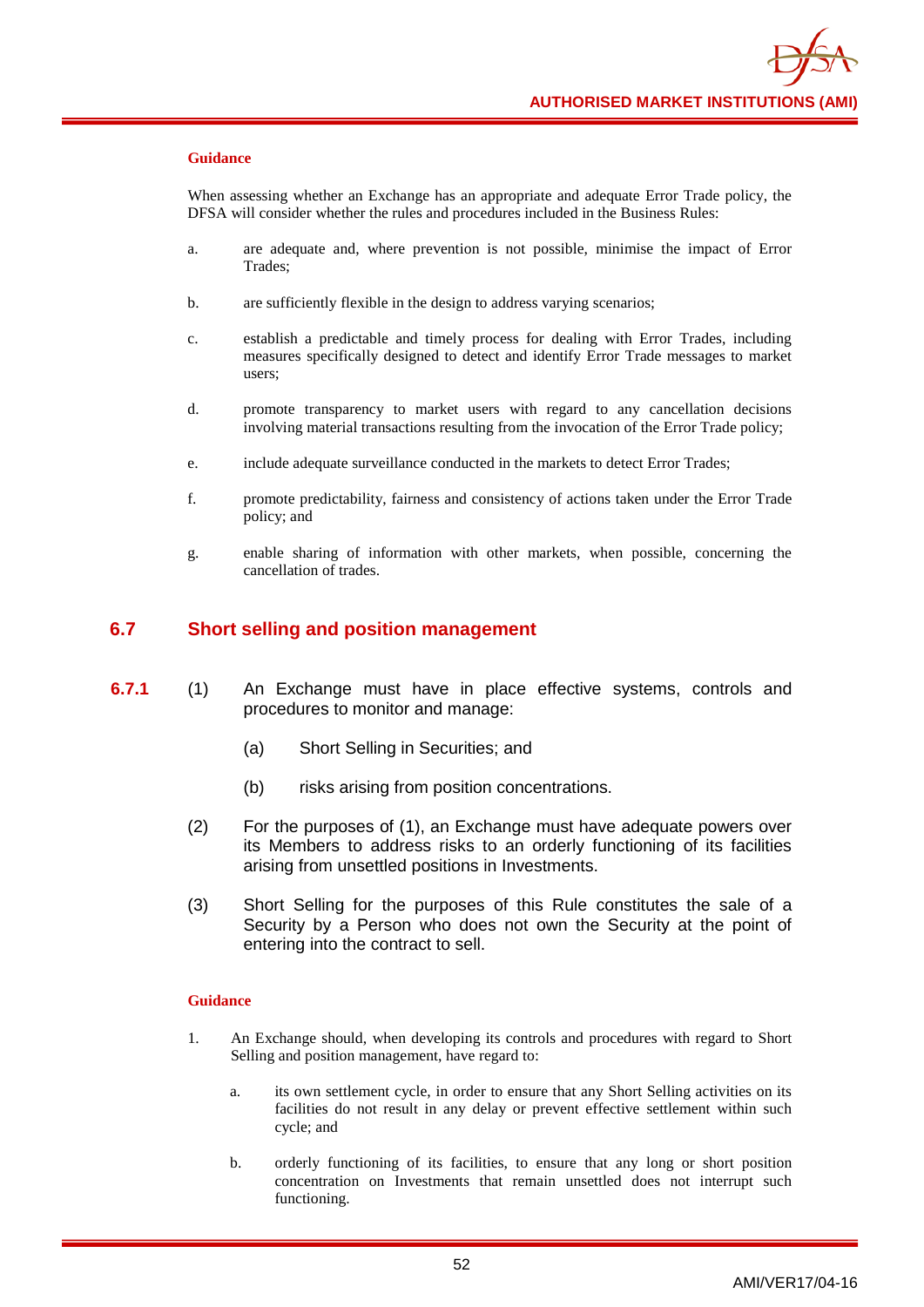**Guidance**

When assessing whether an Exchange has an appropriate and adequate Error Trade policy, the DFSA will consider whether the rules and procedures included in the Business Rules:

a. are adequate and, where prevention is not possible, minimise the impact of Error Trades;

b. are sufficiently flexible in the design to address varying scenarios;

c. establish a predictable and timely process for dealing with Error Trades, including measures specifically designed to detect and identify Error Trade messages to market users;

d. promote transparency to market users with regard to any cancellation decisions involving material transactions resulting from the invocation of the Error Trade policy;

e. include adequate surveillance conducted in the markets to detect Error Trades;

f. promote predictability, fairness and consistency of actions taken under the Error Trade policy; and

g. enable sharing of information with other markets, when possible, concerning the cancellation of trades.

## 6.7 Short selling and position management

**6.7.1** (1) An Exchange must have in place effective systems, controls and procedures to monitor and manage:

(a) Short Selling in Securities; and

(b) risks arising from position concentrations.

(2) For the purposes of (1), an Exchange must have adequate powers over its Members to address risks to an orderly functioning of its facilities arising from unsettled positions in Investments.

(3) Short Selling for the purposes of this Rule constitutes the sale of a Security by a Person who does not own the Security at the point of entering into the contract to sell.

**Guidance**

1. An Exchange should, when developing its controls and procedures with regard to Short Selling and position management, have regard to:

   a. its own settlement cycle, in order to ensure that any Short Selling activities on its facilities do not result in any delay or prevent effective settlement within such cycle; and

   b. orderly functioning of its facilities, to ensure that any long or short position concentration on Investments that remain unsettled does not interrupt such functioning.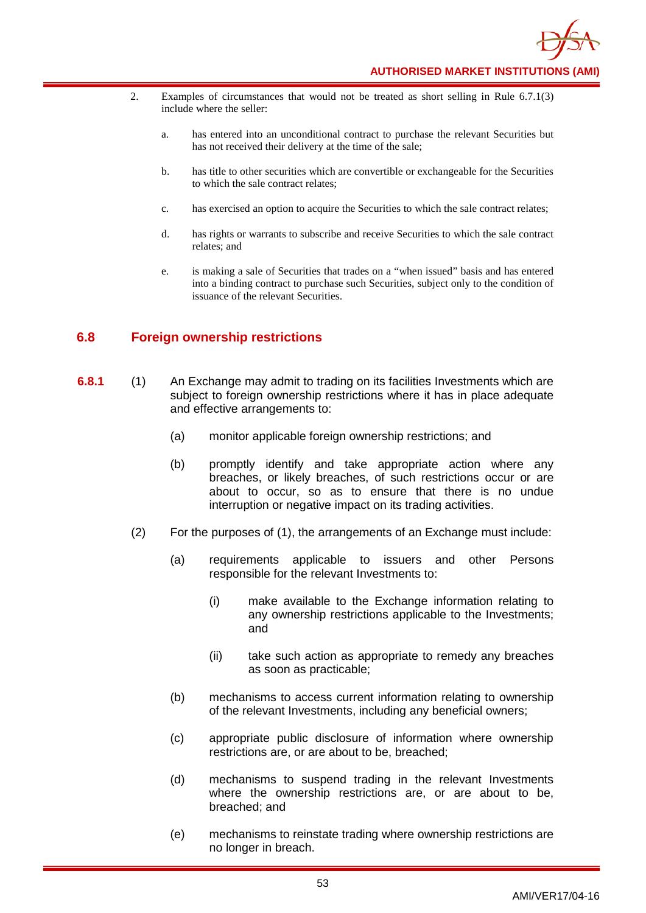2. Examples of circumstances that would not be treated as short selling in Rule 6.7.1(3) include where the seller:

   a. has entered into an unconditional contract to purchase the relevant Securities but has not received their delivery at the time of the sale;

   b. has title to other securities which are convertible or exchangeable for the Securities to which the sale contract relates;

   c. has exercised an option to acquire the Securities to which the sale contract relates;

   d. has rights or warrants to subscribe and receive Securities to which the sale contract relates; and

   e. is making a sale of Securities that trades on a "when issued" basis and has entered into a binding contract to purchase such Securities, subject only to the condition of issuance of the relevant Securities.

## 6.8 Foreign ownership restrictions

**6.8.1** (1) An Exchange may admit to trading on its facilities Investments which are subject to foreign ownership restrictions where it has in place adequate and effective arrangements to:

(a) monitor applicable foreign ownership restrictions; and

(b) promptly identify and take appropriate action where any breaches, or likely breaches, of such restrictions occur or are about to occur, so as to ensure that there is no undue interruption or negative impact on its trading activities.

(2) For the purposes of (1), the arrangements of an Exchange must include:

(a) requirements applicable to issuers and other Persons responsible for the relevant Investments to:

   (i) make available to the Exchange information relating to any ownership restrictions applicable to the Investments; and

   (ii) take such action as appropriate to remedy any breaches as soon as practicable;

(b) mechanisms to access current information relating to ownership of the relevant Investments, including any beneficial owners;

(c) appropriate public disclosure of information where ownership restrictions are, or are about to be, breached;

(d) mechanisms to suspend trading in the relevant Investments where the ownership restrictions are, or are about to be, breached; and

(e) mechanisms to reinstate trading where ownership restrictions are no longer in breach.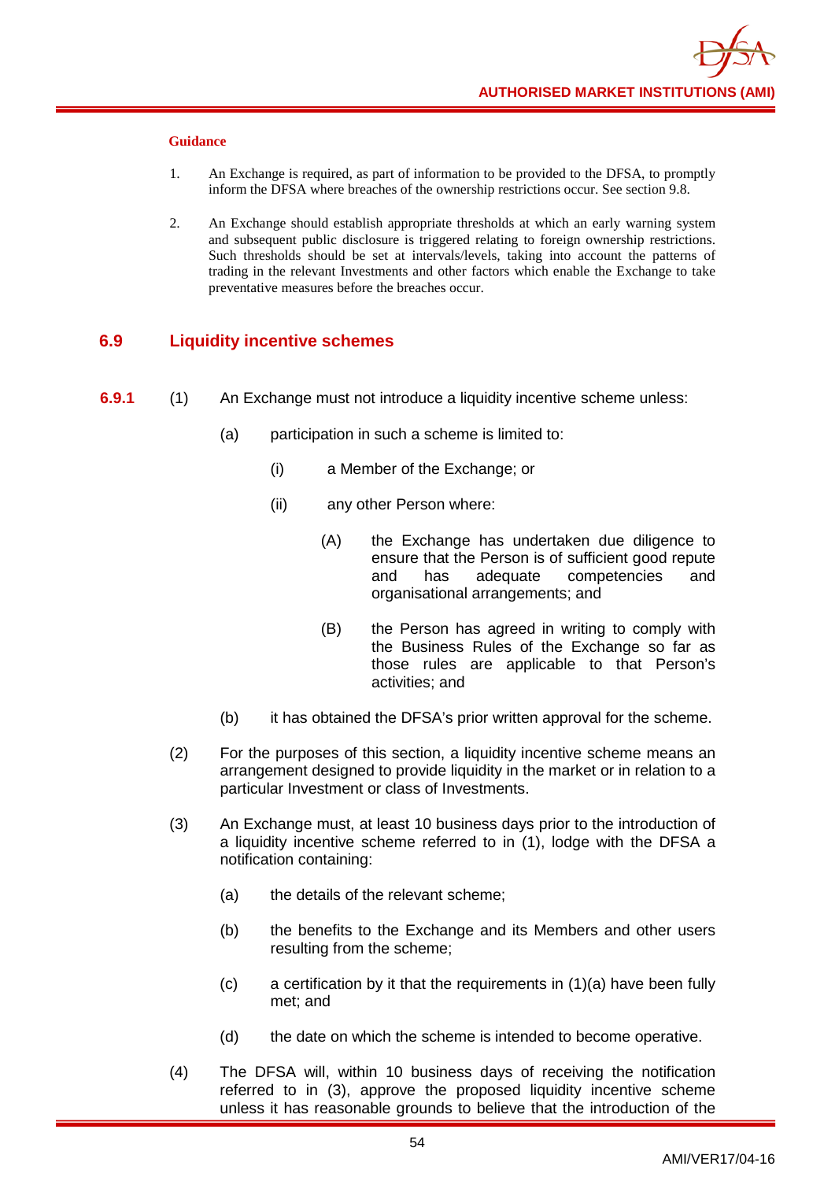**Guidance**

1. An Exchange is required, as part of information to be provided to the DFSA, to promptly inform the DFSA where breaches of the ownership restrictions occur. See section 9.8.

2. An Exchange should establish appropriate thresholds at which an early warning system and subsequent public disclosure is triggered relating to foreign ownership restrictions. Such thresholds should be set at intervals/levels, taking into account the patterns of trading in the relevant Investments and other factors which enable the Exchange to take preventative measures before the breaches occur.

## 6.9 Liquidity incentive schemes

**6.9.1** (1) An Exchange must not introduce a liquidity incentive scheme unless:

(a) participation in such a scheme is limited to:

(i) a Member of the Exchange; or

(ii) any other Person where:

(A) the Exchange has undertaken due diligence to ensure that the Person is of sufficient good repute and has adequate competencies and organisational arrangements; and

(B) the Person has agreed in writing to comply with the Business Rules of the Exchange so far as those rules are applicable to that Person's activities; and

(b) it has obtained the DFSA's prior written approval for the scheme.

(2) For the purposes of this section, a liquidity incentive scheme means an arrangement designed to provide liquidity in the market or in relation to a particular Investment or class of Investments.

(3) An Exchange must, at least 10 business days prior to the introduction of a liquidity incentive scheme referred to in (1), lodge with the DFSA a notification containing:

(a) the details of the relevant scheme;

(b) the benefits to the Exchange and its Members and other users resulting from the scheme;

(c) a certification by it that the requirements in (1)(a) have been fully met; and

(d) the date on which the scheme is intended to become operative.

(4) The DFSA will, within 10 business days of receiving the notification referred to in (3), approve the proposed liquidity incentive scheme unless it has reasonable grounds to believe that the introduction of the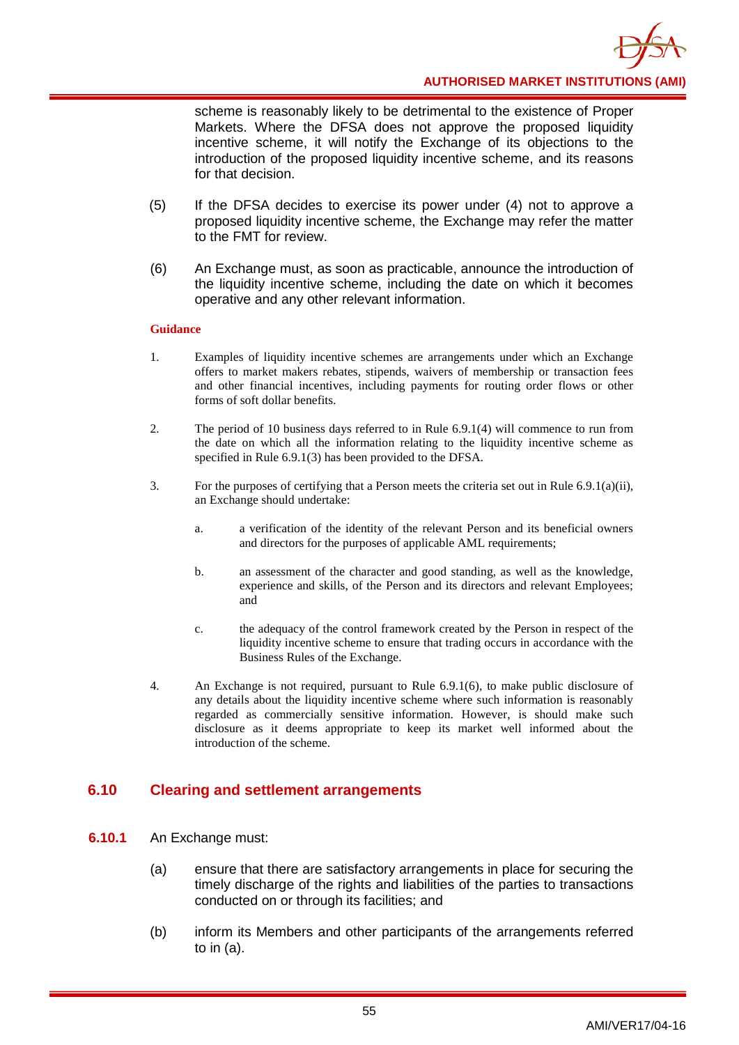scheme is reasonably likely to be detrimental to the existence of Proper Markets. Where the DFSA does not approve the proposed liquidity incentive scheme, it will notify the Exchange of its objections to the introduction of the proposed liquidity incentive scheme, and its reasons for that decision.

(5) If the DFSA decides to exercise its power under (4) not to approve a proposed liquidity incentive scheme, the Exchange may refer the matter to the FMT for review.

(6) An Exchange must, as soon as practicable, announce the introduction of the liquidity incentive scheme, including the date on which it becomes operative and any other relevant information.

**Guidance**

1. Examples of liquidity incentive schemes are arrangements under which an Exchange offers to market makers rebates, stipends, waivers of membership or transaction fees and other financial incentives, including payments for routing order flows or other forms of soft dollar benefits.

2. The period of 10 business days referred to in Rule 6.9.1(4) will commence to run from the date on which all the information relating to the liquidity incentive scheme as specified in Rule 6.9.1(3) has been provided to the DFSA.

3. For the purposes of certifying that a Person meets the criteria set out in Rule 6.9.1(a)(ii), an Exchange should undertake:

   a. a verification of the identity of the relevant Person and its beneficial owners and directors for the purposes of applicable AML requirements;

   b. an assessment of the character and good standing, as well as the knowledge, experience and skills, of the Person and its directors and relevant Employees; and

   c. the adequacy of the control framework created by the Person in respect of the liquidity incentive scheme to ensure that trading occurs in accordance with the Business Rules of the Exchange.

4. An Exchange is not required, pursuant to Rule 6.9.1(6), to make public disclosure of any details about the liquidity incentive scheme where such information is reasonably regarded as commercially sensitive information. However, is should make such disclosure as it deems appropriate to keep its market well informed about the introduction of the scheme.

## 6.10 Clearing and settlement arrangements

**6.10.1** An Exchange must:

(a) ensure that there are satisfactory arrangements in place for securing the timely discharge of the rights and liabilities of the parties to transactions conducted on or through its facilities; and

(b) inform its Members and other participants of the arrangements referred to in (a).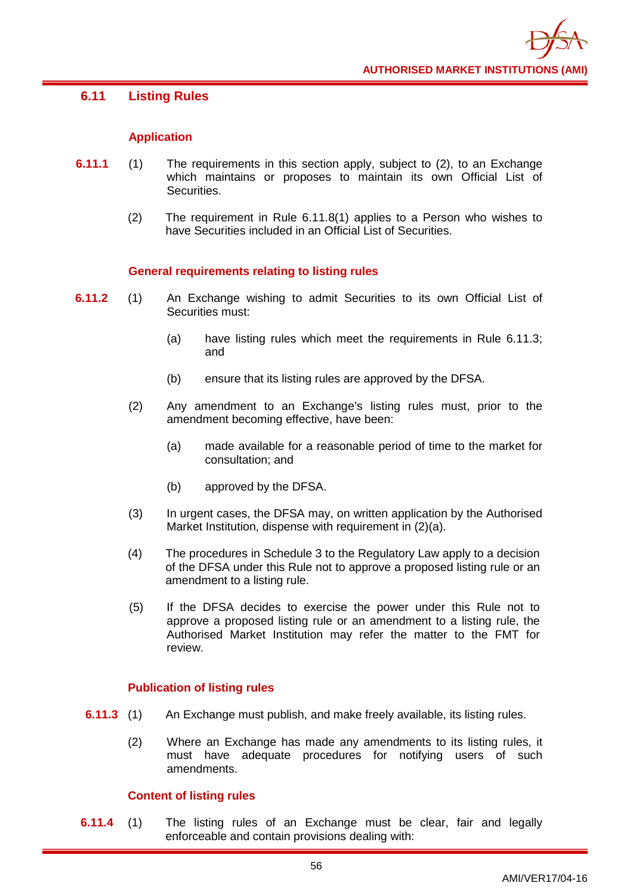## 6.11 Listing Rules

### Application

**6.11.1** (1) The requirements in this section apply, subject to (2), to an Exchange which maintains or proposes to maintain its own Official List of Securities.

(2) The requirement in Rule 6.11.8(1) applies to a Person who wishes to have Securities included in an Official List of Securities.

### General requirements relating to listing rules

**6.11.2** (1) An Exchange wishing to admit Securities to its own Official List of Securities must:

(a) have listing rules which meet the requirements in Rule 6.11.3; and

(b) ensure that its listing rules are approved by the DFSA.

(2) Any amendment to an Exchange's listing rules must, prior to the amendment becoming effective, have been:

(a) made available for a reasonable period of time to the market for consultation; and

(b) approved by the DFSA.

(3) In urgent cases, the DFSA may, on written application by the Authorised Market Institution, dispense with requirement in (2)(a).

(4) The procedures in Schedule 3 to the Regulatory Law apply to a decision of the DFSA under this Rule not to approve a proposed listing rule or an amendment to a listing rule.

(5) If the DFSA decides to exercise the power under this Rule not to approve a proposed listing rule or an amendment to a listing rule, the Authorised Market Institution may refer the matter to the FMT for review.

### Publication of listing rules

**6.11.3** (1) An Exchange must publish, and make freely available, its listing rules.

(2) Where an Exchange has made any amendments to its listing rules, it must have adequate procedures for notifying users of such amendments.

### Content of listing rules

**6.11.4** (1) The listing rules of an Exchange must be clear, fair and legally enforceable and contain provisions dealing with: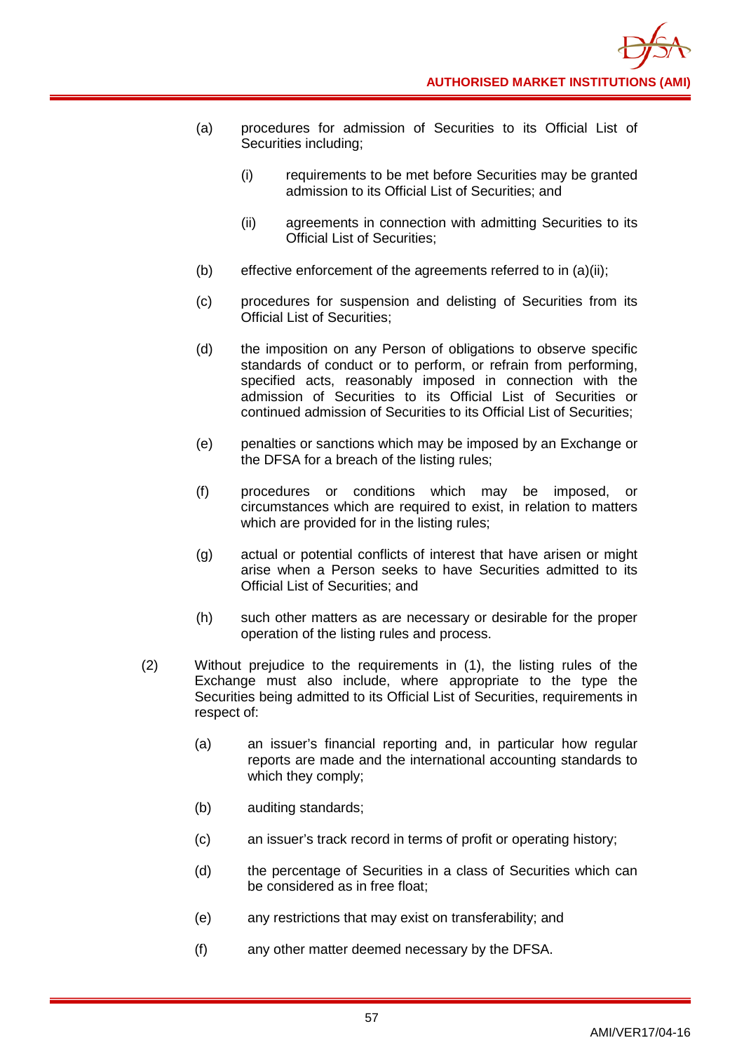(a) procedures for admission of Securities to its Official List of Securities including;

    (i) requirements to be met before Securities may be granted admission to its Official List of Securities; and

    (ii) agreements in connection with admitting Securities to its Official List of Securities;

(b) effective enforcement of the agreements referred to in (a)(ii);

(c) procedures for suspension and delisting of Securities from its Official List of Securities;

(d) the imposition on any Person of obligations to observe specific standards of conduct or to perform, or refrain from performing, specified acts, reasonably imposed in connection with the admission of Securities to its Official List of Securities or continued admission of Securities to its Official List of Securities;

(e) penalties or sanctions which may be imposed by an Exchange or the DFSA for a breach of the listing rules;

(f) procedures or conditions which may be imposed, or circumstances which are required to exist, in relation to matters which are provided for in the listing rules;

(g) actual or potential conflicts of interest that have arisen or might arise when a Person seeks to have Securities admitted to its Official List of Securities; and

(h) such other matters as are necessary or desirable for the proper operation of the listing rules and process.

(2) Without prejudice to the requirements in (1), the listing rules of the Exchange must also include, where appropriate to the type the Securities being admitted to its Official List of Securities, requirements in respect of:

(a) an issuer's financial reporting and, in particular how regular reports are made and the international accounting standards to which they comply;

(b) auditing standards;

(c) an issuer's track record in terms of profit or operating history;

(d) the percentage of Securities in a class of Securities which can be considered as in free float;

(e) any restrictions that may exist on transferability; and

(f) any other matter deemed necessary by the DFSA.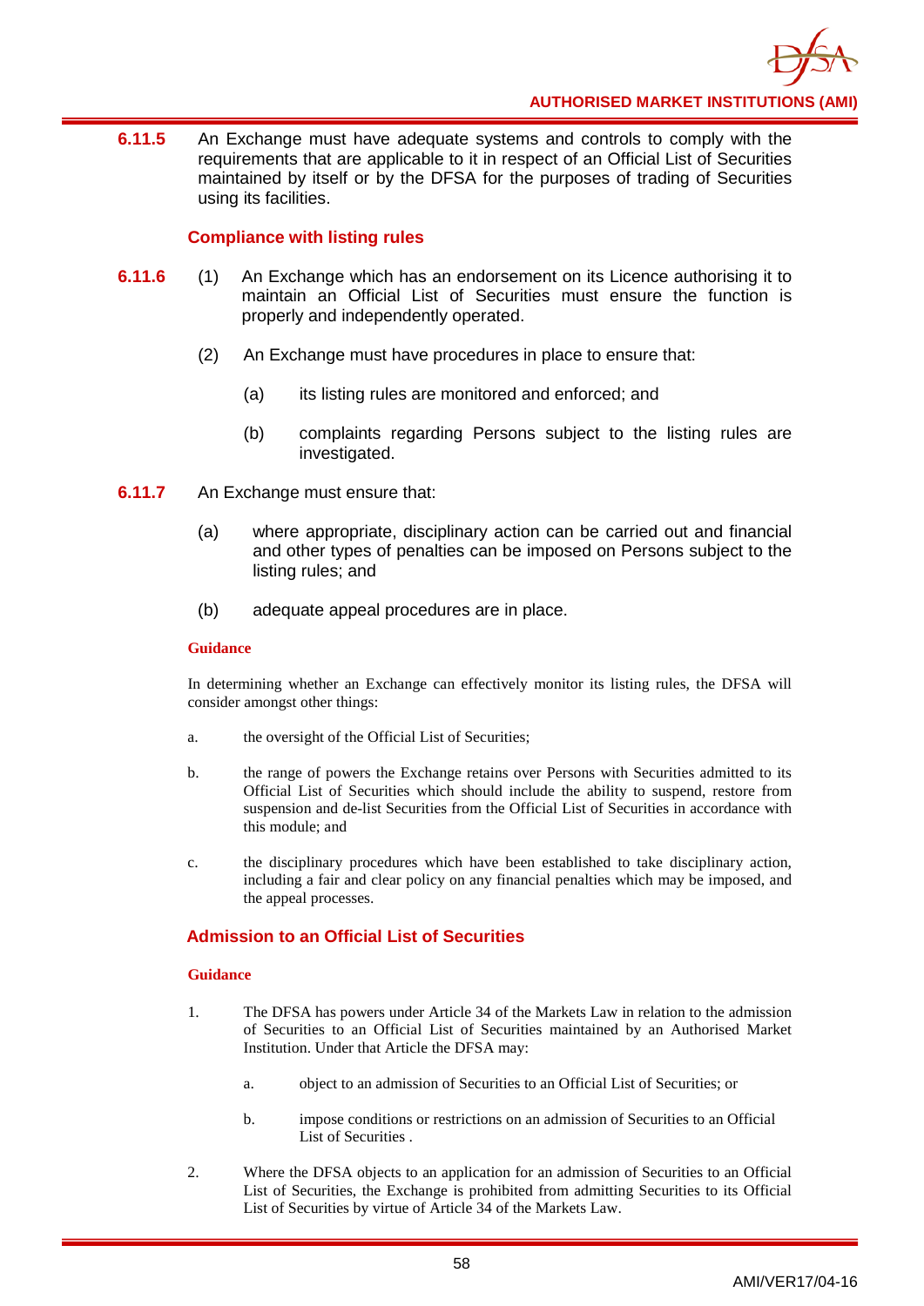**6.11.5** An Exchange must have adequate systems and controls to comply with the requirements that are applicable to it in respect of an Official List of Securities maintained by itself or by the DFSA for the purposes of trading of Securities using its facilities.

### Compliance with listing rules

**6.11.6** (1) An Exchange which has an endorsement on its Licence authorising it to maintain an Official List of Securities must ensure the function is properly and independently operated.

(2) An Exchange must have procedures in place to ensure that:

(a) its listing rules are monitored and enforced; and

(b) complaints regarding Persons subject to the listing rules are investigated.

**6.11.7** An Exchange must ensure that:

(a) where appropriate, disciplinary action can be carried out and financial and other types of penalties can be imposed on Persons subject to the listing rules; and

(b) adequate appeal procedures are in place.

**Guidance**

In determining whether an Exchange can effectively monitor its listing rules, the DFSA will consider amongst other things:

a. the oversight of the Official List of Securities;

b. the range of powers the Exchange retains over Persons with Securities admitted to its Official List of Securities which should include the ability to suspend, restore from suspension and de-list Securities from the Official List of Securities in accordance with this module; and

c. the disciplinary procedures which have been established to take disciplinary action, including a fair and clear policy on any financial penalties which may be imposed, and the appeal processes.

### Admission to an Official List of Securities

**Guidance**

1. The DFSA has powers under Article 34 of the Markets Law in relation to the admission of Securities to an Official List of Securities maintained by an Authorised Market Institution. Under that Article the DFSA may:

   a. object to an admission of Securities to an Official List of Securities; or

   b. impose conditions or restrictions on an admission of Securities to an Official List of Securities .

2. Where the DFSA objects to an application for an admission of Securities to an Official List of Securities, the Exchange is prohibited from admitting Securities to its Official List of Securities by virtue of Article 34 of the Markets Law.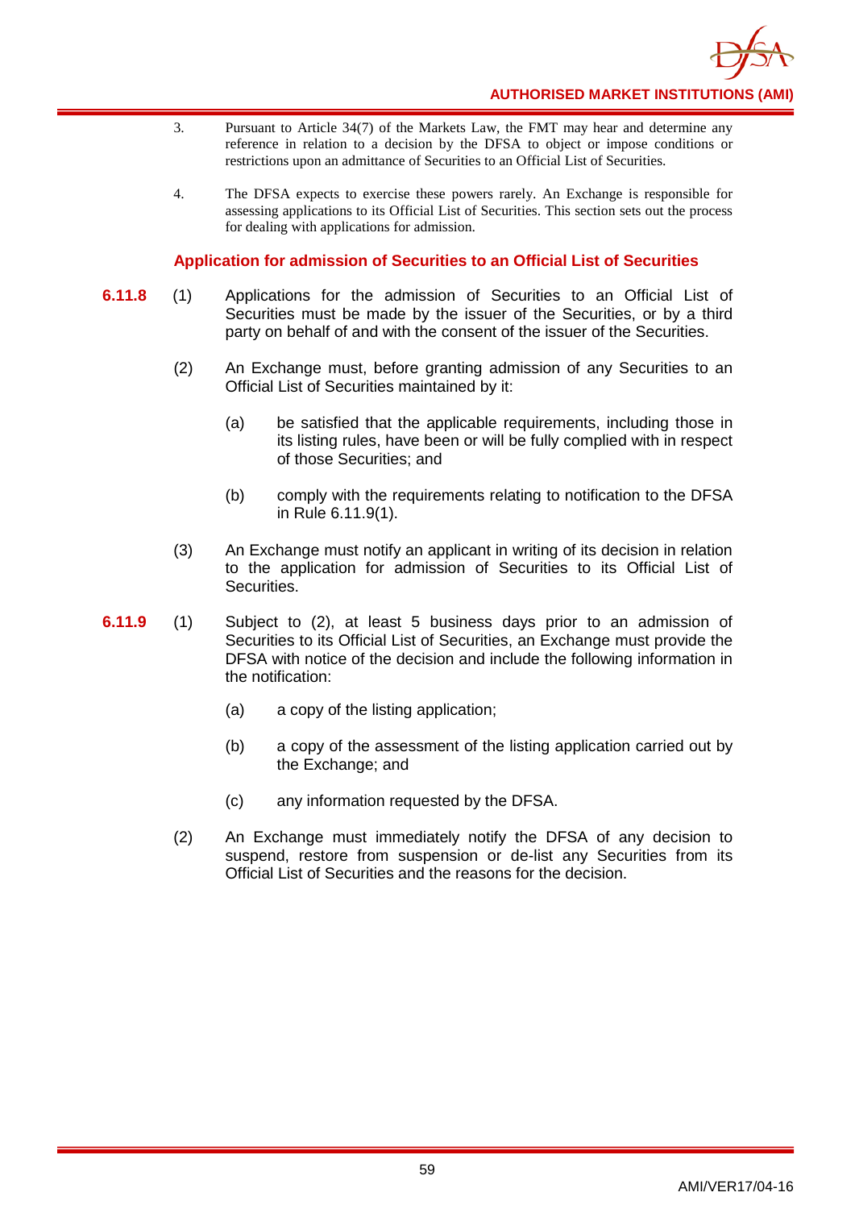3. Pursuant to Article 34(7) of the Markets Law, the FMT may hear and determine any reference in relation to a decision by the DFSA to object or impose conditions or restrictions upon an admittance of Securities to an Official List of Securities.

4. The DFSA expects to exercise these powers rarely. An Exchange is responsible for assessing applications to its Official List of Securities. This section sets out the process for dealing with applications for admission.

### Application for admission of Securities to an Official List of Securities

**6.11.8** (1) Applications for the admission of Securities to an Official List of Securities must be made by the issuer of the Securities, or by a third party on behalf of and with the consent of the issuer of the Securities.

(2) An Exchange must, before granting admission of any Securities to an Official List of Securities maintained by it:

(a) be satisfied that the applicable requirements, including those in its listing rules, have been or will be fully complied with in respect of those Securities; and

(b) comply with the requirements relating to notification to the DFSA in Rule 6.11.9(1).

(3) An Exchange must notify an applicant in writing of its decision in relation to the application for admission of Securities to its Official List of Securities.

**6.11.9** (1) Subject to (2), at least 5 business days prior to an admission of Securities to its Official List of Securities, an Exchange must provide the DFSA with notice of the decision and include the following information in the notification:

(a) a copy of the listing application;

(b) a copy of the assessment of the listing application carried out by the Exchange; and

(c) any information requested by the DFSA.

(2) An Exchange must immediately notify the DFSA of any decision to suspend, restore from suspension or de-list any Securities from its Official List of Securities and the reasons for the decision.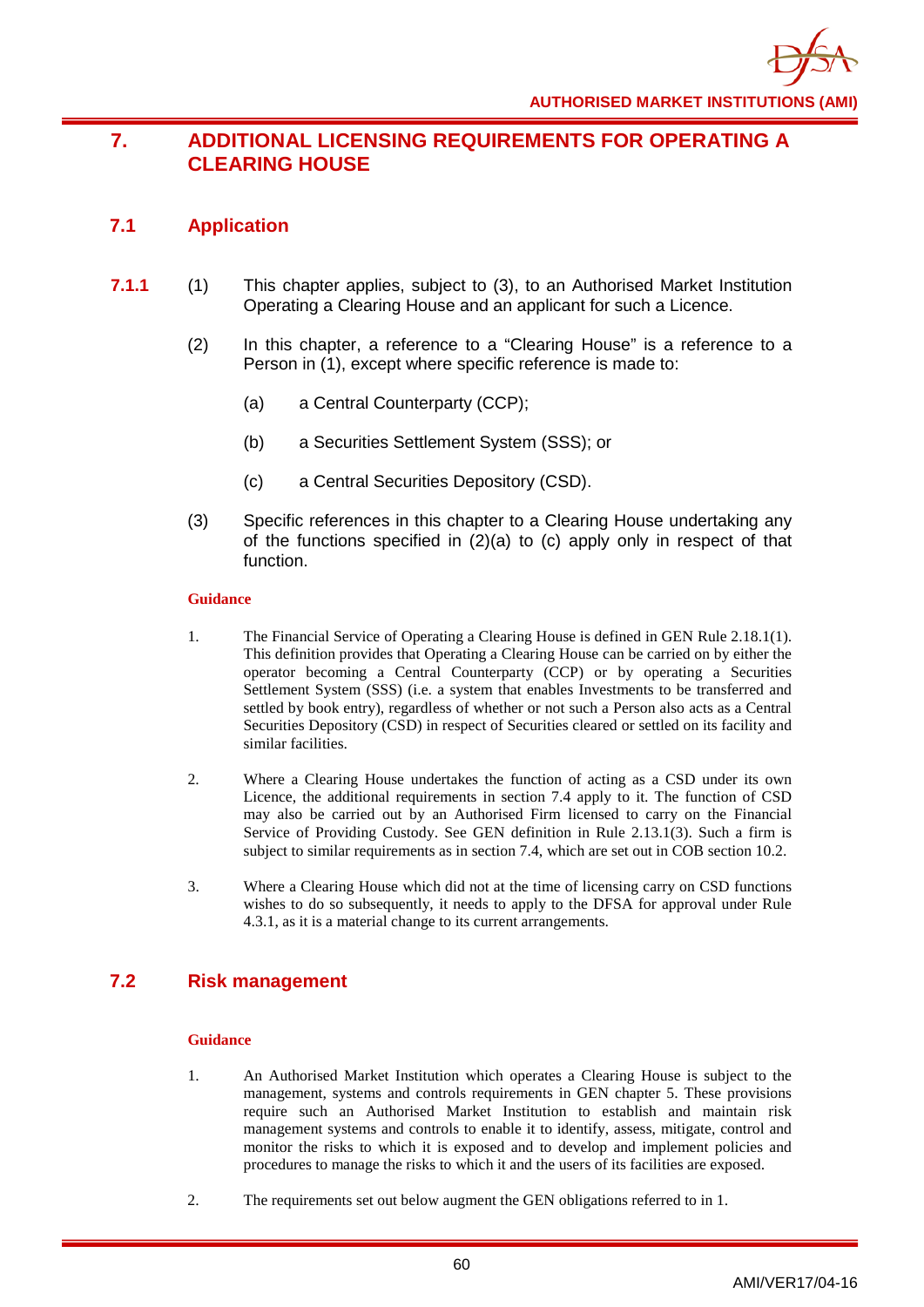# 7. ADDITIONAL LICENSING REQUIREMENTS FOR OPERATING A CLEARING HOUSE

## 7.1 Application

**7.1.1** (1) This chapter applies, subject to (3), to an Authorised Market Institution Operating a Clearing House and an applicant for such a Licence.

(2) In this chapter, a reference to a "Clearing House" is a reference to a Person in (1), except where specific reference is made to:

(a) a Central Counterparty (CCP);

(b) a Securities Settlement System (SSS); or

(c) a Central Securities Depository (CSD).

(3) Specific references in this chapter to a Clearing House undertaking any of the functions specified in (2)(a) to (c) apply only in respect of that function.

**Guidance**

1. The Financial Service of Operating a Clearing House is defined in GEN Rule 2.18.1(1). This definition provides that Operating a Clearing House can be carried on by either the operator becoming a Central Counterparty (CCP) or by operating a Securities Settlement System (SSS) (i.e. a system that enables Investments to be transferred and settled by book entry), regardless of whether or not such a Person also acts as a Central Securities Depository (CSD) in respect of Securities cleared or settled on its facility and similar facilities.

2. Where a Clearing House undertakes the function of acting as a CSD under its own Licence, the additional requirements in section 7.4 apply to it. The function of CSD may also be carried out by an Authorised Firm licensed to carry on the Financial Service of Providing Custody. See GEN definition in Rule 2.13.1(3). Such a firm is subject to similar requirements as in section 7.4, which are set out in COB section 10.2.

3. Where a Clearing House which did not at the time of licensing carry on CSD functions wishes to do so subsequently, it needs to apply to the DFSA for approval under Rule 4.3.1, as it is a material change to its current arrangements.

## 7.2 Risk management

**Guidance**

1. An Authorised Market Institution which operates a Clearing House is subject to the management, systems and controls requirements in GEN chapter 5. These provisions require such an Authorised Market Institution to establish and maintain risk management systems and controls to enable it to identify, assess, mitigate, control and monitor the risks to which it is exposed and to develop and implement policies and procedures to manage the risks to which it and the users of its facilities are exposed.

2. The requirements set out below augment the GEN obligations referred to in 1.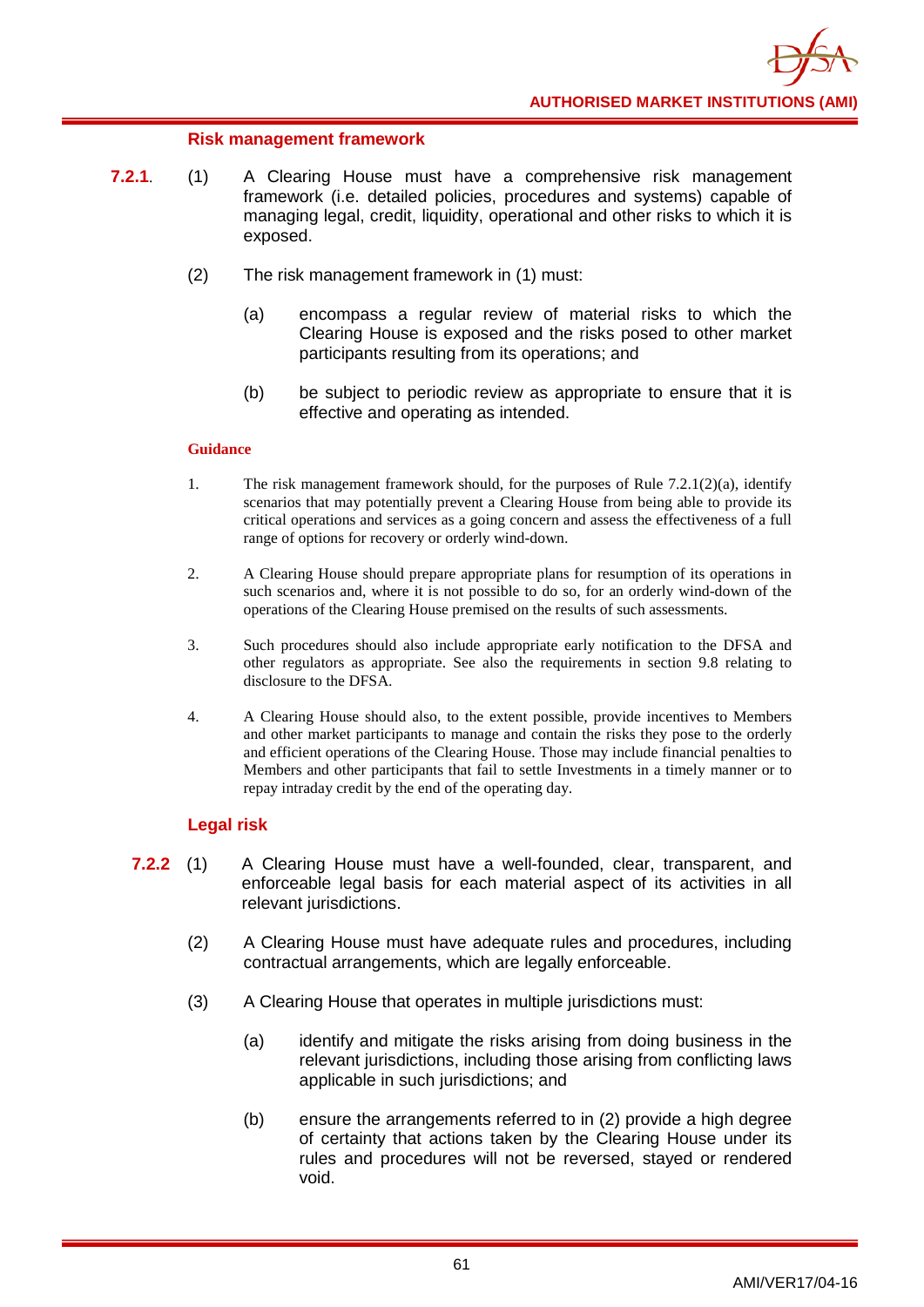### Risk management framework

**7.2.1.** (1) A Clearing House must have a comprehensive risk management framework (i.e. detailed policies, procedures and systems) capable of managing legal, credit, liquidity, operational and other risks to which it is exposed.

(2) The risk management framework in (1) must:

(a) encompass a regular review of material risks to which the Clearing House is exposed and the risks posed to other market participants resulting from its operations; and

(b) be subject to periodic review as appropriate to ensure that it is effective and operating as intended.

**Guidance**

1. The risk management framework should, for the purposes of Rule 7.2.1(2)(a), identify scenarios that may potentially prevent a Clearing House from being able to provide its critical operations and services as a going concern and assess the effectiveness of a full range of options for recovery or orderly wind-down.

2. A Clearing House should prepare appropriate plans for resumption of its operations in such scenarios and, where it is not possible to do so, for an orderly wind-down of the operations of the Clearing House premised on the results of such assessments.

3. Such procedures should also include appropriate early notification to the DFSA and other regulators as appropriate. See also the requirements in section 9.8 relating to disclosure to the DFSA.

4. A Clearing House should also, to the extent possible, provide incentives to Members and other market participants to manage and contain the risks they pose to the orderly and efficient operations of the Clearing House. Those may include financial penalties to Members and other participants that fail to settle Investments in a timely manner or to repay intraday credit by the end of the operating day.

### Legal risk

**7.2.2** (1) A Clearing House must have a well-founded, clear, transparent, and enforceable legal basis for each material aspect of its activities in all relevant jurisdictions.

(2) A Clearing House must have adequate rules and procedures, including contractual arrangements, which are legally enforceable.

(3) A Clearing House that operates in multiple jurisdictions must:

(a) identify and mitigate the risks arising from doing business in the relevant jurisdictions, including those arising from conflicting laws applicable in such jurisdictions; and

(b) ensure the arrangements referred to in (2) provide a high degree of certainty that actions taken by the Clearing House under its rules and procedures will not be reversed, stayed or rendered void.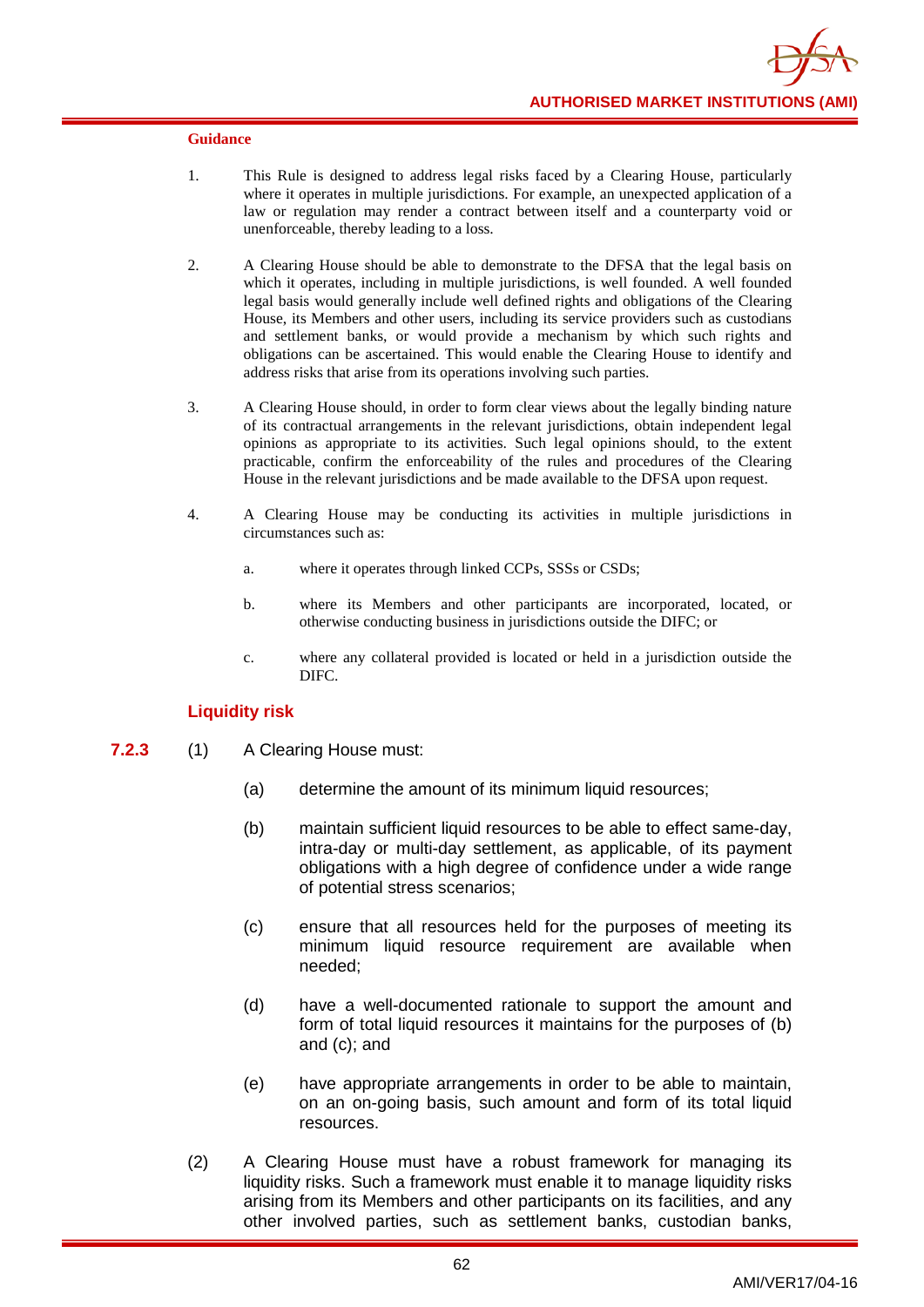**Guidance**

1. This Rule is designed to address legal risks faced by a Clearing House, particularly where it operates in multiple jurisdictions. For example, an unexpected application of a law or regulation may render a contract between itself and a counterparty void or unenforceable, thereby leading to a loss.

2. A Clearing House should be able to demonstrate to the DFSA that the legal basis on which it operates, including in multiple jurisdictions, is well founded. A well founded legal basis would generally include well defined rights and obligations of the Clearing House, its Members and other users, including its service providers such as custodians and settlement banks, or would provide a mechanism by which such rights and obligations can be ascertained. This would enable the Clearing House to identify and address risks that arise from its operations involving such parties.

3. A Clearing House should, in order to form clear views about the legally binding nature of its contractual arrangements in the relevant jurisdictions, obtain independent legal opinions as appropriate to its activities. Such legal opinions should, to the extent practicable, confirm the enforceability of the rules and procedures of the Clearing House in the relevant jurisdictions and be made available to the DFSA upon request.

4. A Clearing House may be conducting its activities in multiple jurisdictions in circumstances such as:

   a. where it operates through linked CCPs, SSSs or CSDs;

   b. where its Members and other participants are incorporated, located, or otherwise conducting business in jurisdictions outside the DIFC; or

   c. where any collateral provided is located or held in a jurisdiction outside the DIFC.

### Liquidity risk

**7.2.3** (1) A Clearing House must:

(a) determine the amount of its minimum liquid resources;

(b) maintain sufficient liquid resources to be able to effect same-day, intra-day or multi-day settlement, as applicable, of its payment obligations with a high degree of confidence under a wide range of potential stress scenarios;

(c) ensure that all resources held for the purposes of meeting its minimum liquid resource requirement are available when needed;

(d) have a well-documented rationale to support the amount and form of total liquid resources it maintains for the purposes of (b) and (c); and

(e) have appropriate arrangements in order to be able to maintain, on an on-going basis, such amount and form of its total liquid resources.

(2) A Clearing House must have a robust framework for managing its liquidity risks. Such a framework must enable it to manage liquidity risks arising from its Members and other participants on its facilities, and any other involved parties, such as settlement banks, custodian banks,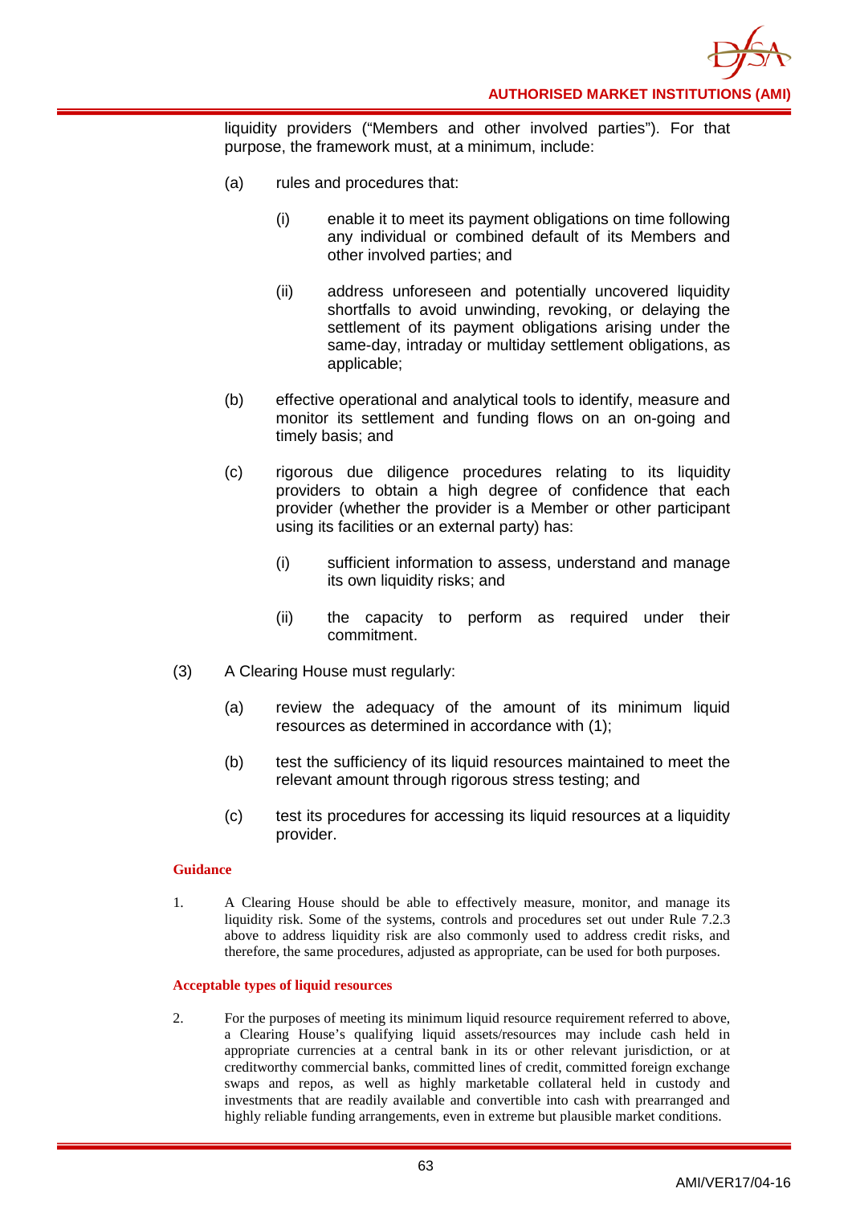liquidity providers ("Members and other involved parties"). For that purpose, the framework must, at a minimum, include:

(a) rules and procedures that:

(i) enable it to meet its payment obligations on time following any individual or combined default of its Members and other involved parties; and

(ii) address unforeseen and potentially uncovered liquidity shortfalls to avoid unwinding, revoking, or delaying the settlement of its payment obligations arising under the same-day, intraday or multiday settlement obligations, as applicable;

(b) effective operational and analytical tools to identify, measure and monitor its settlement and funding flows on an on-going and timely basis; and

(c) rigorous due diligence procedures relating to its liquidity providers to obtain a high degree of confidence that each provider (whether the provider is a Member or other participant using its facilities or an external party) has:

(i) sufficient information to assess, understand and manage its own liquidity risks; and

(ii) the capacity to perform as required under their commitment.

(3) A Clearing House must regularly:

(a) review the adequacy of the amount of its minimum liquid resources as determined in accordance with (1);

(b) test the sufficiency of its liquid resources maintained to meet the relevant amount through rigorous stress testing; and

(c) test its procedures for accessing its liquid resources at a liquidity provider.

**Guidance**

1. A Clearing House should be able to effectively measure, monitor, and manage its liquidity risk. Some of the systems, controls and procedures set out under Rule 7.2.3 above to address liquidity risk are also commonly used to address credit risks, and therefore, the same procedures, adjusted as appropriate, can be used for both purposes.

**Acceptable types of liquid resources**

2. For the purposes of meeting its minimum liquid resource requirement referred to above, a Clearing House's qualifying liquid assets/resources may include cash held in appropriate currencies at a central bank in its or other relevant jurisdiction, or at creditworthy commercial banks, committed lines of credit, committed foreign exchange swaps and repos, as well as highly marketable collateral held in custody and investments that are readily available and convertible into cash with prearranged and highly reliable funding arrangements, even in extreme but plausible market conditions.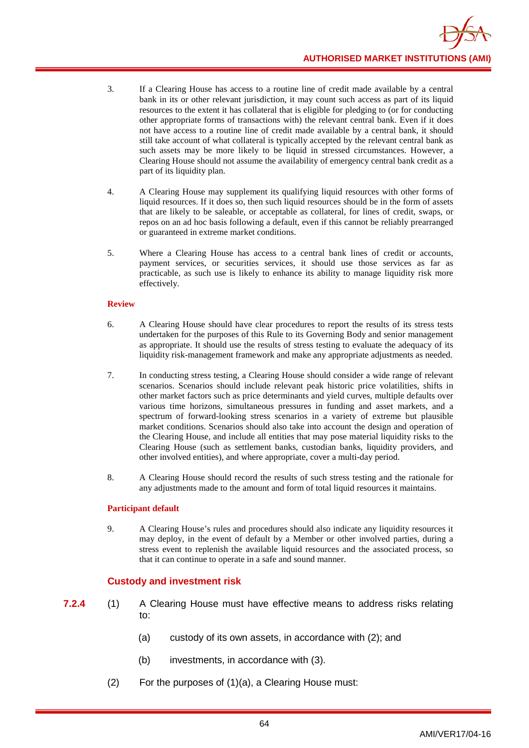3. If a Clearing House has access to a routine line of credit made available by a central bank in its or other relevant jurisdiction, it may count such access as part of its liquid resources to the extent it has collateral that is eligible for pledging to (or for conducting other appropriate forms of transactions with) the relevant central bank. Even if it does not have access to a routine line of credit made available by a central bank, it should still take account of what collateral is typically accepted by the relevant central bank as such assets may be more likely to be liquid in stressed circumstances. However, a Clearing House should not assume the availability of emergency central bank credit as a part of its liquidity plan.

4. A Clearing House may supplement its qualifying liquid resources with other forms of liquid resources. If it does so, then such liquid resources should be in the form of assets that are likely to be saleable, or acceptable as collateral, for lines of credit, swaps, or repos on an ad hoc basis following a default, even if this cannot be reliably prearranged or guaranteed in extreme market conditions.

5. Where a Clearing House has access to a central bank lines of credit or accounts, payment services, or securities services, it should use those services as far as practicable, as such use is likely to enhance its ability to manage liquidity risk more effectively.

**Review**

6. A Clearing House should have clear procedures to report the results of its stress tests undertaken for the purposes of this Rule to its Governing Body and senior management as appropriate. It should use the results of stress testing to evaluate the adequacy of its liquidity risk-management framework and make any appropriate adjustments as needed.

7. In conducting stress testing, a Clearing House should consider a wide range of relevant scenarios. Scenarios should include relevant peak historic price volatilities, shifts in other market factors such as price determinants and yield curves, multiple defaults over various time horizons, simultaneous pressures in funding and asset markets, and a spectrum of forward-looking stress scenarios in a variety of extreme but plausible market conditions. Scenarios should also take into account the design and operation of the Clearing House, and include all entities that may pose material liquidity risks to the Clearing House (such as settlement banks, custodian banks, liquidity providers, and other involved entities), and where appropriate, cover a multi-day period.

8. A Clearing House should record the results of such stress testing and the rationale for any adjustments made to the amount and form of total liquid resources it maintains.

**Participant default**

9. A Clearing House's rules and procedures should also indicate any liquidity resources it may deploy, in the event of default by a Member or other involved parties, during a stress event to replenish the available liquid resources and the associated process, so that it can continue to operate in a safe and sound manner.

### Custody and investment risk

**7.2.4** (1) A Clearing House must have effective means to address risks relating to:

(a) custody of its own assets, in accordance with (2); and

(b) investments, in accordance with (3).

(2) For the purposes of (1)(a), a Clearing House must: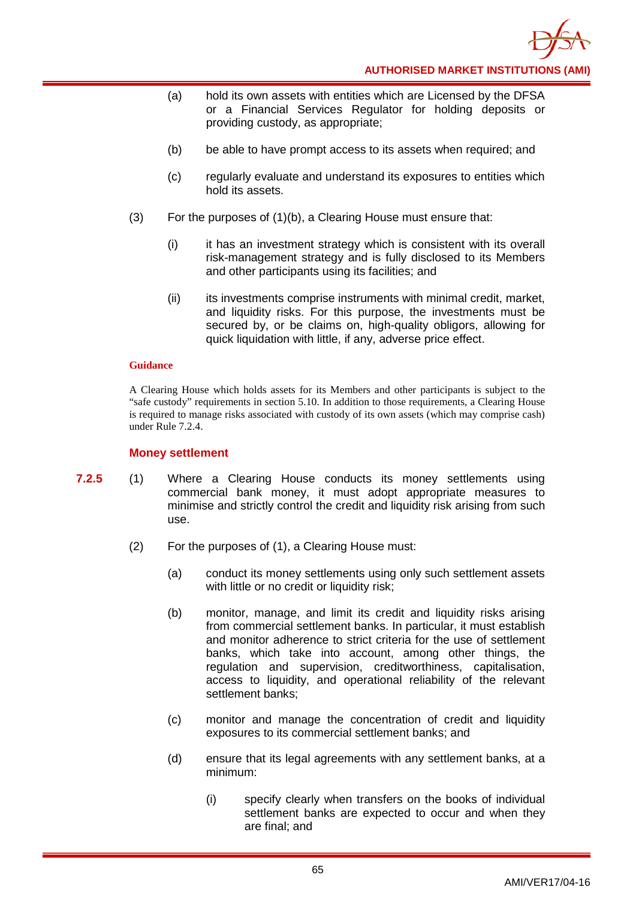(a) hold its own assets with entities which are Licensed by the DFSA or a Financial Services Regulator for holding deposits or providing custody, as appropriate;

(b) be able to have prompt access to its assets when required; and

(c) regularly evaluate and understand its exposures to entities which hold its assets.

(3) For the purposes of (1)(b), a Clearing House must ensure that:

(i) it has an investment strategy which is consistent with its overall risk-management strategy and is fully disclosed to its Members and other participants using its facilities; and

(ii) its investments comprise instruments with minimal credit, market, and liquidity risks. For this purpose, the investments must be secured by, or be claims on, high-quality obligors, allowing for quick liquidation with little, if any, adverse price effect.

**Guidance**

A Clearing House which holds assets for its Members and other participants is subject to the "safe custody" requirements in section 5.10. In addition to those requirements, a Clearing House is required to manage risks associated with custody of its own assets (which may comprise cash) under Rule 7.2.4.

### Money settlement

**7.2.5** (1) Where a Clearing House conducts its money settlements using commercial bank money, it must adopt appropriate measures to minimise and strictly control the credit and liquidity risk arising from such use.

(2) For the purposes of (1), a Clearing House must:

(a) conduct its money settlements using only such settlement assets with little or no credit or liquidity risk;

(b) monitor, manage, and limit its credit and liquidity risks arising from commercial settlement banks. In particular, it must establish and monitor adherence to strict criteria for the use of settlement banks, which take into account, among other things, the regulation and supervision, creditworthiness, capitalisation, access to liquidity, and operational reliability of the relevant settlement banks;

(c) monitor and manage the concentration of credit and liquidity exposures to its commercial settlement banks; and

(d) ensure that its legal agreements with any settlement banks, at a minimum:

(i) specify clearly when transfers on the books of individual settlement banks are expected to occur and when they are final; and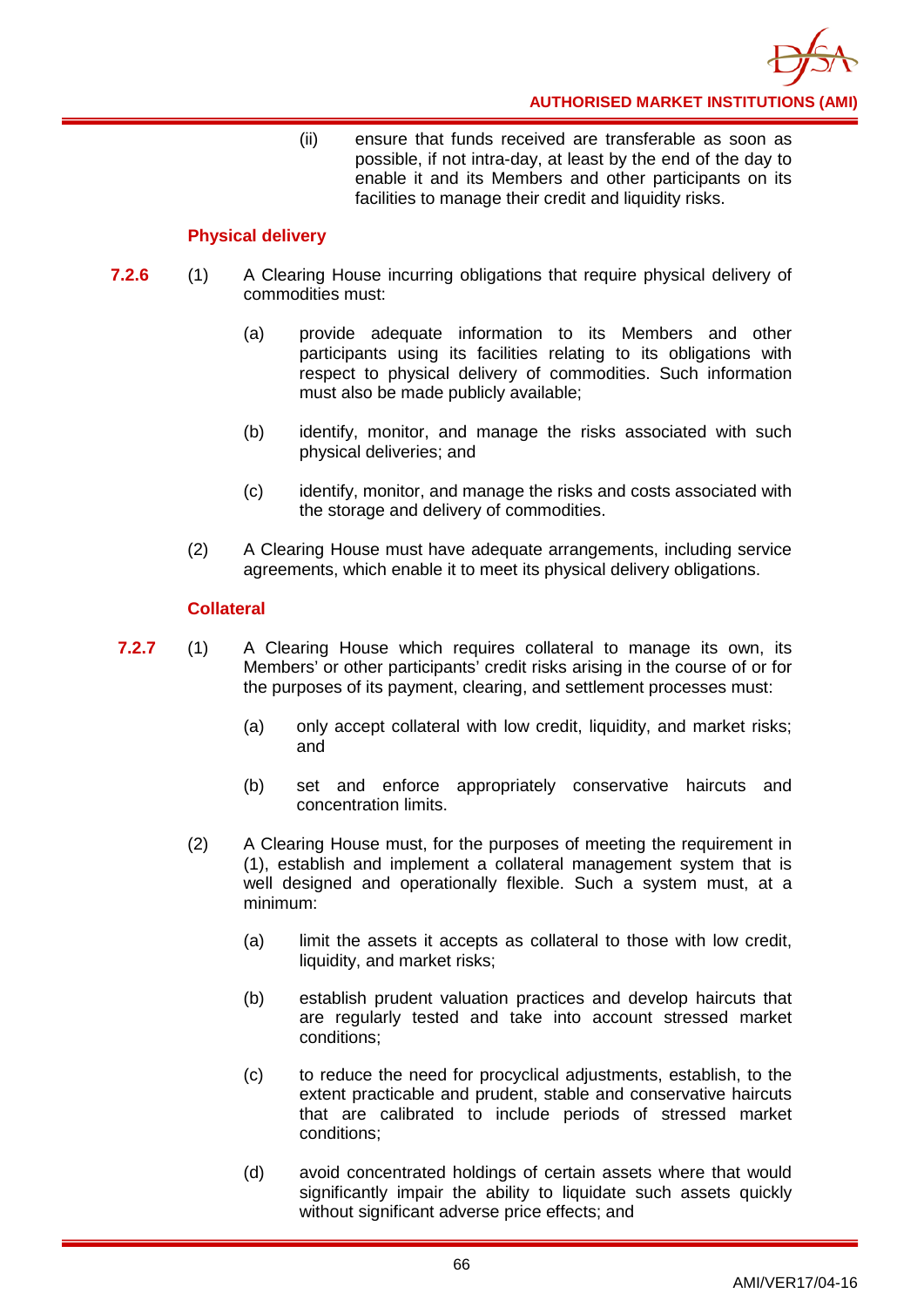(ii) ensure that funds received are transferable as soon as possible, if not intra-day, at least by the end of the day to enable it and its Members and other participants on its facilities to manage their credit and liquidity risks.

### Physical delivery

**7.2.6** (1) A Clearing House incurring obligations that require physical delivery of commodities must:

(a) provide adequate information to its Members and other participants using its facilities relating to its obligations with respect to physical delivery of commodities. Such information must also be made publicly available;

(b) identify, monitor, and manage the risks associated with such physical deliveries; and

(c) identify, monitor, and manage the risks and costs associated with the storage and delivery of commodities.

(2) A Clearing House must have adequate arrangements, including service agreements, which enable it to meet its physical delivery obligations.

### Collateral

**7.2.7** (1) A Clearing House which requires collateral to manage its own, its Members' or other participants' credit risks arising in the course of or for the purposes of its payment, clearing, and settlement processes must:

(a) only accept collateral with low credit, liquidity, and market risks; and

(b) set and enforce appropriately conservative haircuts and concentration limits.

(2) A Clearing House must, for the purposes of meeting the requirement in (1), establish and implement a collateral management system that is well designed and operationally flexible. Such a system must, at a minimum:

(a) limit the assets it accepts as collateral to those with low credit, liquidity, and market risks;

(b) establish prudent valuation practices and develop haircuts that are regularly tested and take into account stressed market conditions;

(c) to reduce the need for procyclical adjustments, establish, to the extent practicable and prudent, stable and conservative haircuts that are calibrated to include periods of stressed market conditions;

(d) avoid concentrated holdings of certain assets where that would significantly impair the ability to liquidate such assets quickly without significant adverse price effects; and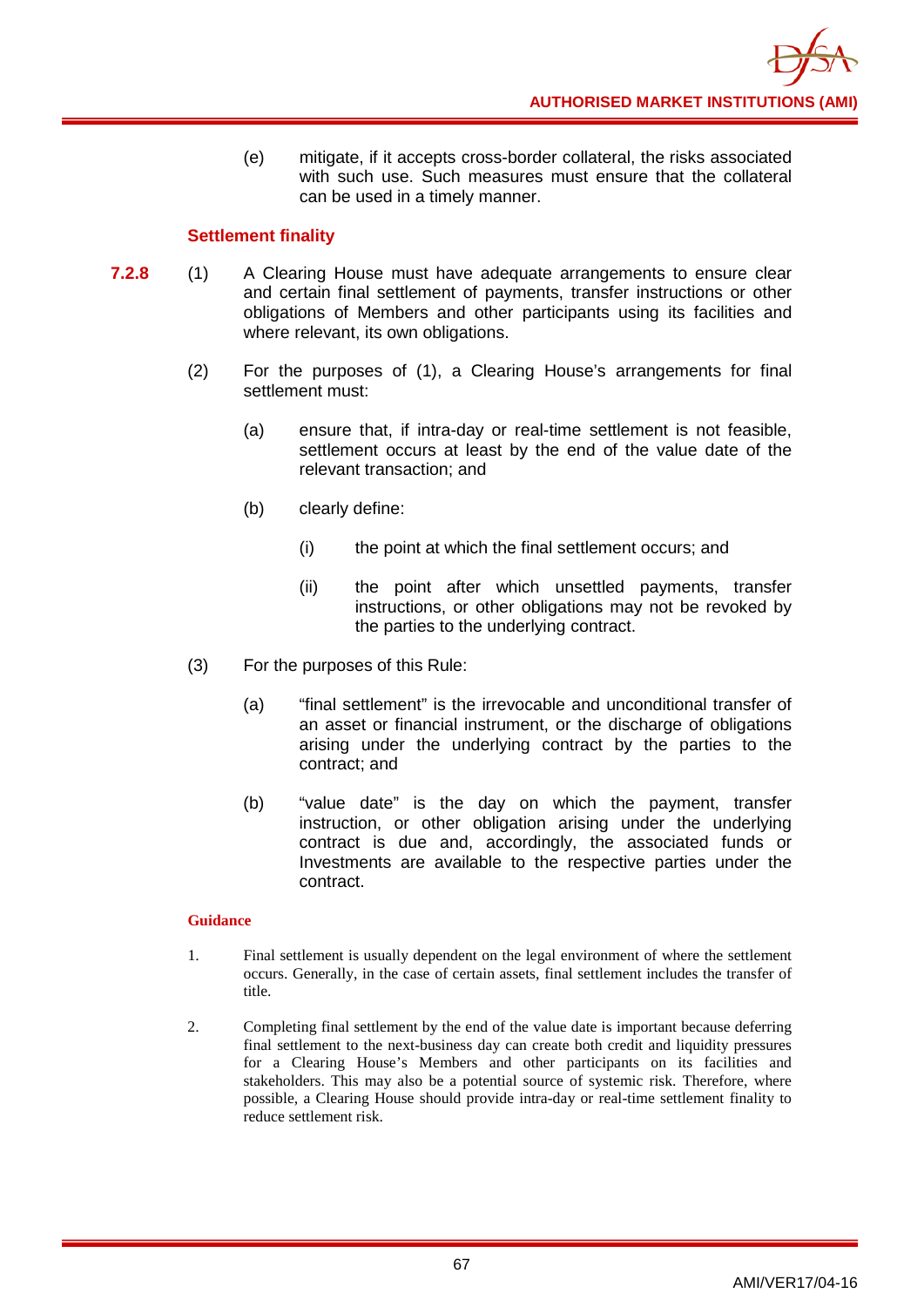(e) mitigate, if it accepts cross-border collateral, the risks associated with such use. Such measures must ensure that the collateral can be used in a timely manner.

### Settlement finality

**7.2.8** (1) A Clearing House must have adequate arrangements to ensure clear and certain final settlement of payments, transfer instructions or other obligations of Members and other participants using its facilities and where relevant, its own obligations.

(2) For the purposes of (1), a Clearing House's arrangements for final settlement must:

(a) ensure that, if intra-day or real-time settlement is not feasible, settlement occurs at least by the end of the value date of the relevant transaction; and

(b) clearly define:

(i) the point at which the final settlement occurs; and

(ii) the point after which unsettled payments, transfer instructions, or other obligations may not be revoked by the parties to the underlying contract.

(3) For the purposes of this Rule:

(a) "final settlement" is the irrevocable and unconditional transfer of an asset or financial instrument, or the discharge of obligations arising under the underlying contract by the parties to the contract; and

(b) "value date" is the day on which the payment, transfer instruction, or other obligation arising under the underlying contract is due and, accordingly, the associated funds or Investments are available to the respective parties under the contract.

#### Guidance

1. Final settlement is usually dependent on the legal environment of where the settlement occurs. Generally, in the case of certain assets, final settlement includes the transfer of title.

2. Completing final settlement by the end of the value date is important because deferring final settlement to the next-business day can create both credit and liquidity pressures for a Clearing House's Members and other participants on its facilities and stakeholders. This may also be a potential source of systemic risk. Therefore, where possible, a Clearing House should provide intra-day or real-time settlement finality to reduce settlement risk.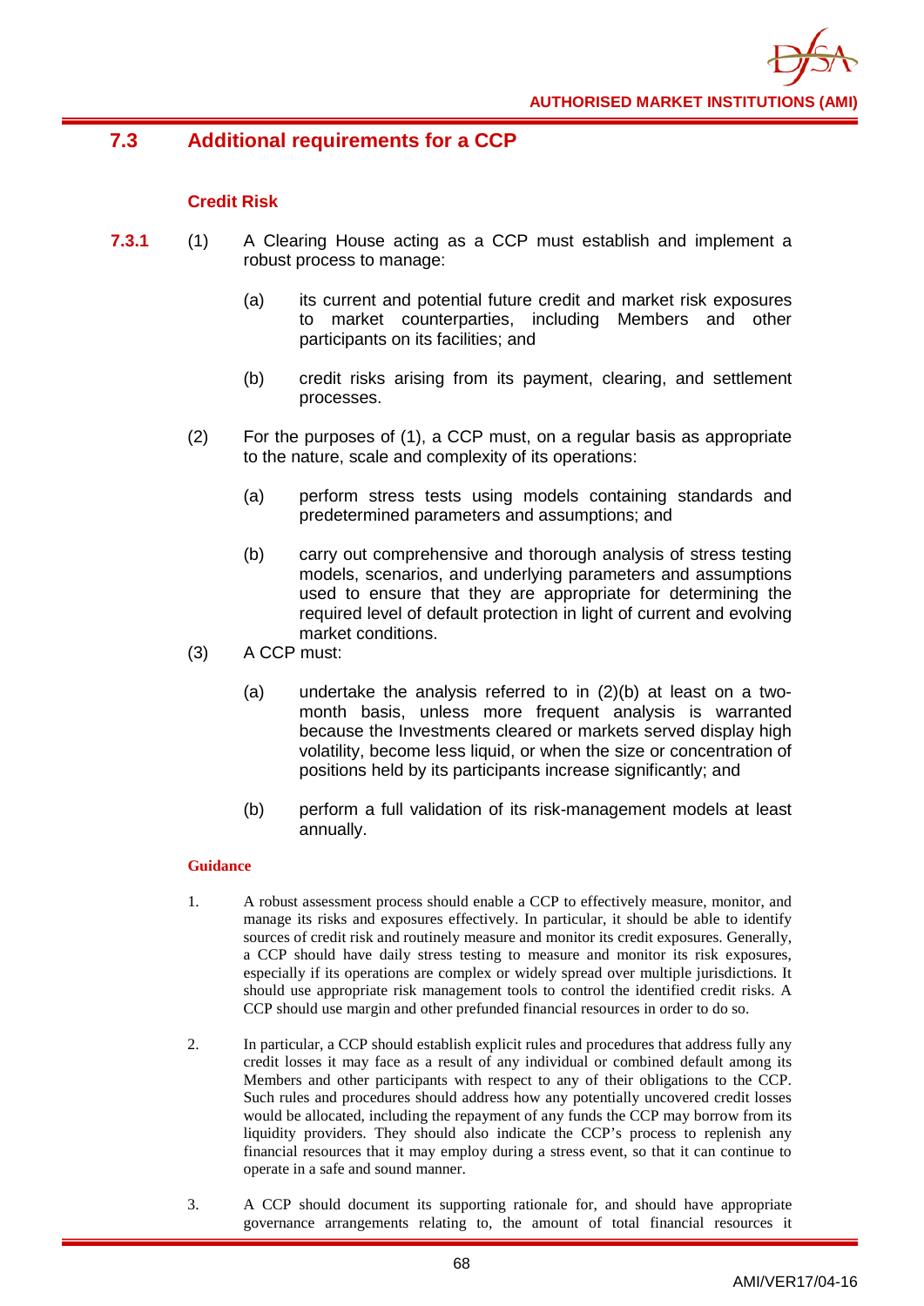## 7.3 Additional requirements for a CCP

### Credit Risk

**7.3.1** (1) A Clearing House acting as a CCP must establish and implement a robust process to manage:

(a) its current and potential future credit and market risk exposures to market counterparties, including Members and other participants on its facilities; and

(b) credit risks arising from its payment, clearing, and settlement processes.

(2) For the purposes of (1), a CCP must, on a regular basis as appropriate to the nature, scale and complexity of its operations:

(a) perform stress tests using models containing standards and predetermined parameters and assumptions; and

(b) carry out comprehensive and thorough analysis of stress testing models, scenarios, and underlying parameters and assumptions used to ensure that they are appropriate for determining the required level of default protection in light of current and evolving market conditions.

(3) A CCP must:

(a) undertake the analysis referred to in (2)(b) at least on a two-month basis, unless more frequent analysis is warranted because the Investments cleared or markets served display high volatility, become less liquid, or when the size or concentration of positions held by its participants increase significantly; and

(b) perform a full validation of its risk-management models at least annually.

**Guidance**

1. A robust assessment process should enable a CCP to effectively measure, monitor, and manage its risks and exposures effectively. In particular, it should be able to identify sources of credit risk and routinely measure and monitor its credit exposures. Generally, a CCP should have daily stress testing to measure and monitor its risk exposures, especially if its operations are complex or widely spread over multiple jurisdictions. It should use appropriate risk management tools to control the identified credit risks. A CCP should use margin and other prefunded financial resources in order to do so.

2. In particular, a CCP should establish explicit rules and procedures that address fully any credit losses it may face as a result of any individual or combined default among its Members and other participants with respect to any of their obligations to the CCP. Such rules and procedures should address how any potentially uncovered credit losses would be allocated, including the repayment of any funds the CCP may borrow from its liquidity providers. They should also indicate the CCP's process to replenish any financial resources that it may employ during a stress event, so that it can continue to operate in a safe and sound manner.

3. A CCP should document its supporting rationale for, and should have appropriate governance arrangements relating to, the amount of total financial resources it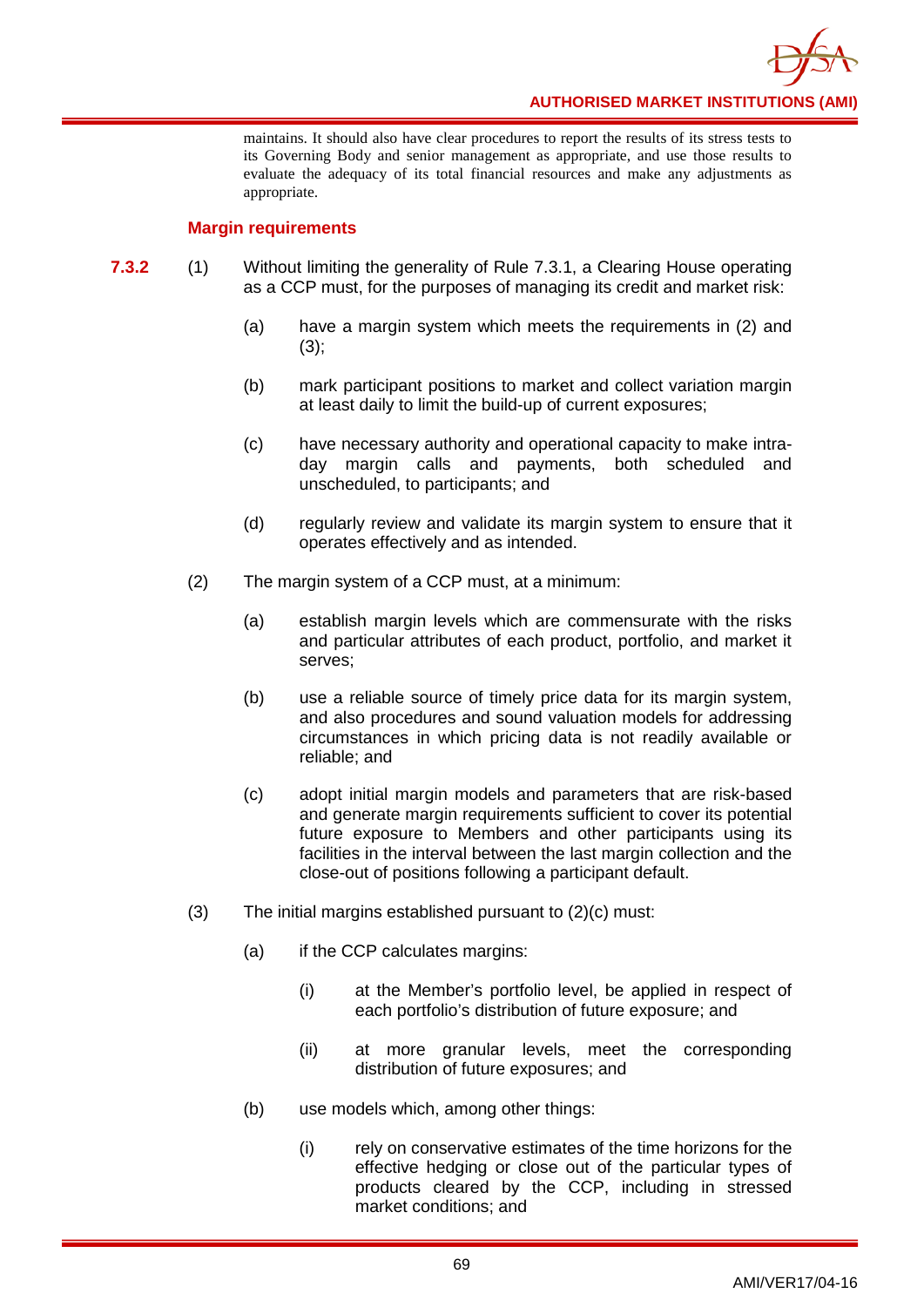maintains. It should also have clear procedures to report the results of its stress tests to its Governing Body and senior management as appropriate, and use those results to evaluate the adequacy of its total financial resources and make any adjustments as appropriate.

### Margin requirements

**7.3.2** (1) Without limiting the generality of Rule 7.3.1, a Clearing House operating as a CCP must, for the purposes of managing its credit and market risk:

(a) have a margin system which meets the requirements in (2) and (3);

(b) mark participant positions to market and collect variation margin at least daily to limit the build-up of current exposures;

(c) have necessary authority and operational capacity to make intra-day margin calls and payments, both scheduled and unscheduled, to participants; and

(d) regularly review and validate its margin system to ensure that it operates effectively and as intended.

(2) The margin system of a CCP must, at a minimum:

(a) establish margin levels which are commensurate with the risks and particular attributes of each product, portfolio, and market it serves;

(b) use a reliable source of timely price data for its margin system, and also procedures and sound valuation models for addressing circumstances in which pricing data is not readily available or reliable; and

(c) adopt initial margin models and parameters that are risk-based and generate margin requirements sufficient to cover its potential future exposure to Members and other participants using its facilities in the interval between the last margin collection and the close-out of positions following a participant default.

(3) The initial margins established pursuant to (2)(c) must:

(a) if the CCP calculates margins:

(i) at the Member's portfolio level, be applied in respect of each portfolio's distribution of future exposure; and

(ii) at more granular levels, meet the corresponding distribution of future exposures; and

(b) use models which, among other things:

(i) rely on conservative estimates of the time horizons for the effective hedging or close out of the particular types of products cleared by the CCP, including in stressed market conditions; and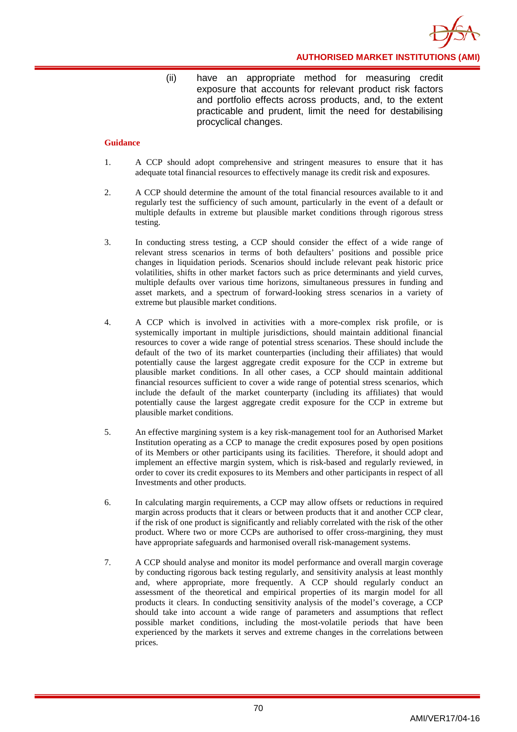(ii) have an appropriate method for measuring credit exposure that accounts for relevant product risk factors and portfolio effects across products, and, to the extent practicable and prudent, limit the need for destabilising procyclical changes.

**Guidance**

1. A CCP should adopt comprehensive and stringent measures to ensure that it has adequate total financial resources to effectively manage its credit risk and exposures.

2. A CCP should determine the amount of the total financial resources available to it and regularly test the sufficiency of such amount, particularly in the event of a default or multiple defaults in extreme but plausible market conditions through rigorous stress testing.

3. In conducting stress testing, a CCP should consider the effect of a wide range of relevant stress scenarios in terms of both defaulters' positions and possible price changes in liquidation periods. Scenarios should include relevant peak historic price volatilities, shifts in other market factors such as price determinants and yield curves, multiple defaults over various time horizons, simultaneous pressures in funding and asset markets, and a spectrum of forward-looking stress scenarios in a variety of extreme but plausible market conditions.

4. A CCP which is involved in activities with a more-complex risk profile, or is systemically important in multiple jurisdictions, should maintain additional financial resources to cover a wide range of potential stress scenarios. These should include the default of the two of its market counterparties (including their affiliates) that would potentially cause the largest aggregate credit exposure for the CCP in extreme but plausible market conditions. In all other cases, a CCP should maintain additional financial resources sufficient to cover a wide range of potential stress scenarios, which include the default of the market counterparty (including its affiliates) that would potentially cause the largest aggregate credit exposure for the CCP in extreme but plausible market conditions.

5. An effective margining system is a key risk-management tool for an Authorised Market Institution operating as a CCP to manage the credit exposures posed by open positions of its Members or other participants using its facilities. Therefore, it should adopt and implement an effective margin system, which is risk-based and regularly reviewed, in order to cover its credit exposures to its Members and other participants in respect of all Investments and other products.

6. In calculating margin requirements, a CCP may allow offsets or reductions in required margin across products that it clears or between products that it and another CCP clear, if the risk of one product is significantly and reliably correlated with the risk of the other product. Where two or more CCPs are authorised to offer cross-margining, they must have appropriate safeguards and harmonised overall risk-management systems.

7. A CCP should analyse and monitor its model performance and overall margin coverage by conducting rigorous back testing regularly, and sensitivity analysis at least monthly and, where appropriate, more frequently. A CCP should regularly conduct an assessment of the theoretical and empirical properties of its margin model for all products it clears. In conducting sensitivity analysis of the model's coverage, a CCP should take into account a wide range of parameters and assumptions that reflect possible market conditions, including the most-volatile periods that have been experienced by the markets it serves and extreme changes in the correlations between prices.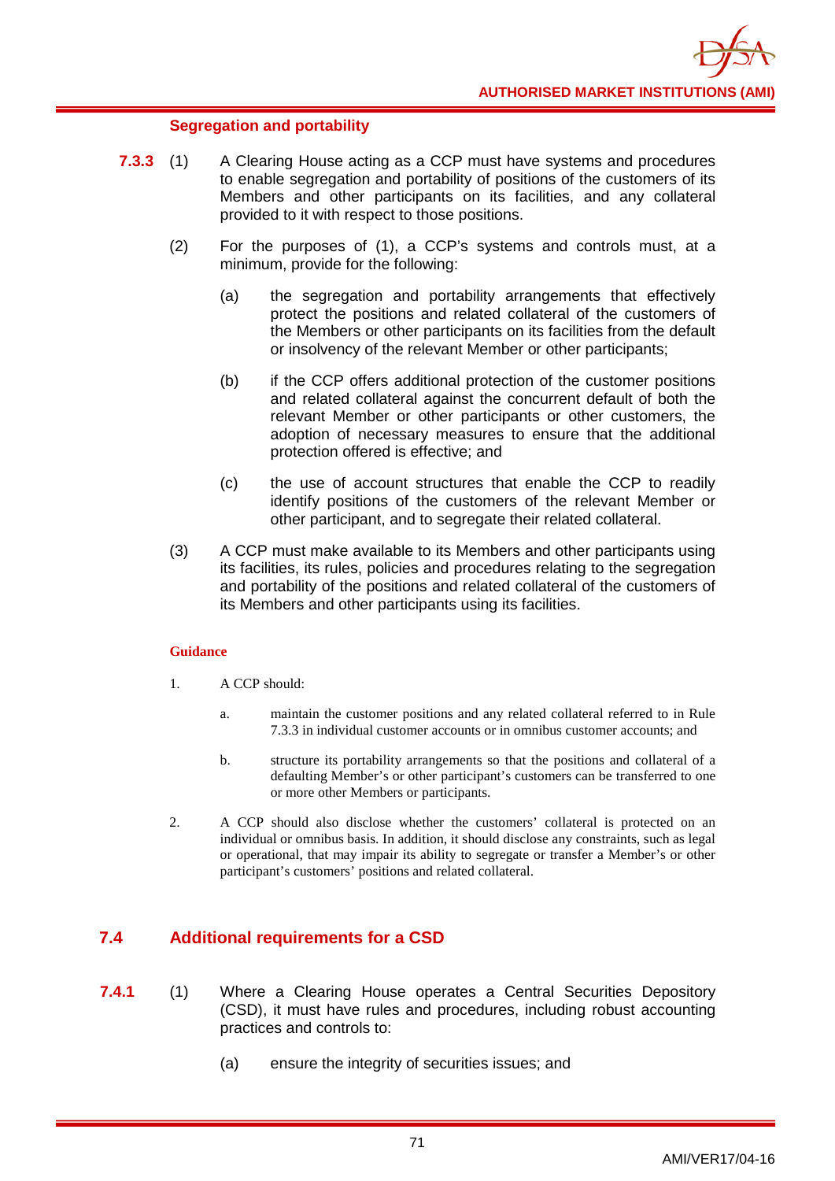#### Segregation and portability

**7.3.3** (1) A Clearing House acting as a CCP must have systems and procedures to enable segregation and portability of positions of the customers of its Members and other participants on its facilities, and any collateral provided to it with respect to those positions.

(2) For the purposes of (1), a CCP's systems and controls must, at a minimum, provide for the following:

(a) the segregation and portability arrangements that effectively protect the positions and related collateral of the customers of the Members or other participants on its facilities from the default or insolvency of the relevant Member or other participants;

(b) if the CCP offers additional protection of the customer positions and related collateral against the concurrent default of both the relevant Member or other participants or other customers, the adoption of necessary measures to ensure that the additional protection offered is effective; and

(c) the use of account structures that enable the CCP to readily identify positions of the customers of the relevant Member or other participant, and to segregate their related collateral.

(3) A CCP must make available to its Members and other participants using its facilities, its rules, policies and procedures relating to the segregation and portability of the positions and related collateral of the customers of its Members and other participants using its facilities.

**Guidance**

1. A CCP should:

   a. maintain the customer positions and any related collateral referred to in Rule 7.3.3 in individual customer accounts or in omnibus customer accounts; and

   b. structure its portability arrangements so that the positions and collateral of a defaulting Member's or other participant's customers can be transferred to one or more other Members or participants.

2. A CCP should also disclose whether the customers' collateral is protected on an individual or omnibus basis. In addition, it should disclose any constraints, such as legal or operational, that may impair its ability to segregate or transfer a Member's or other participant's customers' positions and related collateral.

## 7.4 Additional requirements for a CSD

**7.4.1** (1) Where a Clearing House operates a Central Securities Depository (CSD), it must have rules and procedures, including robust accounting practices and controls to:

(a) ensure the integrity of securities issues; and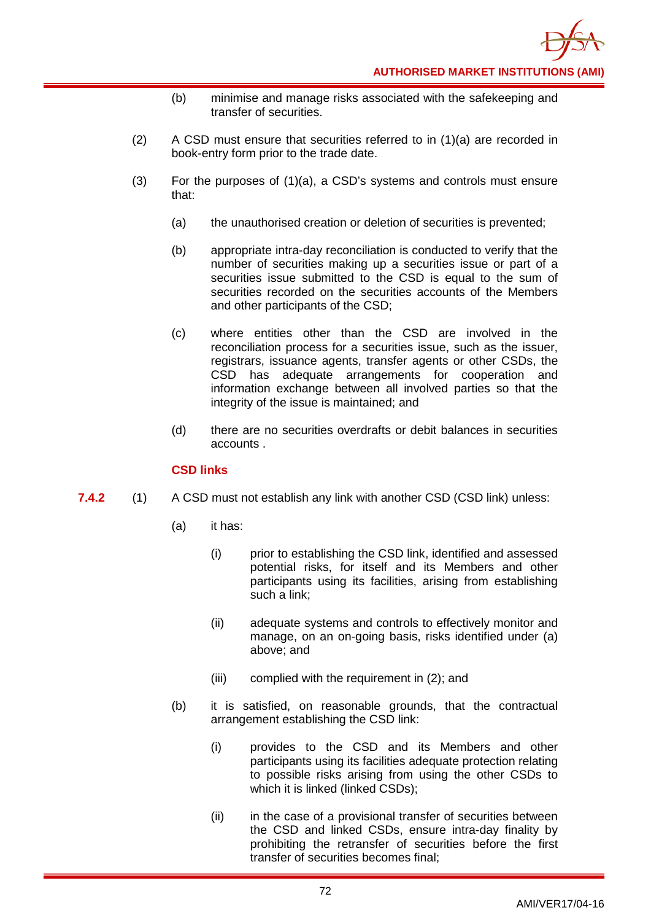(b) minimise and manage risks associated with the safekeeping and transfer of securities.

(2) A CSD must ensure that securities referred to in (1)(a) are recorded in book-entry form prior to the trade date.

(3) For the purposes of (1)(a), a CSD's systems and controls must ensure that:

(a) the unauthorised creation or deletion of securities is prevented;

(b) appropriate intra-day reconciliation is conducted to verify that the number of securities making up a securities issue or part of a securities issue submitted to the CSD is equal to the sum of securities recorded on the securities accounts of the Members and other participants of the CSD;

(c) where entities other than the CSD are involved in the reconciliation process for a securities issue, such as the issuer, registrars, issuance agents, transfer agents or other CSDs, the CSD has adequate arrangements for cooperation and information exchange between all involved parties so that the integrity of the issue is maintained; and

(d) there are no securities overdrafts or debit balances in securities accounts .

### CSD links

**7.4.2** (1) A CSD must not establish any link with another CSD (CSD link) unless:

(a) it has:

(i) prior to establishing the CSD link, identified and assessed potential risks, for itself and its Members and other participants using its facilities, arising from establishing such a link;

(ii) adequate systems and controls to effectively monitor and manage, on an on-going basis, risks identified under (a) above; and

(iii) complied with the requirement in (2); and

(b) it is satisfied, on reasonable grounds, that the contractual arrangement establishing the CSD link:

(i) provides to the CSD and its Members and other participants using its facilities adequate protection relating to possible risks arising from using the other CSDs to which it is linked (linked CSDs);

(ii) in the case of a provisional transfer of securities between the CSD and linked CSDs, ensure intra-day finality by prohibiting the retransfer of securities before the first transfer of securities becomes final;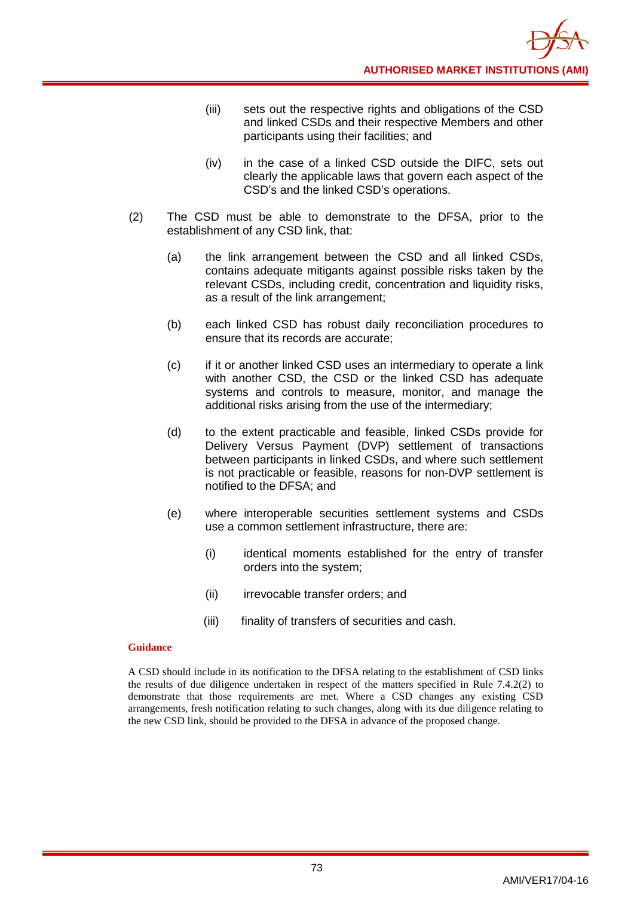(iii) sets out the respective rights and obligations of the CSD and linked CSDs and their respective Members and other participants using their facilities; and

(iv) in the case of a linked CSD outside the DIFC, sets out clearly the applicable laws that govern each aspect of the CSD's and the linked CSD's operations.

(2) The CSD must be able to demonstrate to the DFSA, prior to the establishment of any CSD link, that:

(a) the link arrangement between the CSD and all linked CSDs, contains adequate mitigants against possible risks taken by the relevant CSDs, including credit, concentration and liquidity risks, as a result of the link arrangement;

(b) each linked CSD has robust daily reconciliation procedures to ensure that its records are accurate;

(c) if it or another linked CSD uses an intermediary to operate a link with another CSD, the CSD or the linked CSD has adequate systems and controls to measure, monitor, and manage the additional risks arising from the use of the intermediary;

(d) to the extent practicable and feasible, linked CSDs provide for Delivery Versus Payment (DVP) settlement of transactions between participants in linked CSDs, and where such settlement is not practicable or feasible, reasons for non-DVP settlement is notified to the DFSA; and

(e) where interoperable securities settlement systems and CSDs use a common settlement infrastructure, there are:

(i) identical moments established for the entry of transfer orders into the system;

(ii) irrevocable transfer orders; and

(iii) finality of transfers of securities and cash.

**Guidance**

A CSD should include in its notification to the DFSA relating to the establishment of CSD links the results of due diligence undertaken in respect of the matters specified in Rule 7.4.2(2) to demonstrate that those requirements are met. Where a CSD changes any existing CSD arrangements, fresh notification relating to such changes, along with its due diligence relating to the new CSD link, should be provided to the DFSA in advance of the proposed change.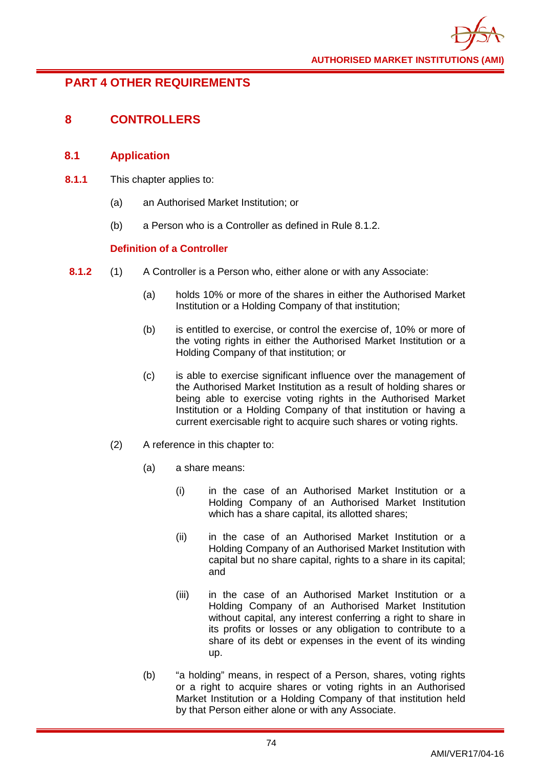# PART 4 OTHER REQUIREMENTS

## 8 CONTROLLERS

### 8.1 Application

**8.1.1** This chapter applies to:

(a) an Authorised Market Institution; or

(b) a Person who is a Controller as defined in Rule 8.1.2.

**Definition of a Controller**

**8.1.2** (1) A Controller is a Person who, either alone or with any Associate:

(a) holds 10% or more of the shares in either the Authorised Market Institution or a Holding Company of that institution;

(b) is entitled to exercise, or control the exercise of, 10% or more of the voting rights in either the Authorised Market Institution or a Holding Company of that institution; or

(c) is able to exercise significant influence over the management of the Authorised Market Institution as a result of holding shares or being able to exercise voting rights in the Authorised Market Institution or a Holding Company of that institution or having a current exercisable right to acquire such shares or voting rights.

(2) A reference in this chapter to:

(a) a share means:

(i) in the case of an Authorised Market Institution or a Holding Company of an Authorised Market Institution which has a share capital, its allotted shares;

(ii) in the case of an Authorised Market Institution or a Holding Company of an Authorised Market Institution with capital but no share capital, rights to a share in its capital; and

(iii) in the case of an Authorised Market Institution or a Holding Company of an Authorised Market Institution without capital, any interest conferring a right to share in its profits or losses or any obligation to contribute to a share of its debt or expenses in the event of its winding up.

(b) "a holding" means, in respect of a Person, shares, voting rights or a right to acquire shares or voting rights in an Authorised Market Institution or a Holding Company of that institution held by that Person either alone or with any Associate.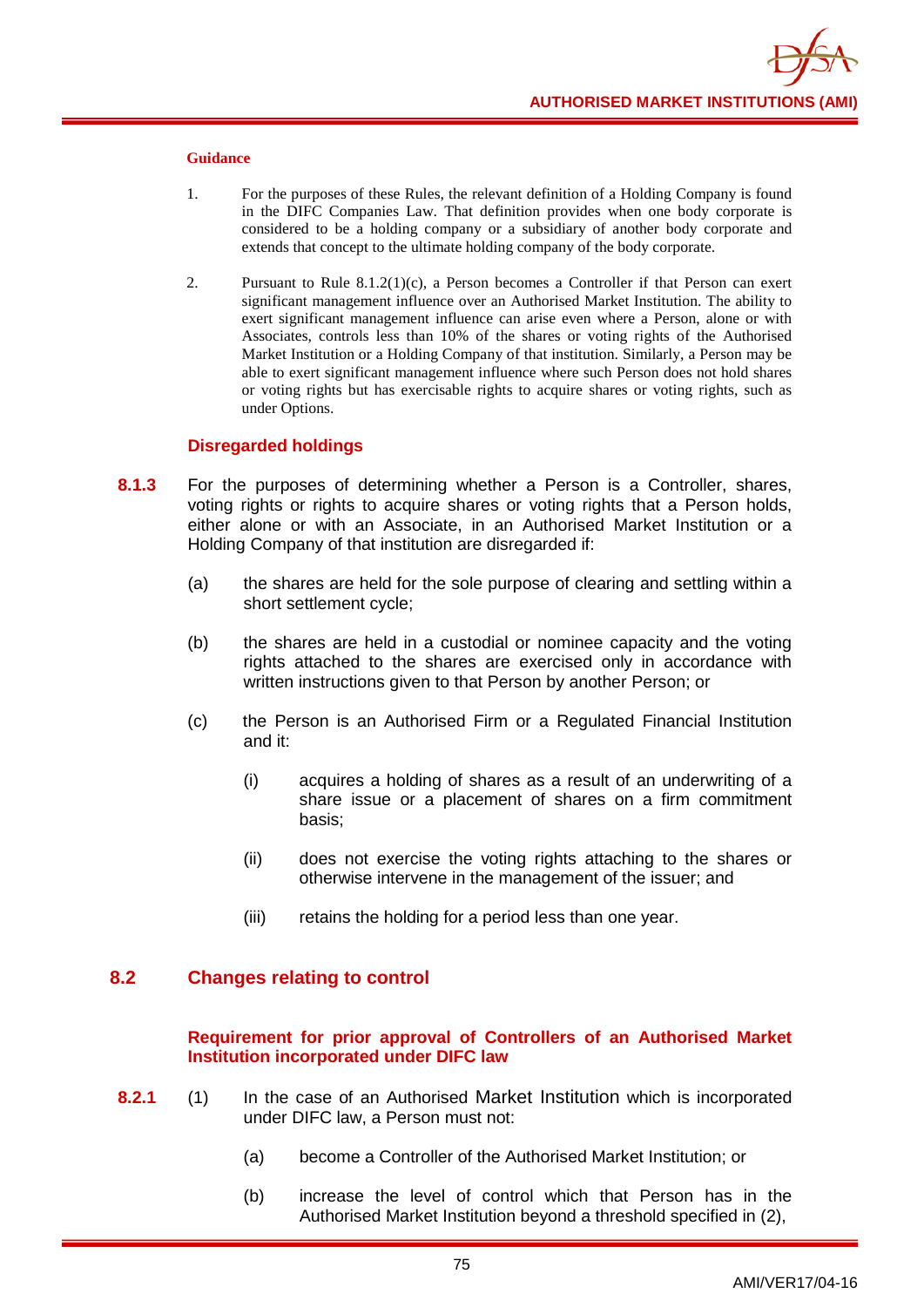**Guidance**

1. For the purposes of these Rules, the relevant definition of a Holding Company is found in the DIFC Companies Law. That definition provides when one body corporate is considered to be a holding company or a subsidiary of another body corporate and extends that concept to the ultimate holding company of the body corporate.

2. Pursuant to Rule 8.1.2(1)(c), a Person becomes a Controller if that Person can exert significant management influence over an Authorised Market Institution. The ability to exert significant management influence can arise even where a Person, alone or with Associates, controls less than 10% of the shares or voting rights of the Authorised Market Institution or a Holding Company of that institution. Similarly, a Person may be able to exert significant management influence where such Person does not hold shares or voting rights but has exercisable rights to acquire shares or voting rights, such as under Options.

### Disregarded holdings

**8.1.3** For the purposes of determining whether a Person is a Controller, shares, voting rights or rights to acquire shares or voting rights that a Person holds, either alone or with an Associate, in an Authorised Market Institution or a Holding Company of that institution are disregarded if:

(a) the shares are held for the sole purpose of clearing and settling within a short settlement cycle;

(b) the shares are held in a custodial or nominee capacity and the voting rights attached to the shares are exercised only in accordance with written instructions given to that Person by another Person; or

(c) the Person is an Authorised Firm or a Regulated Financial Institution and it:

(i) acquires a holding of shares as a result of an underwriting of a share issue or a placement of shares on a firm commitment basis;

(ii) does not exercise the voting rights attaching to the shares or otherwise intervene in the management of the issuer; and

(iii) retains the holding for a period less than one year.

## 8.2 Changes relating to control

### Requirement for prior approval of Controllers of an Authorised Market Institution incorporated under DIFC law

**8.2.1** (1) In the case of an Authorised Market Institution which is incorporated under DIFC law, a Person must not:

(a) become a Controller of the Authorised Market Institution; or

(b) increase the level of control which that Person has in the Authorised Market Institution beyond a threshold specified in (2),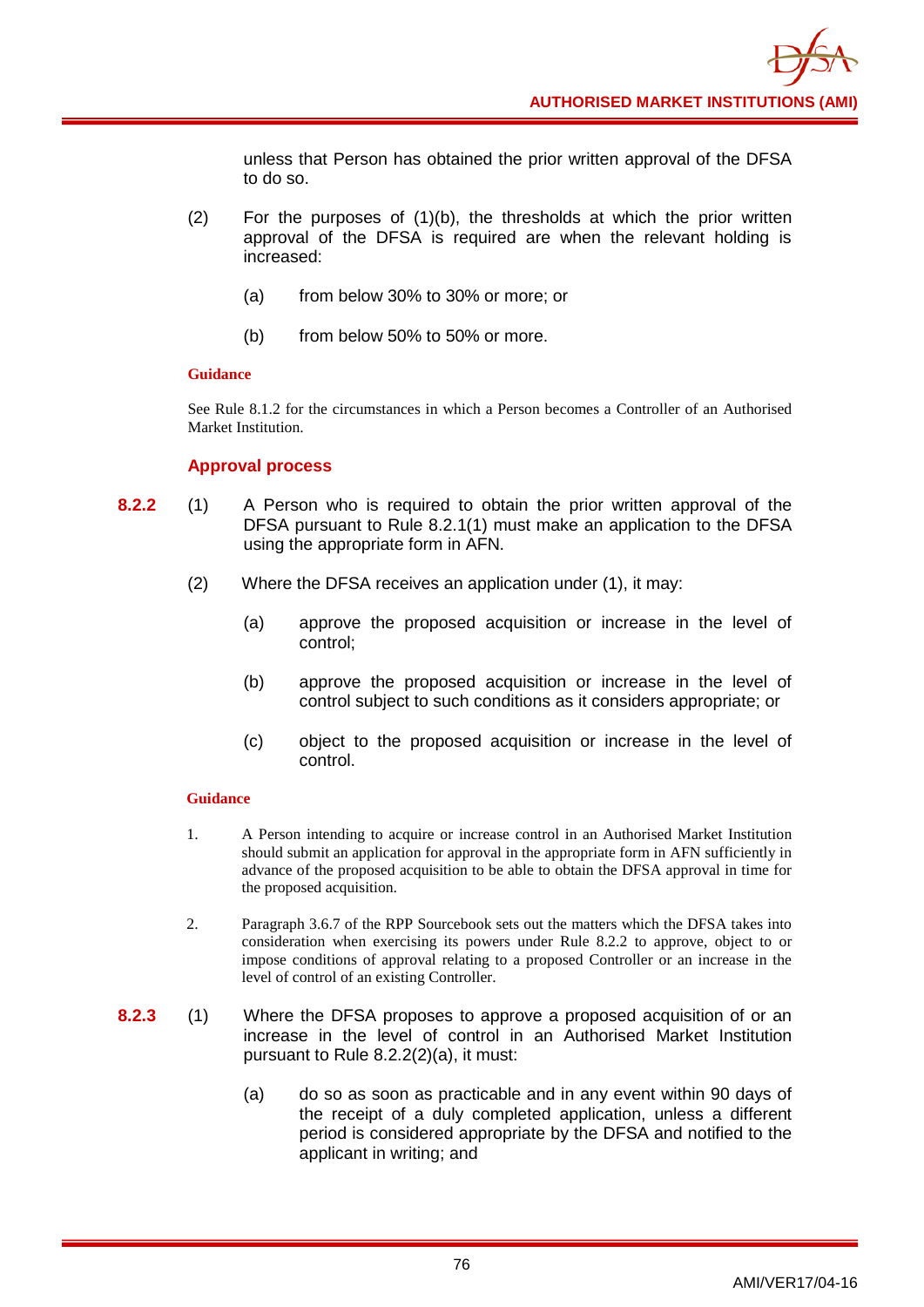unless that Person has obtained the prior written approval of the DFSA to do so.

(2) For the purposes of (1)(b), the thresholds at which the prior written approval of the DFSA is required are when the relevant holding is increased:

(a) from below 30% to 30% or more; or

(b) from below 50% to 50% or more.

**Guidance**

See Rule 8.1.2 for the circumstances in which a Person becomes a Controller of an Authorised Market Institution.

### Approval process

**8.2.2** (1) A Person who is required to obtain the prior written approval of the DFSA pursuant to Rule 8.2.1(1) must make an application to the DFSA using the appropriate form in AFN.

(2) Where the DFSA receives an application under (1), it may:

(a) approve the proposed acquisition or increase in the level of control;

(b) approve the proposed acquisition or increase in the level of control subject to such conditions as it considers appropriate; or

(c) object to the proposed acquisition or increase in the level of control.

**Guidance**

1. A Person intending to acquire or increase control in an Authorised Market Institution should submit an application for approval in the appropriate form in AFN sufficiently in advance of the proposed acquisition to be able to obtain the DFSA approval in time for the proposed acquisition.

2. Paragraph 3.6.7 of the RPP Sourcebook sets out the matters which the DFSA takes into consideration when exercising its powers under Rule 8.2.2 to approve, object to or impose conditions of approval relating to a proposed Controller or an increase in the level of control of an existing Controller.

**8.2.3** (1) Where the DFSA proposes to approve a proposed acquisition of or an increase in the level of control in an Authorised Market Institution pursuant to Rule 8.2.2(2)(a), it must:

(a) do so as soon as practicable and in any event within 90 days of the receipt of a duly completed application, unless a different period is considered appropriate by the DFSA and notified to the applicant in writing; and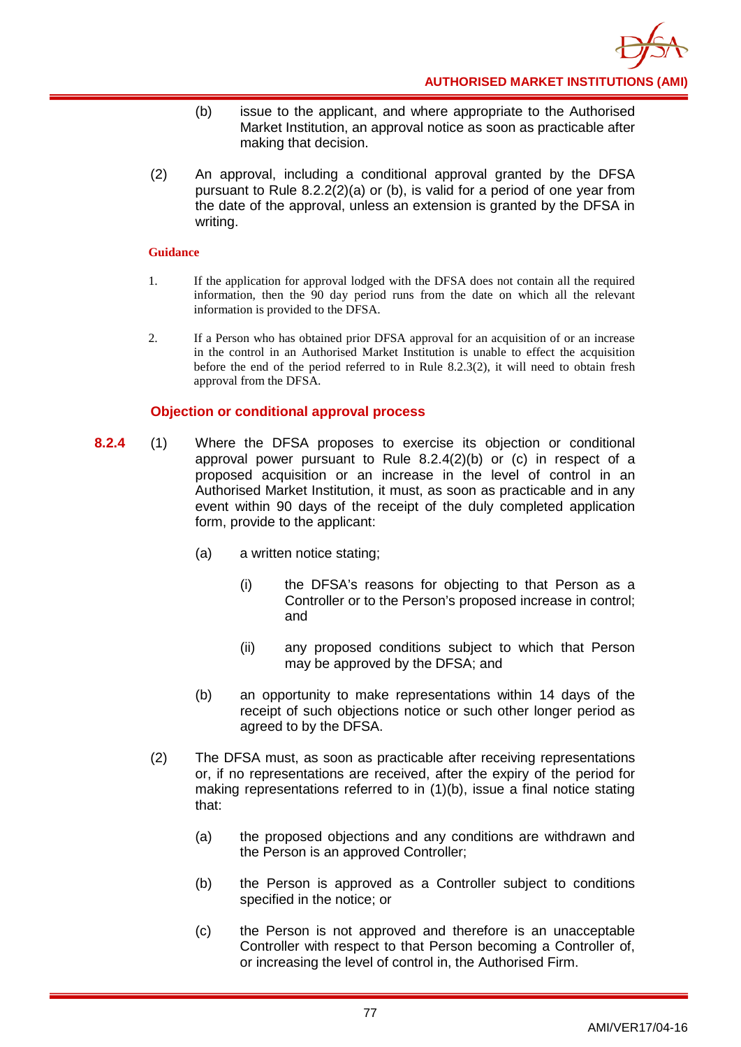(b) issue to the applicant, and where appropriate to the Authorised Market Institution, an approval notice as soon as practicable after making that decision.

(2) An approval, including a conditional approval granted by the DFSA pursuant to Rule 8.2.2(2)(a) or (b), is valid for a period of one year from the date of the approval, unless an extension is granted by the DFSA in writing.

**Guidance**

1. If the application for approval lodged with the DFSA does not contain all the required information, then the 90 day period runs from the date on which all the relevant information is provided to the DFSA.

2. If a Person who has obtained prior DFSA approval for an acquisition of or an increase in the control in an Authorised Market Institution is unable to effect the acquisition before the end of the period referred to in Rule 8.2.3(2), it will need to obtain fresh approval from the DFSA.

### Objection or conditional approval process

**8.2.4** (1) Where the DFSA proposes to exercise its objection or conditional approval power pursuant to Rule 8.2.4(2)(b) or (c) in respect of a proposed acquisition or an increase in the level of control in an Authorised Market Institution, it must, as soon as practicable and in any event within 90 days of the receipt of the duly completed application form, provide to the applicant:

(a) a written notice stating;

(i) the DFSA's reasons for objecting to that Person as a Controller or to the Person's proposed increase in control; and

(ii) any proposed conditions subject to which that Person may be approved by the DFSA; and

(b) an opportunity to make representations within 14 days of the receipt of such objections notice or such other longer period as agreed to by the DFSA.

(2) The DFSA must, as soon as practicable after receiving representations or, if no representations are received, after the expiry of the period for making representations referred to in (1)(b), issue a final notice stating that:

(a) the proposed objections and any conditions are withdrawn and the Person is an approved Controller;

(b) the Person is approved as a Controller subject to conditions specified in the notice; or

(c) the Person is not approved and therefore is an unacceptable Controller with respect to that Person becoming a Controller of, or increasing the level of control in, the Authorised Firm.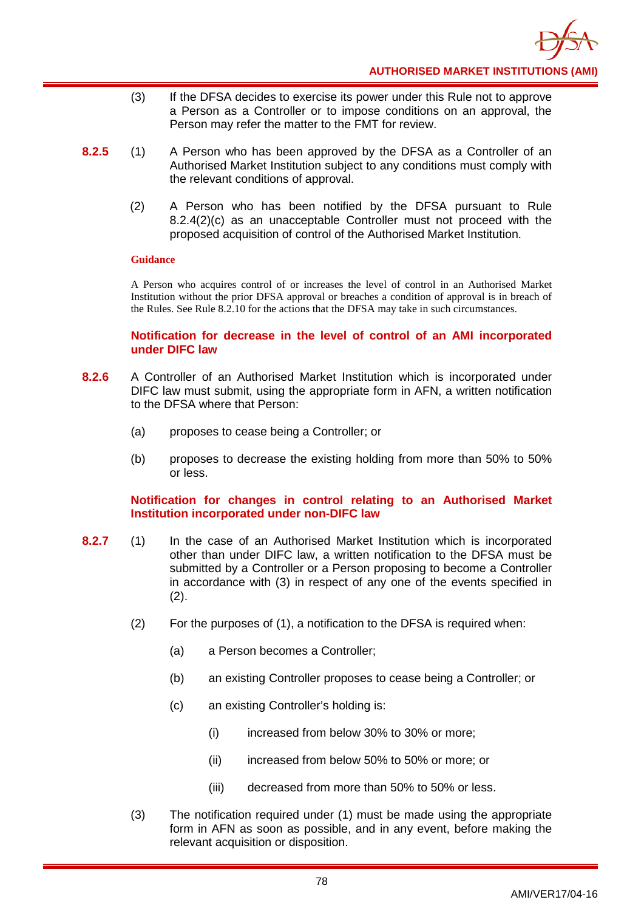(3) If the DFSA decides to exercise its power under this Rule not to approve a Person as a Controller or to impose conditions on an approval, the Person may refer the matter to the FMT for review.

**8.2.5** (1) A Person who has been approved by the DFSA as a Controller of an Authorised Market Institution subject to any conditions must comply with the relevant conditions of approval.

(2) A Person who has been notified by the DFSA pursuant to Rule 8.2.4(2)(c) as an unacceptable Controller must not proceed with the proposed acquisition of control of the Authorised Market Institution.

**Guidance**

A Person who acquires control of or increases the level of control in an Authorised Market Institution without the prior DFSA approval or breaches a condition of approval is in breach of the Rules. See Rule 8.2.10 for the actions that the DFSA may take in such circumstances.

### Notification for decrease in the level of control of an AMI incorporated under DIFC law

**8.2.6** A Controller of an Authorised Market Institution which is incorporated under DIFC law must submit, using the appropriate form in AFN, a written notification to the DFSA where that Person:

(a) proposes to cease being a Controller; or

(b) proposes to decrease the existing holding from more than 50% to 50% or less.

### Notification for changes in control relating to an Authorised Market Institution incorporated under non-DIFC law

**8.2.7** (1) In the case of an Authorised Market Institution which is incorporated other than under DIFC law, a written notification to the DFSA must be submitted by a Controller or a Person proposing to become a Controller in accordance with (3) in respect of any one of the events specified in (2).

(2) For the purposes of (1), a notification to the DFSA is required when:

(a) a Person becomes a Controller;

(b) an existing Controller proposes to cease being a Controller; or

(c) an existing Controller's holding is:

(i) increased from below 30% to 30% or more;

(ii) increased from below 50% to 50% or more; or

(iii) decreased from more than 50% to 50% or less.

(3) The notification required under (1) must be made using the appropriate form in AFN as soon as possible, and in any event, before making the relevant acquisition or disposition.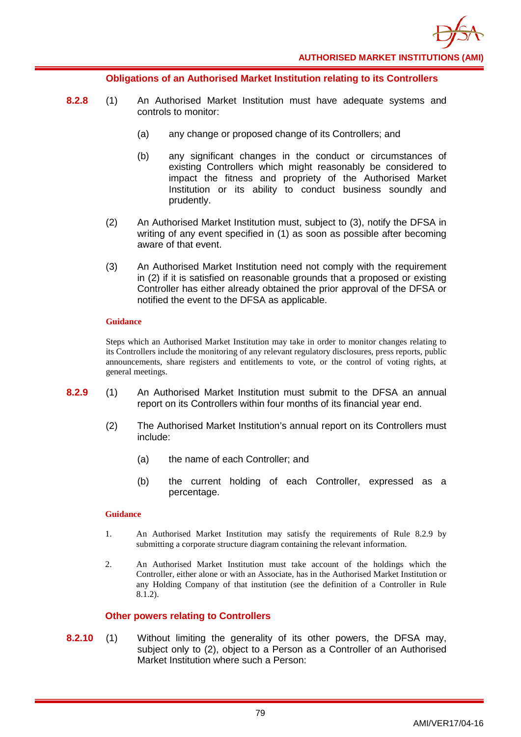### Obligations of an Authorised Market Institution relating to its Controllers

**8.2.8** (1) An Authorised Market Institution must have adequate systems and controls to monitor:

(a) any change or proposed change of its Controllers; and

(b) any significant changes in the conduct or circumstances of existing Controllers which might reasonably be considered to impact the fitness and propriety of the Authorised Market Institution or its ability to conduct business soundly and prudently.

(2) An Authorised Market Institution must, subject to (3), notify the DFSA in writing of any event specified in (1) as soon as possible after becoming aware of that event.

(3) An Authorised Market Institution need not comply with the requirement in (2) if it is satisfied on reasonable grounds that a proposed or existing Controller has either already obtained the prior approval of the DFSA or notified the event to the DFSA as applicable.

**Guidance**

Steps which an Authorised Market Institution may take in order to monitor changes relating to its Controllers include the monitoring of any relevant regulatory disclosures, press reports, public announcements, share registers and entitlements to vote, or the control of voting rights, at general meetings.

**8.2.9** (1) An Authorised Market Institution must submit to the DFSA an annual report on its Controllers within four months of its financial year end.

(2) The Authorised Market Institution's annual report on its Controllers must include:

(a) the name of each Controller; and

(b) the current holding of each Controller, expressed as a percentage.

**Guidance**

1. An Authorised Market Institution may satisfy the requirements of Rule 8.2.9 by submitting a corporate structure diagram containing the relevant information.

2. An Authorised Market Institution must take account of the holdings which the Controller, either alone or with an Associate, has in the Authorised Market Institution or any Holding Company of that institution (see the definition of a Controller in Rule 8.1.2).

### Other powers relating to Controllers

**8.2.10** (1) Without limiting the generality of its other powers, the DFSA may, subject only to (2), object to a Person as a Controller of an Authorised Market Institution where such a Person: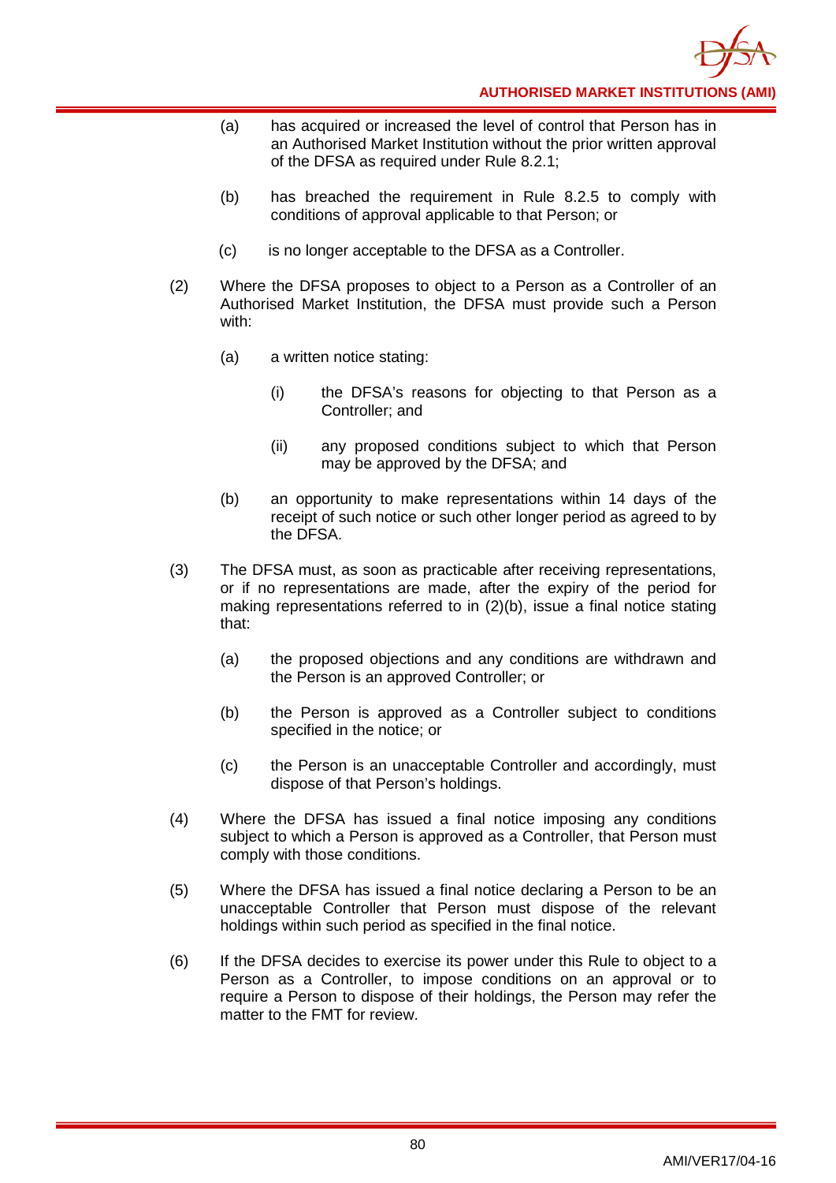(a) has acquired or increased the level of control that Person has in an Authorised Market Institution without the prior written approval of the DFSA as required under Rule 8.2.1;

(b) has breached the requirement in Rule 8.2.5 to comply with conditions of approval applicable to that Person; or

(c) is no longer acceptable to the DFSA as a Controller.

(2) Where the DFSA proposes to object to a Person as a Controller of an Authorised Market Institution, the DFSA must provide such a Person with:

(a) a written notice stating:

(i) the DFSA's reasons for objecting to that Person as a Controller; and

(ii) any proposed conditions subject to which that Person may be approved by the DFSA; and

(b) an opportunity to make representations within 14 days of the receipt of such notice or such other longer period as agreed to by the DFSA.

(3) The DFSA must, as soon as practicable after receiving representations, or if no representations are made, after the expiry of the period for making representations referred to in (2)(b), issue a final notice stating that:

(a) the proposed objections and any conditions are withdrawn and the Person is an approved Controller; or

(b) the Person is approved as a Controller subject to conditions specified in the notice; or

(c) the Person is an unacceptable Controller and accordingly, must dispose of that Person's holdings.

(4) Where the DFSA has issued a final notice imposing any conditions subject to which a Person is approved as a Controller, that Person must comply with those conditions.

(5) Where the DFSA has issued a final notice declaring a Person to be an unacceptable Controller that Person must dispose of the relevant holdings within such period as specified in the final notice.

(6) If the DFSA decides to exercise its power under this Rule to object to a Person as a Controller, to impose conditions on an approval or to require a Person to dispose of their holdings, the Person may refer the matter to the FMT for review.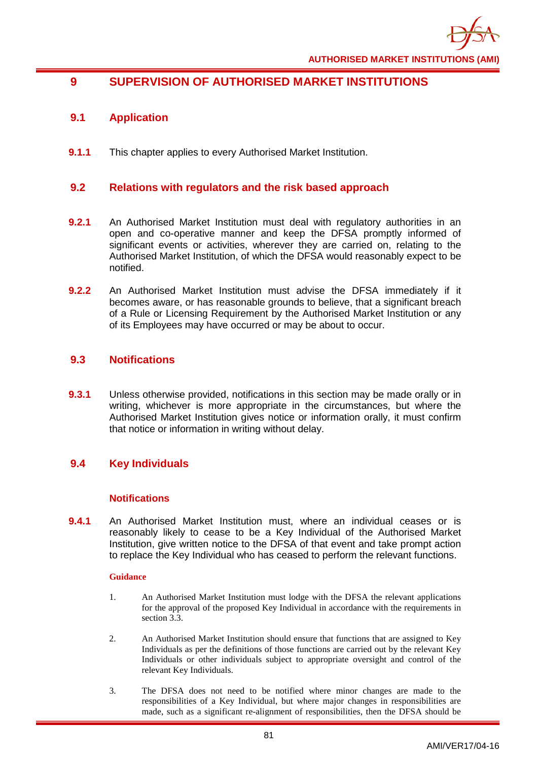# 9 SUPERVISION OF AUTHORISED MARKET INSTITUTIONS

## 9.1 Application

**9.1.1** This chapter applies to every Authorised Market Institution.

## 9.2 Relations with regulators and the risk based approach

**9.2.1** An Authorised Market Institution must deal with regulatory authorities in an open and co-operative manner and keep the DFSA promptly informed of significant events or activities, wherever they are carried on, relating to the Authorised Market Institution, of which the DFSA would reasonably expect to be notified.

**9.2.2** An Authorised Market Institution must advise the DFSA immediately if it becomes aware, or has reasonable grounds to believe, that a significant breach of a Rule or Licensing Requirement by the Authorised Market Institution or any of its Employees may have occurred or may be about to occur.

## 9.3 Notifications

**9.3.1** Unless otherwise provided, notifications in this section may be made orally or in writing, whichever is more appropriate in the circumstances, but where the Authorised Market Institution gives notice or information orally, it must confirm that notice or information in writing without delay.

## 9.4 Key Individuals

### Notifications

**9.4.1** An Authorised Market Institution must, where an individual ceases or is reasonably likely to cease to be a Key Individual of the Authorised Market Institution, give written notice to the DFSA of that event and take prompt action to replace the Key Individual who has ceased to perform the relevant functions.

**Guidance**

1. An Authorised Market Institution must lodge with the DFSA the relevant applications for the approval of the proposed Key Individual in accordance with the requirements in section 3.3.

2. An Authorised Market Institution should ensure that functions that are assigned to Key Individuals as per the definitions of those functions are carried out by the relevant Key Individuals or other individuals subject to appropriate oversight and control of the relevant Key Individuals.

3. The DFSA does not need to be notified where minor changes are made to the responsibilities of a Key Individual, but where major changes in responsibilities are made, such as a significant re-alignment of responsibilities, then the DFSA should be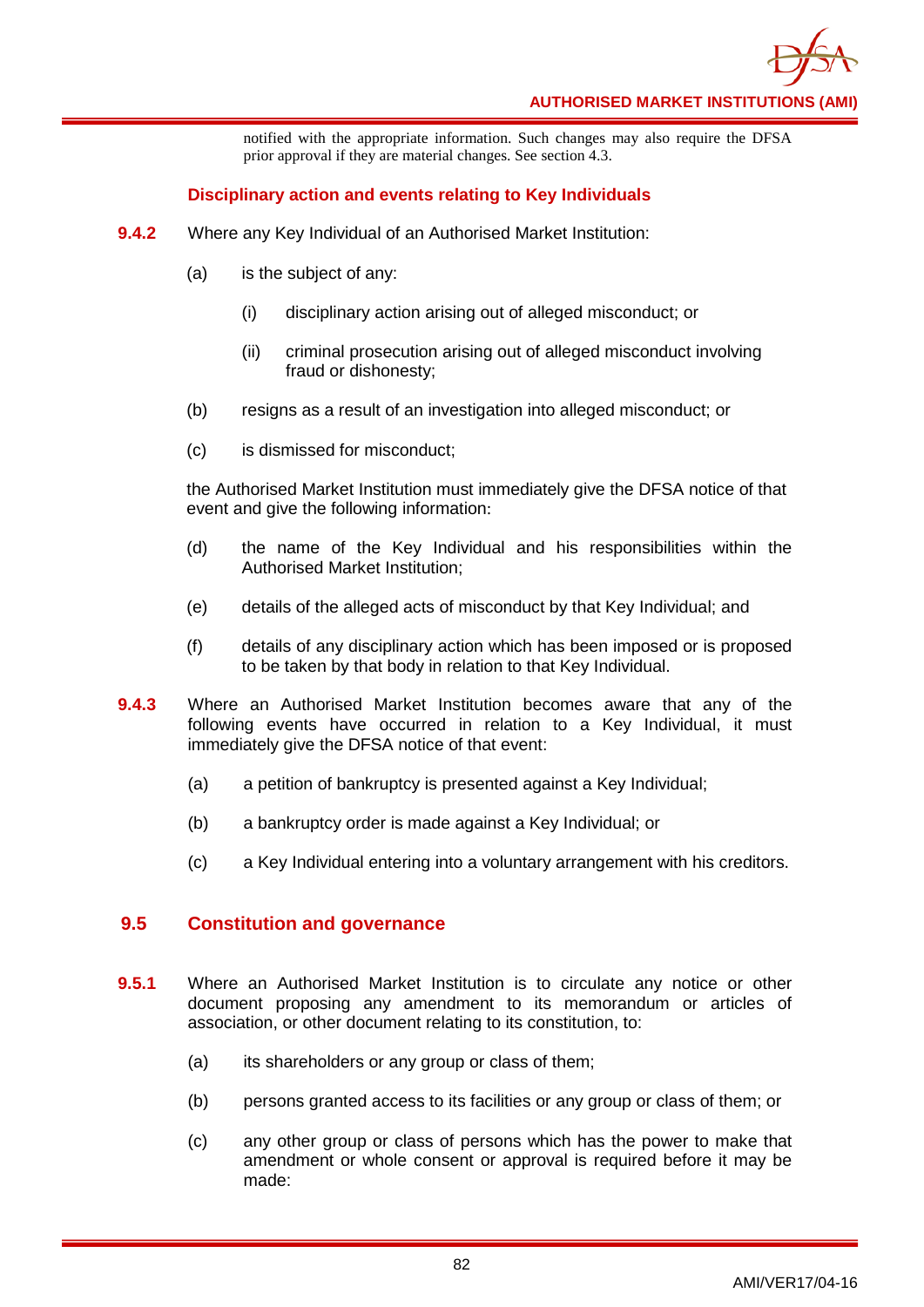notified with the appropriate information. Such changes may also require the DFSA prior approval if they are material changes. See section 4.3.

### Disciplinary action and events relating to Key Individuals

**9.4.2** Where any Key Individual of an Authorised Market Institution:

(a) is the subject of any:

(i) disciplinary action arising out of alleged misconduct; or

(ii) criminal prosecution arising out of alleged misconduct involving fraud or dishonesty;

(b) resigns as a result of an investigation into alleged misconduct; or

(c) is dismissed for misconduct;

the Authorised Market Institution must immediately give the DFSA notice of that event and give the following information:

(d) the name of the Key Individual and his responsibilities within the Authorised Market Institution;

(e) details of the alleged acts of misconduct by that Key Individual; and

(f) details of any disciplinary action which has been imposed or is proposed to be taken by that body in relation to that Key Individual.

**9.4.3** Where an Authorised Market Institution becomes aware that any of the following events have occurred in relation to a Key Individual, it must immediately give the DFSA notice of that event:

(a) a petition of bankruptcy is presented against a Key Individual;

(b) a bankruptcy order is made against a Key Individual; or

(c) a Key Individual entering into a voluntary arrangement with his creditors.

## 9.5 Constitution and governance

**9.5.1** Where an Authorised Market Institution is to circulate any notice or other document proposing any amendment to its memorandum or articles of association, or other document relating to its constitution, to:

(a) its shareholders or any group or class of them;

(b) persons granted access to its facilities or any group or class of them; or

(c) any other group or class of persons which has the power to make that amendment or whole consent or approval is required before it may be made: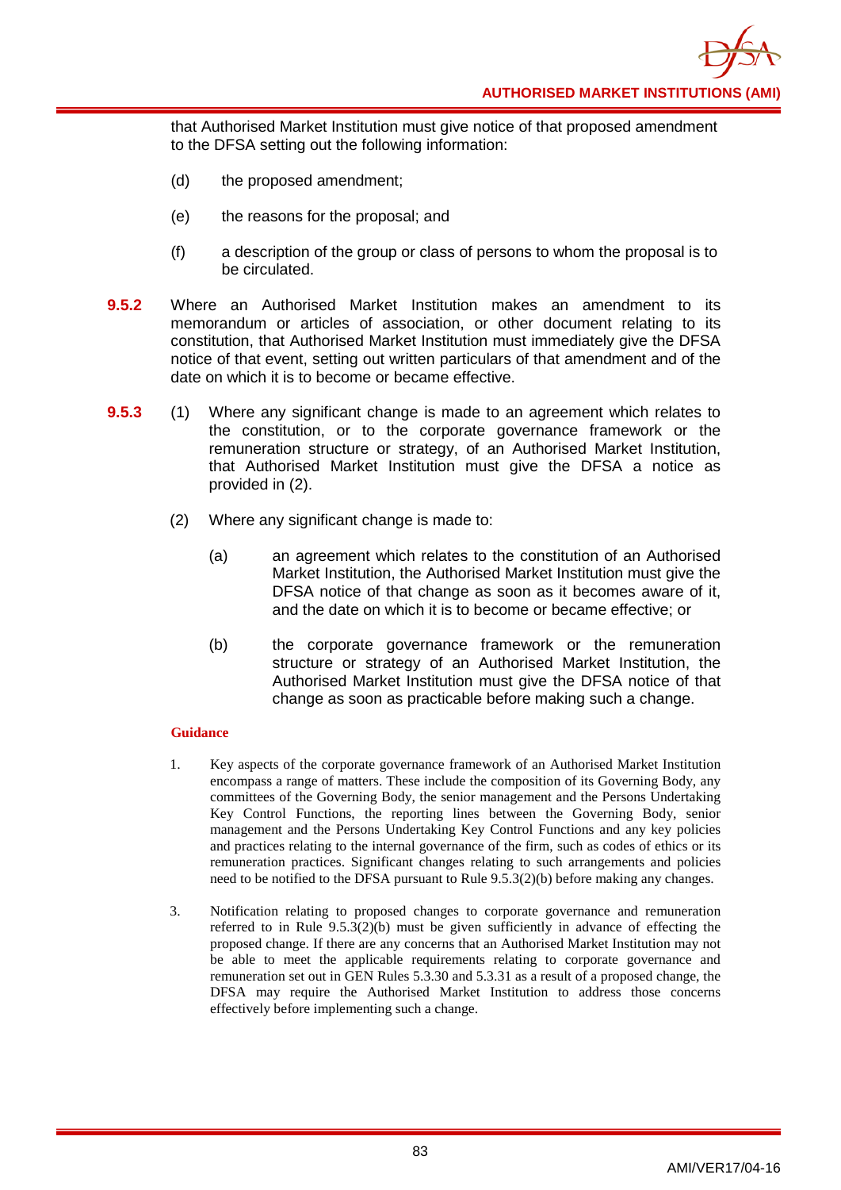that Authorised Market Institution must give notice of that proposed amendment to the DFSA setting out the following information:

(d) the proposed amendment;

(e) the reasons for the proposal; and

(f) a description of the group or class of persons to whom the proposal is to be circulated.

**9.5.2** Where an Authorised Market Institution makes an amendment to its memorandum or articles of association, or other document relating to its constitution, that Authorised Market Institution must immediately give the DFSA notice of that event, setting out written particulars of that amendment and of the date on which it is to become or became effective.

**9.5.3** (1) Where any significant change is made to an agreement which relates to the constitution, or to the corporate governance framework or the remuneration structure or strategy, of an Authorised Market Institution, that Authorised Market Institution must give the DFSA a notice as provided in (2).

(2) Where any significant change is made to:

(a) an agreement which relates to the constitution of an Authorised Market Institution, the Authorised Market Institution must give the DFSA notice of that change as soon as it becomes aware of it, and the date on which it is to become or became effective; or

(b) the corporate governance framework or the remuneration structure or strategy of an Authorised Market Institution, the Authorised Market Institution must give the DFSA notice of that change as soon as practicable before making such a change.

**Guidance**

1. Key aspects of the corporate governance framework of an Authorised Market Institution encompass a range of matters. These include the composition of its Governing Body, any committees of the Governing Body, the senior management and the Persons Undertaking Key Control Functions, the reporting lines between the Governing Body, senior management and the Persons Undertaking Key Control Functions and any key policies and practices relating to the internal governance of the firm, such as codes of ethics or its remuneration practices. Significant changes relating to such arrangements and policies need to be notified to the DFSA pursuant to Rule 9.5.3(2)(b) before making any changes.

3. Notification relating to proposed changes to corporate governance and remuneration referred to in Rule 9.5.3(2)(b) must be given sufficiently in advance of effecting the proposed change. If there are any concerns that an Authorised Market Institution may not be able to meet the applicable requirements relating to corporate governance and remuneration set out in GEN Rules 5.3.30 and 5.3.31 as a result of a proposed change, the DFSA may require the Authorised Market Institution to address those concerns effectively before implementing such a change.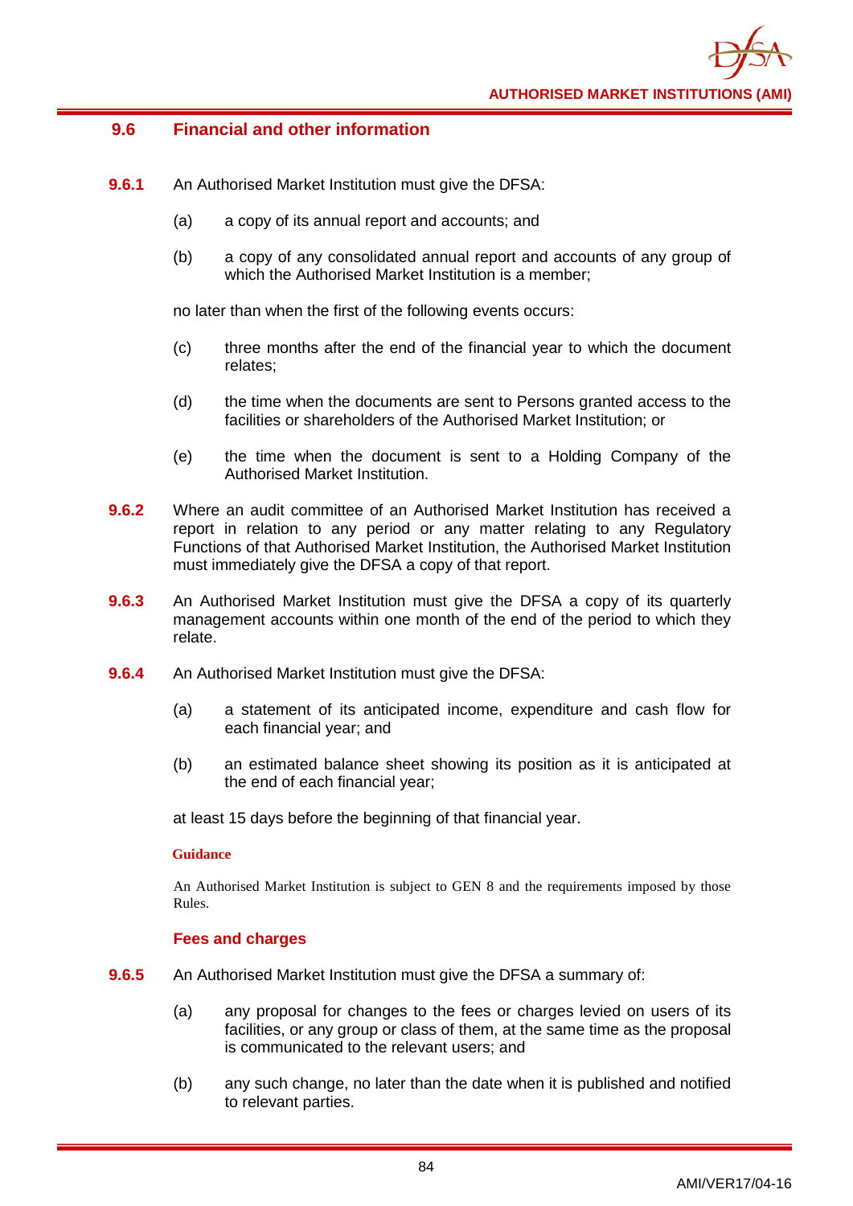## 9.6 Financial and other information

**9.6.1** An Authorised Market Institution must give the DFSA:

(a) a copy of its annual report and accounts; and

(b) a copy of any consolidated annual report and accounts of any group of which the Authorised Market Institution is a member;

no later than when the first of the following events occurs:

(c) three months after the end of the financial year to which the document relates;

(d) the time when the documents are sent to Persons granted access to the facilities or shareholders of the Authorised Market Institution; or

(e) the time when the document is sent to a Holding Company of the Authorised Market Institution.

**9.6.2** Where an audit committee of an Authorised Market Institution has received a report in relation to any period or any matter relating to any Regulatory Functions of that Authorised Market Institution, the Authorised Market Institution must immediately give the DFSA a copy of that report.

**9.6.3** An Authorised Market Institution must give the DFSA a copy of its quarterly management accounts within one month of the end of the period to which they relate.

**9.6.4** An Authorised Market Institution must give the DFSA:

(a) a statement of its anticipated income, expenditure and cash flow for each financial year; and

(b) an estimated balance sheet showing its position as it is anticipated at the end of each financial year;

at least 15 days before the beginning of that financial year.

**Guidance**

An Authorised Market Institution is subject to GEN 8 and the requirements imposed by those Rules.

### Fees and charges

**9.6.5** An Authorised Market Institution must give the DFSA a summary of:

(a) any proposal for changes to the fees or charges levied on users of its facilities, or any group or class of them, at the same time as the proposal is communicated to the relevant users; and

(b) any such change, no later than the date when it is published and notified to relevant parties.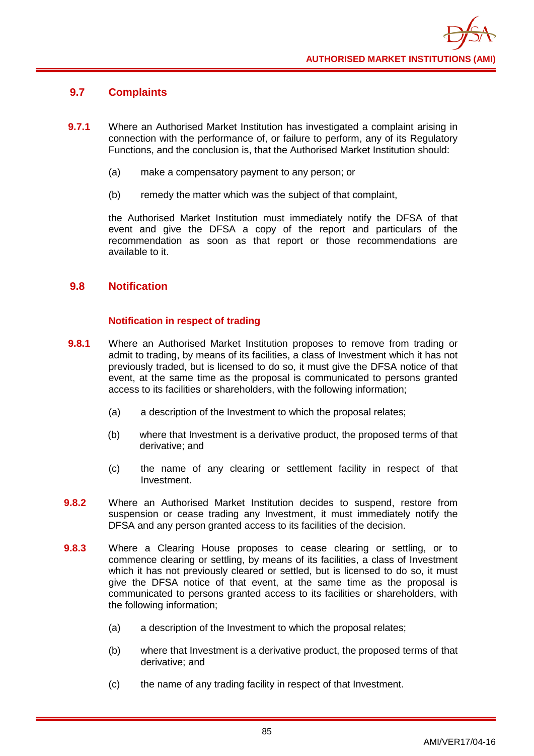## 9.7 Complaints

**9.7.1** Where an Authorised Market Institution has investigated a complaint arising in connection with the performance of, or failure to perform, any of its Regulatory Functions, and the conclusion is, that the Authorised Market Institution should:

(a) make a compensatory payment to any person; or

(b) remedy the matter which was the subject of that complaint,

the Authorised Market Institution must immediately notify the DFSA of that event and give the DFSA a copy of the report and particulars of the recommendation as soon as that report or those recommendations are available to it.

## 9.8 Notification

### Notification in respect of trading

**9.8.1** Where an Authorised Market Institution proposes to remove from trading or admit to trading, by means of its facilities, a class of Investment which it has not previously traded, but is licensed to do so, it must give the DFSA notice of that event, at the same time as the proposal is communicated to persons granted access to its facilities or shareholders, with the following information;

(a) a description of the Investment to which the proposal relates;

(b) where that Investment is a derivative product, the proposed terms of that derivative; and

(c) the name of any clearing or settlement facility in respect of that Investment.

**9.8.2** Where an Authorised Market Institution decides to suspend, restore from suspension or cease trading any Investment, it must immediately notify the DFSA and any person granted access to its facilities of the decision.

**9.8.3** Where a Clearing House proposes to cease clearing or settling, or to commence clearing or settling, by means of its facilities, a class of Investment which it has not previously cleared or settled, but is licensed to do so, it must give the DFSA notice of that event, at the same time as the proposal is communicated to persons granted access to its facilities or shareholders, with the following information;

(a) a description of the Investment to which the proposal relates;

(b) where that Investment is a derivative product, the proposed terms of that derivative; and

(c) the name of any trading facility in respect of that Investment.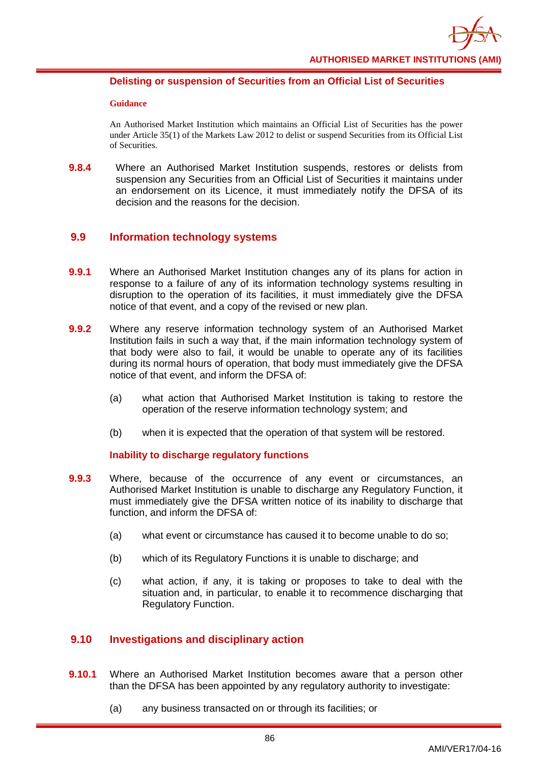### Delisting or suspension of Securities from an Official List of Securities

**Guidance**

An Authorised Market Institution which maintains an Official List of Securities has the power under Article 35(1) of the Markets Law 2012 to delist or suspend Securities from its Official List of Securities.

**9.8.4** Where an Authorised Market Institution suspends, restores or delists from suspension any Securities from an Official List of Securities it maintains under an endorsement on its Licence, it must immediately notify the DFSA of its decision and the reasons for the decision.

## 9.9 Information technology systems

**9.9.1** Where an Authorised Market Institution changes any of its plans for action in response to a failure of any of its information technology systems resulting in disruption to the operation of its facilities, it must immediately give the DFSA notice of that event, and a copy of the revised or new plan.

**9.9.2** Where any reserve information technology system of an Authorised Market Institution fails in such a way that, if the main information technology system of that body were also to fail, it would be unable to operate any of its facilities during its normal hours of operation, that body must immediately give the DFSA notice of that event, and inform the DFSA of:

(a) what action that Authorised Market Institution is taking to restore the operation of the reserve information technology system; and

(b) when it is expected that the operation of that system will be restored.

### Inability to discharge regulatory functions

**9.9.3** Where, because of the occurrence of any event or circumstances, an Authorised Market Institution is unable to discharge any Regulatory Function, it must immediately give the DFSA written notice of its inability to discharge that function, and inform the DFSA of:

(a) what event or circumstance has caused it to become unable to do so;

(b) which of its Regulatory Functions it is unable to discharge; and

(c) what action, if any, it is taking or proposes to take to deal with the situation and, in particular, to enable it to recommence discharging that Regulatory Function.

## 9.10 Investigations and disciplinary action

**9.10.1** Where an Authorised Market Institution becomes aware that a person other than the DFSA has been appointed by any regulatory authority to investigate:

(a) any business transacted on or through its facilities; or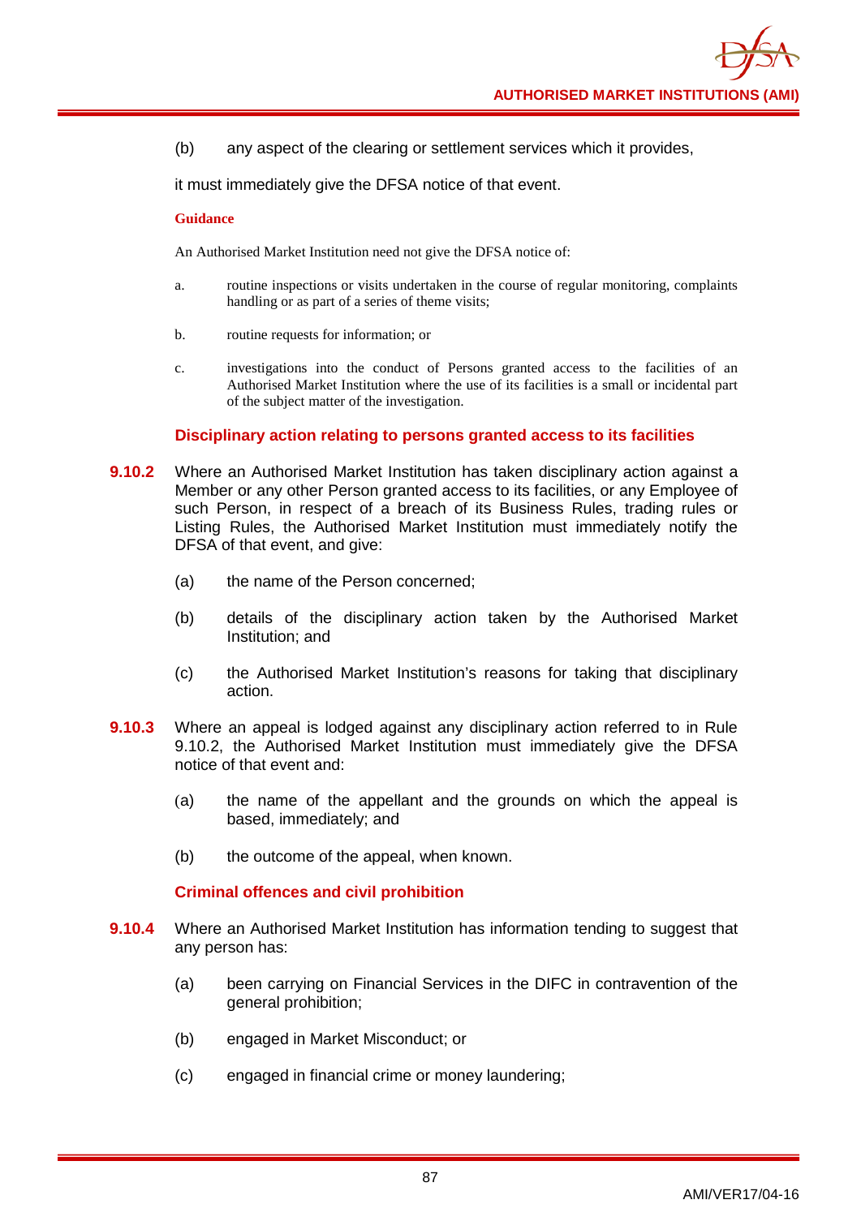(b) any aspect of the clearing or settlement services which it provides,

it must immediately give the DFSA notice of that event.

**Guidance**

An Authorised Market Institution need not give the DFSA notice of:

a. routine inspections or visits undertaken in the course of regular monitoring, complaints handling or as part of a series of theme visits;

b. routine requests for information; or

c. investigations into the conduct of Persons granted access to the facilities of an Authorised Market Institution where the use of its facilities is a small or incidental part of the subject matter of the investigation.

### Disciplinary action relating to persons granted access to its facilities

**9.10.2** Where an Authorised Market Institution has taken disciplinary action against a Member or any other Person granted access to its facilities, or any Employee of such Person, in respect of a breach of its Business Rules, trading rules or Listing Rules, the Authorised Market Institution must immediately notify the DFSA of that event, and give:

(a) the name of the Person concerned;

(b) details of the disciplinary action taken by the Authorised Market Institution; and

(c) the Authorised Market Institution's reasons for taking that disciplinary action.

**9.10.3** Where an appeal is lodged against any disciplinary action referred to in Rule 9.10.2, the Authorised Market Institution must immediately give the DFSA notice of that event and:

(a) the name of the appellant and the grounds on which the appeal is based, immediately; and

(b) the outcome of the appeal, when known.

### Criminal offences and civil prohibition

**9.10.4** Where an Authorised Market Institution has information tending to suggest that any person has:

(a) been carrying on Financial Services in the DIFC in contravention of the general prohibition;

(b) engaged in Market Misconduct; or

(c) engaged in financial crime or money laundering;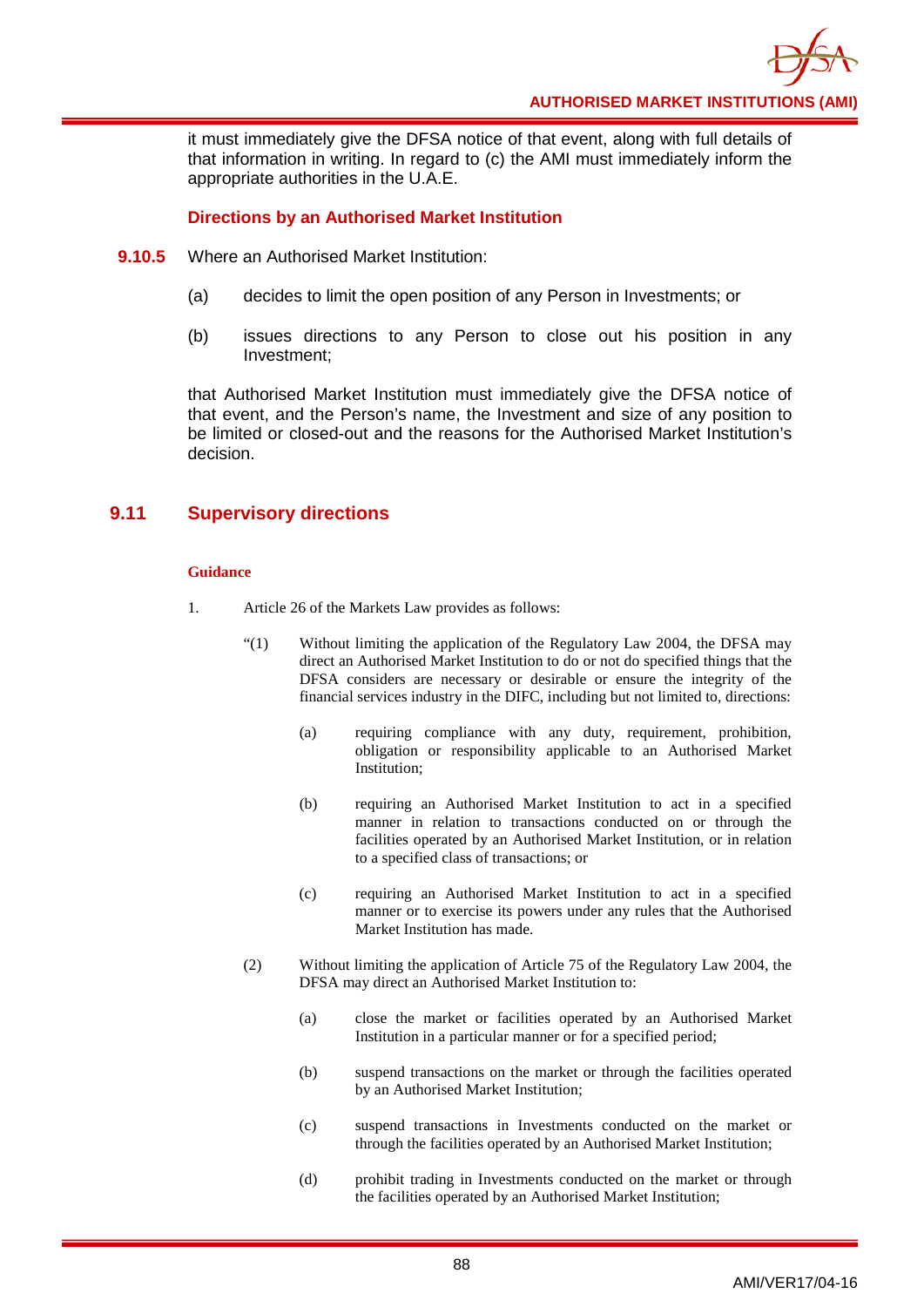it must immediately give the DFSA notice of that event, along with full details of that information in writing. In regard to (c) the AMI must immediately inform the appropriate authorities in the U.A.E.

### Directions by an Authorised Market Institution

**9.10.5** Where an Authorised Market Institution:

(a) decides to limit the open position of any Person in Investments; or

(b) issues directions to any Person to close out his position in any Investment;

that Authorised Market Institution must immediately give the DFSA notice of that event, and the Person's name, the Investment and size of any position to be limited or closed-out and the reasons for the Authorised Market Institution's decision.

## 9.11 Supervisory directions

**Guidance**

1. Article 26 of the Markets Law provides as follows:

"(1) Without limiting the application of the Regulatory Law 2004, the DFSA may direct an Authorised Market Institution to do or not do specified things that the DFSA considers are necessary or desirable or ensure the integrity of the financial services industry in the DIFC, including but not limited to, directions:

(a) requiring compliance with any duty, requirement, prohibition, obligation or responsibility applicable to an Authorised Market Institution;

(b) requiring an Authorised Market Institution to act in a specified manner in relation to transactions conducted on or through the facilities operated by an Authorised Market Institution, or in relation to a specified class of transactions; or

(c) requiring an Authorised Market Institution to act in a specified manner or to exercise its powers under any rules that the Authorised Market Institution has made.

(2) Without limiting the application of Article 75 of the Regulatory Law 2004, the DFSA may direct an Authorised Market Institution to:

(a) close the market or facilities operated by an Authorised Market Institution in a particular manner or for a specified period;

(b) suspend transactions on the market or through the facilities operated by an Authorised Market Institution;

(c) suspend transactions in Investments conducted on the market or through the facilities operated by an Authorised Market Institution;

(d) prohibit trading in Investments conducted on the market or through the facilities operated by an Authorised Market Institution;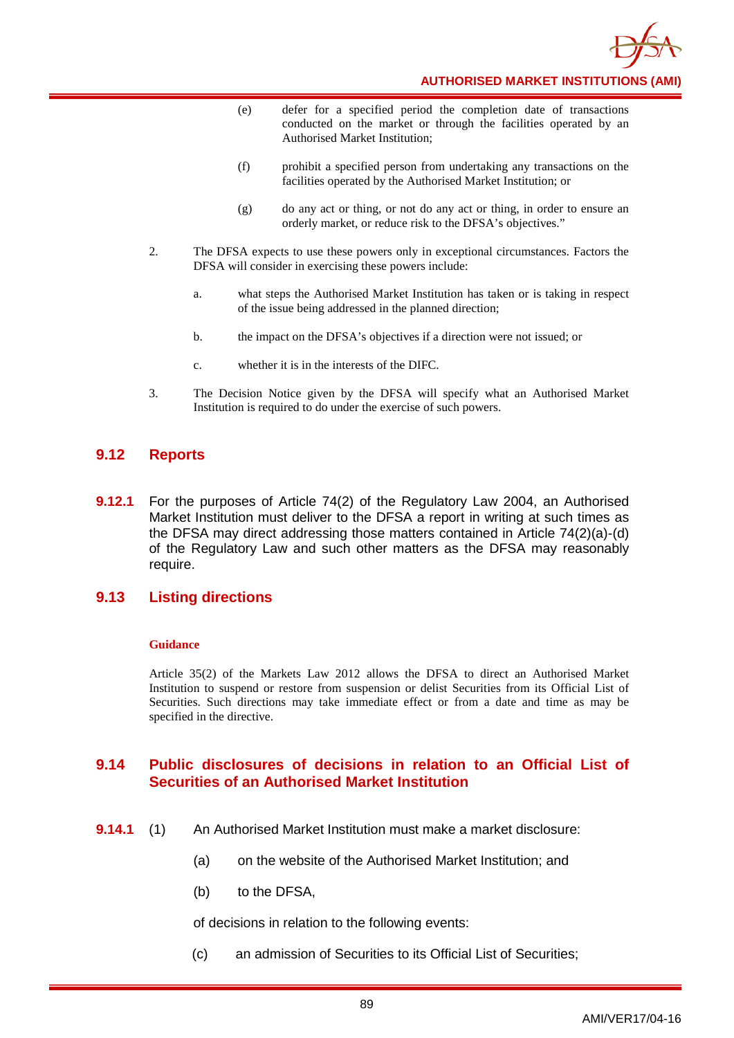(e) defer for a specified period the completion date of transactions conducted on the market or through the facilities operated by an Authorised Market Institution;

(f) prohibit a specified person from undertaking any transactions on the facilities operated by the Authorised Market Institution; or

(g) do any act or thing, or not do any act or thing, in order to ensure an orderly market, or reduce risk to the DFSA's objectives."

2. The DFSA expects to use these powers only in exceptional circumstances. Factors the DFSA will consider in exercising these powers include:

   a. what steps the Authorised Market Institution has taken or is taking in respect of the issue being addressed in the planned direction;

   b. the impact on the DFSA's objectives if a direction were not issued; or

   c. whether it is in the interests of the DIFC.

3. The Decision Notice given by the DFSA will specify what an Authorised Market Institution is required to do under the exercise of such powers.

## 9.12 Reports

**9.12.1** For the purposes of Article 74(2) of the Regulatory Law 2004, an Authorised Market Institution must deliver to the DFSA a report in writing at such times as the DFSA may direct addressing those matters contained in Article 74(2)(a)-(d) of the Regulatory Law and such other matters as the DFSA may reasonably require.

## 9.13 Listing directions

**Guidance**

Article 35(2) of the Markets Law 2012 allows the DFSA to direct an Authorised Market Institution to suspend or restore from suspension or delist Securities from its Official List of Securities. Such directions may take immediate effect or from a date and time as may be specified in the directive.

## 9.14 Public disclosures of decisions in relation to an Official List of Securities of an Authorised Market Institution

**9.14.1** (1) An Authorised Market Institution must make a market disclosure:

(a) on the website of the Authorised Market Institution; and

(b) to the DFSA,

of decisions in relation to the following events:

(c) an admission of Securities to its Official List of Securities;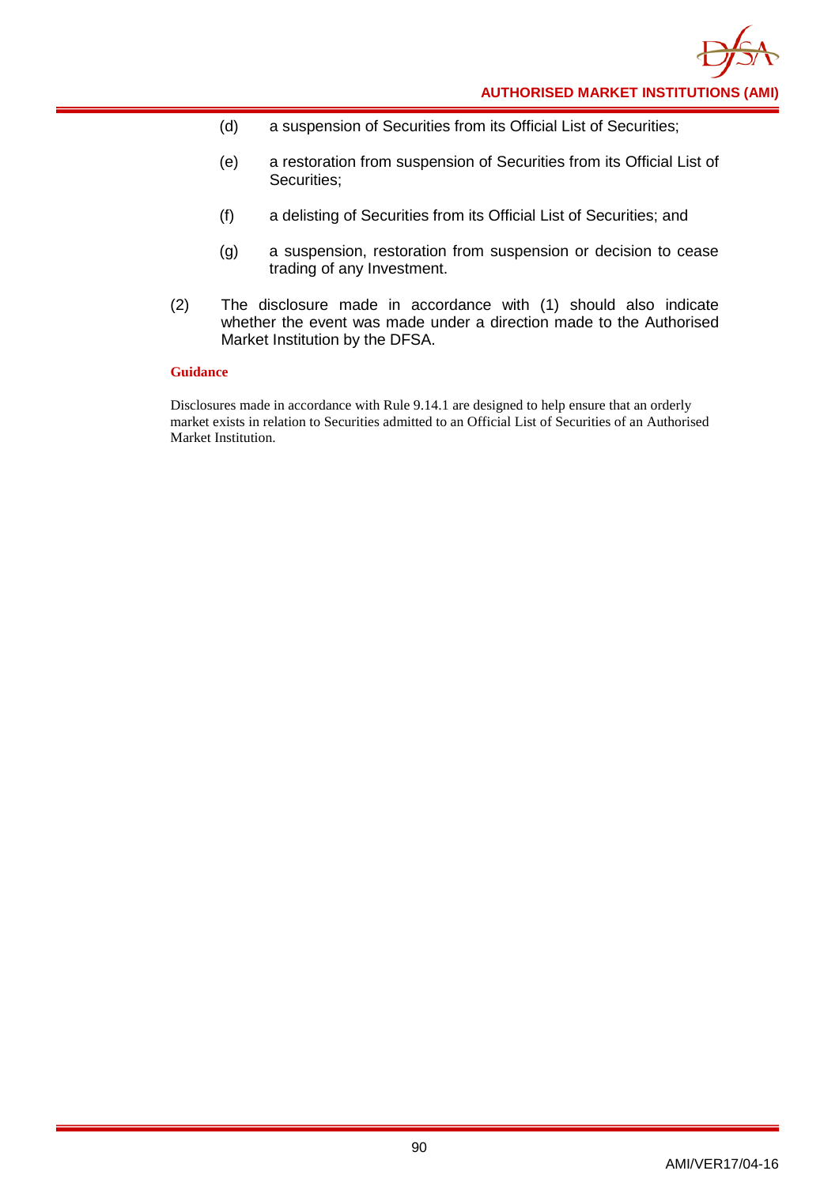(d) a suspension of Securities from its Official List of Securities;

(e) a restoration from suspension of Securities from its Official List of Securities;

(f) a delisting of Securities from its Official List of Securities; and

(g) a suspension, restoration from suspension or decision to cease trading of any Investment.

(2) The disclosure made in accordance with (1) should also indicate whether the event was made under a direction made to the Authorised Market Institution by the DFSA.

**Guidance**

Disclosures made in accordance with Rule 9.14.1 are designed to help ensure that an orderly market exists in relation to Securities admitted to an Official List of Securities of an Authorised Market Institution.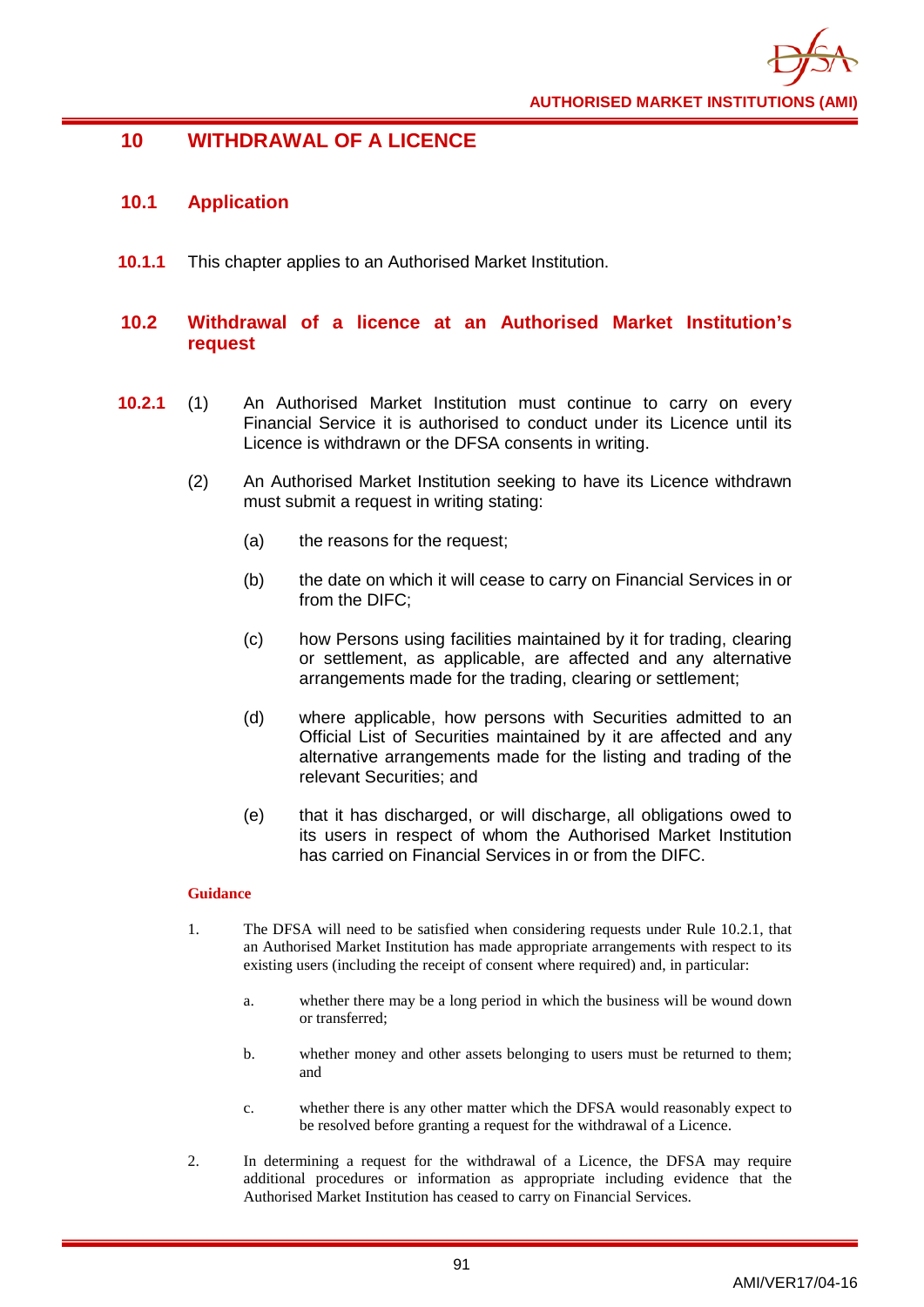# 10 WITHDRAWAL OF A LICENCE

## 10.1 Application

**10.1.1** This chapter applies to an Authorised Market Institution.

## 10.2 Withdrawal of a licence at an Authorised Market Institution's request

**10.2.1** (1) An Authorised Market Institution must continue to carry on every Financial Service it is authorised to conduct under its Licence until its Licence is withdrawn or the DFSA consents in writing.

(2) An Authorised Market Institution seeking to have its Licence withdrawn must submit a request in writing stating:

(a) the reasons for the request;

(b) the date on which it will cease to carry on Financial Services in or from the DIFC;

(c) how Persons using facilities maintained by it for trading, clearing or settlement, as applicable, are affected and any alternative arrangements made for the trading, clearing or settlement;

(d) where applicable, how persons with Securities admitted to an Official List of Securities maintained by it are affected and any alternative arrangements made for the listing and trading of the relevant Securities; and

(e) that it has discharged, or will discharge, all obligations owed to its users in respect of whom the Authorised Market Institution has carried on Financial Services in or from the DIFC.

**Guidance**

1. The DFSA will need to be satisfied when considering requests under Rule 10.2.1, that an Authorised Market Institution has made appropriate arrangements with respect to its existing users (including the receipt of consent where required) and, in particular:

   a. whether there may be a long period in which the business will be wound down or transferred;

   b. whether money and other assets belonging to users must be returned to them; and

   c. whether there is any other matter which the DFSA would reasonably expect to be resolved before granting a request for the withdrawal of a Licence.

2. In determining a request for the withdrawal of a Licence, the DFSA may require additional procedures or information as appropriate including evidence that the Authorised Market Institution has ceased to carry on Financial Services.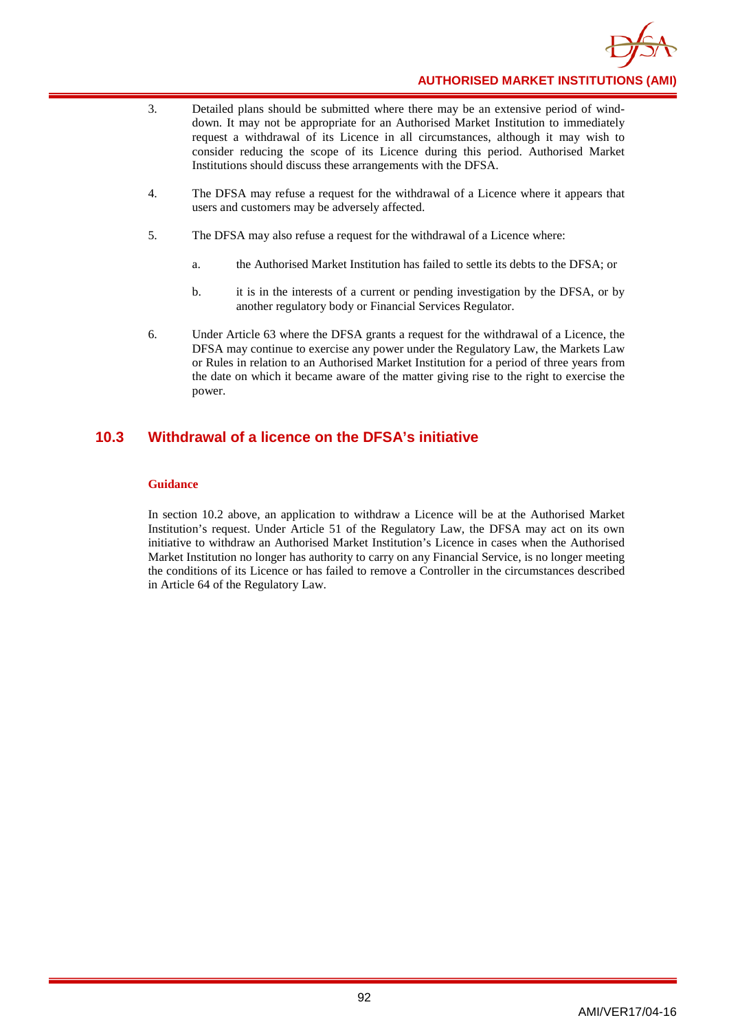3. Detailed plans should be submitted where there may be an extensive period of wind-down. It may not be appropriate for an Authorised Market Institution to immediately request a withdrawal of its Licence in all circumstances, although it may wish to consider reducing the scope of its Licence during this period. Authorised Market Institutions should discuss these arrangements with the DFSA.

4. The DFSA may refuse a request for the withdrawal of a Licence where it appears that users and customers may be adversely affected.

5. The DFSA may also refuse a request for the withdrawal of a Licence where:

   a. the Authorised Market Institution has failed to settle its debts to the DFSA; or

   b. it is in the interests of a current or pending investigation by the DFSA, or by another regulatory body or Financial Services Regulator.

6. Under Article 63 where the DFSA grants a request for the withdrawal of a Licence, the DFSA may continue to exercise any power under the Regulatory Law, the Markets Law or Rules in relation to an Authorised Market Institution for a period of three years from the date on which it became aware of the matter giving rise to the right to exercise the power.

## 10.3 Withdrawal of a licence on the DFSA's initiative

**Guidance**

In section 10.2 above, an application to withdraw a Licence will be at the Authorised Market Institution's request. Under Article 51 of the Regulatory Law, the DFSA may act on its own initiative to withdraw an Authorised Market Institution's Licence in cases when the Authorised Market Institution no longer has authority to carry on any Financial Service, is no longer meeting the conditions of its Licence or has failed to remove a Controller in the circumstances described in Article 64 of the Regulatory Law.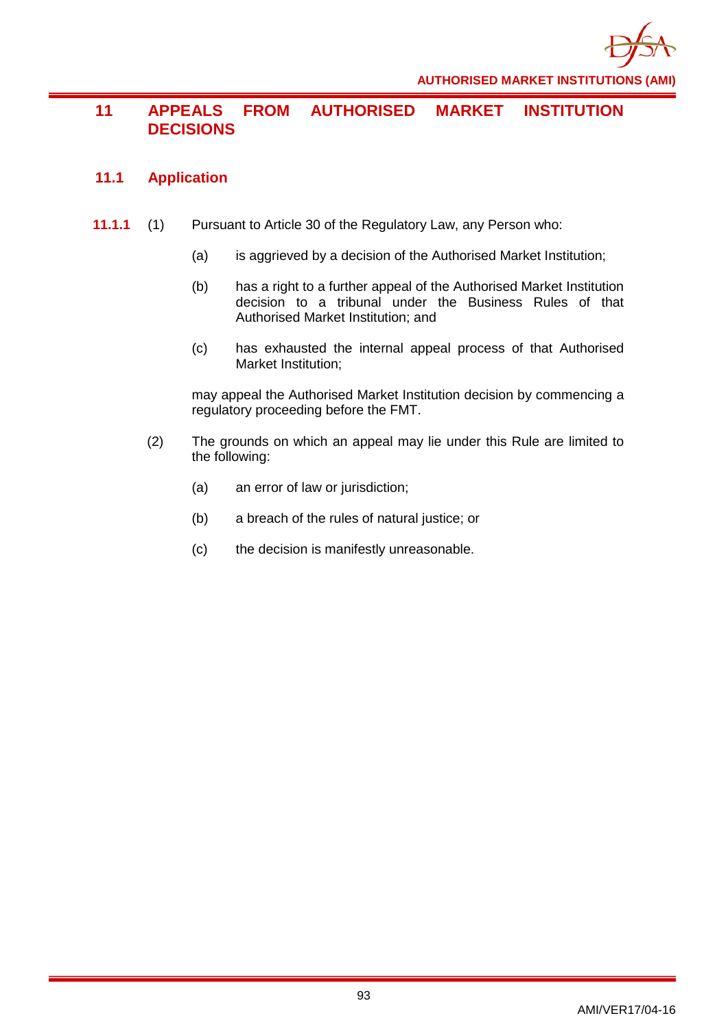# 11 APPEALS FROM AUTHORISED MARKET INSTITUTION DECISIONS

## 11.1 Application

**11.1.1** (1) Pursuant to Article 30 of the Regulatory Law, any Person who:

(a) is aggrieved by a decision of the Authorised Market Institution;

(b) has a right to a further appeal of the Authorised Market Institution decision to a tribunal under the Business Rules of that Authorised Market Institution; and

(c) has exhausted the internal appeal process of that Authorised Market Institution;

may appeal the Authorised Market Institution decision by commencing a regulatory proceeding before the FMT.

(2) The grounds on which an appeal may lie under this Rule are limited to the following:

(a) an error of law or jurisdiction;

(b) a breach of the rules of natural justice; or

(c) the decision is manifestly unreasonable.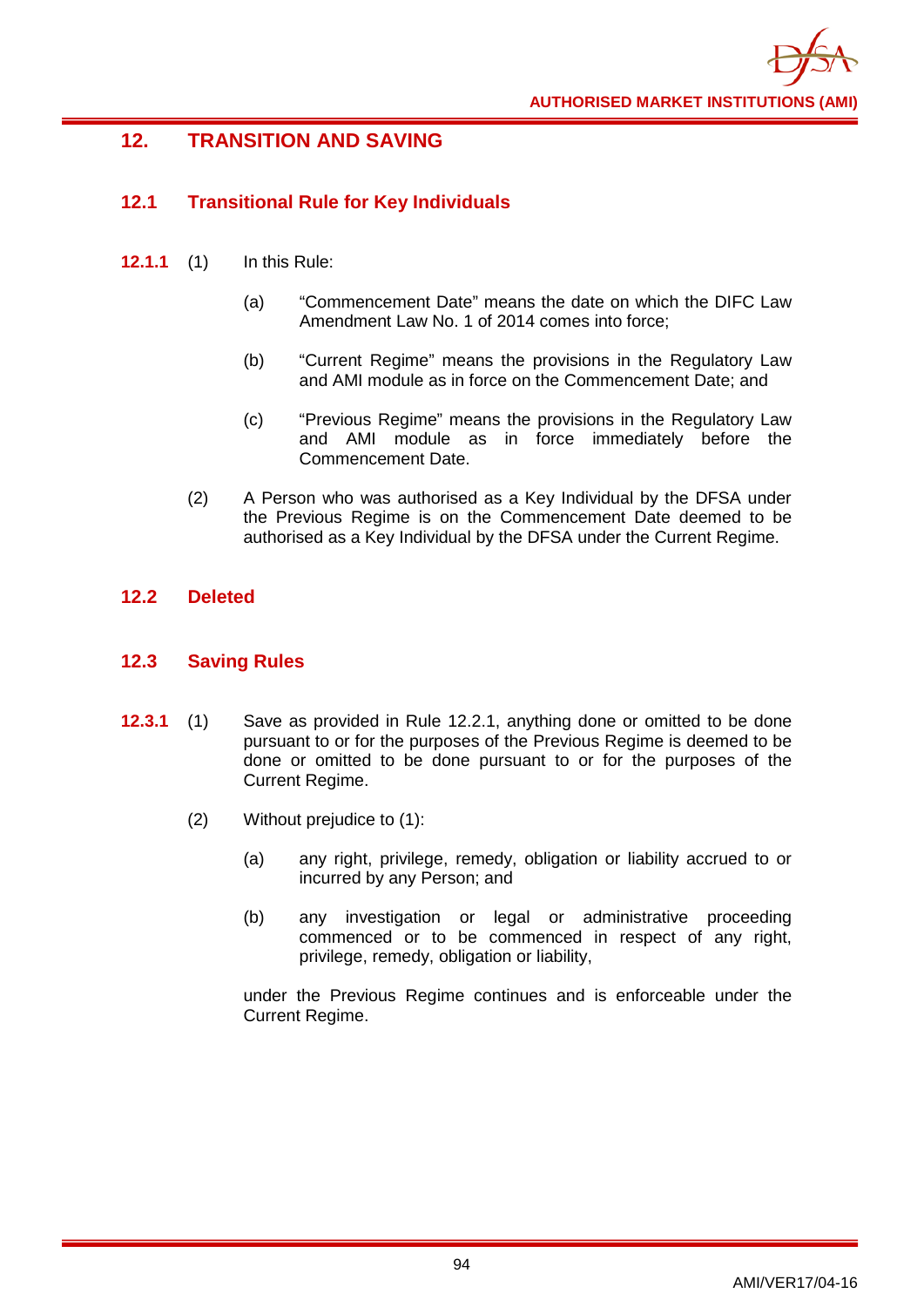## 12. TRANSITION AND SAVING

### 12.1 Transitional Rule for Key Individuals

**12.1.1** (1) In this Rule:

(a) "Commencement Date" means the date on which the DIFC Law Amendment Law No. 1 of 2014 comes into force;

(b) "Current Regime" means the provisions in the Regulatory Law and AMI module as in force on the Commencement Date; and

(c) "Previous Regime" means the provisions in the Regulatory Law and AMI module as in force immediately before the Commencement Date.

(2) A Person who was authorised as a Key Individual by the DFSA under the Previous Regime is on the Commencement Date deemed to be authorised as a Key Individual by the DFSA under the Current Regime.

### 12.2 Deleted

### 12.3 Saving Rules

**12.3.1** (1) Save as provided in Rule 12.2.1, anything done or omitted to be done pursuant to or for the purposes of the Previous Regime is deemed to be done or omitted to be done pursuant to or for the purposes of the Current Regime.

(2) Without prejudice to (1):

(a) any right, privilege, remedy, obligation or liability accrued to or incurred by any Person; and

(b) any investigation or legal or administrative proceeding commenced or to be commenced in respect of any right, privilege, remedy, obligation or liability,

under the Previous Regime continues and is enforceable under the Current Regime.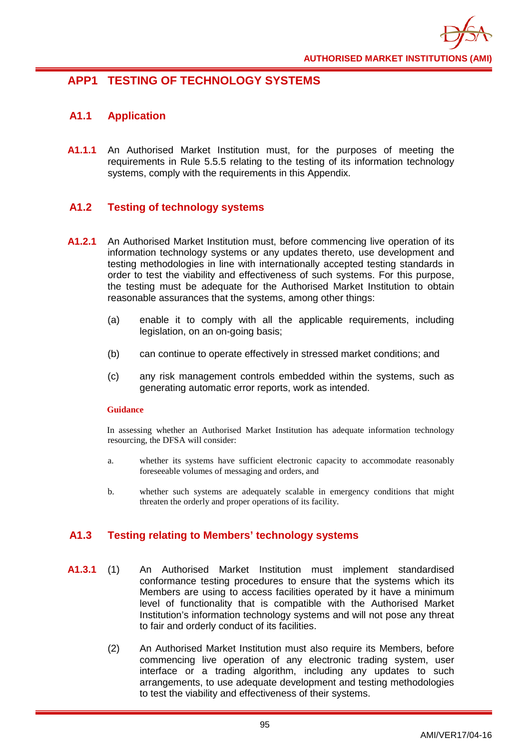# APP1 TESTING OF TECHNOLOGY SYSTEMS

## A1.1 Application

**A1.1.1** An Authorised Market Institution must, for the purposes of meeting the requirements in Rule 5.5.5 relating to the testing of its information technology systems, comply with the requirements in this Appendix.

## A1.2 Testing of technology systems

**A1.2.1** An Authorised Market Institution must, before commencing live operation of its information technology systems or any updates thereto, use development and testing methodologies in line with internationally accepted testing standards in order to test the viability and effectiveness of such systems. For this purpose, the testing must be adequate for the Authorised Market Institution to obtain reasonable assurances that the systems, among other things:

(a) enable it to comply with all the applicable requirements, including legislation, on an on-going basis;

(b) can continue to operate effectively in stressed market conditions; and

(c) any risk management controls embedded within the systems, such as generating automatic error reports, work as intended.

**Guidance**

In assessing whether an Authorised Market Institution has adequate information technology resourcing, the DFSA will consider:

a. whether its systems have sufficient electronic capacity to accommodate reasonably foreseeable volumes of messaging and orders, and

b. whether such systems are adequately scalable in emergency conditions that might threaten the orderly and proper operations of its facility.

## A1.3 Testing relating to Members' technology systems

**A1.3.1** (1) An Authorised Market Institution must implement standardised conformance testing procedures to ensure that the systems which its Members are using to access facilities operated by it have a minimum level of functionality that is compatible with the Authorised Market Institution's information technology systems and will not pose any threat to fair and orderly conduct of its facilities.

(2) An Authorised Market Institution must also require its Members, before commencing live operation of any electronic trading system, user interface or a trading algorithm, including any updates to such arrangements, to use adequate development and testing methodologies to test the viability and effectiveness of their systems.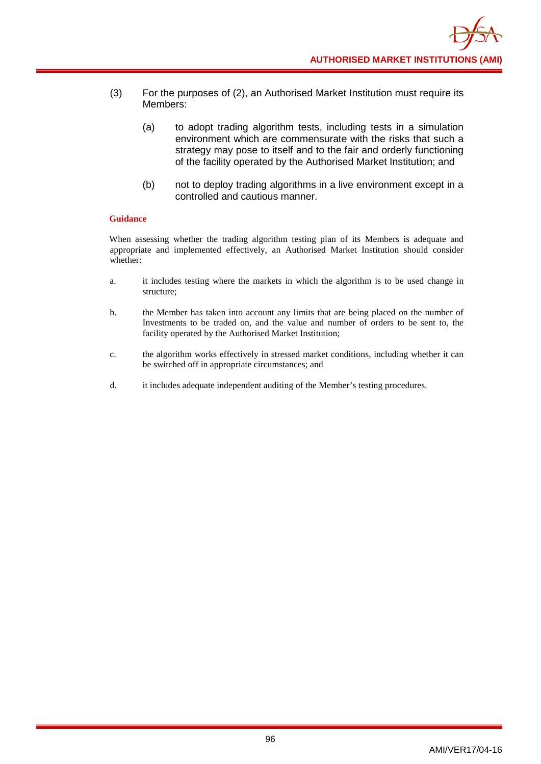(3) For the purposes of (2), an Authorised Market Institution must require its Members:

(a) to adopt trading algorithm tests, including tests in a simulation environment which are commensurate with the risks that such a strategy may pose to itself and to the fair and orderly functioning of the facility operated by the Authorised Market Institution; and

(b) not to deploy trading algorithms in a live environment except in a controlled and cautious manner.

**Guidance**

When assessing whether the trading algorithm testing plan of its Members is adequate and appropriate and implemented effectively, an Authorised Market Institution should consider whether:

a. it includes testing where the markets in which the algorithm is to be used change in structure;

b. the Member has taken into account any limits that are being placed on the number of Investments to be traded on, and the value and number of orders to be sent to, the facility operated by the Authorised Market Institution;

c. the algorithm works effectively in stressed market conditions, including whether it can be switched off in appropriate circumstances; and

d. it includes adequate independent auditing of the Member's testing procedures.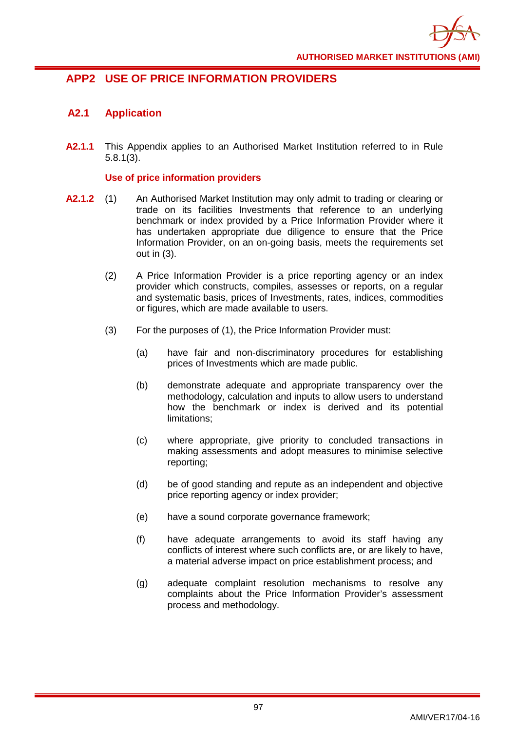## APP2 USE OF PRICE INFORMATION PROVIDERS

### A2.1 Application

**A2.1.1** This Appendix applies to an Authorised Market Institution referred to in Rule 5.8.1(3).

**Use of price information providers**

**A2.1.2** (1) An Authorised Market Institution may only admit to trading or clearing or trade on its facilities Investments that reference to an underlying benchmark or index provided by a Price Information Provider where it has undertaken appropriate due diligence to ensure that the Price Information Provider, on an on-going basis, meets the requirements set out in (3).

(2) A Price Information Provider is a price reporting agency or an index provider which constructs, compiles, assesses or reports, on a regular and systematic basis, prices of Investments, rates, indices, commodities or figures, which are made available to users.

(3) For the purposes of (1), the Price Information Provider must:

(a) have fair and non-discriminatory procedures for establishing prices of Investments which are made public.

(b) demonstrate adequate and appropriate transparency over the methodology, calculation and inputs to allow users to understand how the benchmark or index is derived and its potential limitations;

(c) where appropriate, give priority to concluded transactions in making assessments and adopt measures to minimise selective reporting;

(d) be of good standing and repute as an independent and objective price reporting agency or index provider;

(e) have a sound corporate governance framework;

(f) have adequate arrangements to avoid its staff having any conflicts of interest where such conflicts are, or are likely to have, a material adverse impact on price establishment process; and

(g) adequate complaint resolution mechanisms to resolve any complaints about the Price Information Provider's assessment process and methodology.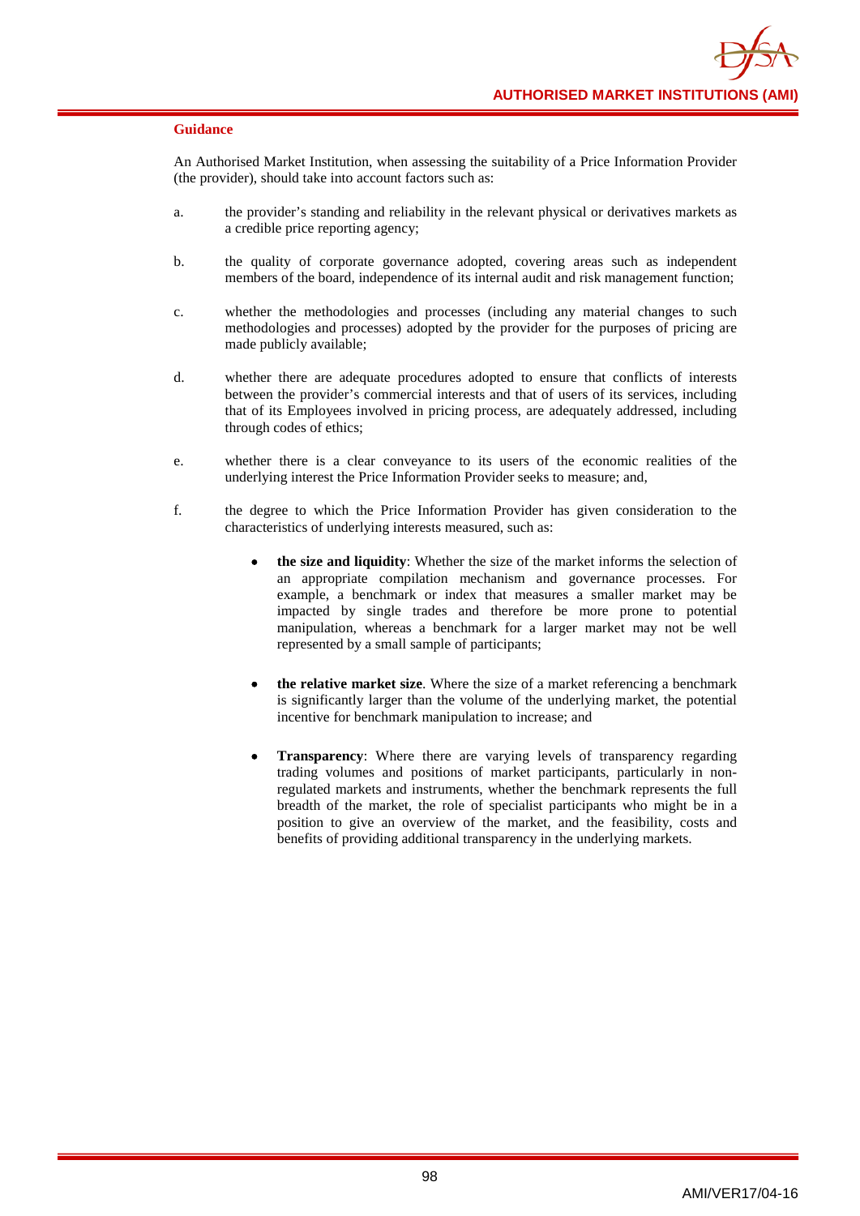**Guidance**

An Authorised Market Institution, when assessing the suitability of a Price Information Provider (the provider), should take into account factors such as:

a. the provider's standing and reliability in the relevant physical or derivatives markets as a credible price reporting agency;

b. the quality of corporate governance adopted, covering areas such as independent members of the board, independence of its internal audit and risk management function;

c. whether the methodologies and processes (including any material changes to such methodologies and processes) adopted by the provider for the purposes of pricing are made publicly available;

d. whether there are adequate procedures adopted to ensure that conflicts of interests between the provider's commercial interests and that of users of its services, including that of its Employees involved in pricing process, are adequately addressed, including through codes of ethics;

e. whether there is a clear conveyance to its users of the economic realities of the underlying interest the Price Information Provider seeks to measure; and,

f. the degree to which the Price Information Provider has given consideration to the characteristics of underlying interests measured, such as:

- **the size and liquidity**: Whether the size of the market informs the selection of an appropriate compilation mechanism and governance processes. For example, a benchmark or index that measures a smaller market may be impacted by single trades and therefore be more prone to potential manipulation, whereas a benchmark for a larger market may not be well represented by a small sample of participants;

- **the relative market size**. Where the size of a market referencing a benchmark is significantly larger than the volume of the underlying market, the potential incentive for benchmark manipulation to increase; and

- **Transparency**: Where there are varying levels of transparency regarding trading volumes and positions of market participants, particularly in non-regulated markets and instruments, whether the benchmark represents the full breadth of the market, the role of specialist participants who might be in a position to give an overview of the market, and the feasibility, costs and benefits of providing additional transparency in the underlying markets.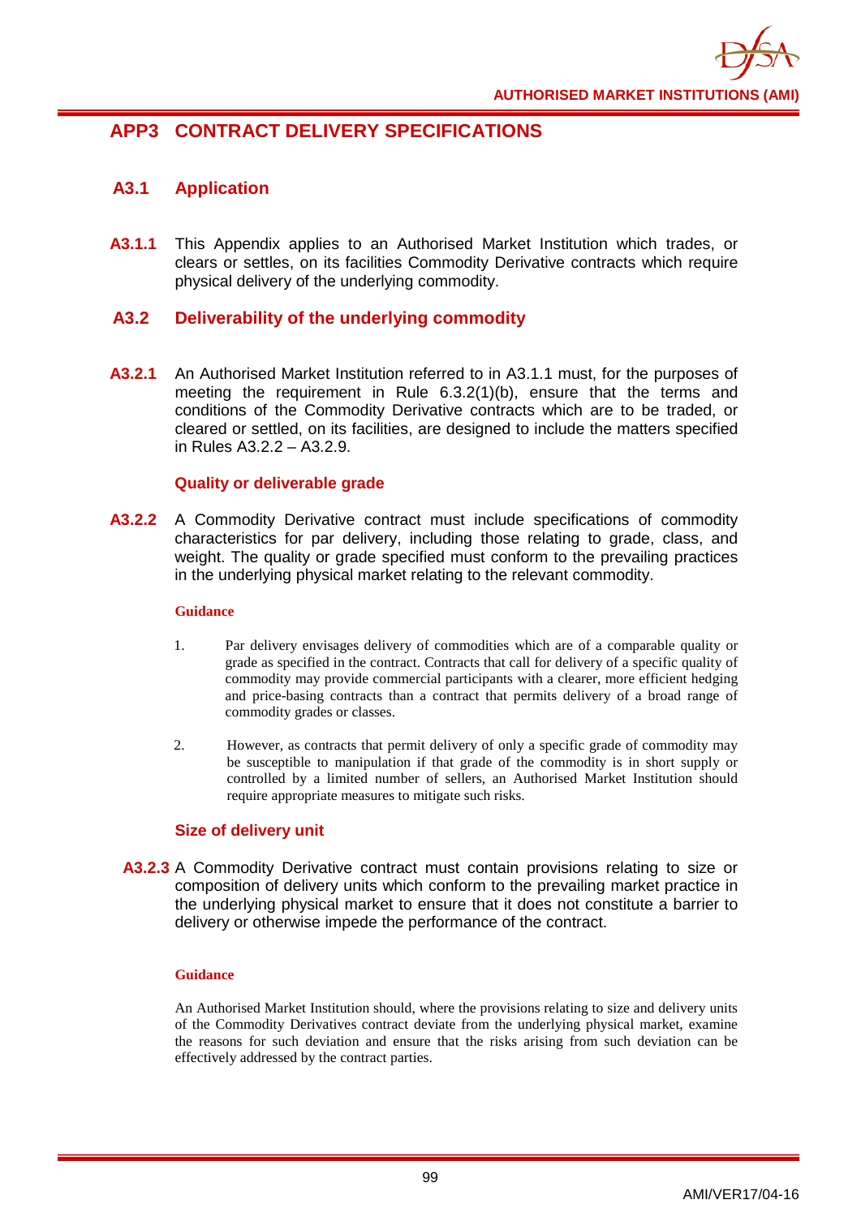## APP3 CONTRACT DELIVERY SPECIFICATIONS

### A3.1 Application

**A3.1.1** This Appendix applies to an Authorised Market Institution which trades, or clears or settles, on its facilities Commodity Derivative contracts which require physical delivery of the underlying commodity.

### A3.2 Deliverability of the underlying commodity

**A3.2.1** An Authorised Market Institution referred to in A3.1.1 must, for the purposes of meeting the requirement in Rule 6.3.2(1)(b), ensure that the terms and conditions of the Commodity Derivative contracts which are to be traded, or cleared or settled, on its facilities, are designed to include the matters specified in Rules A3.2.2 – A3.2.9.

#### Quality or deliverable grade

**A3.2.2** A Commodity Derivative contract must include specifications of commodity characteristics for par delivery, including those relating to grade, class, and weight. The quality or grade specified must conform to the prevailing practices in the underlying physical market relating to the relevant commodity.

**Guidance**

1. Par delivery envisages delivery of commodities which are of a comparable quality or grade as specified in the contract. Contracts that call for delivery of a specific quality of commodity may provide commercial participants with a clearer, more efficient hedging and price-basing contracts than a contract that permits delivery of a broad range of commodity grades or classes.

2. However, as contracts that permit delivery of only a specific grade of commodity may be susceptible to manipulation if that grade of the commodity is in short supply or controlled by a limited number of sellers, an Authorised Market Institution should require appropriate measures to mitigate such risks.

#### Size of delivery unit

**A3.2.3** A Commodity Derivative contract must contain provisions relating to size or composition of delivery units which conform to the prevailing market practice in the underlying physical market to ensure that it does not constitute a barrier to delivery or otherwise impede the performance of the contract.

**Guidance**

An Authorised Market Institution should, where the provisions relating to size and delivery units of the Commodity Derivatives contract deviate from the underlying physical market, examine the reasons for such deviation and ensure that the risks arising from such deviation can be effectively addressed by the contract parties.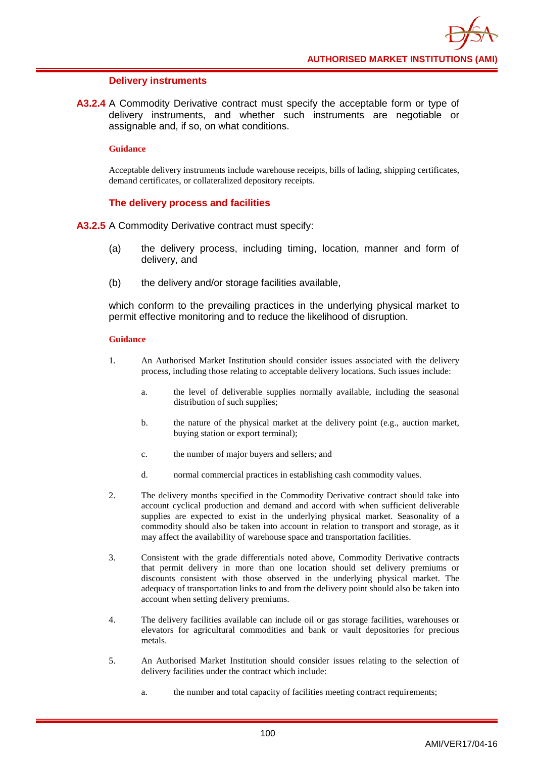### Delivery instruments

**A3.2.4** A Commodity Derivative contract must specify the acceptable form or type of delivery instruments, and whether such instruments are negotiable or assignable and, if so, on what conditions.

**Guidance**

Acceptable delivery instruments include warehouse receipts, bills of lading, shipping certificates, demand certificates, or collateralized depository receipts.

### The delivery process and facilities

**A3.2.5** A Commodity Derivative contract must specify:

(a) the delivery process, including timing, location, manner and form of delivery, and

(b) the delivery and/or storage facilities available,

which conform to the prevailing practices in the underlying physical market to permit effective monitoring and to reduce the likelihood of disruption.

**Guidance**

1. An Authorised Market Institution should consider issues associated with the delivery process, including those relating to acceptable delivery locations. Such issues include:

   a. the level of deliverable supplies normally available, including the seasonal distribution of such supplies;

   b. the nature of the physical market at the delivery point (e.g., auction market, buying station or export terminal);

   c. the number of major buyers and sellers; and

   d. normal commercial practices in establishing cash commodity values.

2. The delivery months specified in the Commodity Derivative contract should take into account cyclical production and demand and accord with when sufficient deliverable supplies are expected to exist in the underlying physical market. Seasonality of a commodity should also be taken into account in relation to transport and storage, as it may affect the availability of warehouse space and transportation facilities.

3. Consistent with the grade differentials noted above, Commodity Derivative contracts that permit delivery in more than one location should set delivery premiums or discounts consistent with those observed in the underlying physical market. The adequacy of transportation links to and from the delivery point should also be taken into account when setting delivery premiums.

4. The delivery facilities available can include oil or gas storage facilities, warehouses or elevators for agricultural commodities and bank or vault depositories for precious metals.

5. An Authorised Market Institution should consider issues relating to the selection of delivery facilities under the contract which include:

   a. the number and total capacity of facilities meeting contract requirements;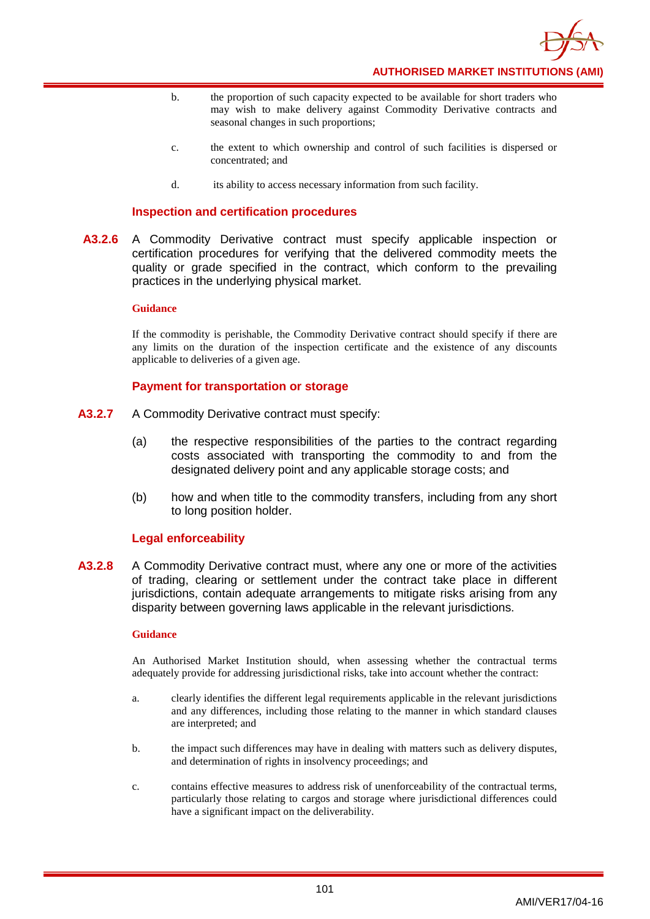b. the proportion of such capacity expected to be available for short traders who may wish to make delivery against Commodity Derivative contracts and seasonal changes in such proportions;

c. the extent to which ownership and control of such facilities is dispersed or concentrated; and

d. its ability to access necessary information from such facility.

### Inspection and certification procedures

**A3.2.6** A Commodity Derivative contract must specify applicable inspection or certification procedures for verifying that the delivered commodity meets the quality or grade specified in the contract, which conform to the prevailing practices in the underlying physical market.

**Guidance**

If the commodity is perishable, the Commodity Derivative contract should specify if there are any limits on the duration of the inspection certificate and the existence of any discounts applicable to deliveries of a given age.

### Payment for transportation or storage

**A3.2.7** A Commodity Derivative contract must specify:

(a) the respective responsibilities of the parties to the contract regarding costs associated with transporting the commodity to and from the designated delivery point and any applicable storage costs; and

(b) how and when title to the commodity transfers, including from any short to long position holder.

### Legal enforceability

**A3.2.8** A Commodity Derivative contract must, where any one or more of the activities of trading, clearing or settlement under the contract take place in different jurisdictions, contain adequate arrangements to mitigate risks arising from any disparity between governing laws applicable in the relevant jurisdictions.

**Guidance**

An Authorised Market Institution should, when assessing whether the contractual terms adequately provide for addressing jurisdictional risks, take into account whether the contract:

a. clearly identifies the different legal requirements applicable in the relevant jurisdictions and any differences, including those relating to the manner in which standard clauses are interpreted; and

b. the impact such differences may have in dealing with matters such as delivery disputes, and determination of rights in insolvency proceedings; and

c. contains effective measures to address risk of unenforceability of the contractual terms, particularly those relating to cargos and storage where jurisdictional differences could have a significant impact on the deliverability.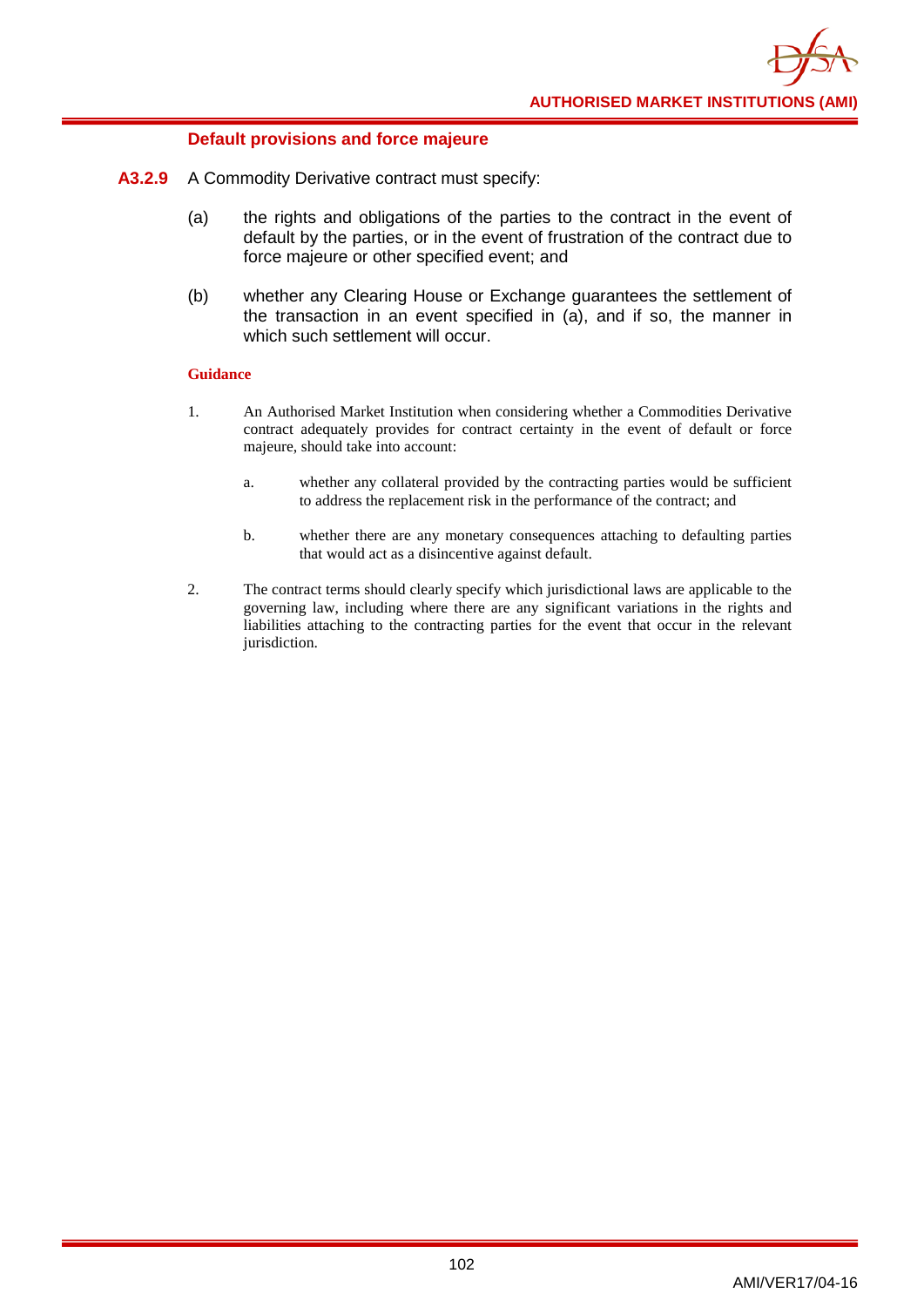### Default provisions and force majeure

**A3.2.9** A Commodity Derivative contract must specify:

(a) the rights and obligations of the parties to the contract in the event of default by the parties, or in the event of frustration of the contract due to force majeure or other specified event; and

(b) whether any Clearing House or Exchange guarantees the settlement of the transaction in an event specified in (a), and if so, the manner in which such settlement will occur.

**Guidance**

1. An Authorised Market Institution when considering whether a Commodities Derivative contract adequately provides for contract certainty in the event of default or force majeure, should take into account:

   a. whether any collateral provided by the contracting parties would be sufficient to address the replacement risk in the performance of the contract; and

   b. whether there are any monetary consequences attaching to defaulting parties that would act as a disincentive against default.

2. The contract terms should clearly specify which jurisdictional laws are applicable to the governing law, including where there are any significant variations in the rights and liabilities attaching to the contracting parties for the event that occur in the relevant jurisdiction.